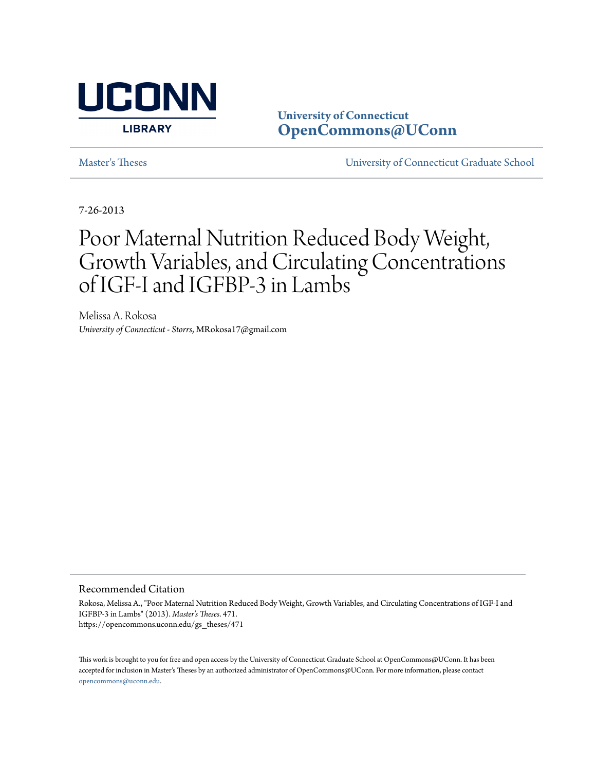University of Connecticut
OpenCommons@UConn

Master's Theses | University of Connecticut Graduate School

7-26-2013

# Poor Maternal Nutrition Reduced Body Weight, Growth Variables, and Circulating Concentrations of IGF-I and IGFBP-3 in Lambs

Melissa A. Rokosa
*University of Connecticut - Storrs*, MRokosa17@gmail.com

## Recommended Citation

Rokosa, Melissa A., "Poor Maternal Nutrition Reduced Body Weight, Growth Variables, and Circulating Concentrations of IGF-I and IGFBP-3 in Lambs" (2013). *Master's Theses*. 471.
https://opencommons.uconn.edu/gs_theses/471

This work is brought to you for free and open access by the University of Connecticut Graduate School at OpenCommons@UConn. It has been accepted for inclusion in Master's Theses by an authorized administrator of OpenCommons@UConn. For more information, please contact opencommons@uconn.edu.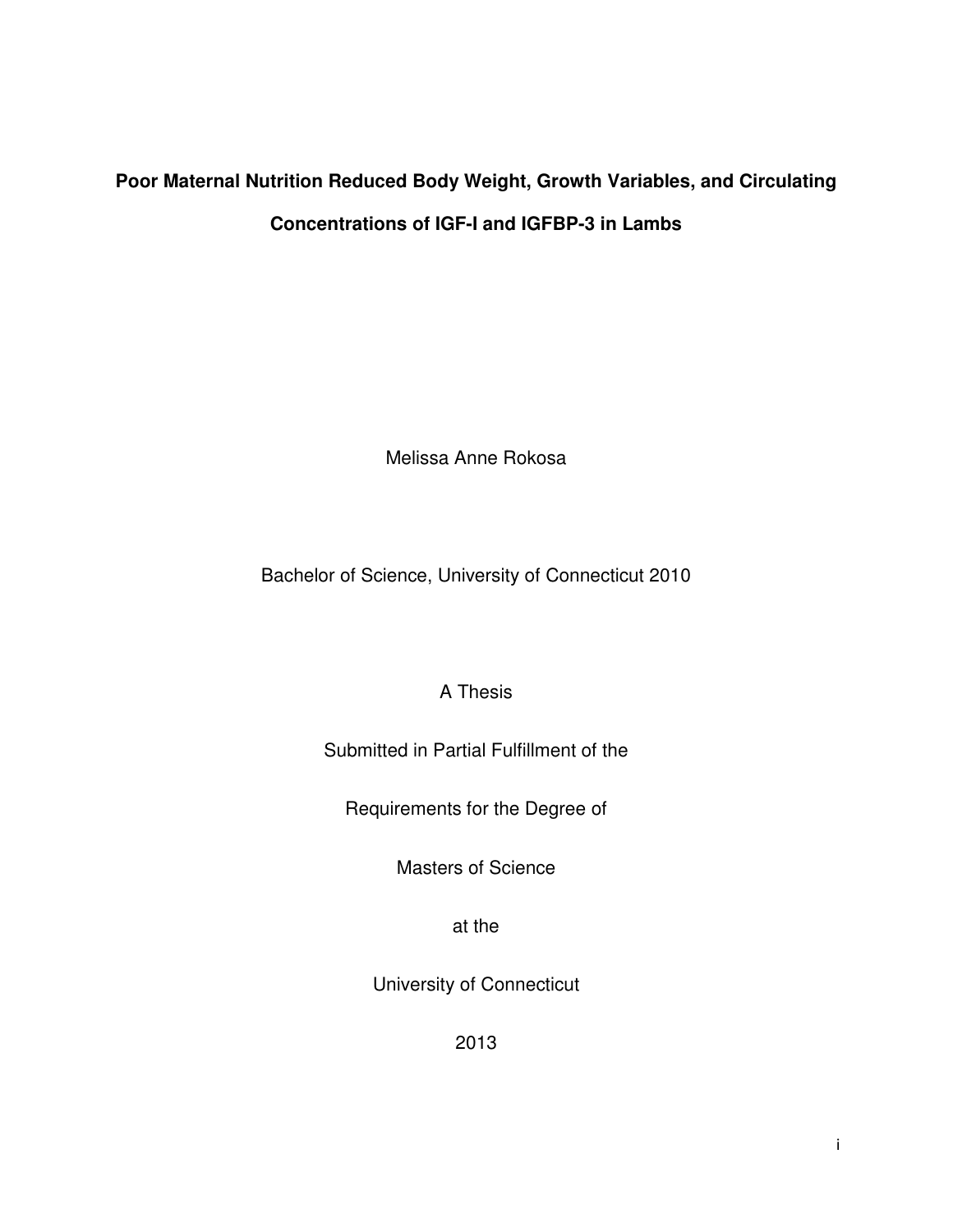**Poor Maternal Nutrition Reduced Body Weight, Growth Variables, and Circulating Concentrations of IGF-I and IGFBP-3 in Lambs**

Melissa Anne Rokosa

Bachelor of Science, University of Connecticut 2010

A Thesis

Submitted in Partial Fulfillment of the

Requirements for the Degree of

Masters of Science

at the

University of Connecticut

2013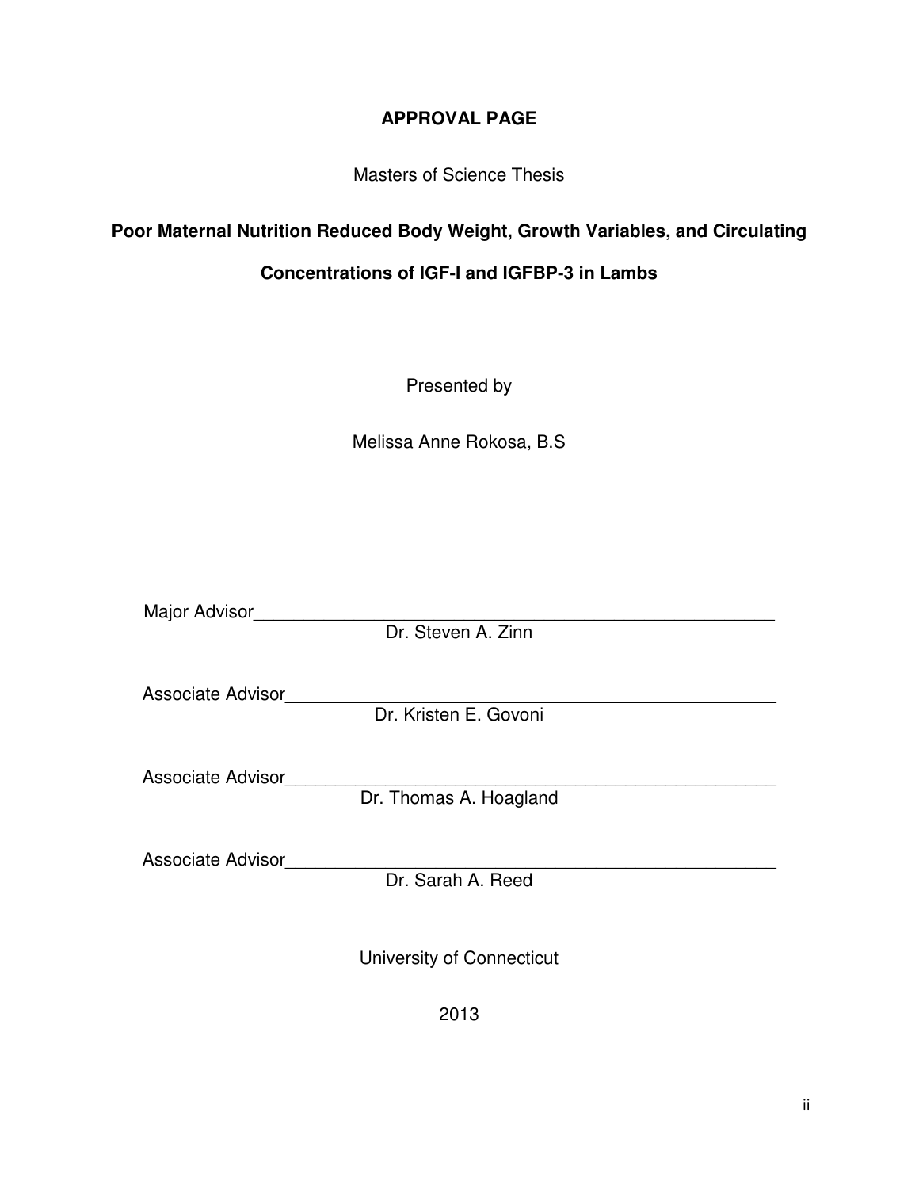**APPROVAL PAGE**

Masters of Science Thesis

**Poor Maternal Nutrition Reduced Body Weight, Growth Variables, and Circulating Concentrations of IGF-I and IGFBP-3 in Lambs**

Presented by

Melissa Anne Rokosa, B.S

Major Advisor\_\_\_\_\_\_\_\_\_\_\_\_\_\_\_\_\_\_\_\_\_\_\_\_\_\_\_\_\_\_\_\_\_\_\_\_\_\_\_\_\_\_\_\_\_\_\_\_\_\_\_\_
Dr. Steven A. Zinn

Associate Advisor\_\_\_\_\_\_\_\_\_\_\_\_\_\_\_\_\_\_\_\_\_\_\_\_\_\_\_\_\_\_\_\_\_\_\_\_\_\_\_\_\_\_\_\_\_\_\_\_
Dr. Kristen E. Govoni

Associate Advisor\_\_\_\_\_\_\_\_\_\_\_\_\_\_\_\_\_\_\_\_\_\_\_\_\_\_\_\_\_\_\_\_\_\_\_\_\_\_\_\_\_\_\_\_\_\_\_\_
Dr. Thomas A. Hoagland

Associate Advisor\_\_\_\_\_\_\_\_\_\_\_\_\_\_\_\_\_\_\_\_\_\_\_\_\_\_\_\_\_\_\_\_\_\_\_\_\_\_\_\_\_\_\_\_\_\_\_\_
Dr. Sarah A. Reed

University of Connecticut

2013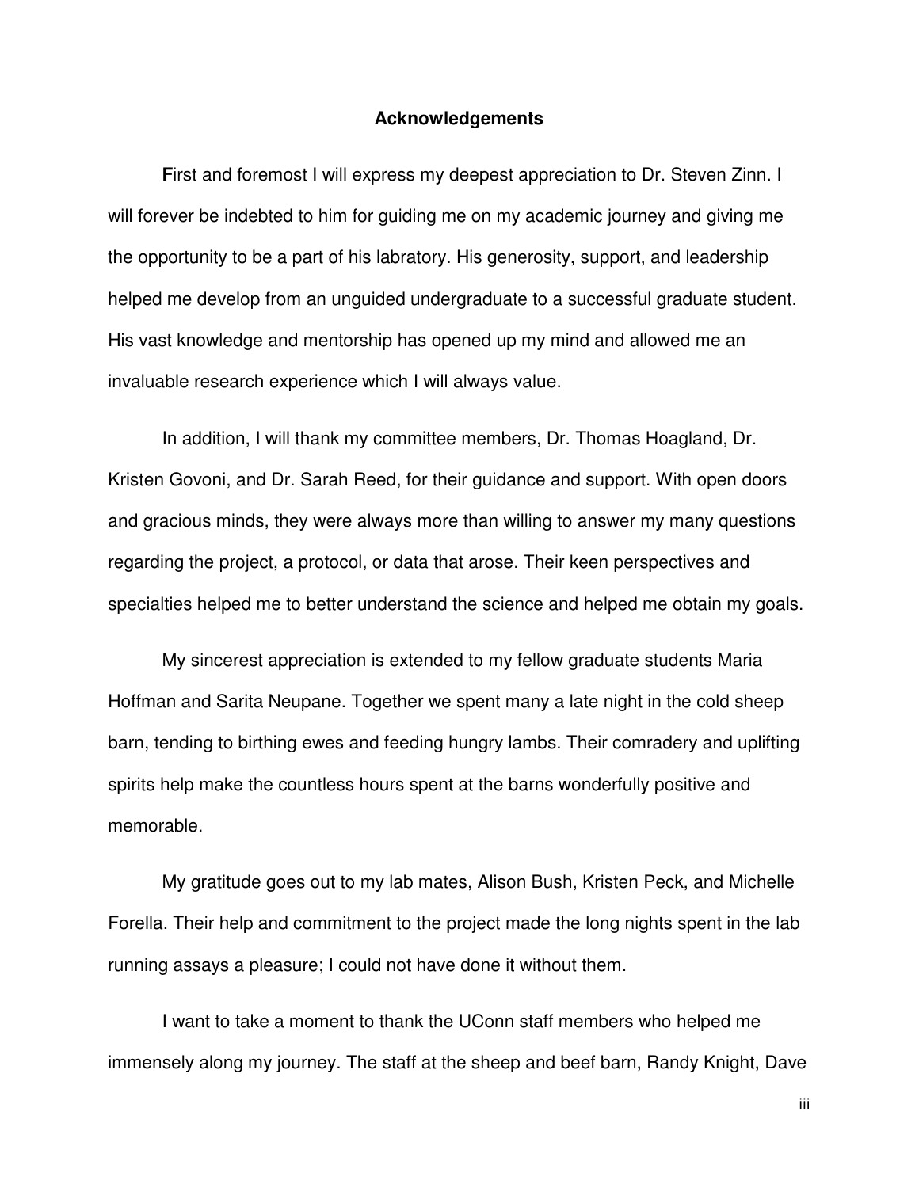## Acknowledgements

**F**irst and foremost I will express my deepest appreciation to Dr. Steven Zinn. I will forever be indebted to him for guiding me on my academic journey and giving me the opportunity to be a part of his labratory. His generosity, support, and leadership helped me develop from an unguided undergraduate to a successful graduate student. His vast knowledge and mentorship has opened up my mind and allowed me an invaluable research experience which I will always value.

In addition, I will thank my committee members, Dr. Thomas Hoagland, Dr. Kristen Govoni, and Dr. Sarah Reed, for their guidance and support. With open doors and gracious minds, they were always more than willing to answer my many questions regarding the project, a protocol, or data that arose. Their keen perspectives and specialties helped me to better understand the science and helped me obtain my goals.

My sincerest appreciation is extended to my fellow graduate students Maria Hoffman and Sarita Neupane. Together we spent many a late night in the cold sheep barn, tending to birthing ewes and feeding hungry lambs. Their comradery and uplifting spirits help make the countless hours spent at the barns wonderfully positive and memorable.

My gratitude goes out to my lab mates, Alison Bush, Kristen Peck, and Michelle Forella. Their help and commitment to the project made the long nights spent in the lab running assays a pleasure; I could not have done it without them.

I want to take a moment to thank the UConn staff members who helped me immensely along my journey. The staff at the sheep and beef barn, Randy Knight, Dave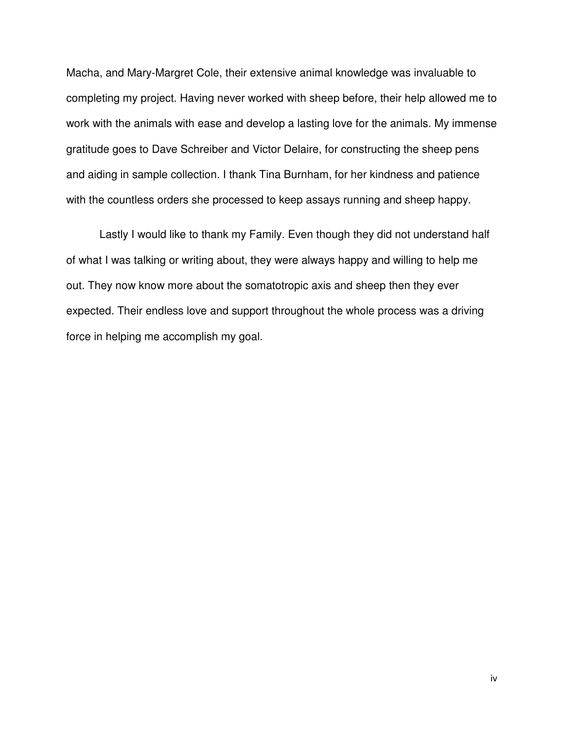Macha, and Mary-Margret Cole, their extensive animal knowledge was invaluable to completing my project. Having never worked with sheep before, their help allowed me to work with the animals with ease and develop a lasting love for the animals. My immense gratitude goes to Dave Schreiber and Victor Delaire, for constructing the sheep pens and aiding in sample collection. I thank Tina Burnham, for her kindness and patience with the countless orders she processed to keep assays running and sheep happy.

Lastly I would like to thank my Family. Even though they did not understand half of what I was talking or writing about, they were always happy and willing to help me out. They now know more about the somatotropic axis and sheep then they ever expected. Their endless love and support throughout the whole process was a driving force in helping me accomplish my goal.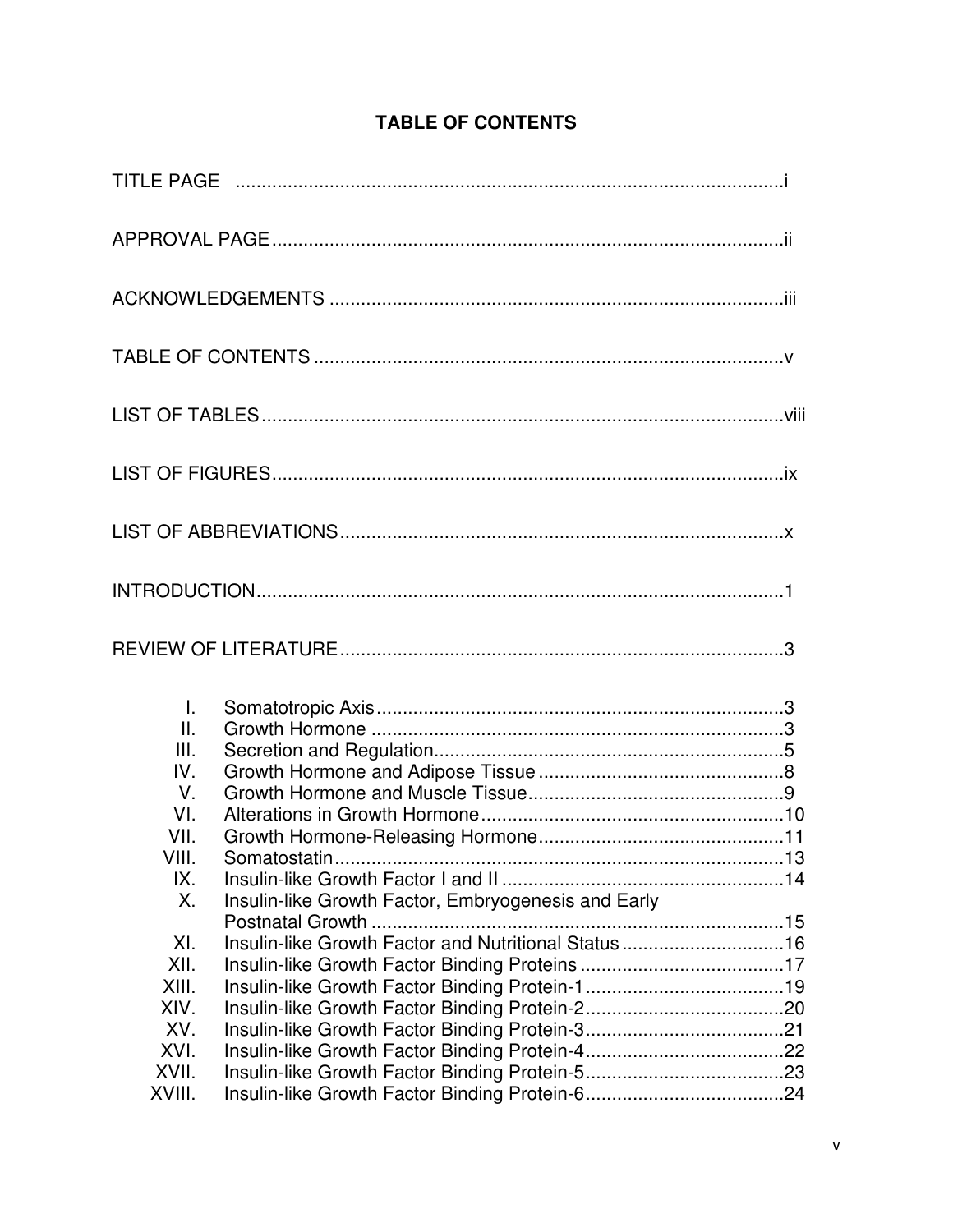# TABLE OF CONTENTS

TITLE PAGE .......................................................................................................i

APPROVAL PAGE ...............................................................................................ii

ACKNOWLEDGEMENTS ....................................................................................iii

TABLE OF CONTENTS .......................................................................................v

LIST OF TABLES ...............................................................................................viii

LIST OF FIGURES ...............................................................................................ix

LIST OF ABBREVIATIONS ...................................................................................x

INTRODUCTION ..................................................................................................1

REVIEW OF LITERATURE ..................................................................................3

I. Somatotropic Axis ..........................................................................3
II. Growth Hormone ............................................................................3
III. Secretion and Regulation ...............................................................5
IV. Growth Hormone and Adipose Tissue ............................................8
V. Growth Hormone and Muscle Tissue .............................................9
VI. Alterations in Growth Hormone ....................................................10
VII. Growth Hormone-Releasing Hormone .........................................11
VIII. Somatostatin ................................................................................13
IX. Insulin-like Growth Factor I and II ................................................14
X. Insulin-like Growth Factor, Embryogenesis and Early Postnatal Growth ..........................................................................15
XI. Insulin-like Growth Factor and Nutritional Status .........................16
XII. Insulin-like Growth Factor Binding Proteins .................................17
XIII. Insulin-like Growth Factor Binding Protein-1 ................................19
XIV. Insulin-like Growth Factor Binding Protein-2 ................................20
XV. Insulin-like Growth Factor Binding Protein-3 ................................21
XVI. Insulin-like Growth Factor Binding Protein-4 ................................22
XVII. Insulin-like Growth Factor Binding Protein-5 ................................23
XVIII. Insulin-like Growth Factor Binding Protein-6 ................................24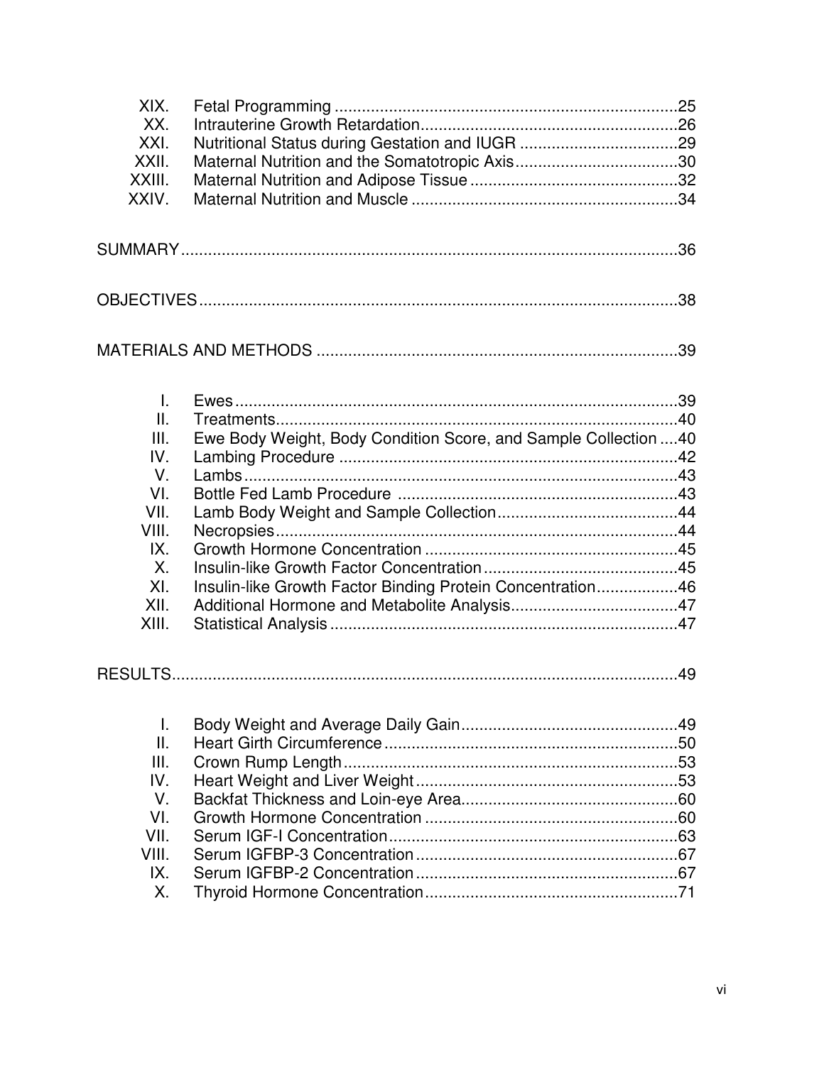XIX. Fetal Programming ............................................................................25
XX. Intrauterine Growth Retardation.........................................................26
XXI. Nutritional Status during Gestation and IUGR ...................................29
XXII. Maternal Nutrition and the Somatotropic Axis....................................30
XXIII. Maternal Nutrition and Adipose Tissue ..............................................32
XXIV. Maternal Nutrition and Muscle ...........................................................34

SUMMARY..............................................................................................................36

OBJECTIVES...........................................................................................................38

MATERIALS AND METHODS ................................................................................39

I. Ewes ...................................................................................................39
II. Treatments..........................................................................................40
III. Ewe Body Weight, Body Condition Score, and Sample Collection ....40
IV. Lambing Procedure ...........................................................................42
V. Lambs .................................................................................................43
VI. Bottle Fed Lamb Procedure ..............................................................43
VII. Lamb Body Weight and Sample Collection........................................44
VIII. Necropsies..........................................................................................44
IX. Growth Hormone Concentration ........................................................45
X. Insulin-like Growth Factor Concentration ...........................................45
XI. Insulin-like Growth Factor Binding Protein Concentration..................46
XII. Additional Hormone and Metabolite Analysis.....................................47
XIII. Statistical Analysis .............................................................................47

RESULTS.................................................................................................................49

I. Body Weight and Average Daily Gain................................................49
II. Heart Girth Circumference .................................................................50
III. Crown Rump Length ..........................................................................53
IV. Heart Weight and Liver Weight ...........................................................53
V. Backfat Thickness and Loin-eye Area................................................60
VI. Growth Hormone Concentration ........................................................60
VII. Serum IGF-I Concentration ................................................................63
VIII. Serum IGFBP-3 Concentration ..........................................................67
IX. Serum IGFBP-2 Concentration ..........................................................67
X. Thyroid Hormone Concentration........................................................71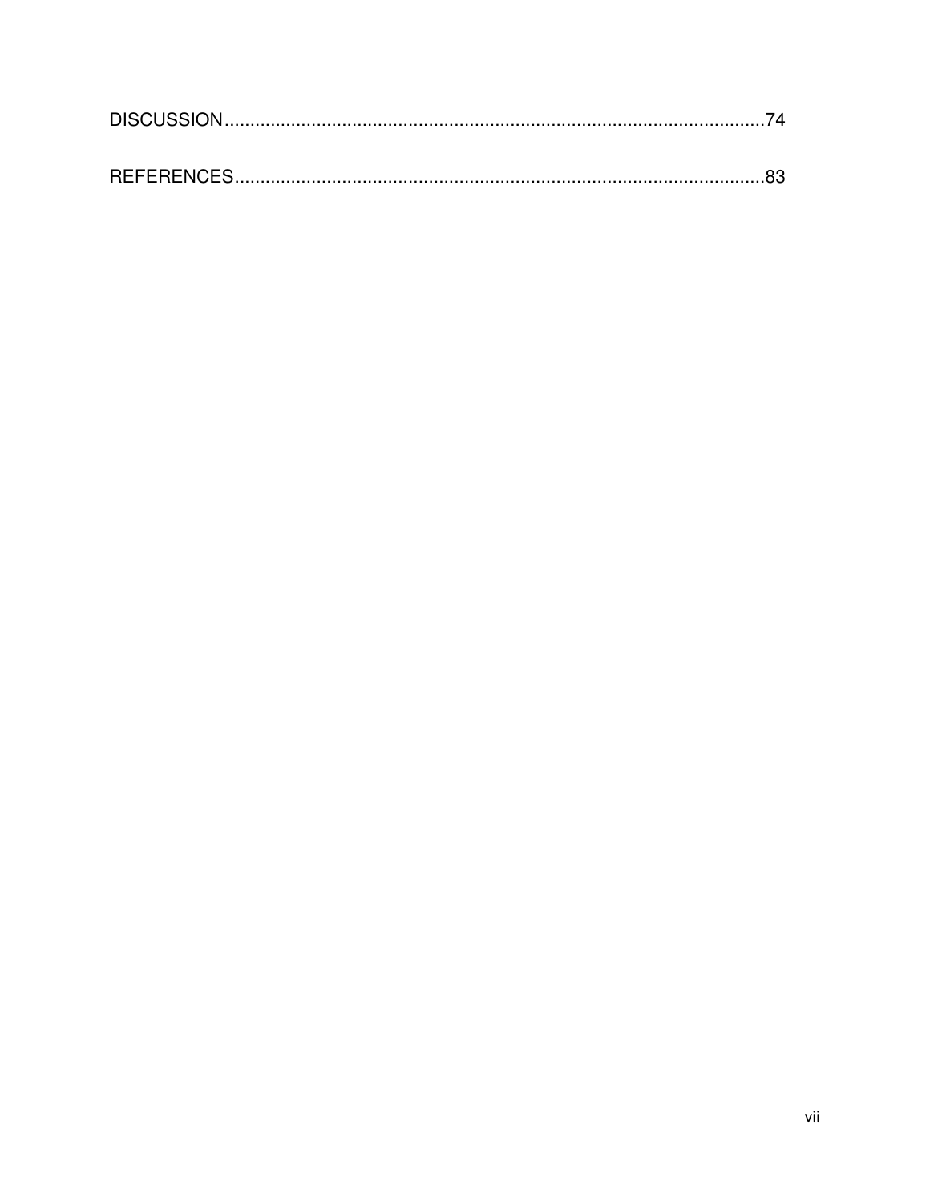DISCUSSION.........................................................................................................74

REFERENCES.......................................................................................................83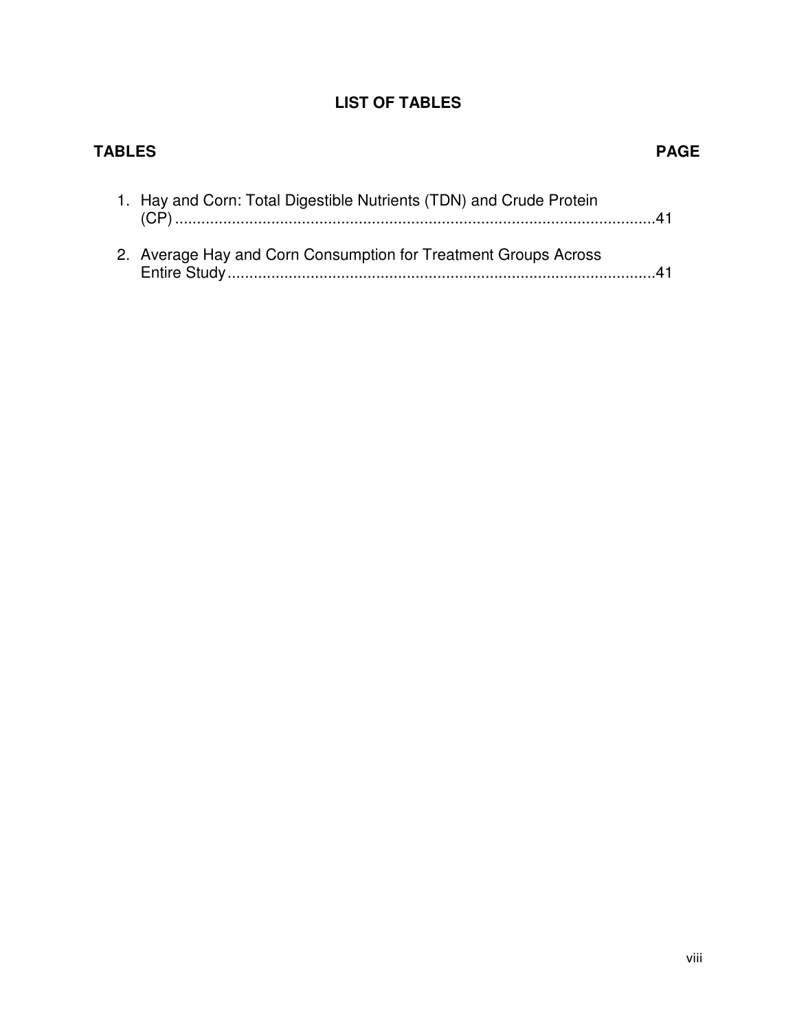# LIST OF TABLES

**TABLES** **PAGE**

1. Hay and Corn: Total Digestible Nutrients (TDN) and Crude Protein (CP) ............................................................................................................41

2. Average Hay and Corn Consumption for Treatment Groups Across Entire Study ..................................................................................................41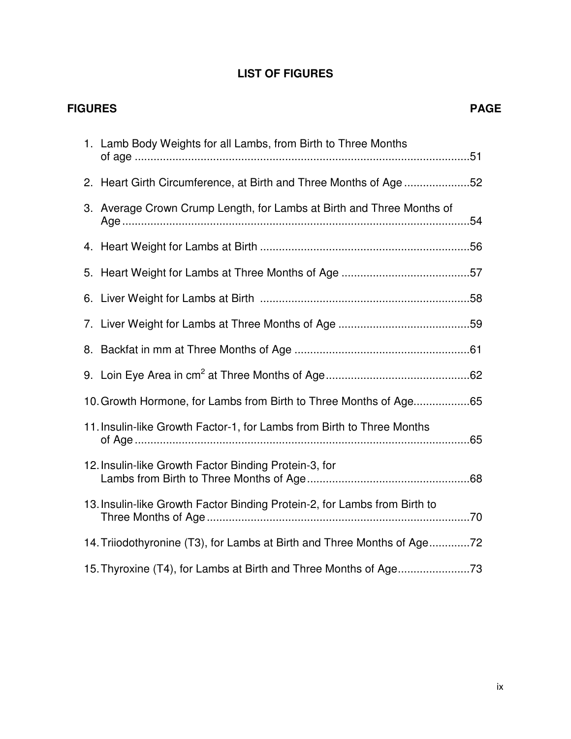# LIST OF FIGURES

| FIGURES | PAGE |
| --- | --- |
| 1. Lamb Body Weights for all Lambs, from Birth to Three Months of age | 51 |
| 2. Heart Girth Circumference, at Birth and Three Months of Age | 52 |
| 3. Average Crown Crump Length, for Lambs at Birth and Three Months of Age | 54 |
| 4. Heart Weight for Lambs at Birth | 56 |
| 5. Heart Weight for Lambs at Three Months of Age | 57 |
| 6. Liver Weight for Lambs at Birth | 58 |
| 7. Liver Weight for Lambs at Three Months of Age | 59 |
| 8. Backfat in mm at Three Months of Age | 61 |
| 9. Loin Eye Area in $cm^2$ at Three Months of Age | 62 |
| 10. Growth Hormone, for Lambs from Birth to Three Months of Age | 65 |
| 11. Insulin-like Growth Factor-1, for Lambs from Birth to Three Months of Age | 65 |
| 12. Insulin-like Growth Factor Binding Protein-3, for Lambs from Birth to Three Months of Age | 68 |
| 13. Insulin-like Growth Factor Binding Protein-2, for Lambs from Birth to Three Months of Age | 70 |
| 14. Triiodothyronine (T3), for Lambs at Birth and Three Months of Age | 72 |
| 15. Thyroxine (T4), for Lambs at Birth and Three Months of Age | 73 |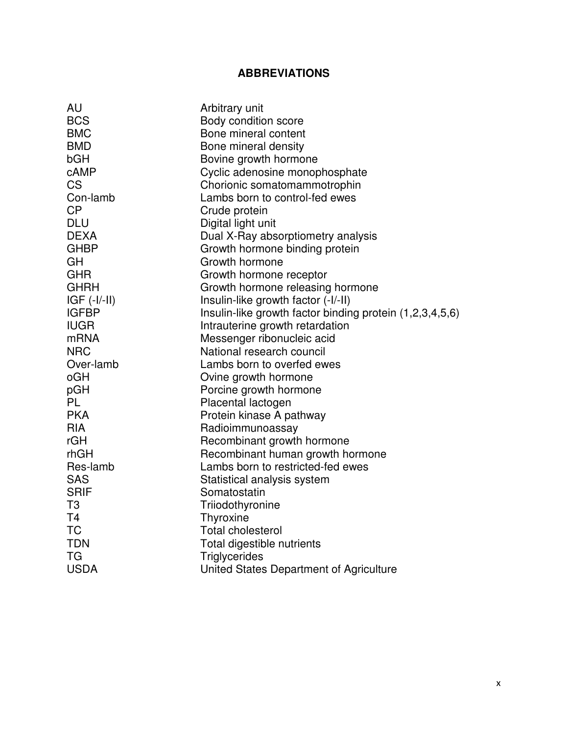## ABBREVIATIONS

| | |
|---|---|
| AU | Arbitrary unit |
| BCS | Body condition score |
| BMC | Bone mineral content |
| BMD | Bone mineral density |
| bGH | Bovine growth hormone |
| cAMP | Cyclic adenosine monophosphate |
| CS | Chorionic somatomammotrophin |
| Con-lamb | Lambs born to control-fed ewes |
| CP | Crude protein |
| DLU | Digital light unit |
| DEXA | Dual X-Ray absorptiometry analysis |
| GHBP | Growth hormone binding protein |
| GH | Growth hormone |
| GHR | Growth hormone receptor |
| GHRH | Growth hormone releasing hormone |
| IGF (-I/-II) | Insulin-like growth factor (-I/-II) |
| IGFBP | Insulin-like growth factor binding protein (1,2,3,4,5,6) |
| IUGR | Intrauterine growth retardation |
| mRNA | Messenger ribonucleic acid |
| NRC | National research council |
| Over-lamb | Lambs born to overfed ewes |
| oGH | Ovine growth hormone |
| pGH | Porcine growth hormone |
| PL | Placental lactogen |
| PKA | Protein kinase A pathway |
| RIA | Radioimmunoassay |
| rGH | Recombinant growth hormone |
| rhGH | Recombinant human growth hormone |
| Res-lamb | Lambs born to restricted-fed ewes |
| SAS | Statistical analysis system |
| SRIF | Somatostatin |
| T3 | Triiodothyronine |
| T4 | Thyroxine |
| TC | Total cholesterol |
| TDN | Total digestible nutrients |
| TG | Triglycerides |
| USDA | United States Department of Agriculture |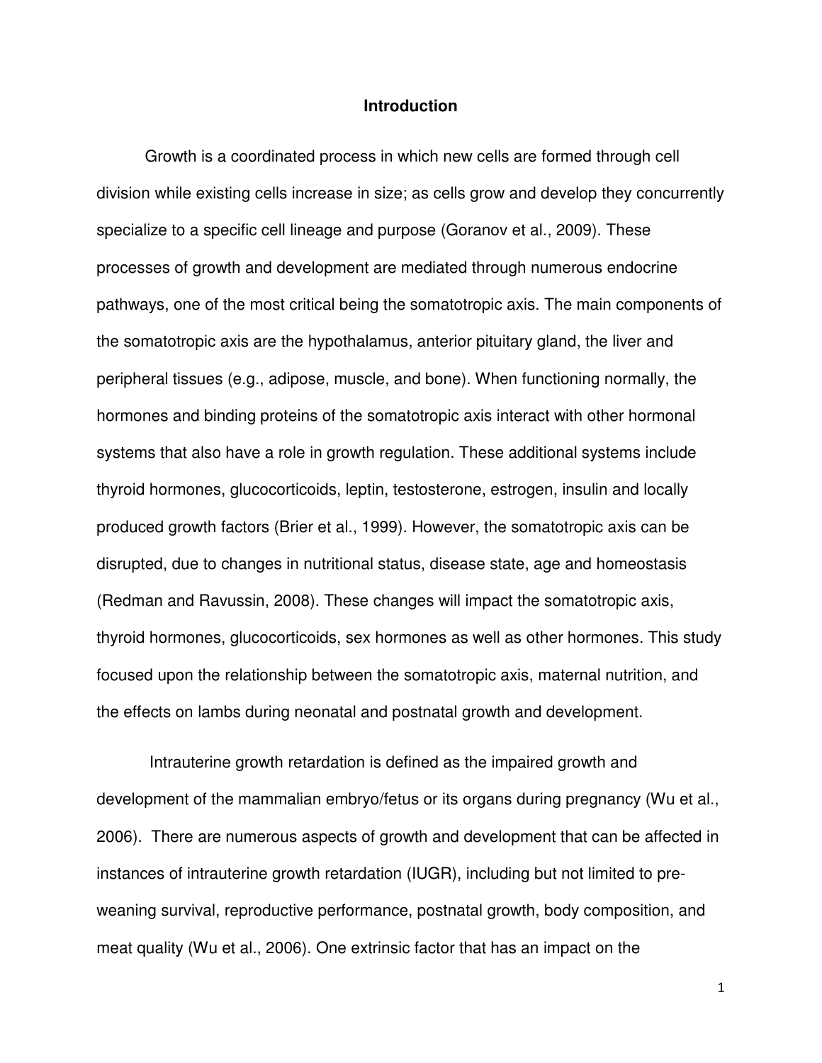# Introduction

Growth is a coordinated process in which new cells are formed through cell division while existing cells increase in size; as cells grow and develop they concurrently specialize to a specific cell lineage and purpose (Goranov et al., 2009). These processes of growth and development are mediated through numerous endocrine pathways, one of the most critical being the somatotropic axis. The main components of the somatotropic axis are the hypothalamus, anterior pituitary gland, the liver and peripheral tissues (e.g., adipose, muscle, and bone). When functioning normally, the hormones and binding proteins of the somatotropic axis interact with other hormonal systems that also have a role in growth regulation. These additional systems include thyroid hormones, glucocorticoids, leptin, testosterone, estrogen, insulin and locally produced growth factors (Brier et al., 1999). However, the somatotropic axis can be disrupted, due to changes in nutritional status, disease state, age and homeostasis (Redman and Ravussin, 2008). These changes will impact the somatotropic axis, thyroid hormones, glucocorticoids, sex hormones as well as other hormones. This study focused upon the relationship between the somatotropic axis, maternal nutrition, and the effects on lambs during neonatal and postnatal growth and development.

Intrauterine growth retardation is defined as the impaired growth and development of the mammalian embryo/fetus or its organs during pregnancy (Wu et al., 2006). There are numerous aspects of growth and development that can be affected in instances of intrauterine growth retardation (IUGR), including but not limited to pre-weaning survival, reproductive performance, postnatal growth, body composition, and meat quality (Wu et al., 2006). One extrinsic factor that has an impact on the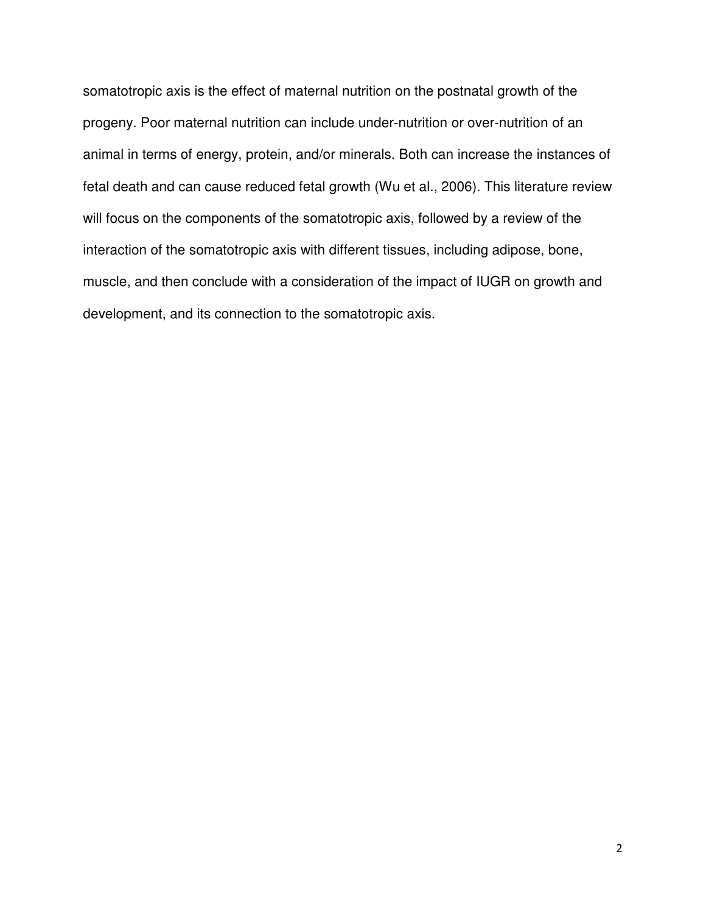somatotropic axis is the effect of maternal nutrition on the postnatal growth of the progeny. Poor maternal nutrition can include under-nutrition or over-nutrition of an animal in terms of energy, protein, and/or minerals. Both can increase the instances of fetal death and can cause reduced fetal growth (Wu et al., 2006). This literature review will focus on the components of the somatotropic axis, followed by a review of the interaction of the somatotropic axis with different tissues, including adipose, bone, muscle, and then conclude with a consideration of the impact of IUGR on growth and development, and its connection to the somatotropic axis.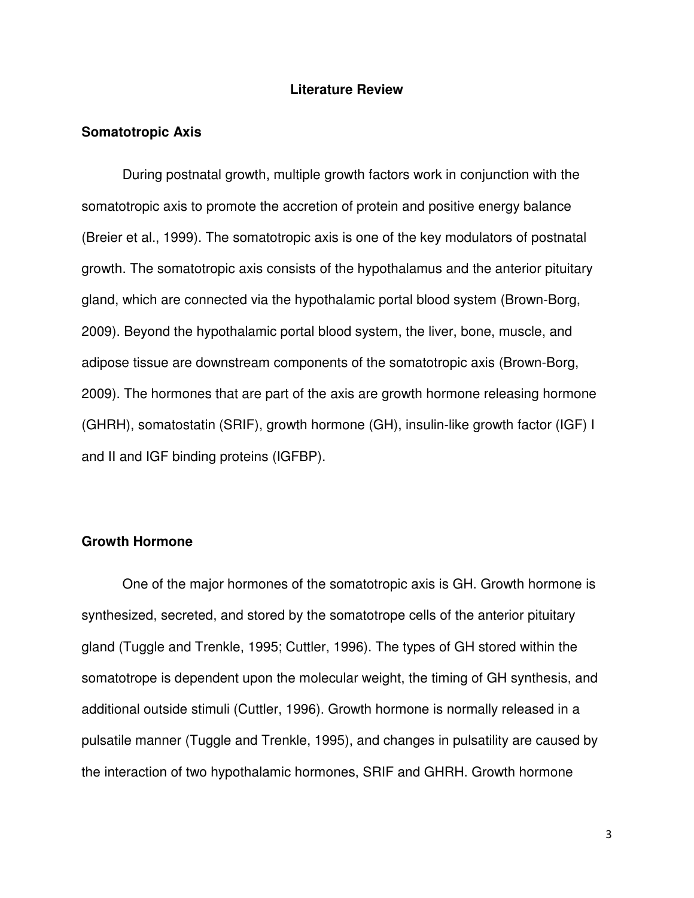# Literature Review

## Somatotropic Axis

During postnatal growth, multiple growth factors work in conjunction with the somatotropic axis to promote the accretion of protein and positive energy balance (Breier et al., 1999). The somatotropic axis is one of the key modulators of postnatal growth. The somatotropic axis consists of the hypothalamus and the anterior pituitary gland, which are connected via the hypothalamic portal blood system (Brown-Borg, 2009). Beyond the hypothalamic portal blood system, the liver, bone, muscle, and adipose tissue are downstream components of the somatotropic axis (Brown-Borg, 2009). The hormones that are part of the axis are growth hormone releasing hormone (GHRH), somatostatin (SRIF), growth hormone (GH), insulin-like growth factor (IGF) I and II and IGF binding proteins (IGFBP).

## Growth Hormone

One of the major hormones of the somatotropic axis is GH. Growth hormone is synthesized, secreted, and stored by the somatotrope cells of the anterior pituitary gland (Tuggle and Trenkle, 1995; Cuttler, 1996). The types of GH stored within the somatotrope is dependent upon the molecular weight, the timing of GH synthesis, and additional outside stimuli (Cuttler, 1996). Growth hormone is normally released in a pulsatile manner (Tuggle and Trenkle, 1995), and changes in pulsatility are caused by the interaction of two hypothalamic hormones, SRIF and GHRH. Growth hormone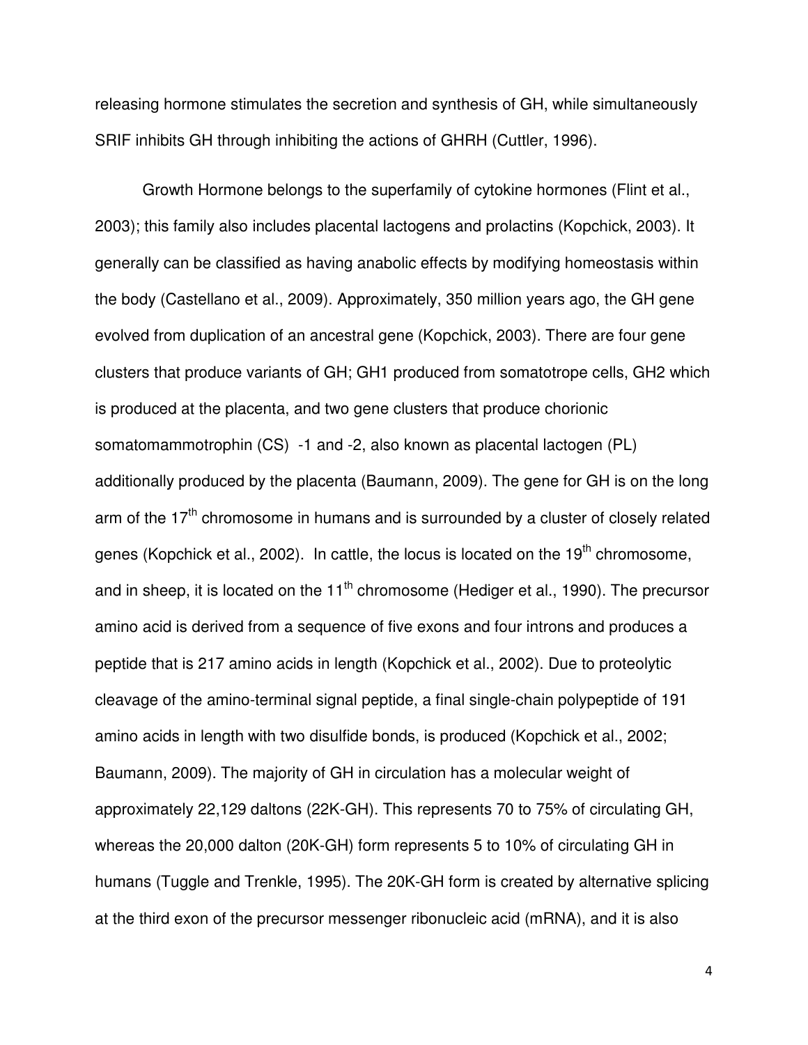releasing hormone stimulates the secretion and synthesis of GH, while simultaneously SRIF inhibits GH through inhibiting the actions of GHRH (Cuttler, 1996).

Growth Hormone belongs to the superfamily of cytokine hormones (Flint et al., 2003); this family also includes placental lactogens and prolactins (Kopchick, 2003). It generally can be classified as having anabolic effects by modifying homeostasis within the body (Castellano et al., 2009). Approximately, 350 million years ago, the GH gene evolved from duplication of an ancestral gene (Kopchick, 2003). There are four gene clusters that produce variants of GH; GH1 produced from somatotrope cells, GH2 which is produced at the placenta, and two gene clusters that produce chorionic somatomammotrophin (CS) -1 and -2, also known as placental lactogen (PL) additionally produced by the placenta (Baumann, 2009). The gene for GH is on the long arm of the 17$^{th}$ chromosome in humans and is surrounded by a cluster of closely related genes (Kopchick et al., 2002). In cattle, the locus is located on the 19$^{th}$ chromosome, and in sheep, it is located on the 11$^{th}$ chromosome (Hediger et al., 1990). The precursor amino acid is derived from a sequence of five exons and four introns and produces a peptide that is 217 amino acids in length (Kopchick et al., 2002). Due to proteolytic cleavage of the amino-terminal signal peptide, a final single-chain polypeptide of 191 amino acids in length with two disulfide bonds, is produced (Kopchick et al., 2002; Baumann, 2009). The majority of GH in circulation has a molecular weight of approximately 22,129 daltons (22K-GH). This represents 70 to 75% of circulating GH, whereas the 20,000 dalton (20K-GH) form represents 5 to 10% of circulating GH in humans (Tuggle and Trenkle, 1995). The 20K-GH form is created by alternative splicing at the third exon of the precursor messenger ribonucleic acid (mRNA), and it is also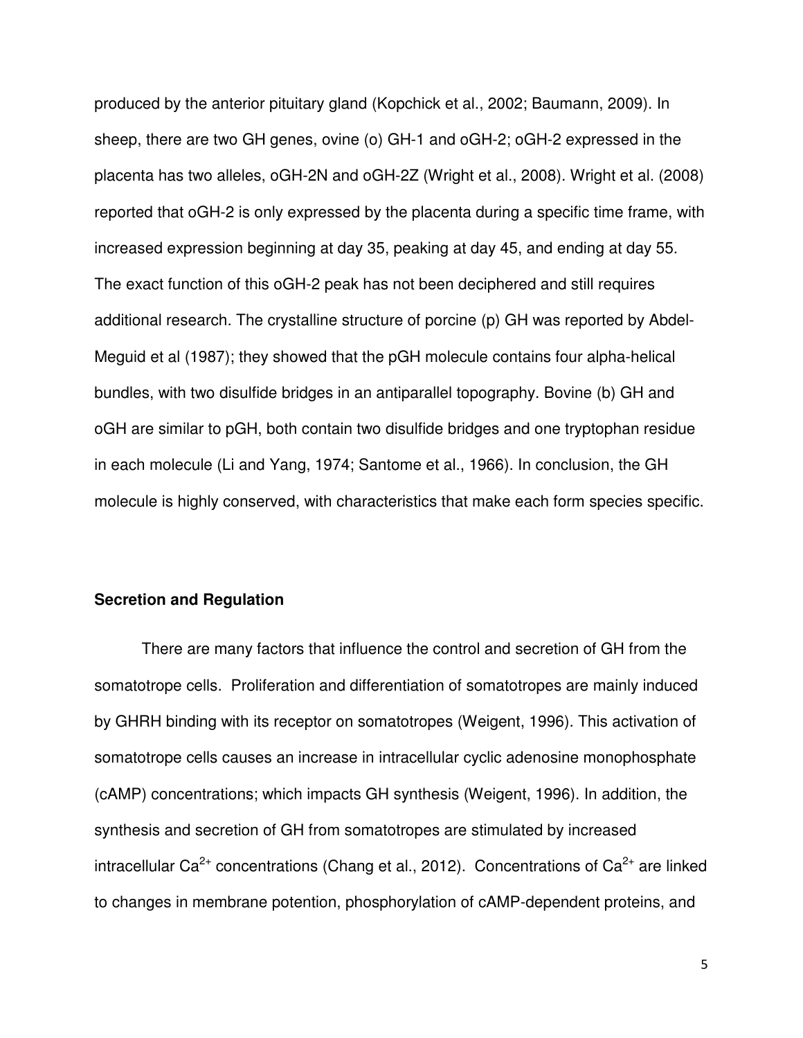produced by the anterior pituitary gland (Kopchick et al., 2002; Baumann, 2009). In sheep, there are two GH genes, ovine (o) GH-1 and oGH-2; oGH-2 expressed in the placenta has two alleles, oGH-2N and oGH-2Z (Wright et al., 2008). Wright et al. (2008) reported that oGH-2 is only expressed by the placenta during a specific time frame, with increased expression beginning at day 35, peaking at day 45, and ending at day 55. The exact function of this oGH-2 peak has not been deciphered and still requires additional research. The crystalline structure of porcine (p) GH was reported by Abdel-Meguid et al (1987); they showed that the pGH molecule contains four alpha-helical bundles, with two disulfide bridges in an antiparallel topography. Bovine (b) GH and oGH are similar to pGH, both contain two disulfide bridges and one tryptophan residue in each molecule (Li and Yang, 1974; Santome et al., 1966). In conclusion, the GH molecule is highly conserved, with characteristics that make each form species specific.

## Secretion and Regulation

There are many factors that influence the control and secretion of GH from the somatotrope cells. Proliferation and differentiation of somatotropes are mainly induced by GHRH binding with its receptor on somatotropes (Weigent, 1996). This activation of somatotrope cells causes an increase in intracellular cyclic adenosine monophosphate (cAMP) concentrations; which impacts GH synthesis (Weigent, 1996). In addition, the synthesis and secretion of GH from somatotropes are stimulated by increased intracellular $Ca^{2+}$ concentrations (Chang et al., 2012). Concentrations of $Ca^{2+}$ are linked to changes in membrane potention, phosphorylation of cAMP-dependent proteins, and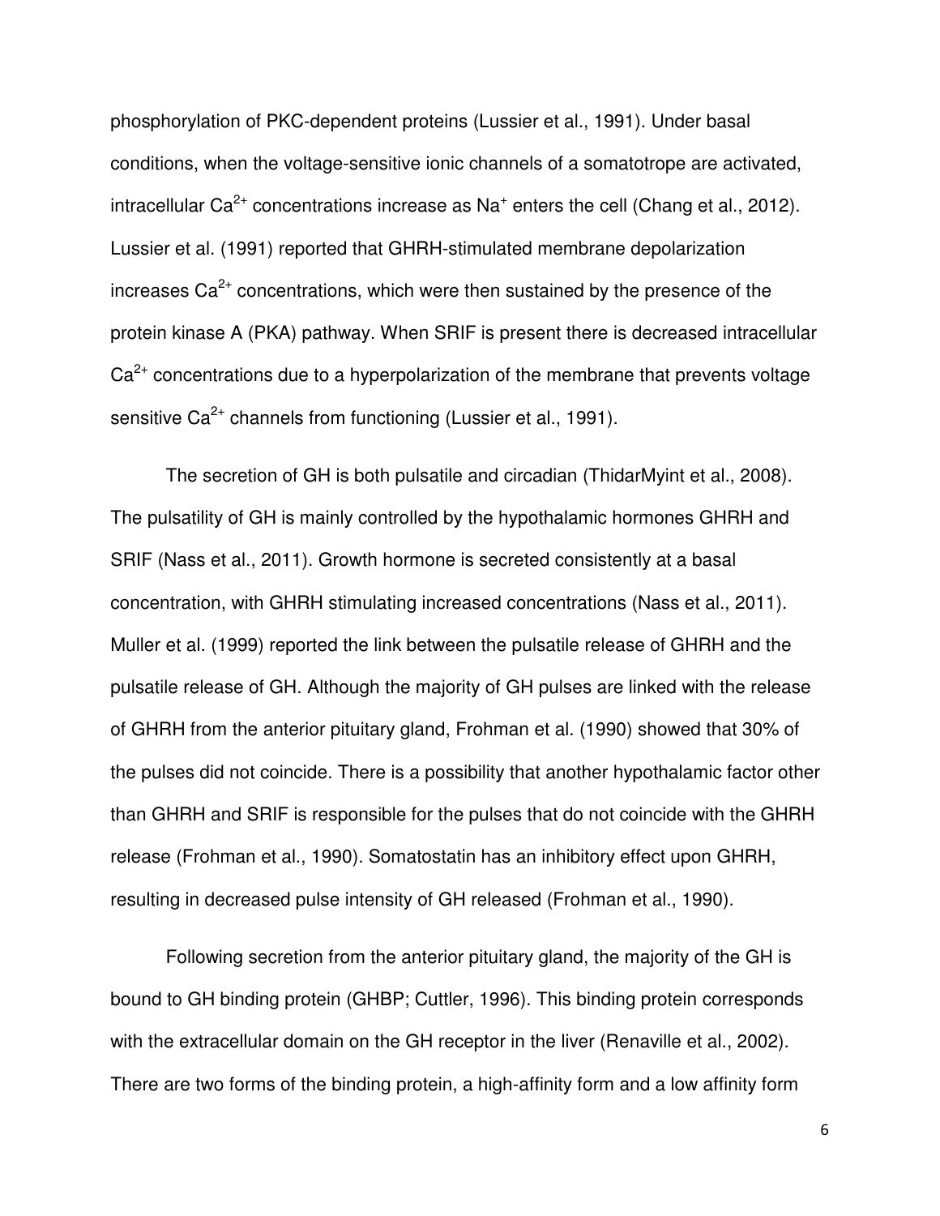phosphorylation of PKC-dependent proteins (Lussier et al., 1991). Under basal conditions, when the voltage-sensitive ionic channels of a somatotrope are activated, intracellular $Ca^{2+}$ concentrations increase as $Na^{+}$ enters the cell (Chang et al., 2012). Lussier et al. (1991) reported that GHRH-stimulated membrane depolarization increases $Ca^{2+}$ concentrations, which were then sustained by the presence of the protein kinase A (PKA) pathway. When SRIF is present there is decreased intracellular $Ca^{2+}$ concentrations due to a hyperpolarization of the membrane that prevents voltage sensitive $Ca^{2+}$ channels from functioning (Lussier et al., 1991).

The secretion of GH is both pulsatile and circadian (ThidarMyint et al., 2008). The pulsatility of GH is mainly controlled by the hypothalamic hormones GHRH and SRIF (Nass et al., 2011). Growth hormone is secreted consistently at a basal concentration, with GHRH stimulating increased concentrations (Nass et al., 2011). Muller et al. (1999) reported the link between the pulsatile release of GHRH and the pulsatile release of GH. Although the majority of GH pulses are linked with the release of GHRH from the anterior pituitary gland, Frohman et al. (1990) showed that 30% of the pulses did not coincide. There is a possibility that another hypothalamic factor other than GHRH and SRIF is responsible for the pulses that do not coincide with the GHRH release (Frohman et al., 1990). Somatostatin has an inhibitory effect upon GHRH, resulting in decreased pulse intensity of GH released (Frohman et al., 1990).

Following secretion from the anterior pituitary gland, the majority of the GH is bound to GH binding protein (GHBP; Cuttler, 1996). This binding protein corresponds with the extracellular domain on the GH receptor in the liver (Renaville et al., 2002). There are two forms of the binding protein, a high-affinity form and a low affinity form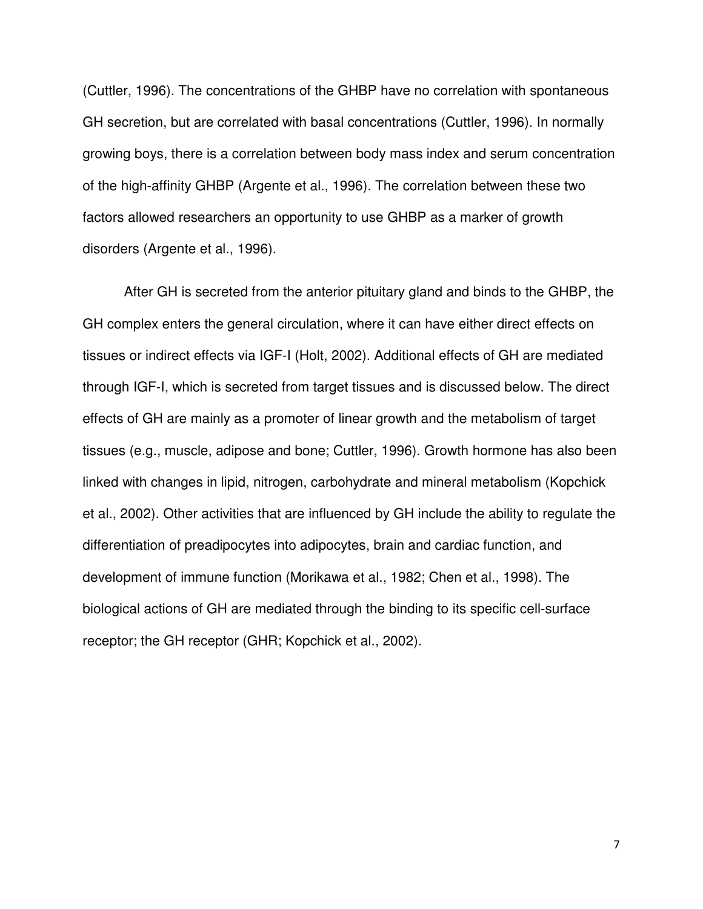(Cuttler, 1996). The concentrations of the GHBP have no correlation with spontaneous GH secretion, but are correlated with basal concentrations (Cuttler, 1996). In normally growing boys, there is a correlation between body mass index and serum concentration of the high-affinity GHBP (Argente et al., 1996). The correlation between these two factors allowed researchers an opportunity to use GHBP as a marker of growth disorders (Argente et al., 1996).

After GH is secreted from the anterior pituitary gland and binds to the GHBP, the GH complex enters the general circulation, where it can have either direct effects on tissues or indirect effects via IGF-I (Holt, 2002). Additional effects of GH are mediated through IGF-I, which is secreted from target tissues and is discussed below. The direct effects of GH are mainly as a promoter of linear growth and the metabolism of target tissues (e.g., muscle, adipose and bone; Cuttler, 1996). Growth hormone has also been linked with changes in lipid, nitrogen, carbohydrate and mineral metabolism (Kopchick et al., 2002). Other activities that are influenced by GH include the ability to regulate the differentiation of preadipocytes into adipocytes, brain and cardiac function, and development of immune function (Morikawa et al., 1982; Chen et al., 1998). The biological actions of GH are mediated through the binding to its specific cell-surface receptor; the GH receptor (GHR; Kopchick et al., 2002).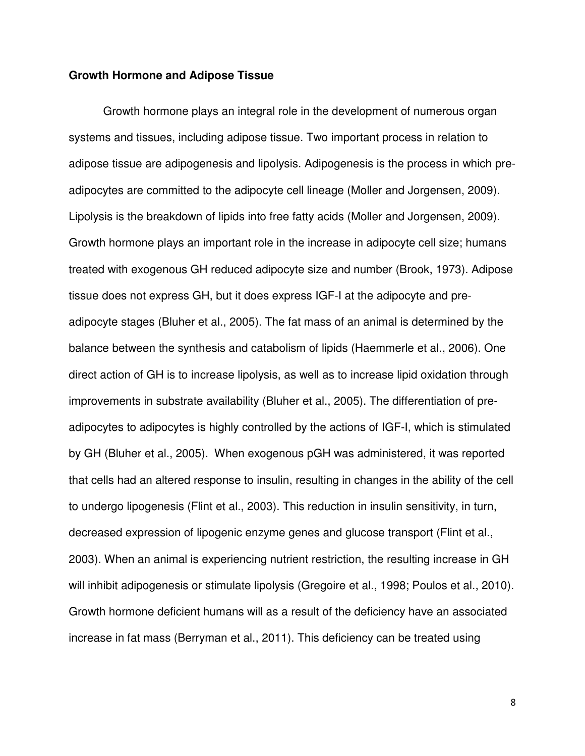**Growth Hormone and Adipose Tissue**

Growth hormone plays an integral role in the development of numerous organ systems and tissues, including adipose tissue. Two important process in relation to adipose tissue are adipogenesis and lipolysis. Adipogenesis is the process in which pre-adipocytes are committed to the adipocyte cell lineage (Moller and Jorgensen, 2009). Lipolysis is the breakdown of lipids into free fatty acids (Moller and Jorgensen, 2009). Growth hormone plays an important role in the increase in adipocyte cell size; humans treated with exogenous GH reduced adipocyte size and number (Brook, 1973). Adipose tissue does not express GH, but it does express IGF-I at the adipocyte and pre-adipocyte stages (Bluher et al., 2005). The fat mass of an animal is determined by the balance between the synthesis and catabolism of lipids (Haemmerle et al., 2006). One direct action of GH is to increase lipolysis, as well as to increase lipid oxidation through improvements in substrate availability (Bluher et al., 2005). The differentiation of pre-adipocytes to adipocytes is highly controlled by the actions of IGF-I, which is stimulated by GH (Bluher et al., 2005). When exogenous pGH was administered, it was reported that cells had an altered response to insulin, resulting in changes in the ability of the cell to undergo lipogenesis (Flint et al., 2003). This reduction in insulin sensitivity, in turn, decreased expression of lipogenic enzyme genes and glucose transport (Flint et al., 2003). When an animal is experiencing nutrient restriction, the resulting increase in GH will inhibit adipogenesis or stimulate lipolysis (Gregoire et al., 1998; Poulos et al., 2010). Growth hormone deficient humans will as a result of the deficiency have an associated increase in fat mass (Berryman et al., 2011). This deficiency can be treated using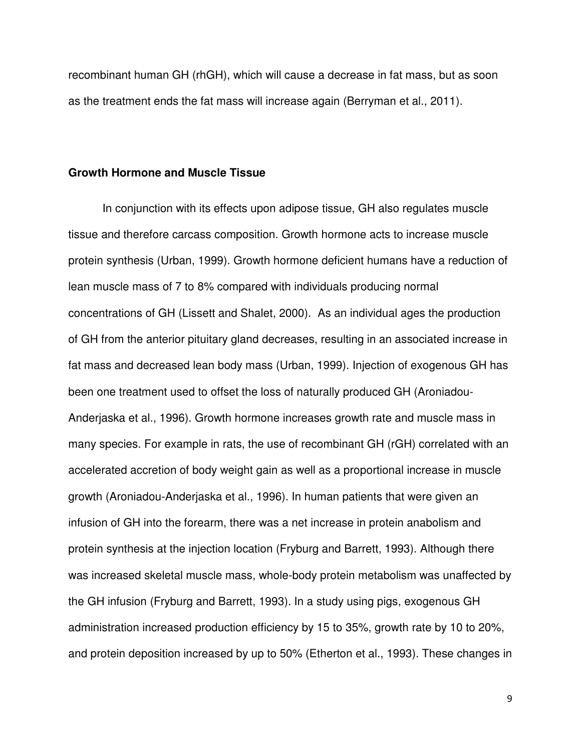recombinant human GH (rhGH), which will cause a decrease in fat mass, but as soon as the treatment ends the fat mass will increase again (Berryman et al., 2011).

### Growth Hormone and Muscle Tissue

In conjunction with its effects upon adipose tissue, GH also regulates muscle tissue and therefore carcass composition. Growth hormone acts to increase muscle protein synthesis (Urban, 1999). Growth hormone deficient humans have a reduction of lean muscle mass of 7 to 8% compared with individuals producing normal concentrations of GH (Lissett and Shalet, 2000). As an individual ages the production of GH from the anterior pituitary gland decreases, resulting in an associated increase in fat mass and decreased lean body mass (Urban, 1999). Injection of exogenous GH has been one treatment used to offset the loss of naturally produced GH (Aroniadou-Anderjaska et al., 1996). Growth hormone increases growth rate and muscle mass in many species. For example in rats, the use of recombinant GH (rGH) correlated with an accelerated accretion of body weight gain as well as a proportional increase in muscle growth (Aroniadou-Anderjaska et al., 1996). In human patients that were given an infusion of GH into the forearm, there was a net increase in protein anabolism and protein synthesis at the injection location (Fryburg and Barrett, 1993). Although there was increased skeletal muscle mass, whole-body protein metabolism was unaffected by the GH infusion (Fryburg and Barrett, 1993). In a study using pigs, exogenous GH administration increased production efficiency by 15 to 35%, growth rate by 10 to 20%, and protein deposition increased by up to 50% (Etherton et al., 1993). These changes in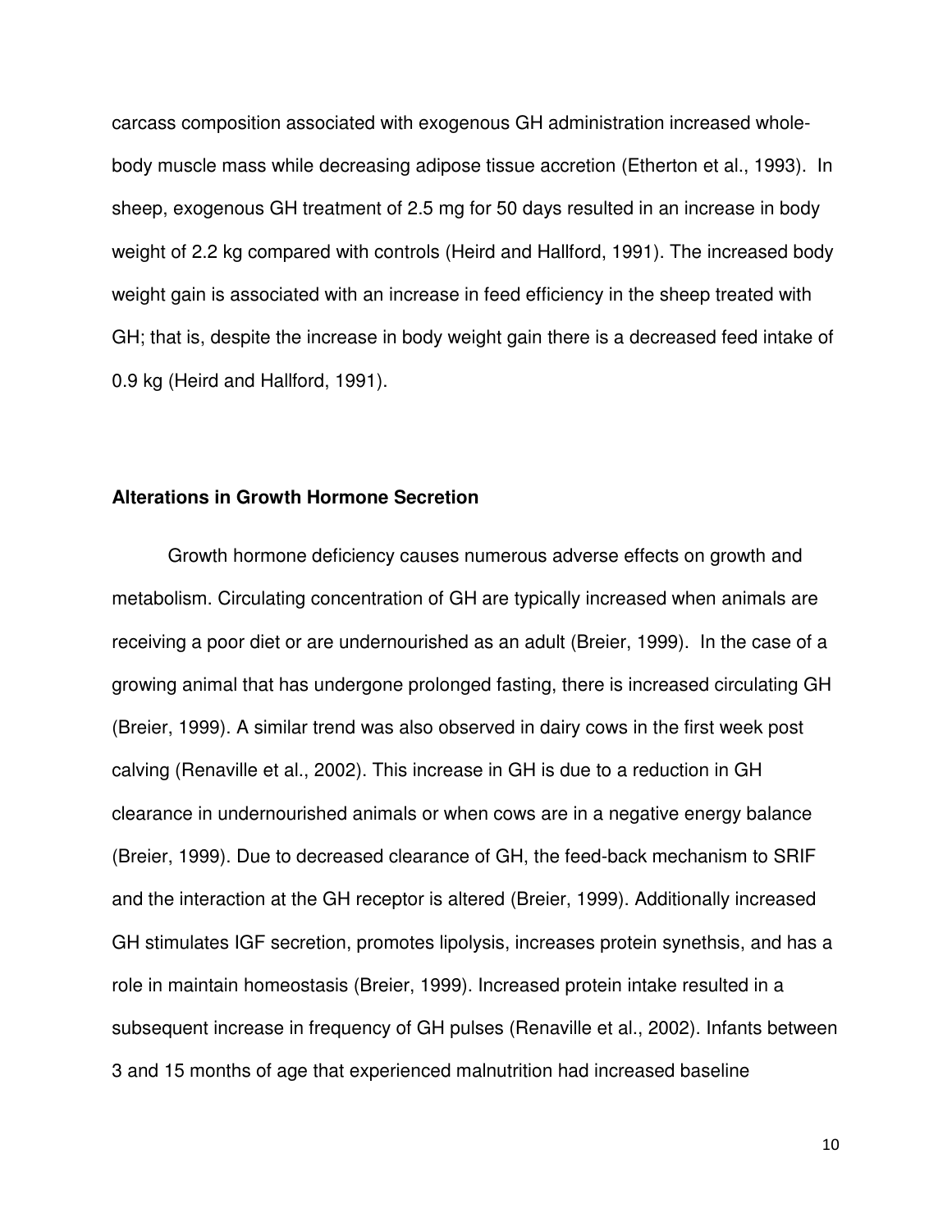carcass composition associated with exogenous GH administration increased whole-body muscle mass while decreasing adipose tissue accretion (Etherton et al., 1993). In sheep, exogenous GH treatment of 2.5 mg for 50 days resulted in an increase in body weight of 2.2 kg compared with controls (Heird and Hallford, 1991). The increased body weight gain is associated with an increase in feed efficiency in the sheep treated with GH; that is, despite the increase in body weight gain there is a decreased feed intake of 0.9 kg (Heird and Hallford, 1991).

### Alterations in Growth Hormone Secretion

Growth hormone deficiency causes numerous adverse effects on growth and metabolism. Circulating concentration of GH are typically increased when animals are receiving a poor diet or are undernourished as an adult (Breier, 1999). In the case of a growing animal that has undergone prolonged fasting, there is increased circulating GH (Breier, 1999). A similar trend was also observed in dairy cows in the first week post calving (Renaville et al., 2002). This increase in GH is due to a reduction in GH clearance in undernourished animals or when cows are in a negative energy balance (Breier, 1999). Due to decreased clearance of GH, the feed-back mechanism to SRIF and the interaction at the GH receptor is altered (Breier, 1999). Additionally increased GH stimulates IGF secretion, promotes lipolysis, increases protein synethsis, and has a role in maintain homeostasis (Breier, 1999). Increased protein intake resulted in a subsequent increase in frequency of GH pulses (Renaville et al., 2002). Infants between 3 and 15 months of age that experienced malnutrition had increased baseline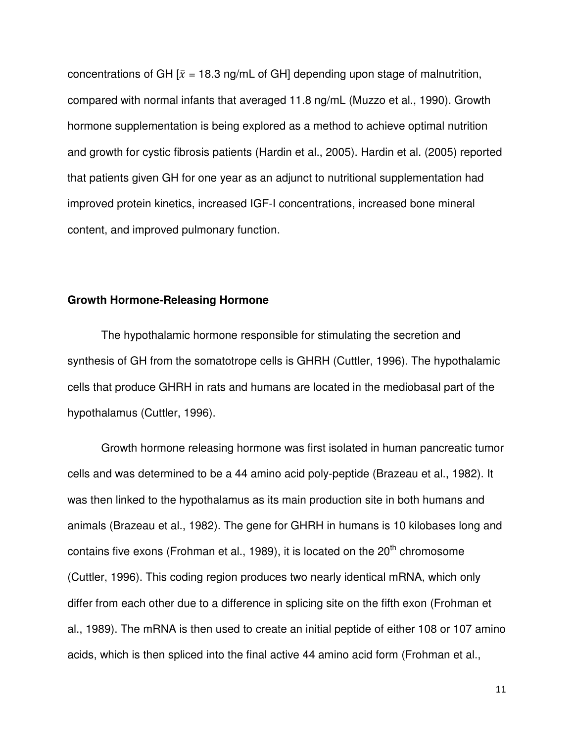concentrations of GH [$\bar{x}$ = 18.3 ng/mL of GH] depending upon stage of malnutrition, compared with normal infants that averaged 11.8 ng/mL (Muzzo et al., 1990). Growth hormone supplementation is being explored as a method to achieve optimal nutrition and growth for cystic fibrosis patients (Hardin et al., 2005). Hardin et al. (2005) reported that patients given GH for one year as an adjunct to nutritional supplementation had improved protein kinetics, increased IGF-I concentrations, increased bone mineral content, and improved pulmonary function.

## Growth Hormone-Releasing Hormone

The hypothalamic hormone responsible for stimulating the secretion and synthesis of GH from the somatotrope cells is GHRH (Cuttler, 1996). The hypothalamic cells that produce GHRH in rats and humans are located in the mediobasal part of the hypothalamus (Cuttler, 1996).

Growth hormone releasing hormone was first isolated in human pancreatic tumor cells and was determined to be a 44 amino acid poly-peptide (Brazeau et al., 1982). It was then linked to the hypothalamus as its main production site in both humans and animals (Brazeau et al., 1982). The gene for GHRH in humans is 10 kilobases long and contains five exons (Frohman et al., 1989), it is located on the 20$^{th}$ chromosome (Cuttler, 1996). This coding region produces two nearly identical mRNA, which only differ from each other due to a difference in splicing site on the fifth exon (Frohman et al., 1989). The mRNA is then used to create an initial peptide of either 108 or 107 amino acids, which is then spliced into the final active 44 amino acid form (Frohman et al.,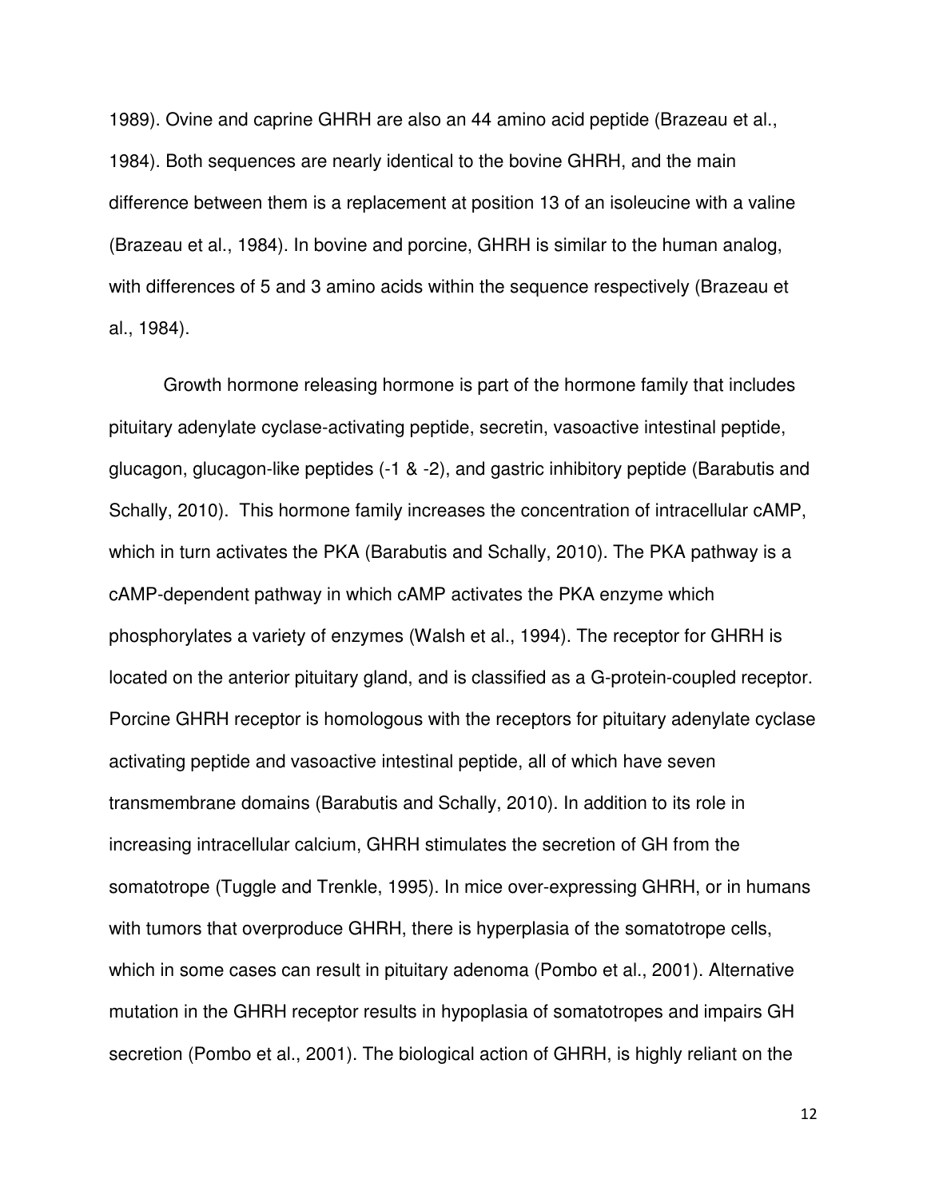1989). Ovine and caprine GHRH are also an 44 amino acid peptide (Brazeau et al., 1984). Both sequences are nearly identical to the bovine GHRH, and the main difference between them is a replacement at position 13 of an isoleucine with a valine (Brazeau et al., 1984). In bovine and porcine, GHRH is similar to the human analog, with differences of 5 and 3 amino acids within the sequence respectively (Brazeau et al., 1984).

Growth hormone releasing hormone is part of the hormone family that includes pituitary adenylate cyclase-activating peptide, secretin, vasoactive intestinal peptide, glucagon, glucagon-like peptides (-1 & -2), and gastric inhibitory peptide (Barabutis and Schally, 2010). This hormone family increases the concentration of intracellular cAMP, which in turn activates the PKA (Barabutis and Schally, 2010). The PKA pathway is a cAMP-dependent pathway in which cAMP activates the PKA enzyme which phosphorylates a variety of enzymes (Walsh et al., 1994). The receptor for GHRH is located on the anterior pituitary gland, and is classified as a G-protein-coupled receptor. Porcine GHRH receptor is homologous with the receptors for pituitary adenylate cyclase activating peptide and vasoactive intestinal peptide, all of which have seven transmembrane domains (Barabutis and Schally, 2010). In addition to its role in increasing intracellular calcium, GHRH stimulates the secretion of GH from the somatotrope (Tuggle and Trenkle, 1995). In mice over-expressing GHRH, or in humans with tumors that overproduce GHRH, there is hyperplasia of the somatotrope cells, which in some cases can result in pituitary adenoma (Pombo et al., 2001). Alternative mutation in the GHRH receptor results in hypoplasia of somatotropes and impairs GH secretion (Pombo et al., 2001). The biological action of GHRH, is highly reliant on the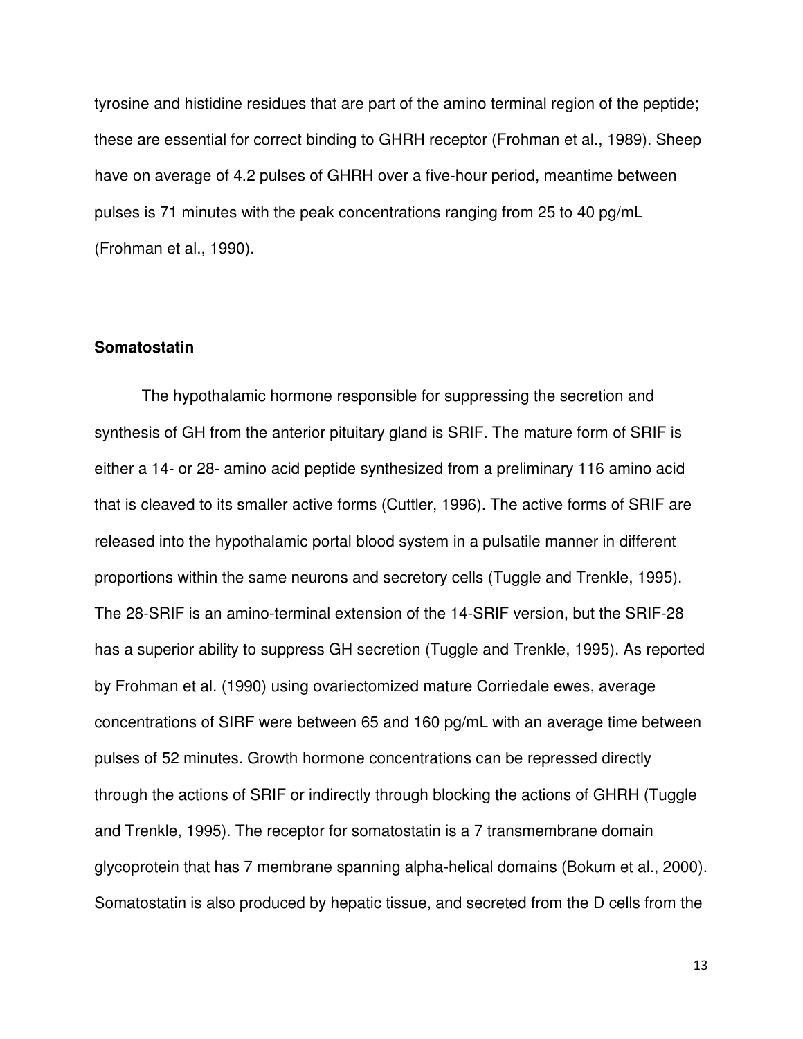tyrosine and histidine residues that are part of the amino terminal region of the peptide; these are essential for correct binding to GHRH receptor (Frohman et al., 1989). Sheep have on average of 4.2 pulses of GHRH over a five-hour period, meantime between pulses is 71 minutes with the peak concentrations ranging from 25 to 40 pg/mL (Frohman et al., 1990).

### Somatostatin

The hypothalamic hormone responsible for suppressing the secretion and synthesis of GH from the anterior pituitary gland is SRIF. The mature form of SRIF is either a 14- or 28- amino acid peptide synthesized from a preliminary 116 amino acid that is cleaved to its smaller active forms (Cuttler, 1996). The active forms of SRIF are released into the hypothalamic portal blood system in a pulsatile manner in different proportions within the same neurons and secretory cells (Tuggle and Trenkle, 1995). The 28-SRIF is an amino-terminal extension of the 14-SRIF version, but the SRIF-28 has a superior ability to suppress GH secretion (Tuggle and Trenkle, 1995). As reported by Frohman et al. (1990) using ovariectomized mature Corriedale ewes, average concentrations of SIRF were between 65 and 160 pg/mL with an average time between pulses of 52 minutes. Growth hormone concentrations can be repressed directly through the actions of SRIF or indirectly through blocking the actions of GHRH (Tuggle and Trenkle, 1995). The receptor for somatostatin is a 7 transmembrane domain glycoprotein that has 7 membrane spanning alpha-helical domains (Bokum et al., 2000). Somatostatin is also produced by hepatic tissue, and secreted from the D cells from the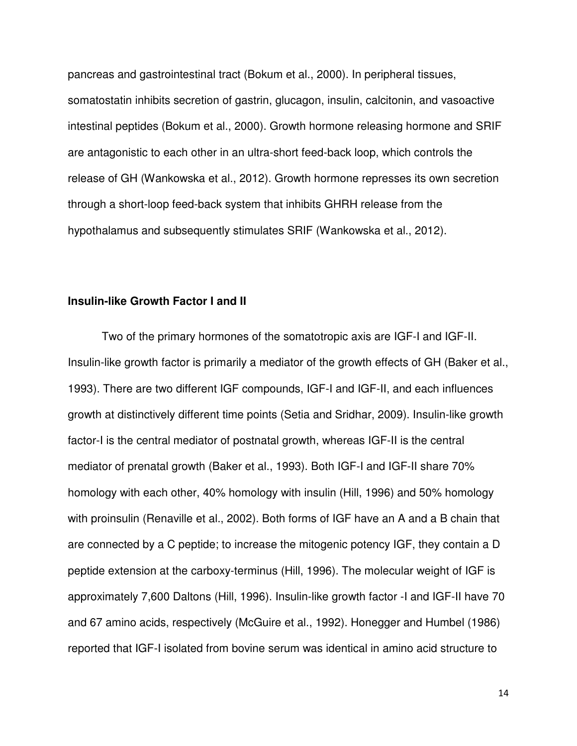pancreas and gastrointestinal tract (Bokum et al., 2000). In peripheral tissues, somatostatin inhibits secretion of gastrin, glucagon, insulin, calcitonin, and vasoactive intestinal peptides (Bokum et al., 2000). Growth hormone releasing hormone and SRIF are antagonistic to each other in an ultra-short feed-back loop, which controls the release of GH (Wankowska et al., 2012). Growth hormone represses its own secretion through a short-loop feed-back system that inhibits GHRH release from the hypothalamus and subsequently stimulates SRIF (Wankowska et al., 2012).

### Insulin-like Growth Factor I and II

Two of the primary hormones of the somatotropic axis are IGF-I and IGF-II. Insulin-like growth factor is primarily a mediator of the growth effects of GH (Baker et al., 1993). There are two different IGF compounds, IGF-I and IGF-II, and each influences growth at distinctively different time points (Setia and Sridhar, 2009). Insulin-like growth factor-I is the central mediator of postnatal growth, whereas IGF-II is the central mediator of prenatal growth (Baker et al., 1993). Both IGF-I and IGF-II share 70% homology with each other, 40% homology with insulin (Hill, 1996) and 50% homology with proinsulin (Renaville et al., 2002). Both forms of IGF have an A and a B chain that are connected by a C peptide; to increase the mitogenic potency IGF, they contain a D peptide extension at the carboxy-terminus (Hill, 1996). The molecular weight of IGF is approximately 7,600 Daltons (Hill, 1996). Insulin-like growth factor -I and IGF-II have 70 and 67 amino acids, respectively (McGuire et al., 1992). Honegger and Humbel (1986) reported that IGF-I isolated from bovine serum was identical in amino acid structure to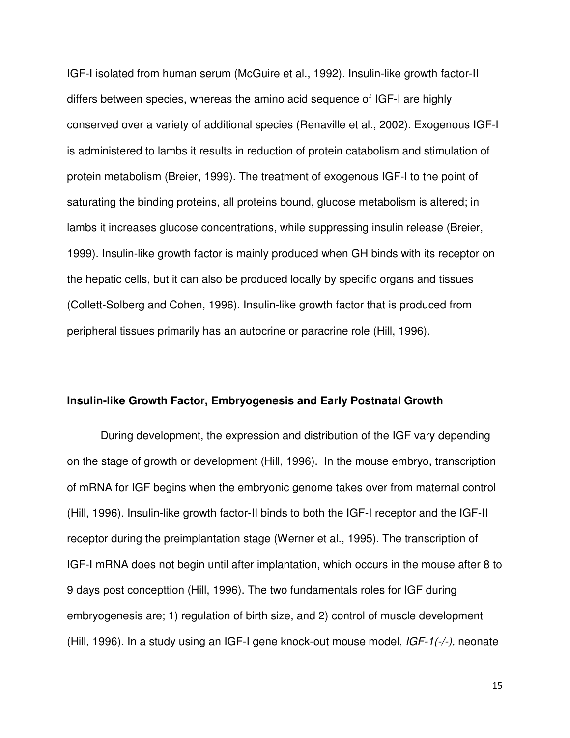IGF-I isolated from human serum (McGuire et al., 1992). Insulin-like growth factor-II differs between species, whereas the amino acid sequence of IGF-I are highly conserved over a variety of additional species (Renaville et al., 2002). Exogenous IGF-I is administered to lambs it results in reduction of protein catabolism and stimulation of protein metabolism (Breier, 1999). The treatment of exogenous IGF-I to the point of saturating the binding proteins, all proteins bound, glucose metabolism is altered; in lambs it increases glucose concentrations, while suppressing insulin release (Breier, 1999). Insulin-like growth factor is mainly produced when GH binds with its receptor on the hepatic cells, but it can also be produced locally by specific organs and tissues (Collett-Solberg and Cohen, 1996). Insulin-like growth factor that is produced from peripheral tissues primarily has an autocrine or paracrine role (Hill, 1996).

### Insulin-like Growth Factor, Embryogenesis and Early Postnatal Growth

During development, the expression and distribution of the IGF vary depending on the stage of growth or development (Hill, 1996). In the mouse embryo, transcription of mRNA for IGF begins when the embryonic genome takes over from maternal control (Hill, 1996). Insulin-like growth factor-II binds to both the IGF-I receptor and the IGF-II receptor during the preimplantation stage (Werner et al., 1995). The transcription of IGF-I mRNA does not begin until after implantation, which occurs in the mouse after 8 to 9 days post concepttion (Hill, 1996). The two fundamentals roles for IGF during embryogenesis are; 1) regulation of birth size, and 2) control of muscle development (Hill, 1996). In a study using an IGF-I gene knock-out mouse model, *IGF-1(-/-),* neonate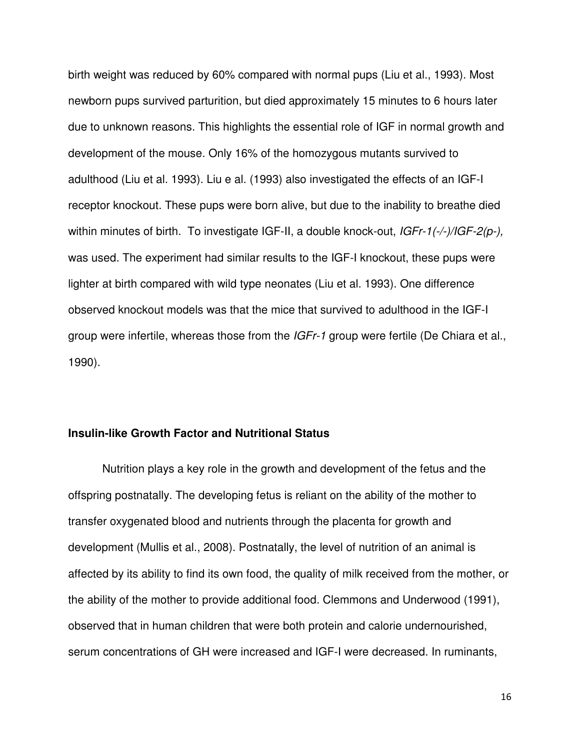birth weight was reduced by 60% compared with normal pups (Liu et al., 1993). Most newborn pups survived parturition, but died approximately 15 minutes to 6 hours later due to unknown reasons. This highlights the essential role of IGF in normal growth and development of the mouse. Only 16% of the homozygous mutants survived to adulthood (Liu et al. 1993). Liu e al. (1993) also investigated the effects of an IGF-I receptor knockout. These pups were born alive, but due to the inability to breathe died within minutes of birth. To investigate IGF-II, a double knock-out, *IGFr-1(-/-)/IGF-2(p-),* was used. The experiment had similar results to the IGF-I knockout, these pups were lighter at birth compared with wild type neonates (Liu et al. 1993). One difference observed knockout models was that the mice that survived to adulthood in the IGF-I group were infertile, whereas those from the *IGFr-1* group were fertile (De Chiara et al., 1990).

### Insulin-like Growth Factor and Nutritional Status

Nutrition plays a key role in the growth and development of the fetus and the offspring postnatally. The developing fetus is reliant on the ability of the mother to transfer oxygenated blood and nutrients through the placenta for growth and development (Mullis et al., 2008). Postnatally, the level of nutrition of an animal is affected by its ability to find its own food, the quality of milk received from the mother, or the ability of the mother to provide additional food. Clemmons and Underwood (1991), observed that in human children that were both protein and calorie undernourished, serum concentrations of GH were increased and IGF-I were decreased. In ruminants,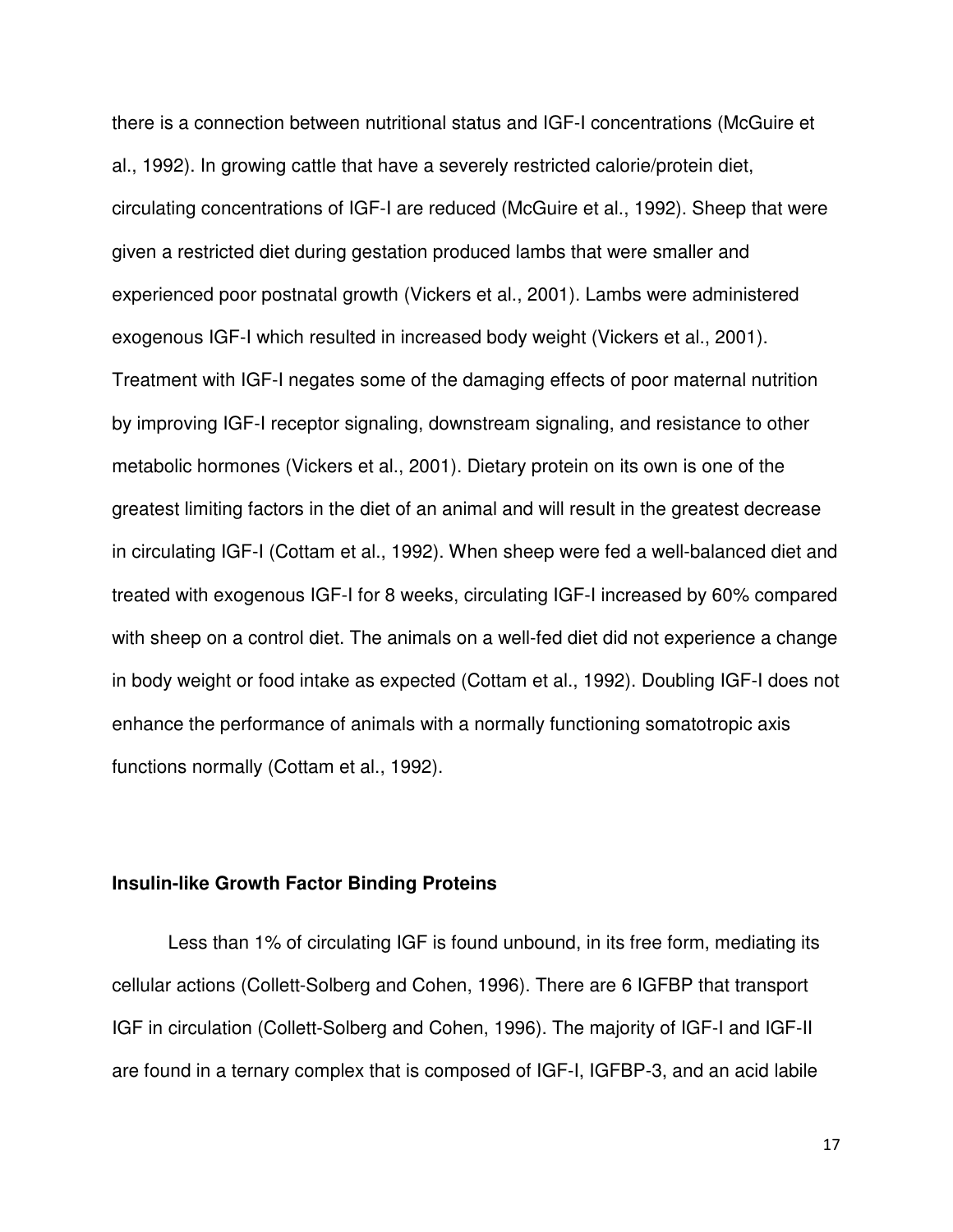there is a connection between nutritional status and IGF-I concentrations (McGuire et al., 1992). In growing cattle that have a severely restricted calorie/protein diet, circulating concentrations of IGF-I are reduced (McGuire et al., 1992). Sheep that were given a restricted diet during gestation produced lambs that were smaller and experienced poor postnatal growth (Vickers et al., 2001). Lambs were administered exogenous IGF-I which resulted in increased body weight (Vickers et al., 2001). Treatment with IGF-I negates some of the damaging effects of poor maternal nutrition by improving IGF-I receptor signaling, downstream signaling, and resistance to other metabolic hormones (Vickers et al., 2001). Dietary protein on its own is one of the greatest limiting factors in the diet of an animal and will result in the greatest decrease in circulating IGF-I (Cottam et al., 1992). When sheep were fed a well-balanced diet and treated with exogenous IGF-I for 8 weeks, circulating IGF-I increased by 60% compared with sheep on a control diet. The animals on a well-fed diet did not experience a change in body weight or food intake as expected (Cottam et al., 1992). Doubling IGF-I does not enhance the performance of animals with a normally functioning somatotropic axis functions normally (Cottam et al., 1992).

### Insulin-like Growth Factor Binding Proteins

Less than 1% of circulating IGF is found unbound, in its free form, mediating its cellular actions (Collett-Solberg and Cohen, 1996). There are 6 IGFBP that transport IGF in circulation (Collett-Solberg and Cohen, 1996). The majority of IGF-I and IGF-II are found in a ternary complex that is composed of IGF-I, IGFBP-3, and an acid labile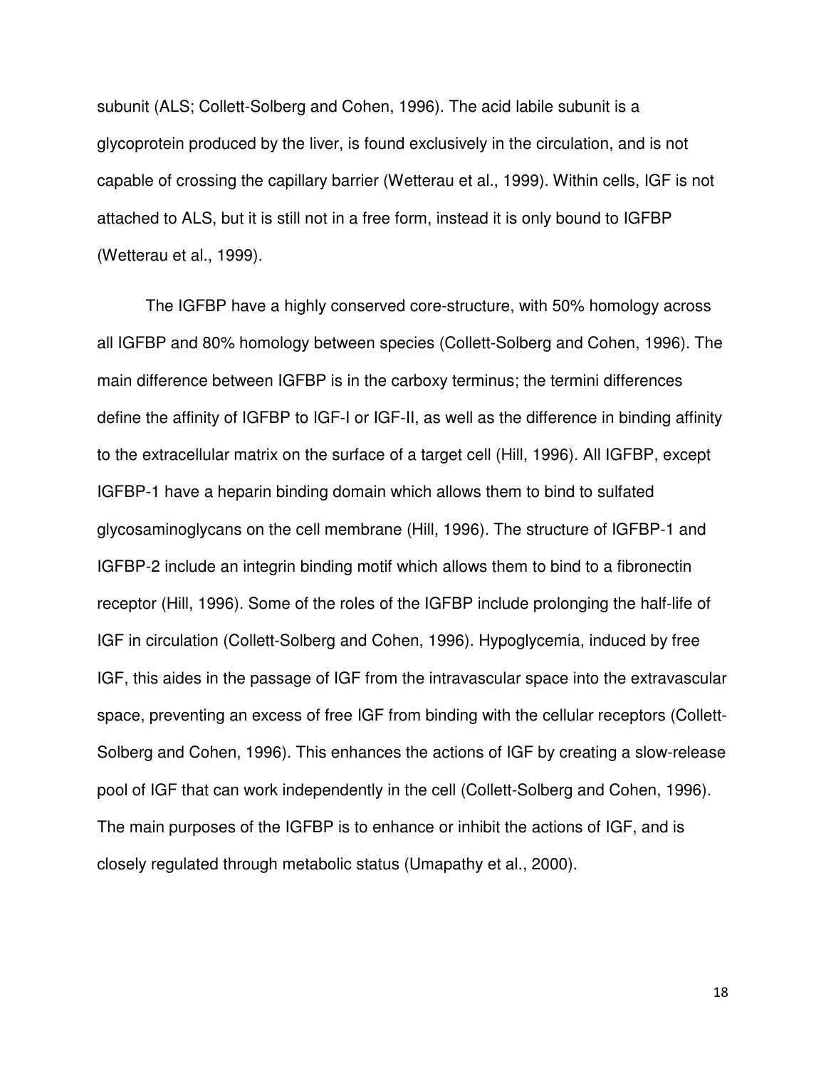subunit (ALS; Collett-Solberg and Cohen, 1996). The acid labile subunit is a glycoprotein produced by the liver, is found exclusively in the circulation, and is not capable of crossing the capillary barrier (Wetterau et al., 1999). Within cells, IGF is not attached to ALS, but it is still not in a free form, instead it is only bound to IGFBP (Wetterau et al., 1999).

The IGFBP have a highly conserved core-structure, with 50% homology across all IGFBP and 80% homology between species (Collett-Solberg and Cohen, 1996). The main difference between IGFBP is in the carboxy terminus; the termini differences define the affinity of IGFBP to IGF-I or IGF-II, as well as the difference in binding affinity to the extracellular matrix on the surface of a target cell (Hill, 1996). All IGFBP, except IGFBP-1 have a heparin binding domain which allows them to bind to sulfated glycosaminoglycans on the cell membrane (Hill, 1996). The structure of IGFBP-1 and IGFBP-2 include an integrin binding motif which allows them to bind to a fibronectin receptor (Hill, 1996). Some of the roles of the IGFBP include prolonging the half-life of IGF in circulation (Collett-Solberg and Cohen, 1996). Hypoglycemia, induced by free IGF, this aides in the passage of IGF from the intravascular space into the extravascular space, preventing an excess of free IGF from binding with the cellular receptors (Collett-Solberg and Cohen, 1996). This enhances the actions of IGF by creating a slow-release pool of IGF that can work independently in the cell (Collett-Solberg and Cohen, 1996). The main purposes of the IGFBP is to enhance or inhibit the actions of IGF, and is closely regulated through metabolic status (Umapathy et al., 2000).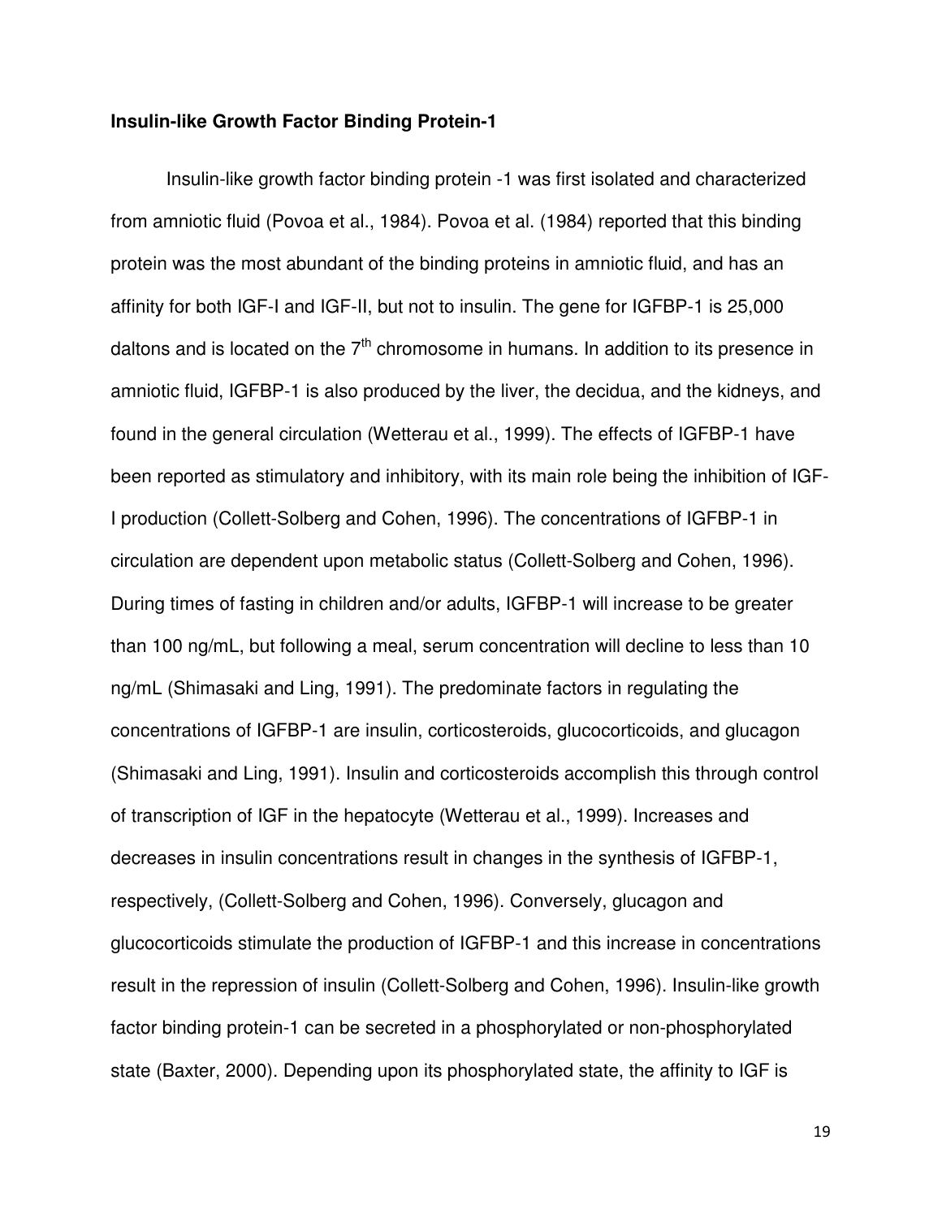**Insulin-like Growth Factor Binding Protein-1**

Insulin-like growth factor binding protein -1 was first isolated and characterized from amniotic fluid (Povoa et al., 1984). Povoa et al. (1984) reported that this binding protein was the most abundant of the binding proteins in amniotic fluid, and has an affinity for both IGF-I and IGF-II, but not to insulin. The gene for IGFBP-1 is 25,000 daltons and is located on the 7th chromosome in humans. In addition to its presence in amniotic fluid, IGFBP-1 is also produced by the liver, the decidua, and the kidneys, and found in the general circulation (Wetterau et al., 1999). The effects of IGFBP-1 have been reported as stimulatory and inhibitory, with its main role being the inhibition of IGF-I production (Collett-Solberg and Cohen, 1996). The concentrations of IGFBP-1 in circulation are dependent upon metabolic status (Collett-Solberg and Cohen, 1996). During times of fasting in children and/or adults, IGFBP-1 will increase to be greater than 100 ng/mL, but following a meal, serum concentration will decline to less than 10 ng/mL (Shimasaki and Ling, 1991). The predominate factors in regulating the concentrations of IGFBP-1 are insulin, corticosteroids, glucocorticoids, and glucagon (Shimasaki and Ling, 1991). Insulin and corticosteroids accomplish this through control of transcription of IGF in the hepatocyte (Wetterau et al., 1999). Increases and decreases in insulin concentrations result in changes in the synthesis of IGFBP-1, respectively, (Collett-Solberg and Cohen, 1996). Conversely, glucagon and glucocorticoids stimulate the production of IGFBP-1 and this increase in concentrations result in the repression of insulin (Collett-Solberg and Cohen, 1996). Insulin-like growth factor binding protein-1 can be secreted in a phosphorylated or non-phosphorylated state (Baxter, 2000). Depending upon its phosphorylated state, the affinity to IGF is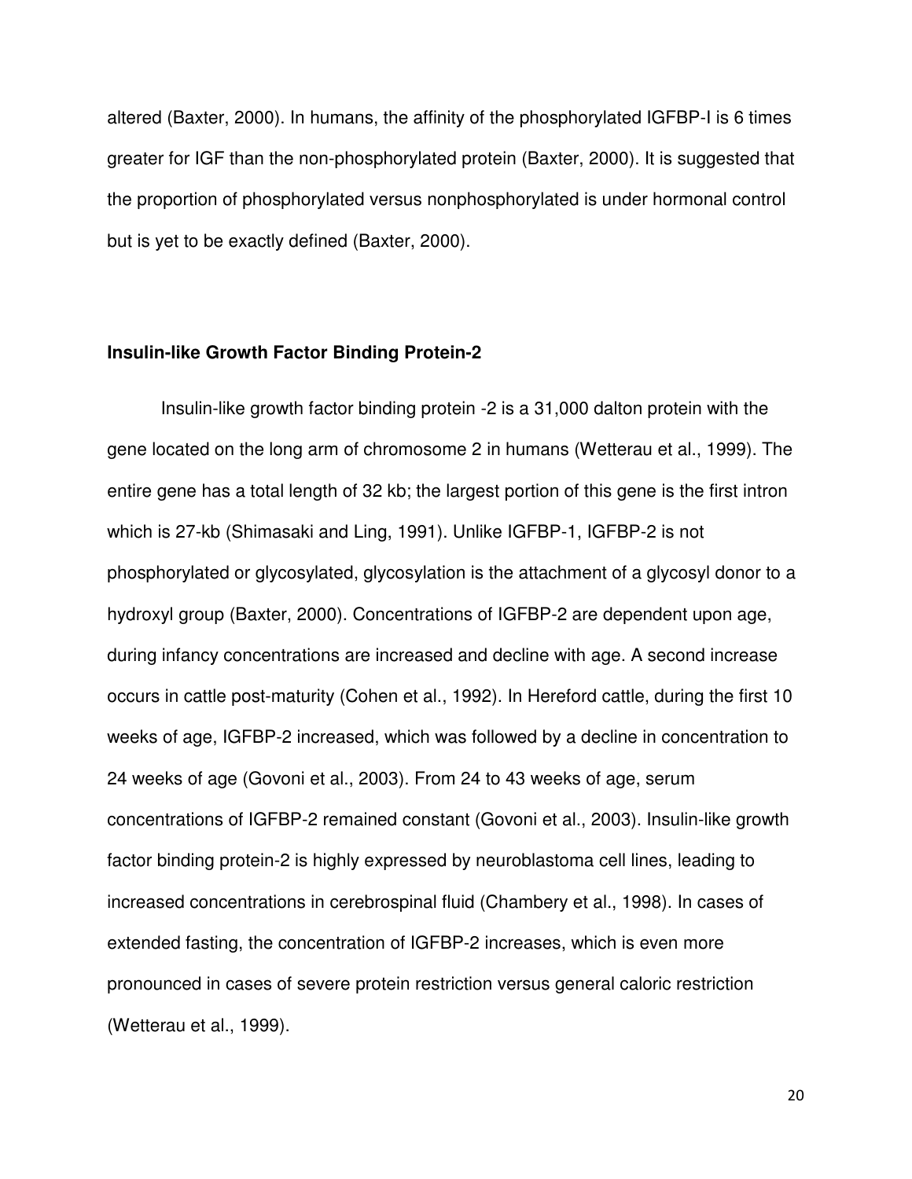altered (Baxter, 2000). In humans, the affinity of the phosphorylated IGFBP-I is 6 times greater for IGF than the non-phosphorylated protein (Baxter, 2000). It is suggested that the proportion of phosphorylated versus nonphosphorylated is under hormonal control but is yet to be exactly defined (Baxter, 2000).

**Insulin-like Growth Factor Binding Protein-2**

Insulin-like growth factor binding protein -2 is a 31,000 dalton protein with the gene located on the long arm of chromosome 2 in humans (Wetterau et al., 1999). The entire gene has a total length of 32 kb; the largest portion of this gene is the first intron which is 27-kb (Shimasaki and Ling, 1991). Unlike IGFBP-1, IGFBP-2 is not phosphorylated or glycosylated, glycosylation is the attachment of a glycosyl donor to a hydroxyl group (Baxter, 2000). Concentrations of IGFBP-2 are dependent upon age, during infancy concentrations are increased and decline with age. A second increase occurs in cattle post-maturity (Cohen et al., 1992). In Hereford cattle, during the first 10 weeks of age, IGFBP-2 increased, which was followed by a decline in concentration to 24 weeks of age (Govoni et al., 2003). From 24 to 43 weeks of age, serum concentrations of IGFBP-2 remained constant (Govoni et al., 2003). Insulin-like growth factor binding protein-2 is highly expressed by neuroblastoma cell lines, leading to increased concentrations in cerebrospinal fluid (Chambery et al., 1998). In cases of extended fasting, the concentration of IGFBP-2 increases, which is even more pronounced in cases of severe protein restriction versus general caloric restriction (Wetterau et al., 1999).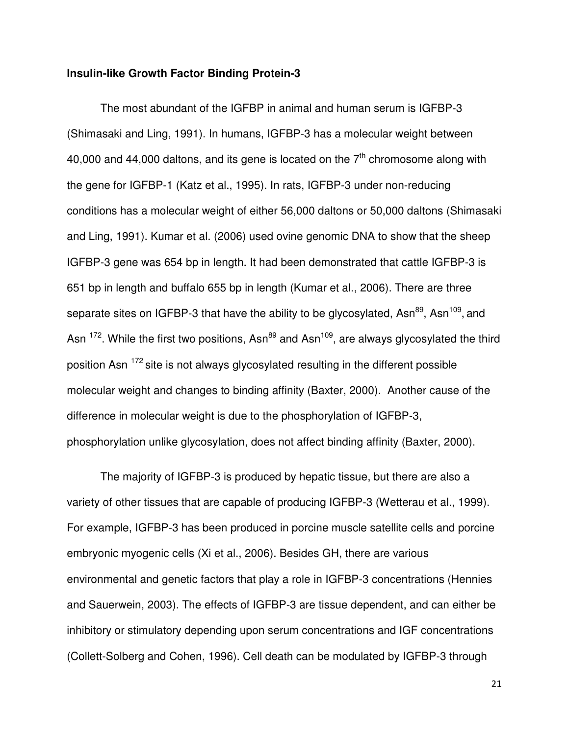### Insulin-like Growth Factor Binding Protein-3

The most abundant of the IGFBP in animal and human serum is IGFBP-3 (Shimasaki and Ling, 1991). In humans, IGFBP-3 has a molecular weight between 40,000 and 44,000 daltons, and its gene is located on the $7^{th}$ chromosome along with the gene for IGFBP-1 (Katz et al., 1995). In rats, IGFBP-3 under non-reducing conditions has a molecular weight of either 56,000 daltons or 50,000 daltons (Shimasaki and Ling, 1991). Kumar et al. (2006) used ovine genomic DNA to show that the sheep IGFBP-3 gene was 654 bp in length. It had been demonstrated that cattle IGFBP-3 is 651 bp in length and buffalo 655 bp in length (Kumar et al., 2006). There are three separate sites on IGFBP-3 that have the ability to be glycosylated, $Asn^{89}$, $Asn^{109}$, and $Asn^{172}$. While the first two positions, $Asn^{89}$ and $Asn^{109}$, are always glycosylated the third position $Asn^{172}$ site is not always glycosylated resulting in the different possible molecular weight and changes to binding affinity (Baxter, 2000). Another cause of the difference in molecular weight is due to the phosphorylation of IGFBP-3, phosphorylation unlike glycosylation, does not affect binding affinity (Baxter, 2000).

The majority of IGFBP-3 is produced by hepatic tissue, but there are also a variety of other tissues that are capable of producing IGFBP-3 (Wetterau et al., 1999). For example, IGFBP-3 has been produced in porcine muscle satellite cells and porcine embryonic myogenic cells (Xi et al., 2006). Besides GH, there are various environmental and genetic factors that play a role in IGFBP-3 concentrations (Hennies and Sauerwein, 2003). The effects of IGFBP-3 are tissue dependent, and can either be inhibitory or stimulatory depending upon serum concentrations and IGF concentrations (Collett-Solberg and Cohen, 1996). Cell death can be modulated by IGFBP-3 through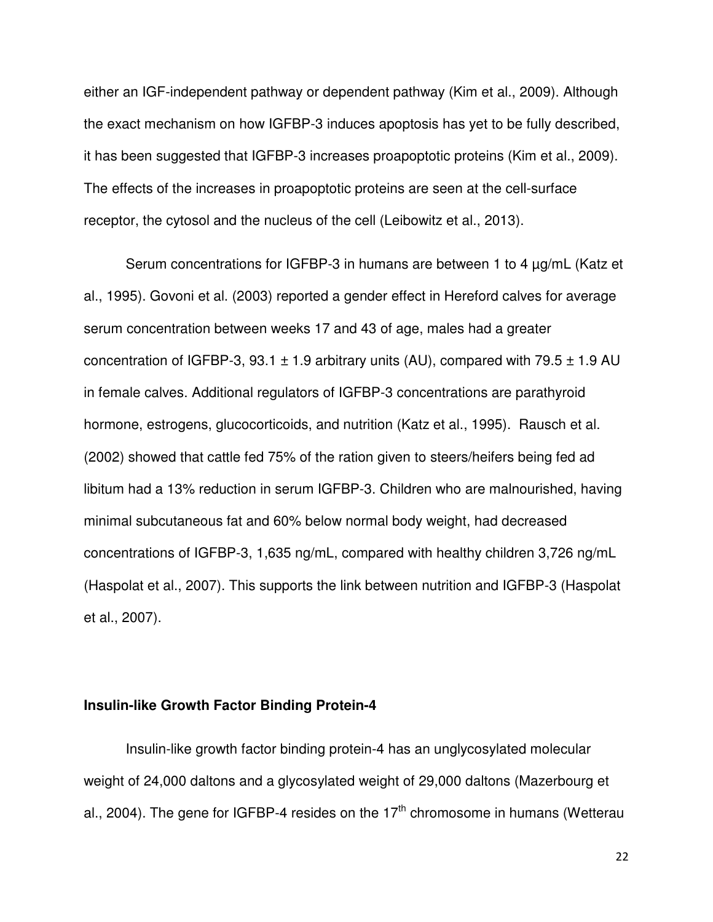either an IGF-independent pathway or dependent pathway (Kim et al., 2009). Although the exact mechanism on how IGFBP-3 induces apoptosis has yet to be fully described, it has been suggested that IGFBP-3 increases proapoptotic proteins (Kim et al., 2009). The effects of the increases in proapoptotic proteins are seen at the cell-surface receptor, the cytosol and the nucleus of the cell (Leibowitz et al., 2013).

Serum concentrations for IGFBP-3 in humans are between 1 to 4 µg/mL (Katz et al., 1995). Govoni et al. (2003) reported a gender effect in Hereford calves for average serum concentration between weeks 17 and 43 of age, males had a greater concentration of IGFBP-3, 93.1 ± 1.9 arbitrary units (AU), compared with 79.5 ± 1.9 AU in female calves. Additional regulators of IGFBP-3 concentrations are parathyroid hormone, estrogens, glucocorticoids, and nutrition (Katz et al., 1995). Rausch et al. (2002) showed that cattle fed 75% of the ration given to steers/heifers being fed ad libitum had a 13% reduction in serum IGFBP-3. Children who are malnourished, having minimal subcutaneous fat and 60% below normal body weight, had decreased concentrations of IGFBP-3, 1,635 ng/mL, compared with healthy children 3,726 ng/mL (Haspolat et al., 2007). This supports the link between nutrition and IGFBP-3 (Haspolat et al., 2007).

### Insulin-like Growth Factor Binding Protein-4

Insulin-like growth factor binding protein-4 has an unglycosylated molecular weight of 24,000 daltons and a glycosylated weight of 29,000 daltons (Mazerbourg et al., 2004). The gene for IGFBP-4 resides on the 17$^{th}$ chromosome in humans (Wetterau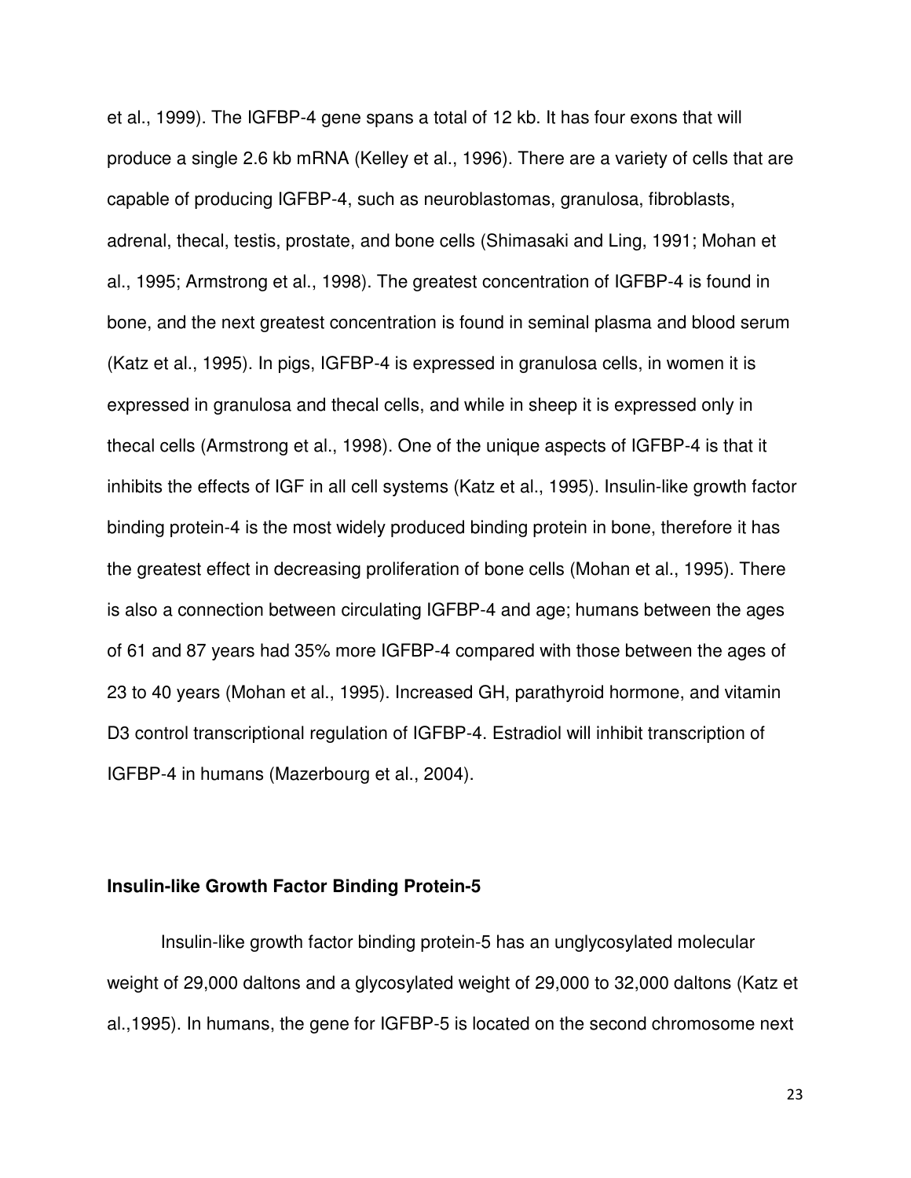et al., 1999). The IGFBP-4 gene spans a total of 12 kb. It has four exons that will produce a single 2.6 kb mRNA (Kelley et al., 1996). There are a variety of cells that are capable of producing IGFBP-4, such as neuroblastomas, granulosa, fibroblasts, adrenal, thecal, testis, prostate, and bone cells (Shimasaki and Ling, 1991; Mohan et al., 1995; Armstrong et al., 1998). The greatest concentration of IGFBP-4 is found in bone, and the next greatest concentration is found in seminal plasma and blood serum (Katz et al., 1995). In pigs, IGFBP-4 is expressed in granulosa cells, in women it is expressed in granulosa and thecal cells, and while in sheep it is expressed only in thecal cells (Armstrong et al., 1998). One of the unique aspects of IGFBP-4 is that it inhibits the effects of IGF in all cell systems (Katz et al., 1995). Insulin-like growth factor binding protein-4 is the most widely produced binding protein in bone, therefore it has the greatest effect in decreasing proliferation of bone cells (Mohan et al., 1995). There is also a connection between circulating IGFBP-4 and age; humans between the ages of 61 and 87 years had 35% more IGFBP-4 compared with those between the ages of 23 to 40 years (Mohan et al., 1995). Increased GH, parathyroid hormone, and vitamin D3 control transcriptional regulation of IGFBP-4. Estradiol will inhibit transcription of IGFBP-4 in humans (Mazerbourg et al., 2004).

**Insulin-like Growth Factor Binding Protein-5**

Insulin-like growth factor binding protein-5 has an unglycosylated molecular weight of 29,000 daltons and a glycosylated weight of 29,000 to 32,000 daltons (Katz et al.,1995). In humans, the gene for IGFBP-5 is located on the second chromosome next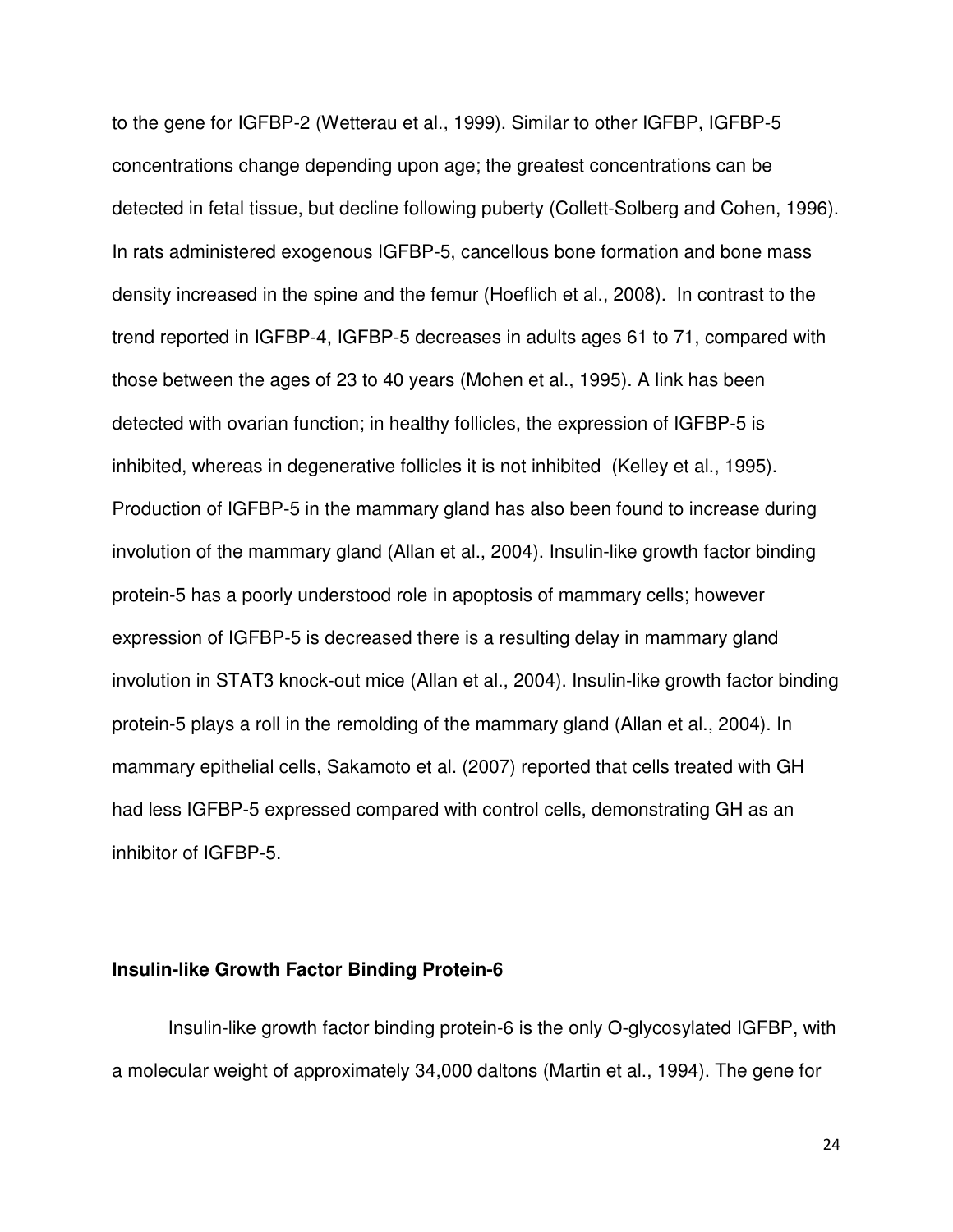to the gene for IGFBP-2 (Wetterau et al., 1999). Similar to other IGFBP, IGFBP-5 concentrations change depending upon age; the greatest concentrations can be detected in fetal tissue, but decline following puberty (Collett-Solberg and Cohen, 1996). In rats administered exogenous IGFBP-5, cancellous bone formation and bone mass density increased in the spine and the femur (Hoeflich et al., 2008). In contrast to the trend reported in IGFBP-4, IGFBP-5 decreases in adults ages 61 to 71, compared with those between the ages of 23 to 40 years (Mohen et al., 1995). A link has been detected with ovarian function; in healthy follicles, the expression of IGFBP-5 is inhibited, whereas in degenerative follicles it is not inhibited (Kelley et al., 1995). Production of IGFBP-5 in the mammary gland has also been found to increase during involution of the mammary gland (Allan et al., 2004). Insulin-like growth factor binding protein-5 has a poorly understood role in apoptosis of mammary cells; however expression of IGFBP-5 is decreased there is a resulting delay in mammary gland involution in STAT3 knock-out mice (Allan et al., 2004). Insulin-like growth factor binding protein-5 plays a roll in the remolding of the mammary gland (Allan et al., 2004). In mammary epithelial cells, Sakamoto et al. (2007) reported that cells treated with GH had less IGFBP-5 expressed compared with control cells, demonstrating GH as an inhibitor of IGFBP-5.

### Insulin-like Growth Factor Binding Protein-6

Insulin-like growth factor binding protein-6 is the only O-glycosylated IGFBP, with a molecular weight of approximately 34,000 daltons (Martin et al., 1994). The gene for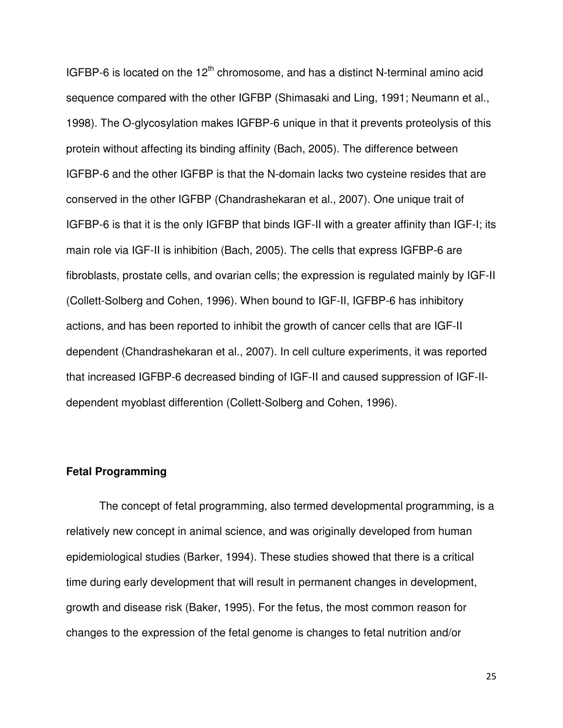IGFBP-6 is located on the 12$^{th}$ chromosome, and has a distinct N-terminal amino acid sequence compared with the other IGFBP (Shimasaki and Ling, 1991; Neumann et al., 1998). The O-glycosylation makes IGFBP-6 unique in that it prevents proteolysis of this protein without affecting its binding affinity (Bach, 2005). The difference between IGFBP-6 and the other IGFBP is that the N-domain lacks two cysteine resides that are conserved in the other IGFBP (Chandrashekaran et al., 2007). One unique trait of IGFBP-6 is that it is the only IGFBP that binds IGF-II with a greater affinity than IGF-I; its main role via IGF-II is inhibition (Bach, 2005). The cells that express IGFBP-6 are fibroblasts, prostate cells, and ovarian cells; the expression is regulated mainly by IGF-II (Collett-Solberg and Cohen, 1996). When bound to IGF-II, IGFBP-6 has inhibitory actions, and has been reported to inhibit the growth of cancer cells that are IGF-II dependent (Chandrashekaran et al., 2007). In cell culture experiments, it was reported that increased IGFBP-6 decreased binding of IGF-II and caused suppression of IGF-II-dependent myoblast differention (Collett-Solberg and Cohen, 1996).

**Fetal Programming**

The concept of fetal programming, also termed developmental programming, is a relatively new concept in animal science, and was originally developed from human epidemiological studies (Barker, 1994). These studies showed that there is a critical time during early development that will result in permanent changes in development, growth and disease risk (Baker, 1995). For the fetus, the most common reason for changes to the expression of the fetal genome is changes to fetal nutrition and/or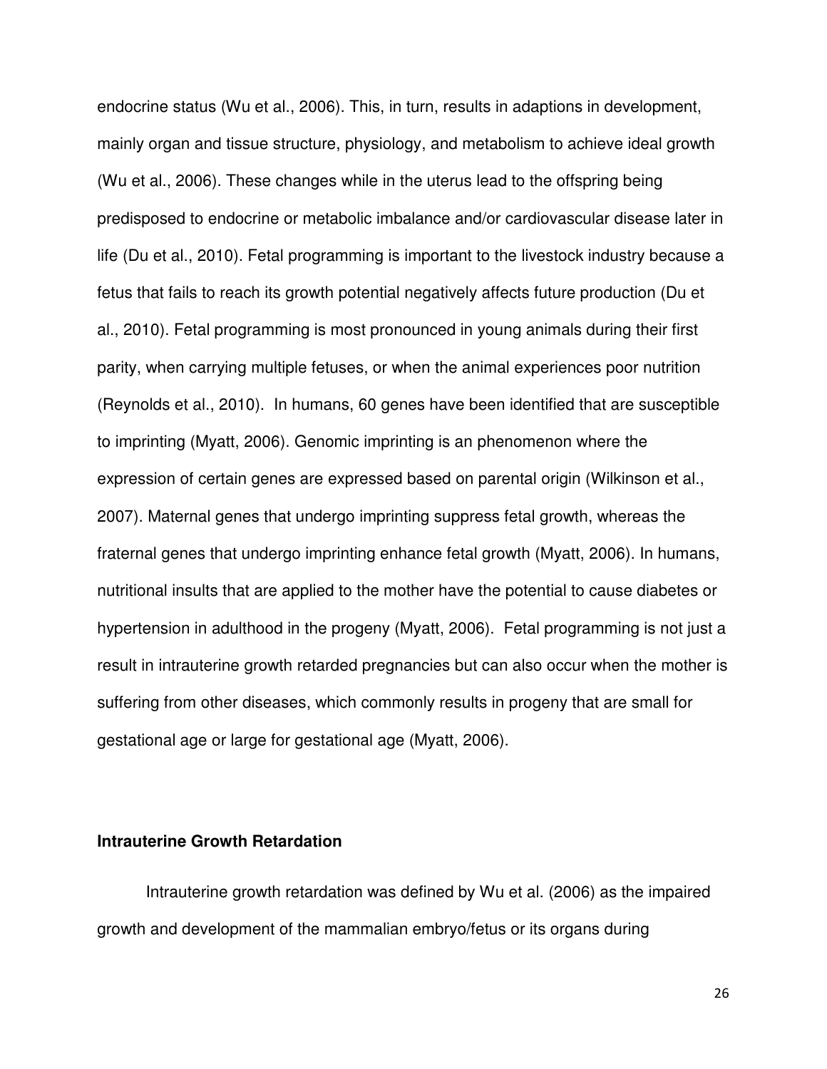endocrine status (Wu et al., 2006). This, in turn, results in adaptions in development, mainly organ and tissue structure, physiology, and metabolism to achieve ideal growth (Wu et al., 2006). These changes while in the uterus lead to the offspring being predisposed to endocrine or metabolic imbalance and/or cardiovascular disease later in life (Du et al., 2010). Fetal programming is important to the livestock industry because a fetus that fails to reach its growth potential negatively affects future production (Du et al., 2010). Fetal programming is most pronounced in young animals during their first parity, when carrying multiple fetuses, or when the animal experiences poor nutrition (Reynolds et al., 2010). In humans, 60 genes have been identified that are susceptible to imprinting (Myatt, 2006). Genomic imprinting is an phenomenon where the expression of certain genes are expressed based on parental origin (Wilkinson et al., 2007). Maternal genes that undergo imprinting suppress fetal growth, whereas the fraternal genes that undergo imprinting enhance fetal growth (Myatt, 2006). In humans, nutritional insults that are applied to the mother have the potential to cause diabetes or hypertension in adulthood in the progeny (Myatt, 2006). Fetal programming is not just a result in intrauterine growth retarded pregnancies but can also occur when the mother is suffering from other diseases, which commonly results in progeny that are small for gestational age or large for gestational age (Myatt, 2006).

## Intrauterine Growth Retardation

Intrauterine growth retardation was defined by Wu et al. (2006) as the impaired growth and development of the mammalian embryo/fetus or its organs during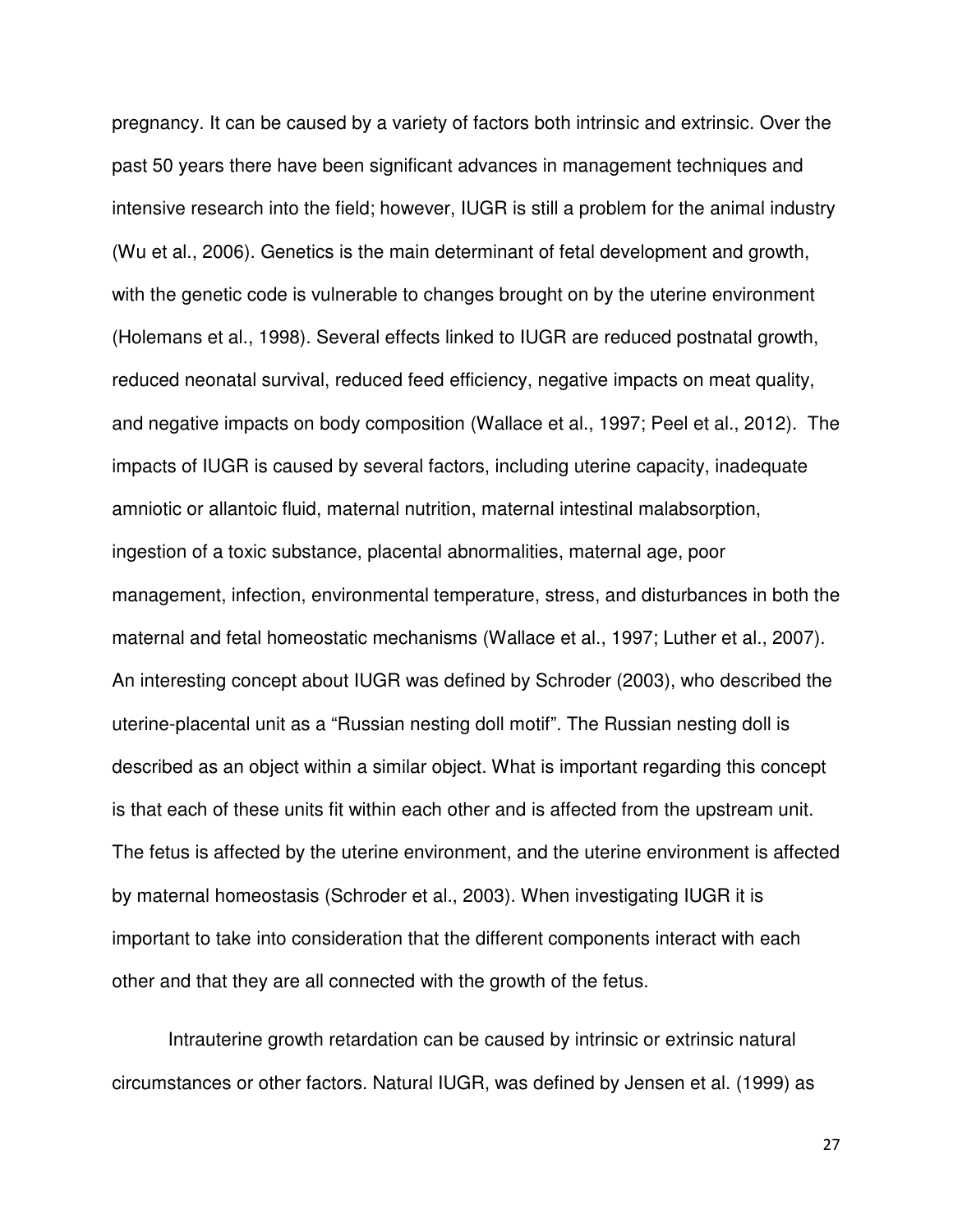pregnancy. It can be caused by a variety of factors both intrinsic and extrinsic. Over the past 50 years there have been significant advances in management techniques and intensive research into the field; however, IUGR is still a problem for the animal industry (Wu et al., 2006). Genetics is the main determinant of fetal development and growth, with the genetic code is vulnerable to changes brought on by the uterine environment (Holemans et al., 1998). Several effects linked to IUGR are reduced postnatal growth, reduced neonatal survival, reduced feed efficiency, negative impacts on meat quality, and negative impacts on body composition (Wallace et al., 1997; Peel et al., 2012). The impacts of IUGR is caused by several factors, including uterine capacity, inadequate amniotic or allantoic fluid, maternal nutrition, maternal intestinal malabsorption, ingestion of a toxic substance, placental abnormalities, maternal age, poor management, infection, environmental temperature, stress, and disturbances in both the maternal and fetal homeostatic mechanisms (Wallace et al., 1997; Luther et al., 2007). An interesting concept about IUGR was defined by Schroder (2003), who described the uterine-placental unit as a "Russian nesting doll motif". The Russian nesting doll is described as an object within a similar object. What is important regarding this concept is that each of these units fit within each other and is affected from the upstream unit. The fetus is affected by the uterine environment, and the uterine environment is affected by maternal homeostasis (Schroder et al., 2003). When investigating IUGR it is important to take into consideration that the different components interact with each other and that they are all connected with the growth of the fetus.

Intrauterine growth retardation can be caused by intrinsic or extrinsic natural circumstances or other factors. Natural IUGR, was defined by Jensen et al. (1999) as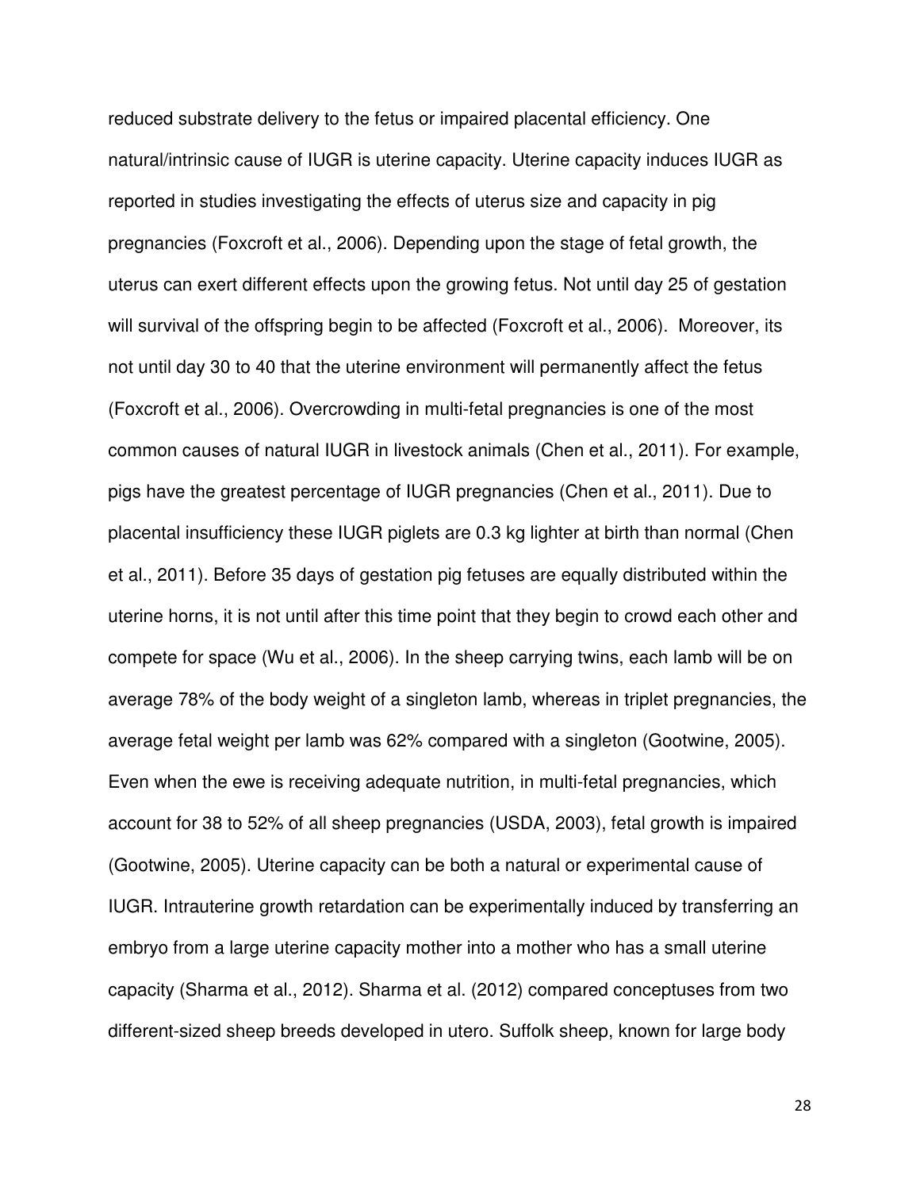reduced substrate delivery to the fetus or impaired placental efficiency. One natural/intrinsic cause of IUGR is uterine capacity. Uterine capacity induces IUGR as reported in studies investigating the effects of uterus size and capacity in pig pregnancies (Foxcroft et al., 2006). Depending upon the stage of fetal growth, the uterus can exert different effects upon the growing fetus. Not until day 25 of gestation will survival of the offspring begin to be affected (Foxcroft et al., 2006). Moreover, its not until day 30 to 40 that the uterine environment will permanently affect the fetus (Foxcroft et al., 2006). Overcrowding in multi-fetal pregnancies is one of the most common causes of natural IUGR in livestock animals (Chen et al., 2011). For example, pigs have the greatest percentage of IUGR pregnancies (Chen et al., 2011). Due to placental insufficiency these IUGR piglets are 0.3 kg lighter at birth than normal (Chen et al., 2011). Before 35 days of gestation pig fetuses are equally distributed within the uterine horns, it is not until after this time point that they begin to crowd each other and compete for space (Wu et al., 2006). In the sheep carrying twins, each lamb will be on average 78% of the body weight of a singleton lamb, whereas in triplet pregnancies, the average fetal weight per lamb was 62% compared with a singleton (Gootwine, 2005). Even when the ewe is receiving adequate nutrition, in multi-fetal pregnancies, which account for 38 to 52% of all sheep pregnancies (USDA, 2003), fetal growth is impaired (Gootwine, 2005). Uterine capacity can be both a natural or experimental cause of IUGR. Intrauterine growth retardation can be experimentally induced by transferring an embryo from a large uterine capacity mother into a mother who has a small uterine capacity (Sharma et al., 2012). Sharma et al. (2012) compared conceptuses from two different-sized sheep breeds developed in utero. Suffolk sheep, known for large body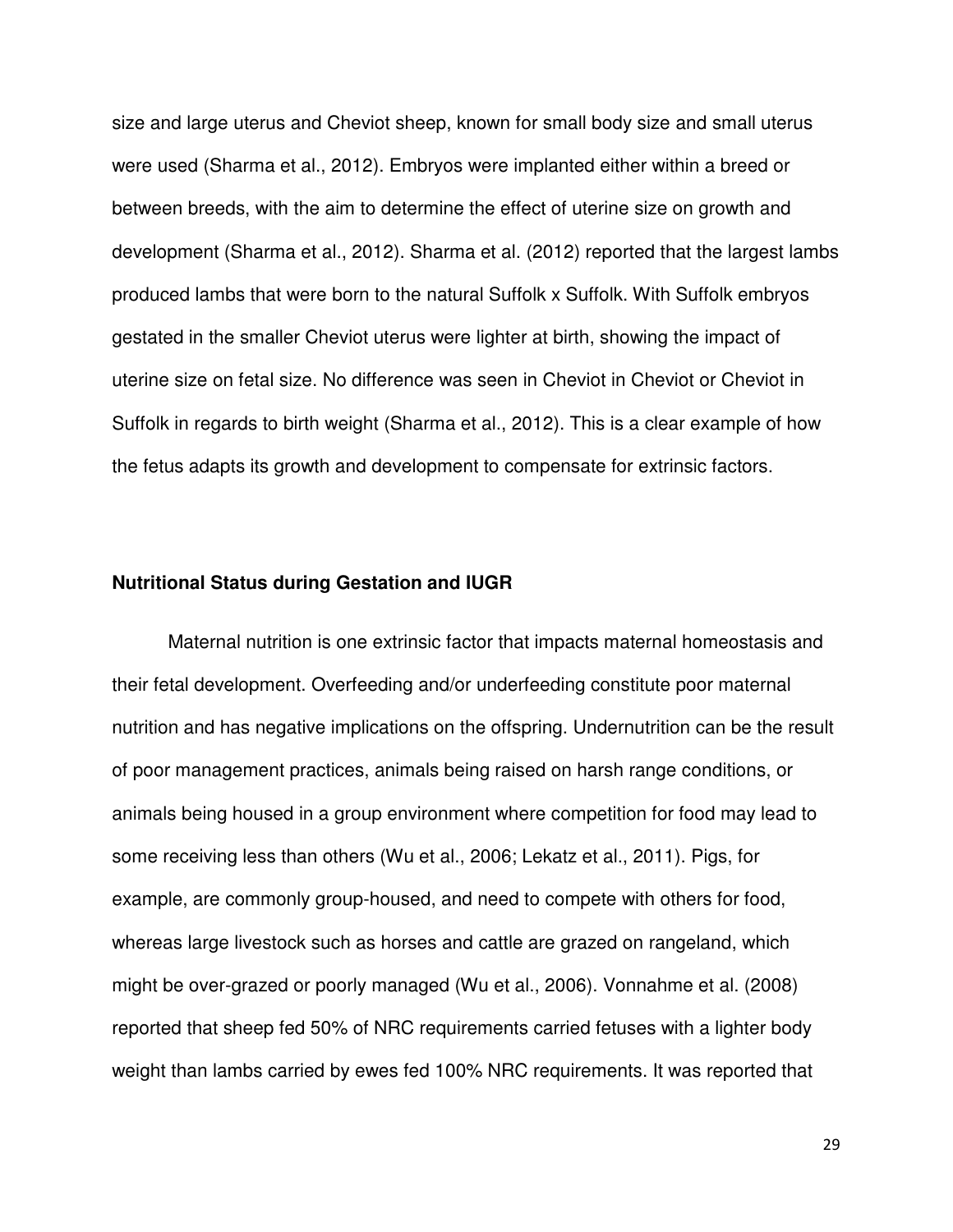size and large uterus and Cheviot sheep, known for small body size and small uterus were used (Sharma et al., 2012). Embryos were implanted either within a breed or between breeds, with the aim to determine the effect of uterine size on growth and development (Sharma et al., 2012). Sharma et al. (2012) reported that the largest lambs produced lambs that were born to the natural Suffolk x Suffolk. With Suffolk embryos gestated in the smaller Cheviot uterus were lighter at birth, showing the impact of uterine size on fetal size. No difference was seen in Cheviot in Cheviot or Cheviot in Suffolk in regards to birth weight (Sharma et al., 2012). This is a clear example of how the fetus adapts its growth and development to compensate for extrinsic factors.

**Nutritional Status during Gestation and IUGR**

Maternal nutrition is one extrinsic factor that impacts maternal homeostasis and their fetal development. Overfeeding and/or underfeeding constitute poor maternal nutrition and has negative implications on the offspring. Undernutrition can be the result of poor management practices, animals being raised on harsh range conditions, or animals being housed in a group environment where competition for food may lead to some receiving less than others (Wu et al., 2006; Lekatz et al., 2011). Pigs, for example, are commonly group-housed, and need to compete with others for food, whereas large livestock such as horses and cattle are grazed on rangeland, which might be over-grazed or poorly managed (Wu et al., 2006). Vonnahme et al. (2008) reported that sheep fed 50% of NRC requirements carried fetuses with a lighter body weight than lambs carried by ewes fed 100% NRC requirements. It was reported that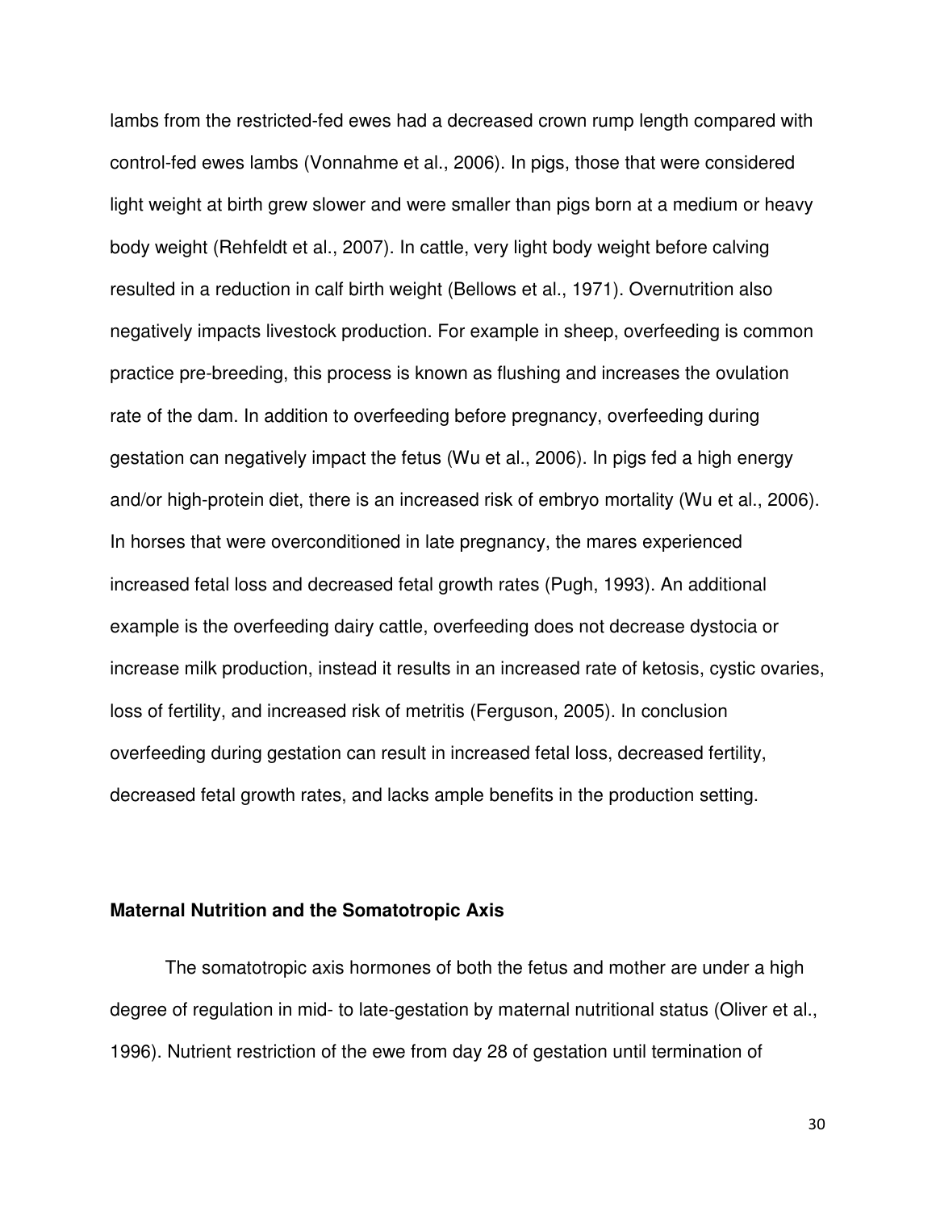lambs from the restricted-fed ewes had a decreased crown rump length compared with control-fed ewes lambs (Vonnahme et al., 2006). In pigs, those that were considered light weight at birth grew slower and were smaller than pigs born at a medium or heavy body weight (Rehfeldt et al., 2007). In cattle, very light body weight before calving resulted in a reduction in calf birth weight (Bellows et al., 1971). Overnutrition also negatively impacts livestock production. For example in sheep, overfeeding is common practice pre-breeding, this process is known as flushing and increases the ovulation rate of the dam. In addition to overfeeding before pregnancy, overfeeding during gestation can negatively impact the fetus (Wu et al., 2006). In pigs fed a high energy and/or high-protein diet, there is an increased risk of embryo mortality (Wu et al., 2006). In horses that were overconditioned in late pregnancy, the mares experienced increased fetal loss and decreased fetal growth rates (Pugh, 1993). An additional example is the overfeeding dairy cattle, overfeeding does not decrease dystocia or increase milk production, instead it results in an increased rate of ketosis, cystic ovaries, loss of fertility, and increased risk of metritis (Ferguson, 2005). In conclusion overfeeding during gestation can result in increased fetal loss, decreased fertility, decreased fetal growth rates, and lacks ample benefits in the production setting.

### Maternal Nutrition and the Somatotropic Axis

The somatotropic axis hormones of both the fetus and mother are under a high degree of regulation in mid- to late-gestation by maternal nutritional status (Oliver et al., 1996). Nutrient restriction of the ewe from day 28 of gestation until termination of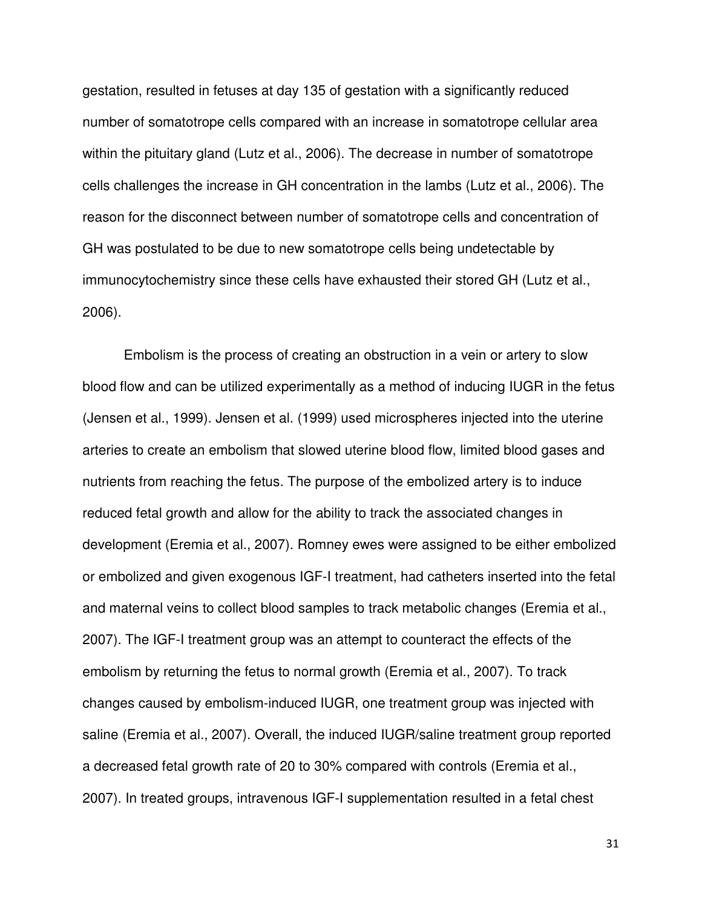gestation, resulted in fetuses at day 135 of gestation with a significantly reduced number of somatotrope cells compared with an increase in somatotrope cellular area within the pituitary gland (Lutz et al., 2006). The decrease in number of somatotrope cells challenges the increase in GH concentration in the lambs (Lutz et al., 2006). The reason for the disconnect between number of somatotrope cells and concentration of GH was postulated to be due to new somatotrope cells being undetectable by immunocytochemistry since these cells have exhausted their stored GH (Lutz et al., 2006).

Embolism is the process of creating an obstruction in a vein or artery to slow blood flow and can be utilized experimentally as a method of inducing IUGR in the fetus (Jensen et al., 1999). Jensen et al. (1999) used microspheres injected into the uterine arteries to create an embolism that slowed uterine blood flow, limited blood gases and nutrients from reaching the fetus. The purpose of the embolized artery is to induce reduced fetal growth and allow for the ability to track the associated changes in development (Eremia et al., 2007). Romney ewes were assigned to be either embolized or embolized and given exogenous IGF-I treatment, had catheters inserted into the fetal and maternal veins to collect blood samples to track metabolic changes (Eremia et al., 2007). The IGF-I treatment group was an attempt to counteract the effects of the embolism by returning the fetus to normal growth (Eremia et al., 2007). To track changes caused by embolism-induced IUGR, one treatment group was injected with saline (Eremia et al., 2007). Overall, the induced IUGR/saline treatment group reported a decreased fetal growth rate of 20 to 30% compared with controls (Eremia et al., 2007). In treated groups, intravenous IGF-I supplementation resulted in a fetal chest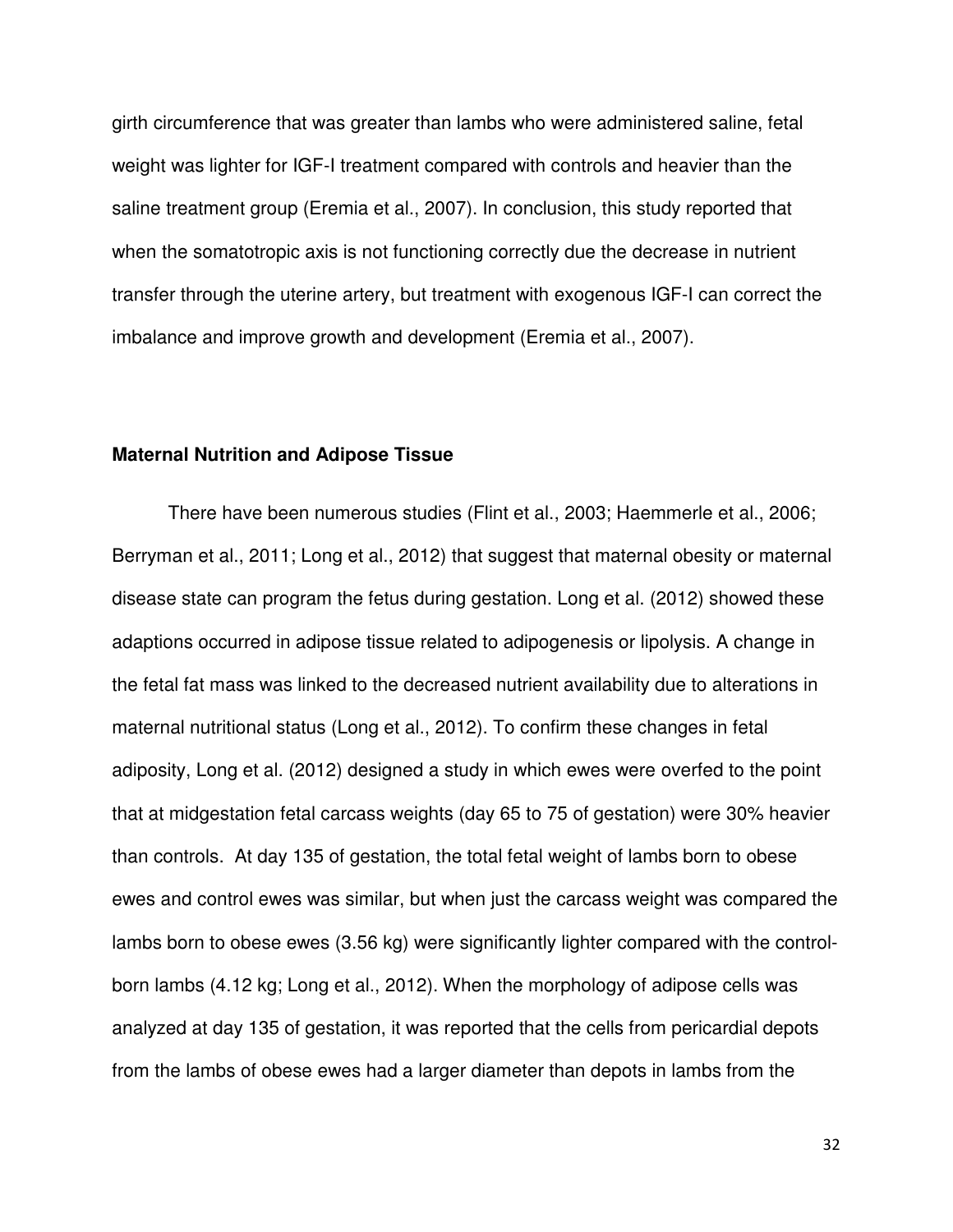girth circumference that was greater than lambs who were administered saline, fetal weight was lighter for IGF-I treatment compared with controls and heavier than the saline treatment group (Eremia et al., 2007). In conclusion, this study reported that when the somatotropic axis is not functioning correctly due the decrease in nutrient transfer through the uterine artery, but treatment with exogenous IGF-I can correct the imbalance and improve growth and development (Eremia et al., 2007).

**Maternal Nutrition and Adipose Tissue**

There have been numerous studies (Flint et al., 2003; Haemmerle et al., 2006; Berryman et al., 2011; Long et al., 2012) that suggest that maternal obesity or maternal disease state can program the fetus during gestation. Long et al. (2012) showed these adaptions occurred in adipose tissue related to adipogenesis or lipolysis. A change in the fetal fat mass was linked to the decreased nutrient availability due to alterations in maternal nutritional status (Long et al., 2012). To confirm these changes in fetal adiposity, Long et al. (2012) designed a study in which ewes were overfed to the point that at midgestation fetal carcass weights (day 65 to 75 of gestation) were 30% heavier than controls. At day 135 of gestation, the total fetal weight of lambs born to obese ewes and control ewes was similar, but when just the carcass weight was compared the lambs born to obese ewes (3.56 kg) were significantly lighter compared with the control-born lambs (4.12 kg; Long et al., 2012). When the morphology of adipose cells was analyzed at day 135 of gestation, it was reported that the cells from pericardial depots from the lambs of obese ewes had a larger diameter than depots in lambs from the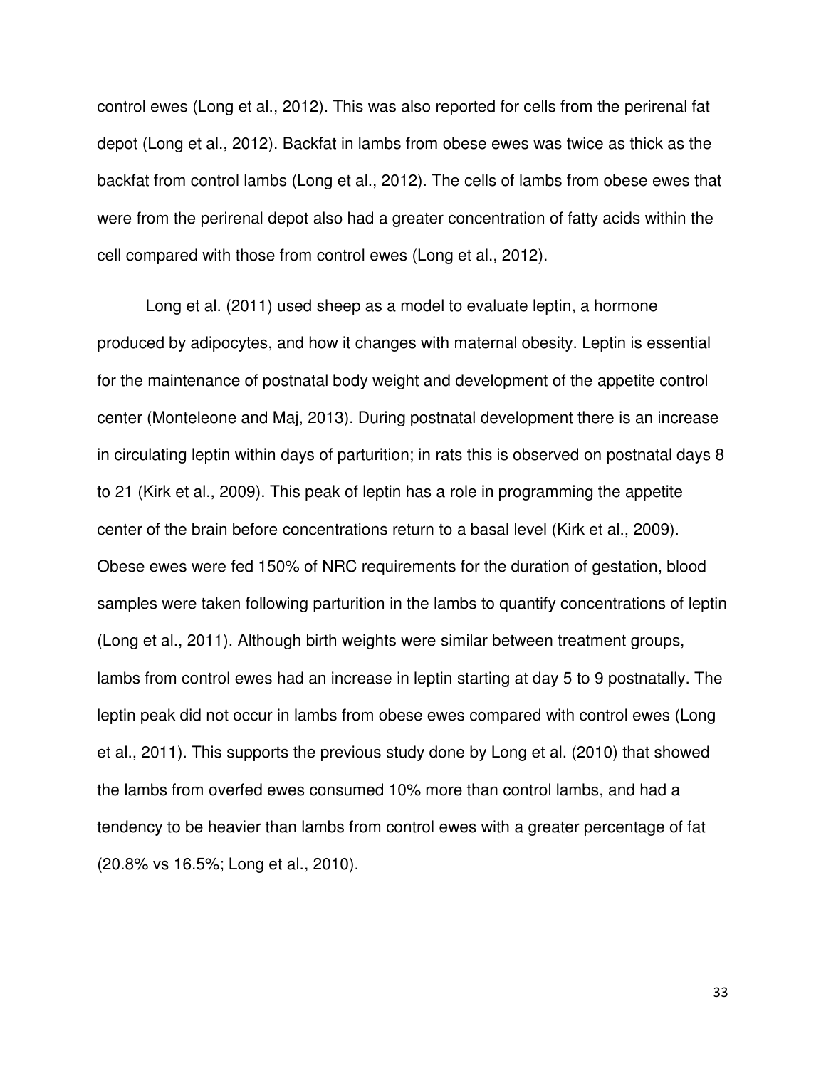control ewes (Long et al., 2012). This was also reported for cells from the perirenal fat depot (Long et al., 2012). Backfat in lambs from obese ewes was twice as thick as the backfat from control lambs (Long et al., 2012). The cells of lambs from obese ewes that were from the perirenal depot also had a greater concentration of fatty acids within the cell compared with those from control ewes (Long et al., 2012).

Long et al. (2011) used sheep as a model to evaluate leptin, a hormone produced by adipocytes, and how it changes with maternal obesity. Leptin is essential for the maintenance of postnatal body weight and development of the appetite control center (Monteleone and Maj, 2013). During postnatal development there is an increase in circulating leptin within days of parturition; in rats this is observed on postnatal days 8 to 21 (Kirk et al., 2009). This peak of leptin has a role in programming the appetite center of the brain before concentrations return to a basal level (Kirk et al., 2009). Obese ewes were fed 150% of NRC requirements for the duration of gestation, blood samples were taken following parturition in the lambs to quantify concentrations of leptin (Long et al., 2011). Although birth weights were similar between treatment groups, lambs from control ewes had an increase in leptin starting at day 5 to 9 postnatally. The leptin peak did not occur in lambs from obese ewes compared with control ewes (Long et al., 2011). This supports the previous study done by Long et al. (2010) that showed the lambs from overfed ewes consumed 10% more than control lambs, and had a tendency to be heavier than lambs from control ewes with a greater percentage of fat (20.8% vs 16.5%; Long et al., 2010).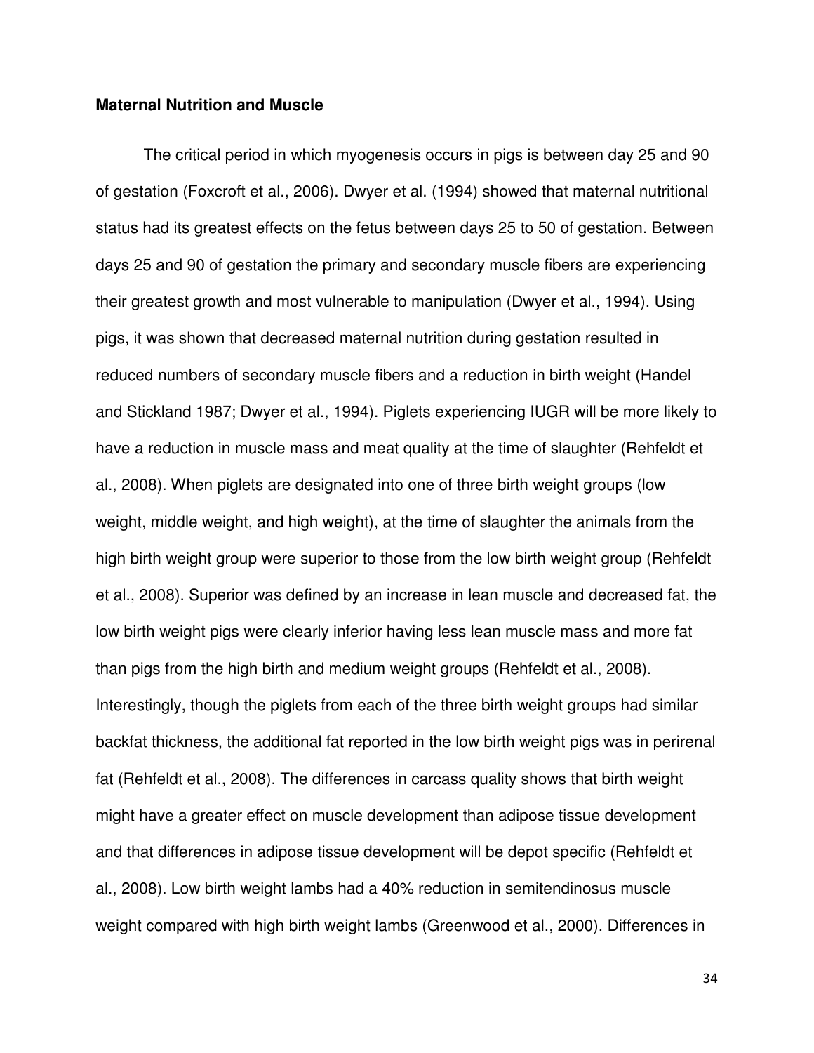**Maternal Nutrition and Muscle**

The critical period in which myogenesis occurs in pigs is between day 25 and 90 of gestation (Foxcroft et al., 2006). Dwyer et al. (1994) showed that maternal nutritional status had its greatest effects on the fetus between days 25 to 50 of gestation. Between days 25 and 90 of gestation the primary and secondary muscle fibers are experiencing their greatest growth and most vulnerable to manipulation (Dwyer et al., 1994). Using pigs, it was shown that decreased maternal nutrition during gestation resulted in reduced numbers of secondary muscle fibers and a reduction in birth weight (Handel and Stickland 1987; Dwyer et al., 1994). Piglets experiencing IUGR will be more likely to have a reduction in muscle mass and meat quality at the time of slaughter (Rehfeldt et al., 2008). When piglets are designated into one of three birth weight groups (low weight, middle weight, and high weight), at the time of slaughter the animals from the high birth weight group were superior to those from the low birth weight group (Rehfeldt et al., 2008). Superior was defined by an increase in lean muscle and decreased fat, the low birth weight pigs were clearly inferior having less lean muscle mass and more fat than pigs from the high birth and medium weight groups (Rehfeldt et al., 2008). Interestingly, though the piglets from each of the three birth weight groups had similar backfat thickness, the additional fat reported in the low birth weight pigs was in perirenal fat (Rehfeldt et al., 2008). The differences in carcass quality shows that birth weight might have a greater effect on muscle development than adipose tissue development and that differences in adipose tissue development will be depot specific (Rehfeldt et al., 2008). Low birth weight lambs had a 40% reduction in semitendinosus muscle weight compared with high birth weight lambs (Greenwood et al., 2000). Differences in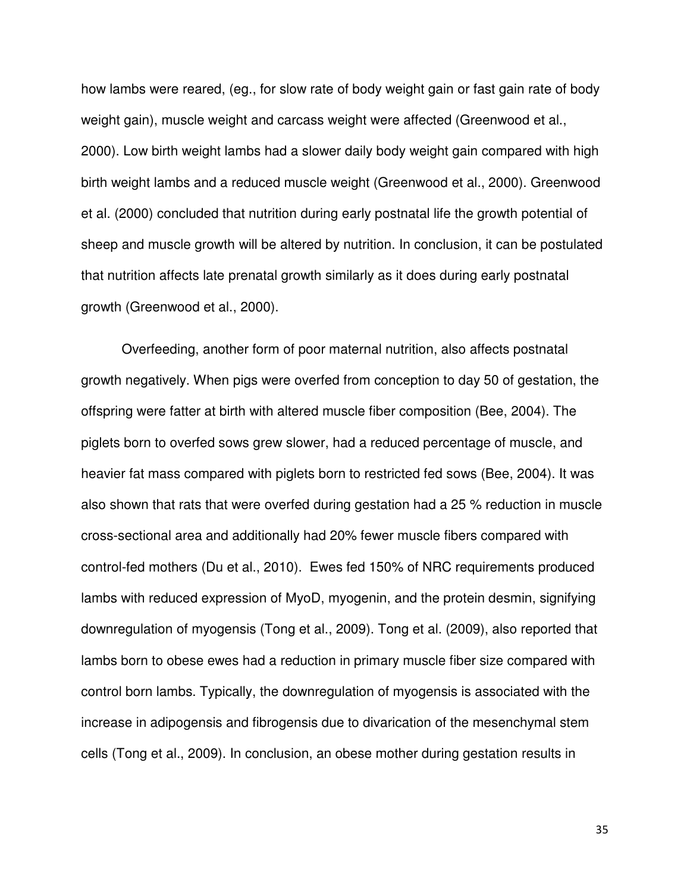how lambs were reared, (eg., for slow rate of body weight gain or fast gain rate of body weight gain), muscle weight and carcass weight were affected (Greenwood et al., 2000). Low birth weight lambs had a slower daily body weight gain compared with high birth weight lambs and a reduced muscle weight (Greenwood et al., 2000). Greenwood et al. (2000) concluded that nutrition during early postnatal life the growth potential of sheep and muscle growth will be altered by nutrition. In conclusion, it can be postulated that nutrition affects late prenatal growth similarly as it does during early postnatal growth (Greenwood et al., 2000).

Overfeeding, another form of poor maternal nutrition, also affects postnatal growth negatively. When pigs were overfed from conception to day 50 of gestation, the offspring were fatter at birth with altered muscle fiber composition (Bee, 2004). The piglets born to overfed sows grew slower, had a reduced percentage of muscle, and heavier fat mass compared with piglets born to restricted fed sows (Bee, 2004). It was also shown that rats that were overfed during gestation had a 25 % reduction in muscle cross-sectional area and additionally had 20% fewer muscle fibers compared with control-fed mothers (Du et al., 2010). Ewes fed 150% of NRC requirements produced lambs with reduced expression of MyoD, myogenin, and the protein desmin, signifying downregulation of myogensis (Tong et al., 2009). Tong et al. (2009), also reported that lambs born to obese ewes had a reduction in primary muscle fiber size compared with control born lambs. Typically, the downregulation of myogensis is associated with the increase in adipogensis and fibrogensis due to divarication of the mesenchymal stem cells (Tong et al., 2009). In conclusion, an obese mother during gestation results in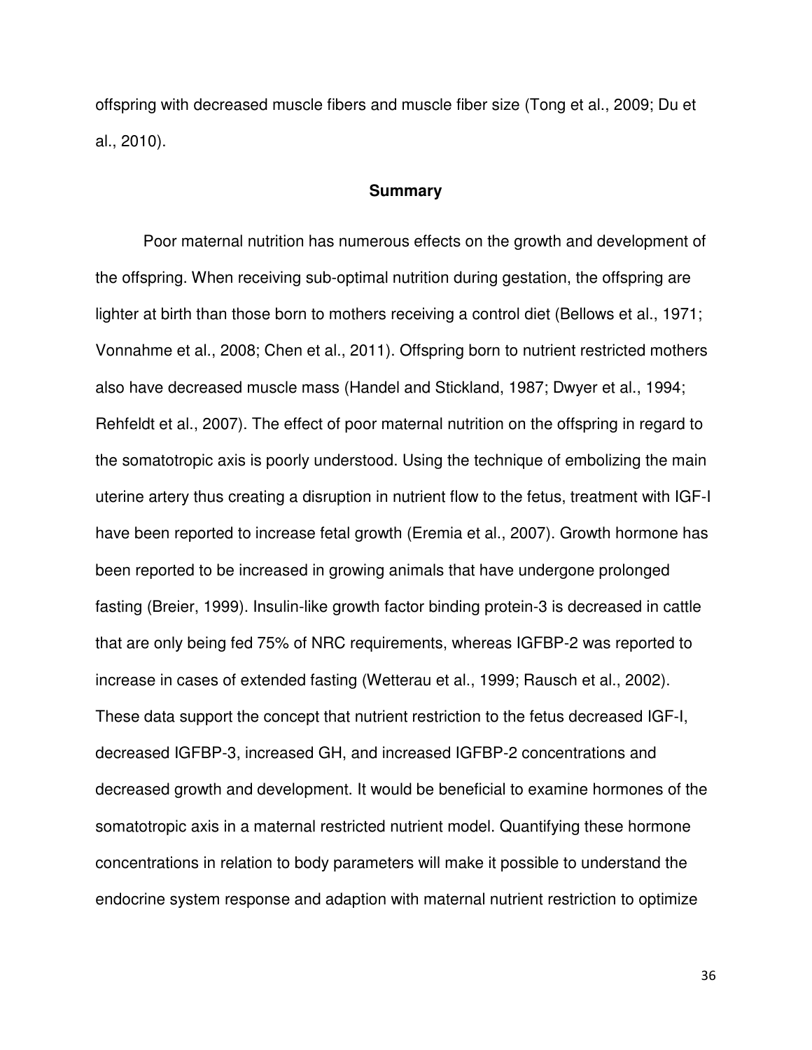offspring with decreased muscle fibers and muscle fiber size (Tong et al., 2009; Du et al., 2010).

## Summary

Poor maternal nutrition has numerous effects on the growth and development of the offspring. When receiving sub-optimal nutrition during gestation, the offspring are lighter at birth than those born to mothers receiving a control diet (Bellows et al., 1971; Vonnahme et al., 2008; Chen et al., 2011). Offspring born to nutrient restricted mothers also have decreased muscle mass (Handel and Stickland, 1987; Dwyer et al., 1994; Rehfeldt et al., 2007). The effect of poor maternal nutrition on the offspring in regard to the somatotropic axis is poorly understood. Using the technique of embolizing the main uterine artery thus creating a disruption in nutrient flow to the fetus, treatment with IGF-I have been reported to increase fetal growth (Eremia et al., 2007). Growth hormone has been reported to be increased in growing animals that have undergone prolonged fasting (Breier, 1999). Insulin-like growth factor binding protein-3 is decreased in cattle that are only being fed 75% of NRC requirements, whereas IGFBP-2 was reported to increase in cases of extended fasting (Wetterau et al., 1999; Rausch et al., 2002). These data support the concept that nutrient restriction to the fetus decreased IGF-I, decreased IGFBP-3, increased GH, and increased IGFBP-2 concentrations and decreased growth and development. It would be beneficial to examine hormones of the somatotropic axis in a maternal restricted nutrient model. Quantifying these hormone concentrations in relation to body parameters will make it possible to understand the endocrine system response and adaption with maternal nutrient restriction to optimize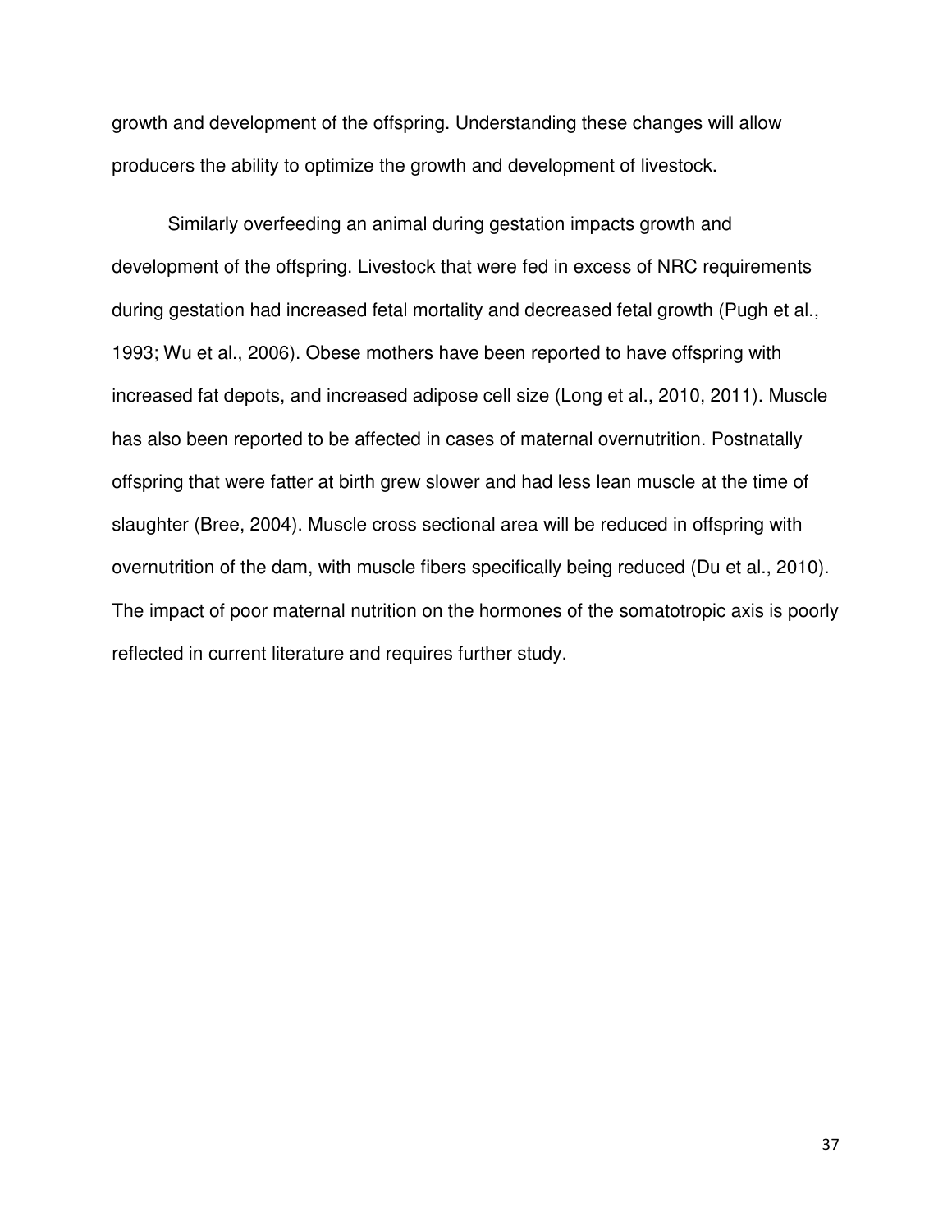growth and development of the offspring. Understanding these changes will allow producers the ability to optimize the growth and development of livestock.

Similarly overfeeding an animal during gestation impacts growth and development of the offspring. Livestock that were fed in excess of NRC requirements during gestation had increased fetal mortality and decreased fetal growth (Pugh et al., 1993; Wu et al., 2006). Obese mothers have been reported to have offspring with increased fat depots, and increased adipose cell size (Long et al., 2010, 2011). Muscle has also been reported to be affected in cases of maternal overnutrition. Postnatally offspring that were fatter at birth grew slower and had less lean muscle at the time of slaughter (Bree, 2004). Muscle cross sectional area will be reduced in offspring with overnutrition of the dam, with muscle fibers specifically being reduced (Du et al., 2010). The impact of poor maternal nutrition on the hormones of the somatotropic axis is poorly reflected in current literature and requires further study.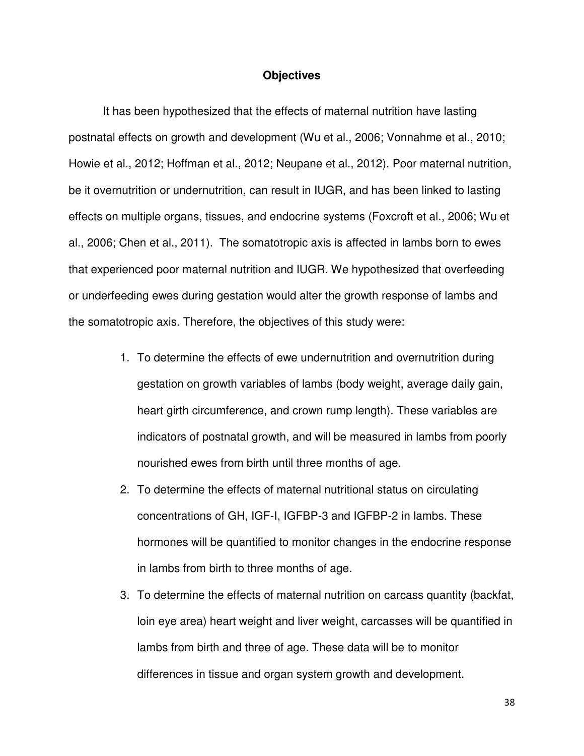## Objectives

It has been hypothesized that the effects of maternal nutrition have lasting postnatal effects on growth and development (Wu et al., 2006; Vonnahme et al., 2010; Howie et al., 2012; Hoffman et al., 2012; Neupane et al., 2012). Poor maternal nutrition, be it overnutrition or undernutrition, can result in IUGR, and has been linked to lasting effects on multiple organs, tissues, and endocrine systems (Foxcroft et al., 2006; Wu et al., 2006; Chen et al., 2011). The somatotropic axis is affected in lambs born to ewes that experienced poor maternal nutrition and IUGR. We hypothesized that overfeeding or underfeeding ewes during gestation would alter the growth response of lambs and the somatotropic axis. Therefore, the objectives of this study were:

1. To determine the effects of ewe undernutrition and overnutrition during gestation on growth variables of lambs (body weight, average daily gain, heart girth circumference, and crown rump length). These variables are indicators of postnatal growth, and will be measured in lambs from poorly nourished ewes from birth until three months of age.
2. To determine the effects of maternal nutritional status on circulating concentrations of GH, IGF-I, IGFBP-3 and IGFBP-2 in lambs. These hormones will be quantified to monitor changes in the endocrine response in lambs from birth to three months of age.
3. To determine the effects of maternal nutrition on carcass quantity (backfat, loin eye area) heart weight and liver weight, carcasses will be quantified in lambs from birth and three of age. These data will be to monitor differences in tissue and organ system growth and development.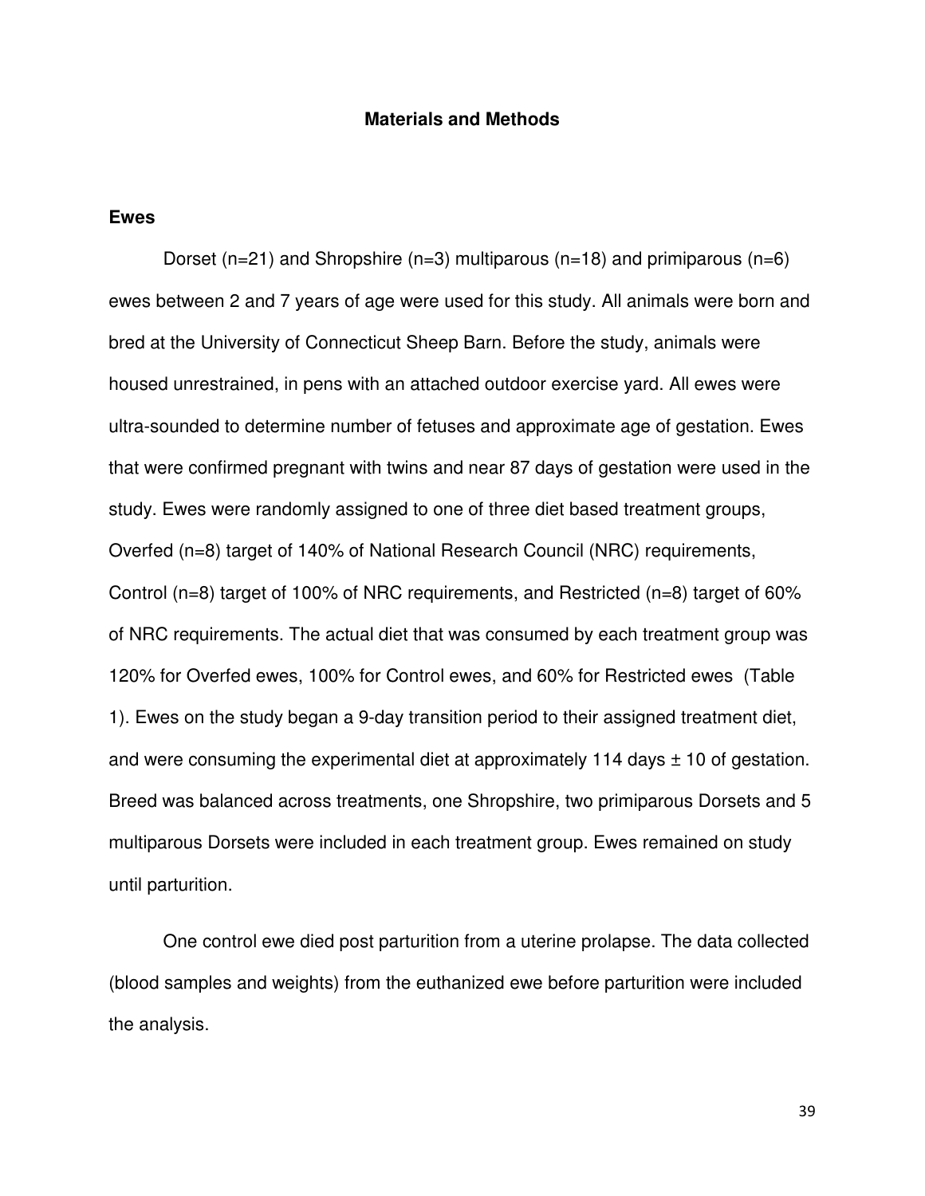## Materials and Methods

### Ewes

Dorset (n=21) and Shropshire (n=3) multiparous (n=18) and primiparous (n=6) ewes between 2 and 7 years of age were used for this study. All animals were born and bred at the University of Connecticut Sheep Barn. Before the study, animals were housed unrestrained, in pens with an attached outdoor exercise yard. All ewes were ultra-sounded to determine number of fetuses and approximate age of gestation. Ewes that were confirmed pregnant with twins and near 87 days of gestation were used in the study. Ewes were randomly assigned to one of three diet based treatment groups, Overfed (n=8) target of 140% of National Research Council (NRC) requirements, Control (n=8) target of 100% of NRC requirements, and Restricted (n=8) target of 60% of NRC requirements. The actual diet that was consumed by each treatment group was 120% for Overfed ewes, 100% for Control ewes, and 60% for Restricted ewes (Table 1). Ewes on the study began a 9-day transition period to their assigned treatment diet, and were consuming the experimental diet at approximately 114 days ± 10 of gestation. Breed was balanced across treatments, one Shropshire, two primiparous Dorsets and 5 multiparous Dorsets were included in each treatment group. Ewes remained on study until parturition.

One control ewe died post parturition from a uterine prolapse. The data collected (blood samples and weights) from the euthanized ewe before parturition were included the analysis.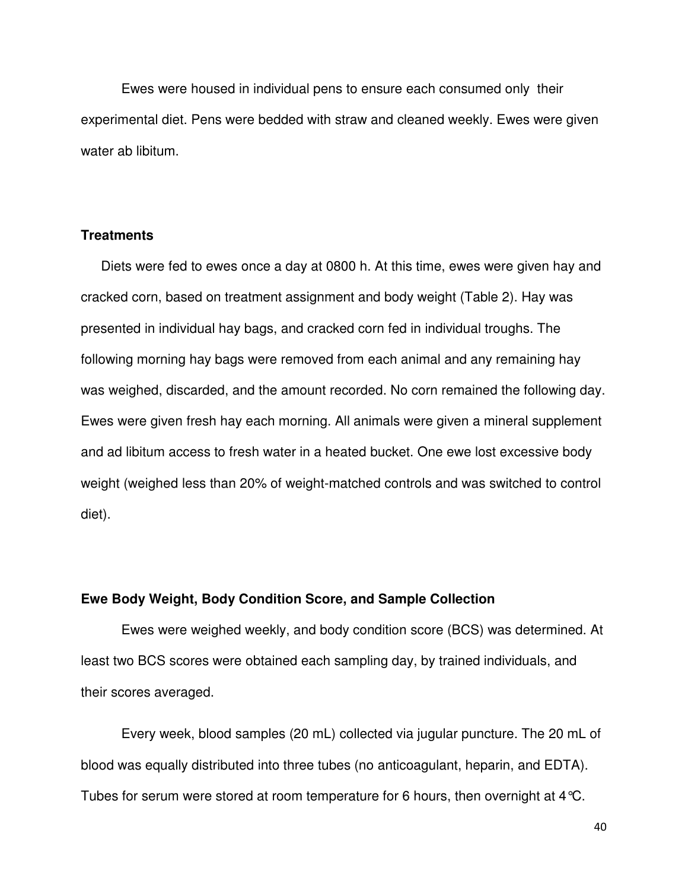Ewes were housed in individual pens to ensure each consumed only their experimental diet. Pens were bedded with straw and cleaned weekly. Ewes were given water ab libitum.

### Treatments

Diets were fed to ewes once a day at 0800 h. At this time, ewes were given hay and cracked corn, based on treatment assignment and body weight (Table 2). Hay was presented in individual hay bags, and cracked corn fed in individual troughs. The following morning hay bags were removed from each animal and any remaining hay was weighed, discarded, and the amount recorded. No corn remained the following day. Ewes were given fresh hay each morning. All animals were given a mineral supplement and ad libitum access to fresh water in a heated bucket. One ewe lost excessive body weight (weighed less than 20% of weight-matched controls and was switched to control diet).

### Ewe Body Weight, Body Condition Score, and Sample Collection

Ewes were weighed weekly, and body condition score (BCS) was determined. At least two BCS scores were obtained each sampling day, by trained individuals, and their scores averaged.

Every week, blood samples (20 mL) collected via jugular puncture. The 20 mL of blood was equally distributed into three tubes (no anticoagulant, heparin, and EDTA). Tubes for serum were stored at room temperature for 6 hours, then overnight at 4°C.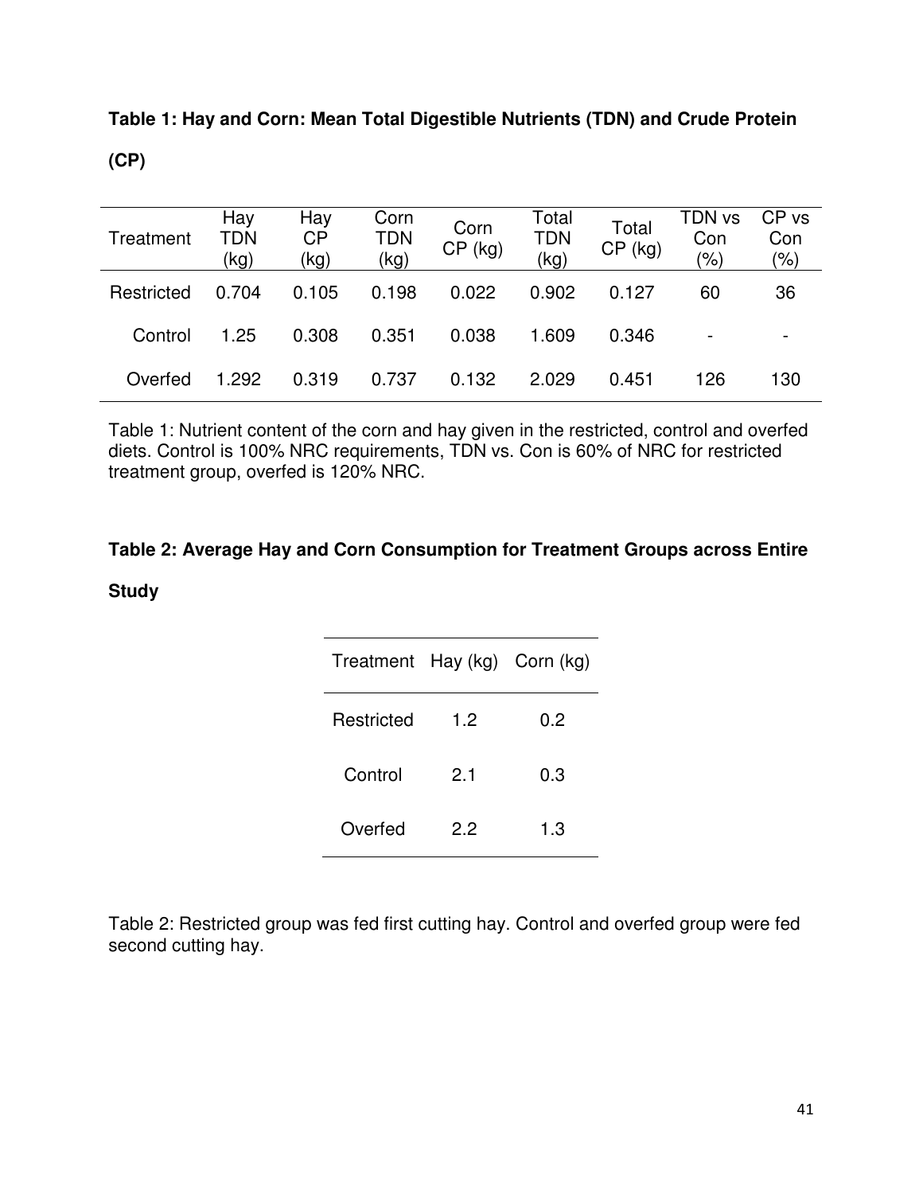**Table 1: Hay and Corn: Mean Total Digestible Nutrients (TDN) and Crude Protein (CP)**

| Treatment | Hay TDN (kg) | Hay CP (kg) | Corn TDN (kg) | Corn CP (kg) | Total TDN (kg) | Total CP (kg) | TDN vs Con (%) | CP vs Con (%) |
|---|---|---|---|---|---|---|---|---|
| Restricted | 0.704 | 0.105 | 0.198 | 0.022 | 0.902 | 0.127 | 60 | 36 |
| Control | 1.25 | 0.308 | 0.351 | 0.038 | 1.609 | 0.346 | - | - |
| Overfed | 1.292 | 0.319 | 0.737 | 0.132 | 2.029 | 0.451 | 126 | 130 |

Table 1: Nutrient content of the corn and hay given in the restricted, control and overfed diets. Control is 100% NRC requirements, TDN vs. Con is 60% of NRC for restricted treatment group, overfed is 120% NRC.

**Table 2: Average Hay and Corn Consumption for Treatment Groups across Entire Study**

| Treatment | Hay (kg) | Corn (kg) |
|---|---|---|
| Restricted | 1.2 | 0.2 |
| Control | 2.1 | 0.3 |
| Overfed | 2.2 | 1.3 |

Table 2: Restricted group was fed first cutting hay. Control and overfed group were fed second cutting hay.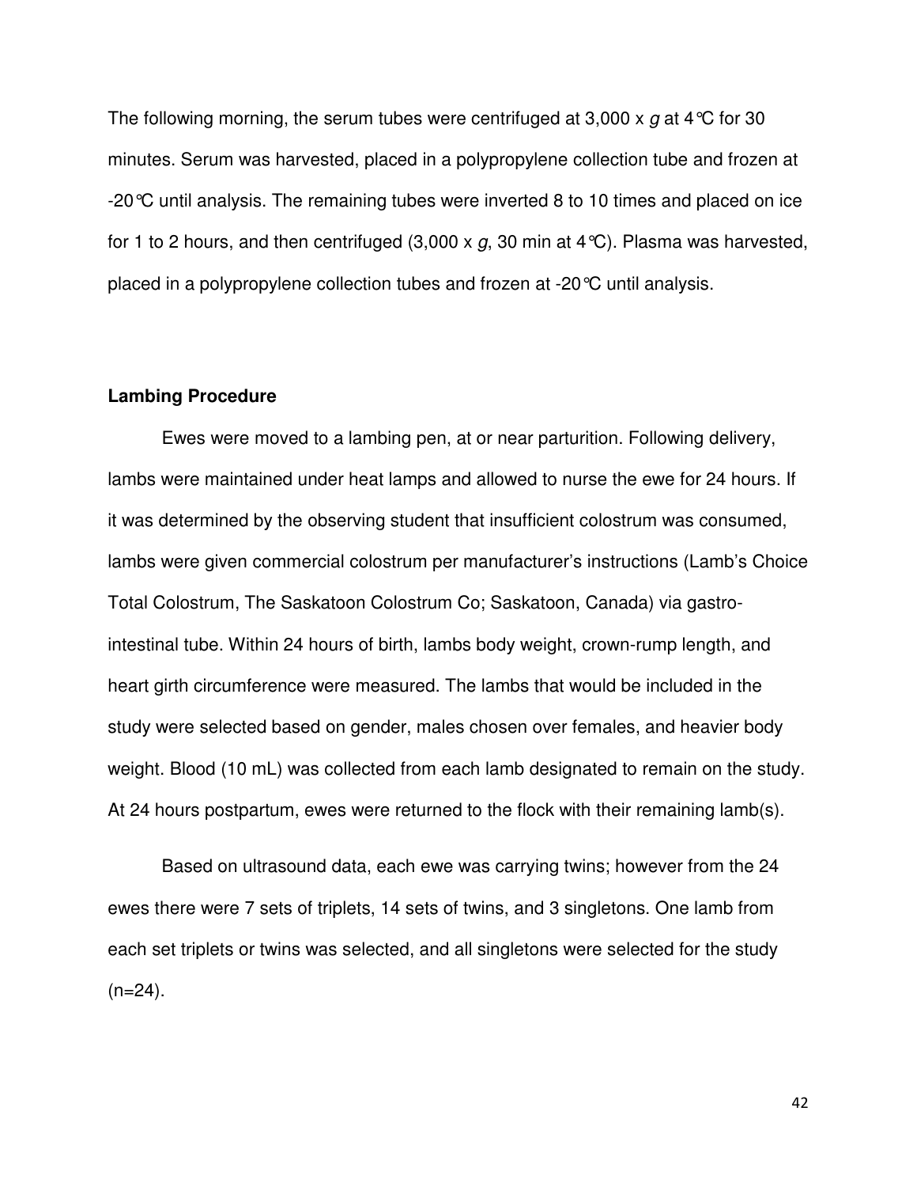The following morning, the serum tubes were centrifuged at 3,000 x *g* at 4℃ for 30 minutes. Serum was harvested, placed in a polypropylene collection tube and frozen at -20℃ until analysis. The remaining tubes were inverted 8 to 10 times and placed on ice for 1 to 2 hours, and then centrifuged (3,000 x *g*, 30 min at 4℃). Plasma was harvested, placed in a polypropylene collection tubes and frozen at -20℃ until analysis.

**Lambing Procedure**

Ewes were moved to a lambing pen, at or near parturition. Following delivery, lambs were maintained under heat lamps and allowed to nurse the ewe for 24 hours. If it was determined by the observing student that insufficient colostrum was consumed, lambs were given commercial colostrum per manufacturer's instructions (Lamb's Choice Total Colostrum, The Saskatoon Colostrum Co; Saskatoon, Canada) via gastro-intestinal tube. Within 24 hours of birth, lambs body weight, crown-rump length, and heart girth circumference were measured. The lambs that would be included in the study were selected based on gender, males chosen over females, and heavier body weight. Blood (10 mL) was collected from each lamb designated to remain on the study. At 24 hours postpartum, ewes were returned to the flock with their remaining lamb(s).

Based on ultrasound data, each ewe was carrying twins; however from the 24 ewes there were 7 sets of triplets, 14 sets of twins, and 3 singletons. One lamb from each set triplets or twins was selected, and all singletons were selected for the study (n=24).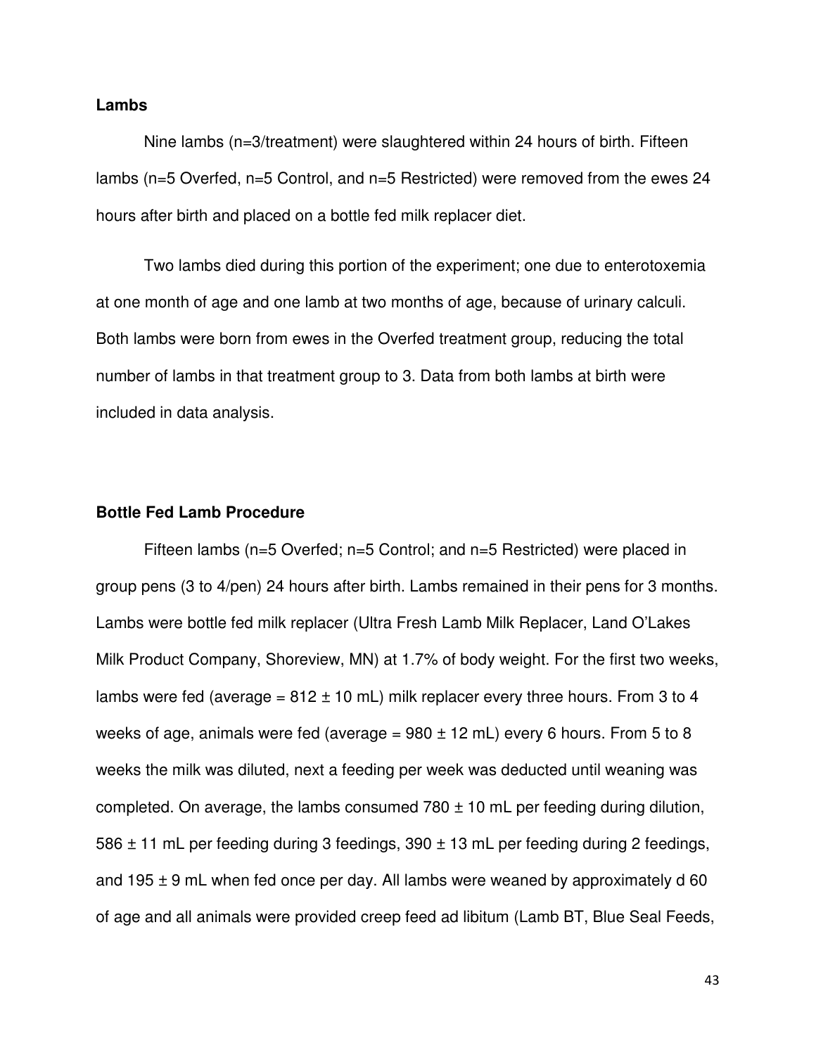### Lambs

Nine lambs (n=3/treatment) were slaughtered within 24 hours of birth. Fifteen lambs (n=5 Overfed, n=5 Control, and n=5 Restricted) were removed from the ewes 24 hours after birth and placed on a bottle fed milk replacer diet.

Two lambs died during this portion of the experiment; one due to enterotoxemia at one month of age and one lamb at two months of age, because of urinary calculi. Both lambs were born from ewes in the Overfed treatment group, reducing the total number of lambs in that treatment group to 3. Data from both lambs at birth were included in data analysis.

### Bottle Fed Lamb Procedure

Fifteen lambs (n=5 Overfed; n=5 Control; and n=5 Restricted) were placed in group pens (3 to 4/pen) 24 hours after birth. Lambs remained in their pens for 3 months. Lambs were bottle fed milk replacer (Ultra Fresh Lamb Milk Replacer, Land O'Lakes Milk Product Company, Shoreview, MN) at 1.7% of body weight. For the first two weeks, lambs were fed (average = 812 ± 10 mL) milk replacer every three hours. From 3 to 4 weeks of age, animals were fed (average = 980 ± 12 mL) every 6 hours. From 5 to 8 weeks the milk was diluted, next a feeding per week was deducted until weaning was completed. On average, the lambs consumed 780 ± 10 mL per feeding during dilution, 586 ± 11 mL per feeding during 3 feedings, 390 ± 13 mL per feeding during 2 feedings, and 195 ± 9 mL when fed once per day. All lambs were weaned by approximately d 60 of age and all animals were provided creep feed ad libitum (Lamb BT, Blue Seal Feeds,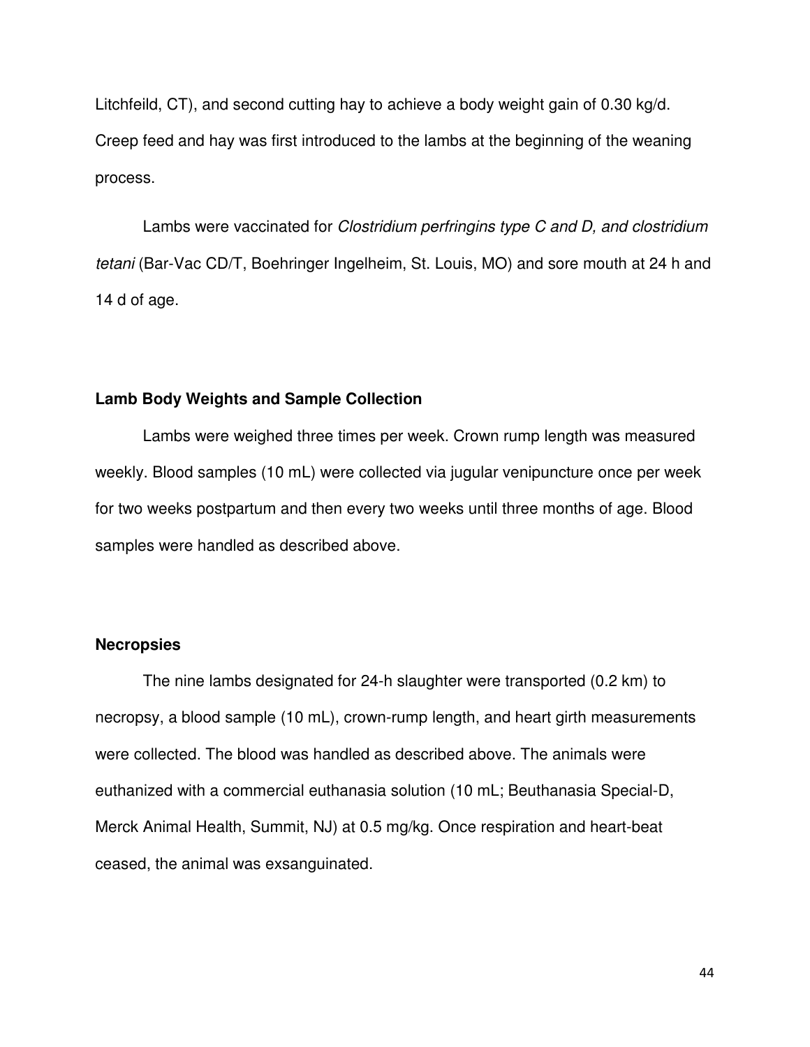Litchfeild, CT), and second cutting hay to achieve a body weight gain of 0.30 kg/d. Creep feed and hay was first introduced to the lambs at the beginning of the weaning process.

Lambs were vaccinated for *Clostridium perfringins type C and D, and clostridium tetani* (Bar-Vac CD/T, Boehringer Ingelheim, St. Louis, MO) and sore mouth at 24 h and 14 d of age.

**Lamb Body Weights and Sample Collection**

Lambs were weighed three times per week. Crown rump length was measured weekly. Blood samples (10 mL) were collected via jugular venipuncture once per week for two weeks postpartum and then every two weeks until three months of age. Blood samples were handled as described above.

**Necropsies**

The nine lambs designated for 24-h slaughter were transported (0.2 km) to necropsy, a blood sample (10 mL), crown-rump length, and heart girth measurements were collected. The blood was handled as described above. The animals were euthanized with a commercial euthanasia solution (10 mL; Beuthanasia Special-D, Merck Animal Health, Summit, NJ) at 0.5 mg/kg. Once respiration and heart-beat ceased, the animal was exsanguinated.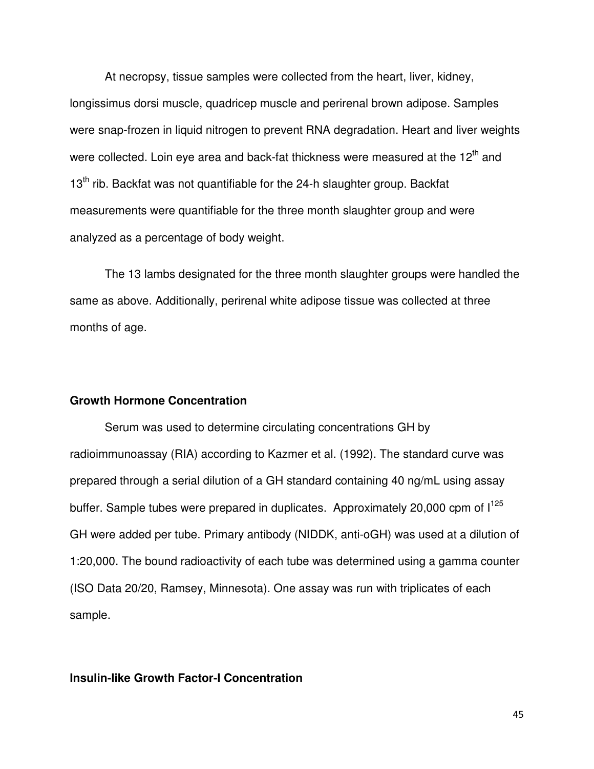At necropsy, tissue samples were collected from the heart, liver, kidney, longissimus dorsi muscle, quadricep muscle and perirenal brown adipose. Samples were snap-frozen in liquid nitrogen to prevent RNA degradation. Heart and liver weights were collected. Loin eye area and back-fat thickness were measured at the 12$^{th}$ and 13$^{th}$ rib. Backfat was not quantifiable for the 24-h slaughter group. Backfat measurements were quantifiable for the three month slaughter group and were analyzed as a percentage of body weight.

The 13 lambs designated for the three month slaughter groups were handled the same as above. Additionally, perirenal white adipose tissue was collected at three months of age.

## Growth Hormone Concentration

Serum was used to determine circulating concentrations GH by radioimmunoassay (RIA) according to Kazmer et al. (1992). The standard curve was prepared through a serial dilution of a GH standard containing 40 ng/mL using assay buffer. Sample tubes were prepared in duplicates. Approximately 20,000 cpm of $I^{125}$ GH were added per tube. Primary antibody (NIDDK, anti-oGH) was used at a dilution of 1:20,000. The bound radioactivity of each tube was determined using a gamma counter (ISO Data 20/20, Ramsey, Minnesota). One assay was run with triplicates of each sample.

## Insulin-like Growth Factor-I Concentration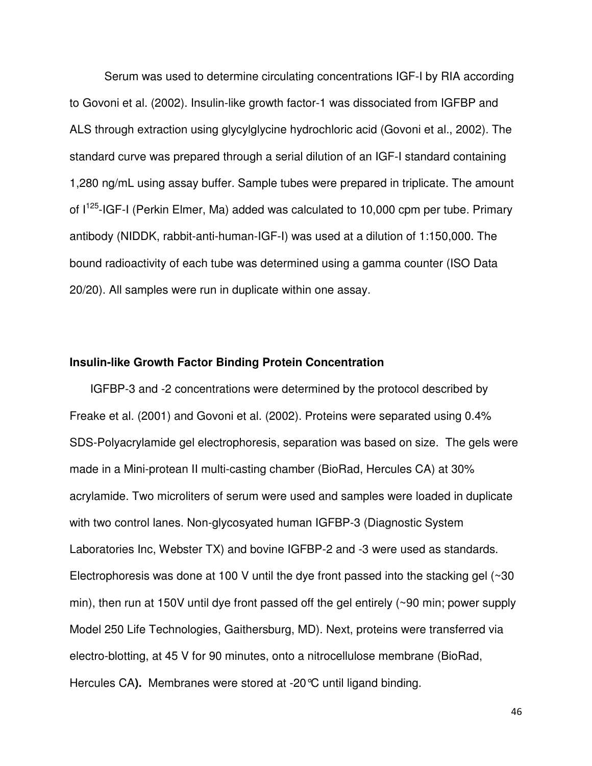Serum was used to determine circulating concentrations IGF-I by RIA according to Govoni et al. (2002). Insulin-like growth factor-1 was dissociated from IGFBP and ALS through extraction using glycylglycine hydrochloric acid (Govoni et al., 2002). The standard curve was prepared through a serial dilution of an IGF-I standard containing 1,280 ng/mL using assay buffer. Sample tubes were prepared in triplicate. The amount of $I^{125}$-IGF-I (Perkin Elmer, Ma) added was calculated to 10,000 cpm per tube. Primary antibody (NIDDK, rabbit-anti-human-IGF-I) was used at a dilution of 1:150,000. The bound radioactivity of each tube was determined using a gamma counter (ISO Data 20/20). All samples were run in duplicate within one assay.

**Insulin-like Growth Factor Binding Protein Concentration**

IGFBP-3 and -2 concentrations were determined by the protocol described by Freake et al. (2001) and Govoni et al. (2002). Proteins were separated using 0.4% SDS-Polyacrylamide gel electrophoresis, separation was based on size. The gels were made in a Mini-protean II multi-casting chamber (BioRad, Hercules CA) at 30% acrylamide. Two microliters of serum were used and samples were loaded in duplicate with two control lanes. Non-glycosyated human IGFBP-3 (Diagnostic System Laboratories Inc, Webster TX) and bovine IGFBP-2 and -3 were used as standards. Electrophoresis was done at 100 V until the dye front passed into the stacking gel (~30 min), then run at 150V until dye front passed off the gel entirely (~90 min; power supply Model 250 Life Technologies, Gaithersburg, MD). Next, proteins were transferred via electro-blotting, at 45 V for 90 minutes, onto a nitrocellulose membrane (BioRad, Hercules CA**).** Membranes were stored at -20°C until ligand binding.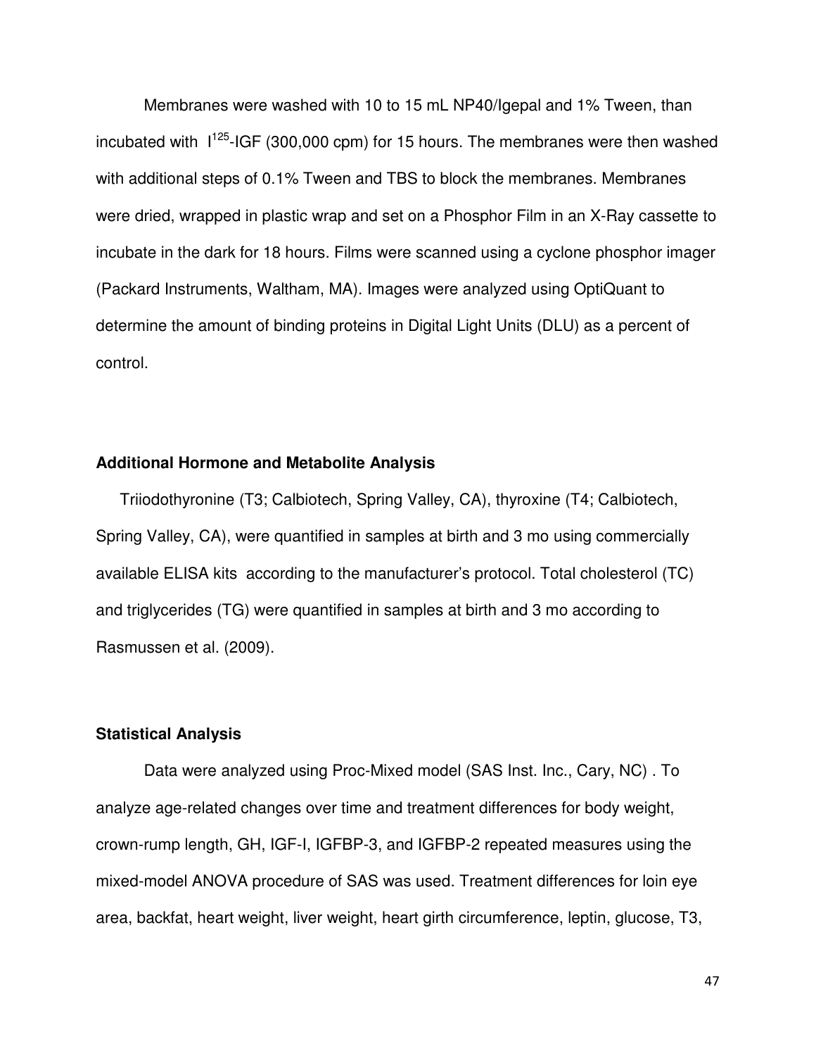Membranes were washed with 10 to 15 mL NP40/Igepal and 1% Tween, than incubated with $I^{125}$-IGF (300,000 cpm) for 15 hours. The membranes were then washed with additional steps of 0.1% Tween and TBS to block the membranes. Membranes were dried, wrapped in plastic wrap and set on a Phosphor Film in an X-Ray cassette to incubate in the dark for 18 hours. Films were scanned using a cyclone phosphor imager (Packard Instruments, Waltham, MA). Images were analyzed using OptiQuant to determine the amount of binding proteins in Digital Light Units (DLU) as a percent of control.

**Additional Hormone and Metabolite Analysis**

Triiodothyronine (T3; Calbiotech, Spring Valley, CA), thyroxine (T4; Calbiotech, Spring Valley, CA), were quantified in samples at birth and 3 mo using commercially available ELISA kits according to the manufacturer's protocol. Total cholesterol (TC) and triglycerides (TG) were quantified in samples at birth and 3 mo according to Rasmussen et al. (2009).

**Statistical Analysis**

Data were analyzed using Proc-Mixed model (SAS Inst. Inc., Cary, NC) . To analyze age-related changes over time and treatment differences for body weight, crown-rump length, GH, IGF-I, IGFBP-3, and IGFBP-2 repeated measures using the mixed-model ANOVA procedure of SAS was used. Treatment differences for loin eye area, backfat, heart weight, liver weight, heart girth circumference, leptin, glucose, T3,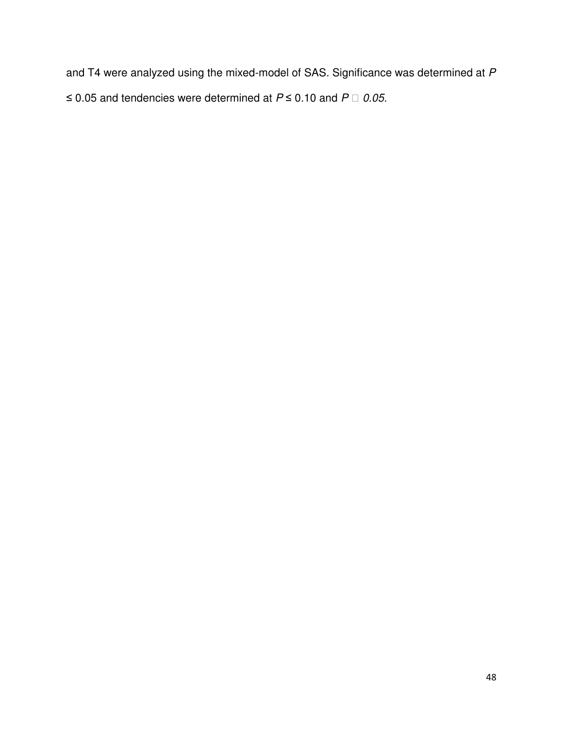and T4 were analyzed using the mixed-model of SAS. Significance was determined at $P \leq 0.05$ and tendencies were determined at $P \leq 0.10$ and $P$ □ *0.05.*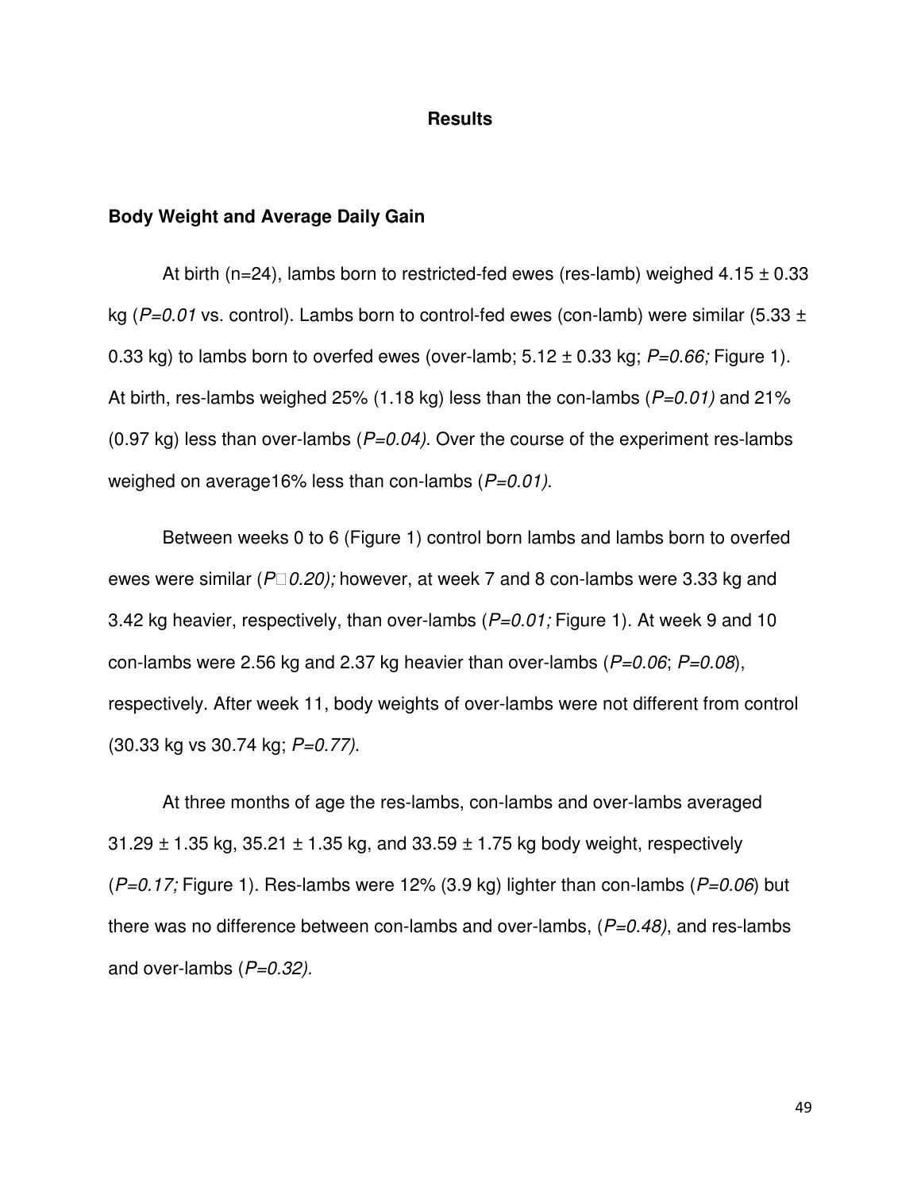## Results

### Body Weight and Average Daily Gain

At birth (n=24), lambs born to restricted-fed ewes (res-lamb) weighed 4.15 ± 0.33 kg (*P=0.01* vs. control). Lambs born to control-fed ewes (con-lamb) were similar (5.33 ± 0.33 kg) to lambs born to overfed ewes (over-lamb; 5.12 ± 0.33 kg; *P=0.66;* Figure 1). At birth, res-lambs weighed 25% (1.18 kg) less than the con-lambs (*P=0.01)* and 21% (0.97 kg) less than over-lambs (*P=0.04)*. Over the course of the experiment res-lambs weighed on average16% less than con-lambs (*P=0.01)*.

Between weeks 0 to 6 (Figure 1) control born lambs and lambs born to overfed ewes were similar (*P*□*0.20);* however, at week 7 and 8 con-lambs were 3.33 kg and 3.42 kg heavier, respectively, than over-lambs (*P=0.01;* Figure 1). At week 9 and 10 con-lambs were 2.56 kg and 2.37 kg heavier than over-lambs (*P=0.06*; *P=0.08*), respectively. After week 11, body weights of over-lambs were not different from control (30.33 kg vs 30.74 kg; *P=0.77)*.

At three months of age the res-lambs, con-lambs and over-lambs averaged 31.29 ± 1.35 kg, 35.21 ± 1.35 kg, and 33.59 ± 1.75 kg body weight, respectively (*P=0.17;* Figure 1). Res-lambs were 12% (3.9 kg) lighter than con-lambs (*P=0.06*) but there was no difference between con-lambs and over-lambs, (*P=0.48)*, and res-lambs and over-lambs (*P=0.32).*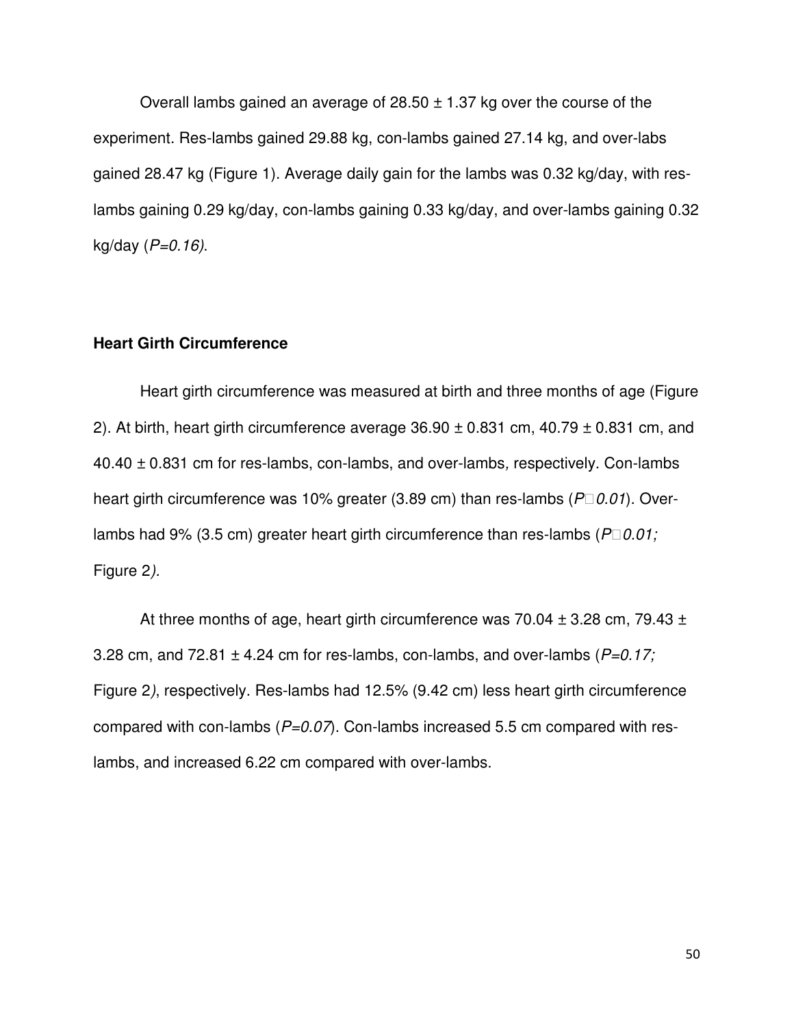Overall lambs gained an average of 28.50 ± 1.37 kg over the course of the experiment. Res-lambs gained 29.88 kg, con-lambs gained 27.14 kg, and over-labs gained 28.47 kg (Figure 1). Average daily gain for the lambs was 0.32 kg/day, with res-lambs gaining 0.29 kg/day, con-lambs gaining 0.33 kg/day, and over-lambs gaining 0.32 kg/day (*P=0.16)*.

### Heart Girth Circumference

Heart girth circumference was measured at birth and three months of age (Figure 2). At birth, heart girth circumference average 36.90 ± 0.831 cm, 40.79 ± 0.831 cm, and 40.40 ± 0.831 cm for res-lambs, con-lambs, and over-lambs, respectively. Con-lambs heart girth circumference was 10% greater (3.89 cm) than res-lambs (*P*□*0.01*). Over-lambs had 9% (3.5 cm) greater heart girth circumference than res-lambs (*P*□*0.01;* Figure 2*).*

At three months of age, heart girth circumference was 70.04 ± 3.28 cm, 79.43 ± 3.28 cm, and 72.81 ± 4.24 cm for res-lambs, con-lambs, and over-lambs (*P=0.17;* Figure 2*)*, respectively. Res-lambs had 12.5% (9.42 cm) less heart girth circumference compared with con-lambs (*P=0.07*). Con-lambs increased 5.5 cm compared with res-lambs, and increased 6.22 cm compared with over-lambs.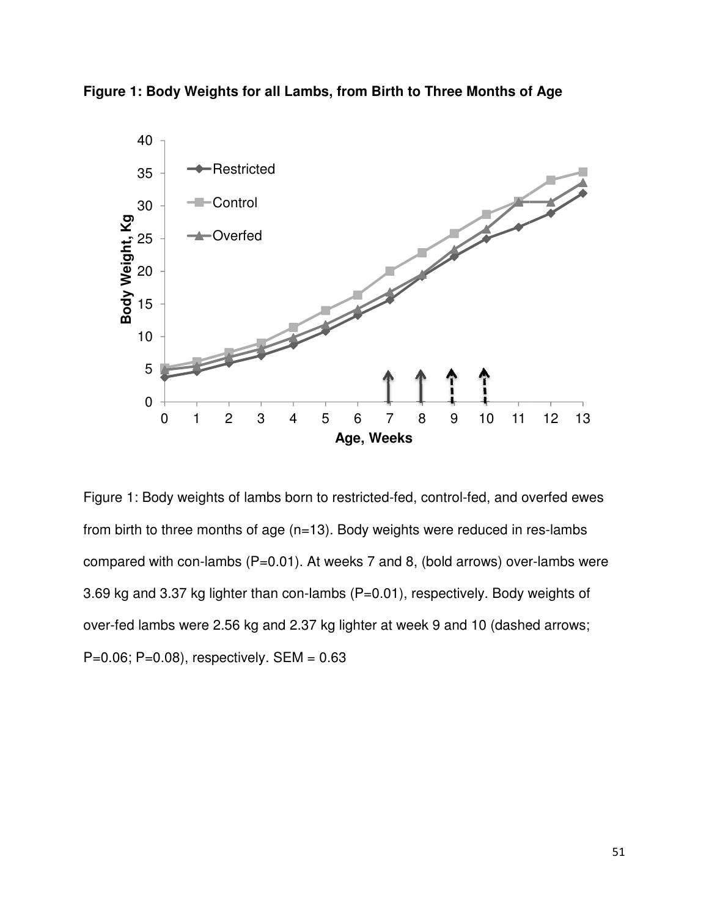**Figure 1: Body Weights for all Lambs, from Birth to Three Months of Age**

Figure 1: Body weights of lambs born to restricted-fed, control-fed, and overfed ewes from birth to three months of age (n=13). Body weights were reduced in res-lambs compared with con-lambs (P=0.01). At weeks 7 and 8, (bold arrows) over-lambs were 3.69 kg and 3.37 kg lighter than con-lambs (P=0.01), respectively. Body weights of over-fed lambs were 2.56 kg and 2.37 kg lighter at week 9 and 10 (dashed arrows; P=0.06; P=0.08), respectively. SEM = 0.63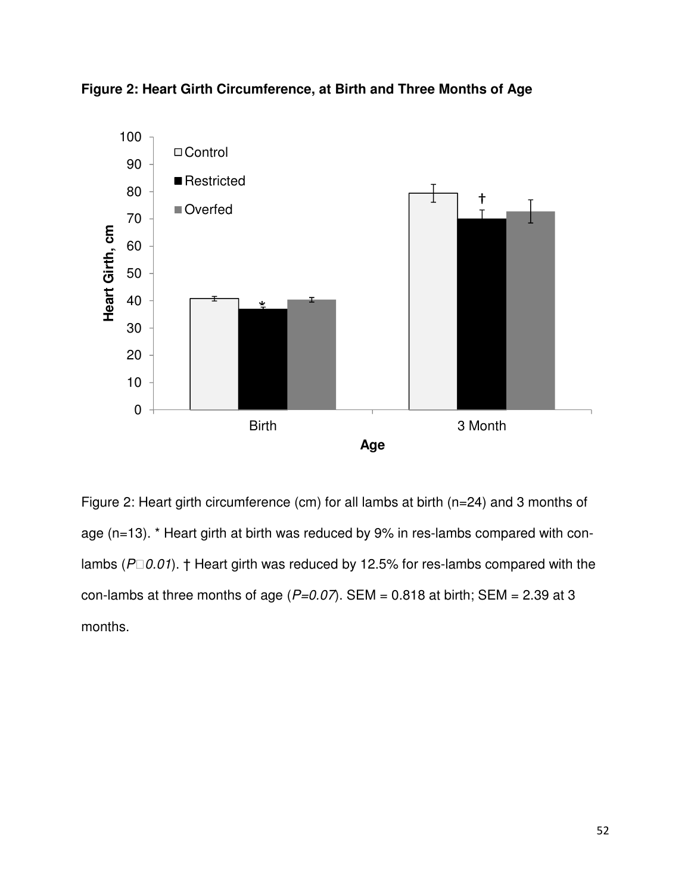**Figure 2: Heart Girth Circumference, at Birth and Three Months of Age**

Figure 2: Heart girth circumference (cm) for all lambs at birth (n=24) and 3 months of age (n=13). * Heart girth at birth was reduced by 9% in res-lambs compared with con-lambs (*P*□*0.01*). † Heart girth was reduced by 12.5% for res-lambs compared with the con-lambs at three months of age (*P=0.07*). SEM = 0.818 at birth; SEM = 2.39 at 3 months.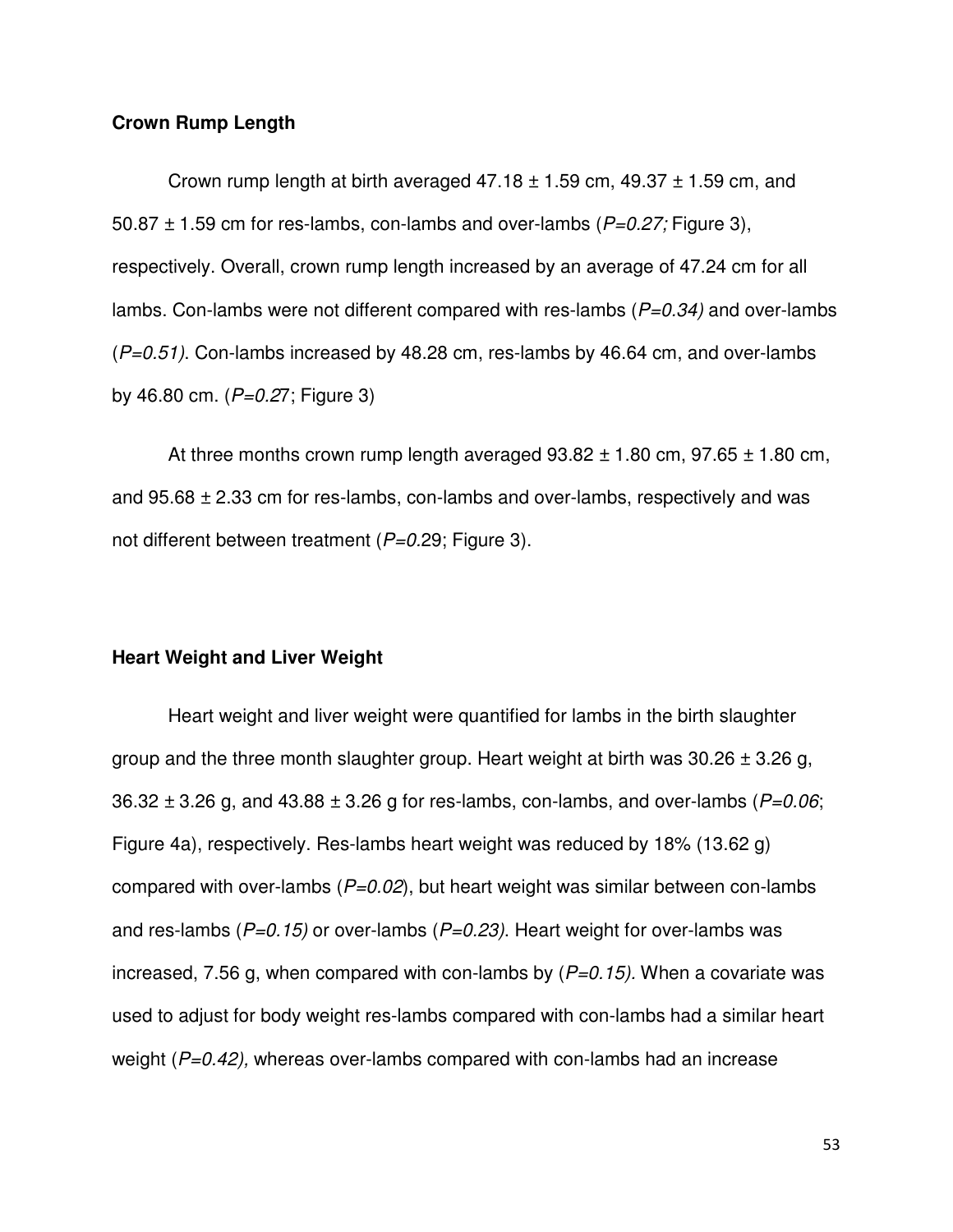**Crown Rump Length**

Crown rump length at birth averaged 47.18 ± 1.59 cm, 49.37 ± 1.59 cm, and 50.87 ± 1.59 cm for res-lambs, con-lambs and over-lambs (*P=0.27;* Figure 3), respectively. Overall, crown rump length increased by an average of 47.24 cm for all lambs. Con-lambs were not different compared with res-lambs (*P=0.34)* and over-lambs (*P=0.51)*. Con-lambs increased by 48.28 cm, res-lambs by 46.64 cm, and over-lambs by 46.80 cm. (*P=0.2*7; Figure 3)

At three months crown rump length averaged 93.82 ± 1.80 cm, 97.65 ± 1.80 cm, and 95.68 ± 2.33 cm for res-lambs, con-lambs and over-lambs, respectively and was not different between treatment (*P=0.*29; Figure 3).

**Heart Weight and Liver Weight**

Heart weight and liver weight were quantified for lambs in the birth slaughter group and the three month slaughter group. Heart weight at birth was 30.26 ± 3.26 g, 36.32 ± 3.26 g, and 43.88 ± 3.26 g for res-lambs, con-lambs, and over-lambs (*P=0.06*; Figure 4a), respectively. Res-lambs heart weight was reduced by 18% (13.62 g) compared with over-lambs (*P=0.02*), but heart weight was similar between con-lambs and res-lambs (*P=0.15)* or over-lambs (*P=0.23)*. Heart weight for over-lambs was increased, 7.56 g, when compared with con-lambs by (*P=0.15).* When a covariate was used to adjust for body weight res-lambs compared with con-lambs had a similar heart weight (*P=0.42),* whereas over-lambs compared with con-lambs had an increase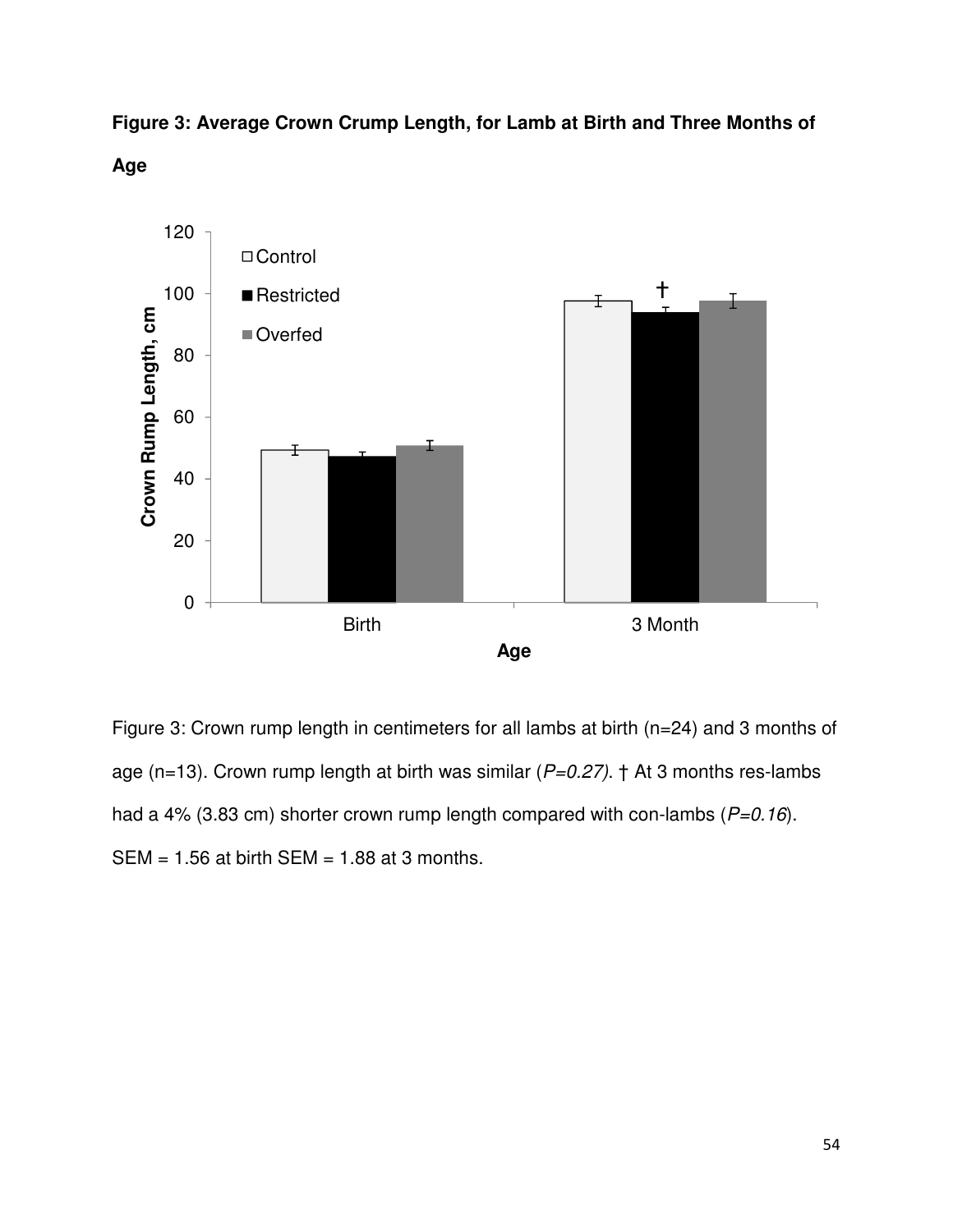**Figure 3: Average Crown Crump Length, for Lamb at Birth and Three Months of Age**

Figure 3: Crown rump length in centimeters for all lambs at birth (n=24) and 3 months of age (n=13). Crown rump length at birth was similar (*P=0.27)*. † At 3 months res-lambs had a 4% (3.83 cm) shorter crown rump length compared with con-lambs (*P=0.16*). SEM = 1.56 at birth SEM = 1.88 at 3 months.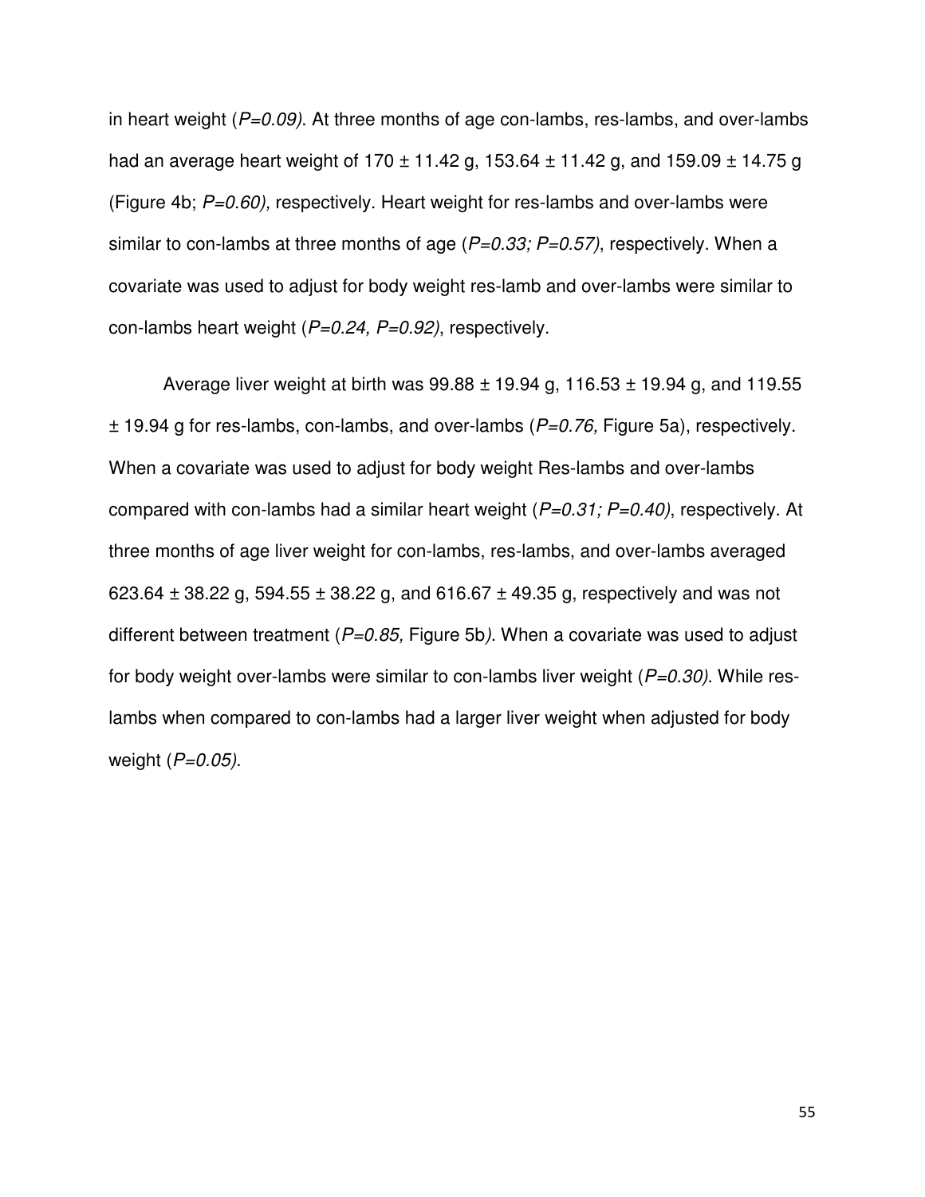in heart weight (*P=0.09)*. At three months of age con-lambs, res-lambs, and over-lambs had an average heart weight of 170 ± 11.42 g, 153.64 ± 11.42 g, and 159.09 ± 14.75 g (Figure 4b; *P=0.60),* respectively. Heart weight for res-lambs and over-lambs were similar to con-lambs at three months of age (*P=0.33; P=0.57)*, respectively. When a covariate was used to adjust for body weight res-lamb and over-lambs were similar to con-lambs heart weight (*P=0.24, P=0.92)*, respectively.

Average liver weight at birth was 99.88 ± 19.94 g, 116.53 ± 19.94 g, and 119.55 ± 19.94 g for res-lambs, con-lambs, and over-lambs (*P=0.76,* Figure 5a), respectively. When a covariate was used to adjust for body weight Res-lambs and over-lambs compared with con-lambs had a similar heart weight (*P=0.31; P=0.40)*, respectively. At three months of age liver weight for con-lambs, res-lambs, and over-lambs averaged 623.64 ± 38.22 g, 594.55 ± 38.22 g, and 616.67 ± 49.35 g, respectively and was not different between treatment (*P=0.85,* Figure 5b*)*. When a covariate was used to adjust for body weight over-lambs were similar to con-lambs liver weight (*P=0.30).* While res-lambs when compared to con-lambs had a larger liver weight when adjusted for body weight (*P=0.05)*.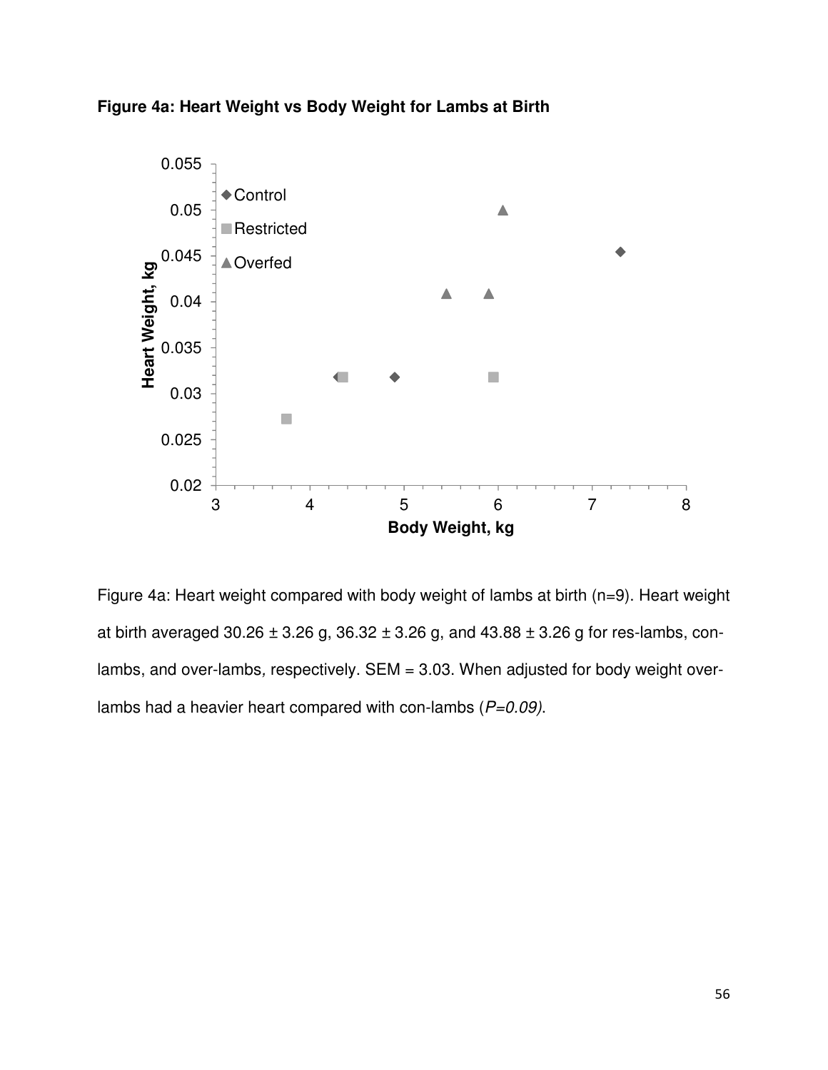**Figure 4a: Heart Weight vs Body Weight for Lambs at Birth**

Figure 4a: Heart weight compared with body weight of lambs at birth (n=9). Heart weight at birth averaged 30.26 ± 3.26 g, 36.32 ± 3.26 g, and 43.88 ± 3.26 g for res-lambs, con-lambs, and over-lambs, respectively. SEM = 3.03. When adjusted for body weight over-lambs had a heavier heart compared with con-lambs (*P=0.09)*.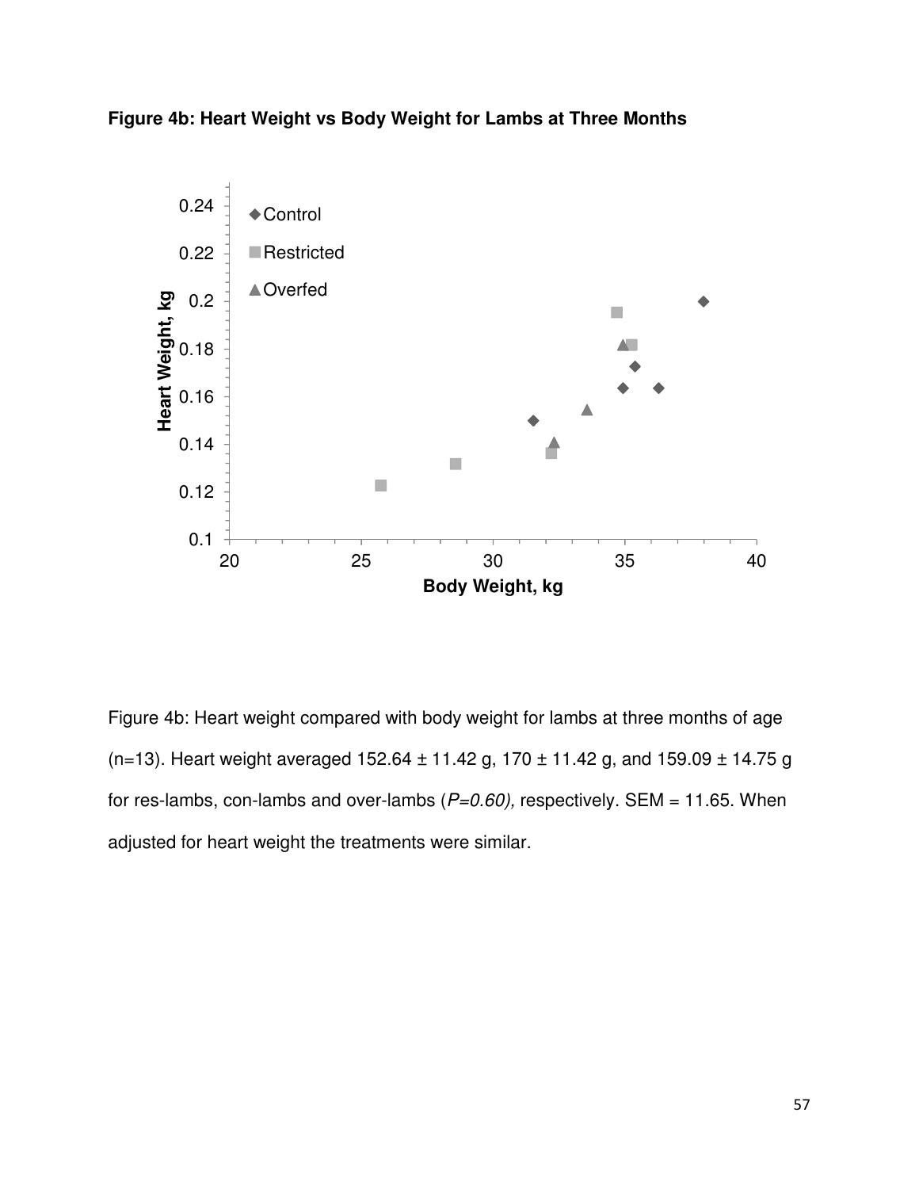**Figure 4b: Heart Weight vs Body Weight for Lambs at Three Months**

Figure 4b: Heart weight compared with body weight for lambs at three months of age (n=13). Heart weight averaged 152.64 ± 11.42 g, 170 ± 11.42 g, and 159.09 ± 14.75 g for res-lambs, con-lambs and over-lambs (*P=0.60),* respectively. SEM = 11.65. When adjusted for heart weight the treatments were similar.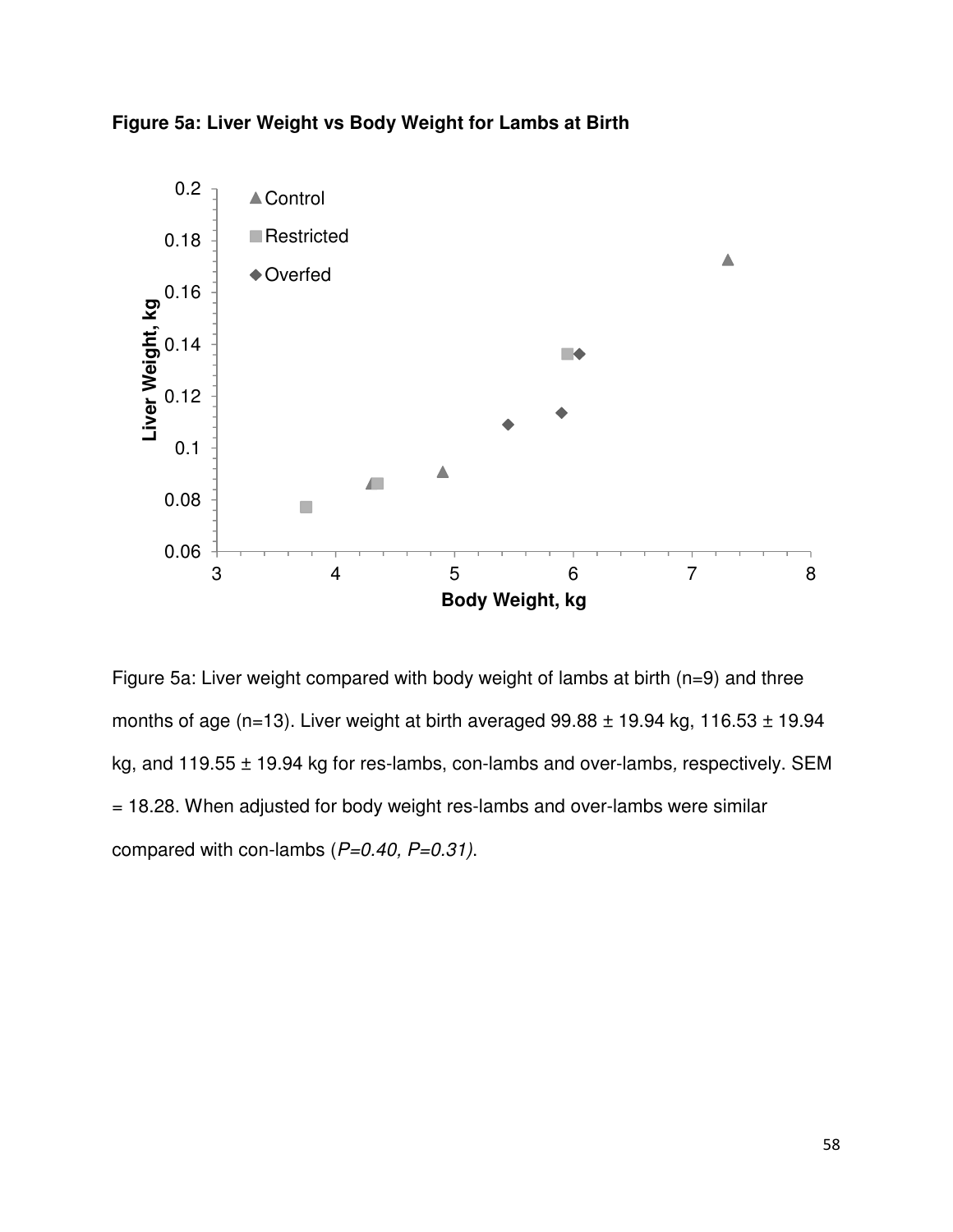**Figure 5a: Liver Weight vs Body Weight for Lambs at Birth**

Figure 5a: Liver weight compared with body weight of lambs at birth (n=9) and three months of age (n=13). Liver weight at birth averaged 99.88 ± 19.94 kg, 116.53 ± 19.94 kg, and 119.55 ± 19.94 kg for res-lambs, con-lambs and over-lambs, respectively. SEM = 18.28. When adjusted for body weight res-lambs and over-lambs were similar compared with con-lambs (*P=0.40, P=0.31)*.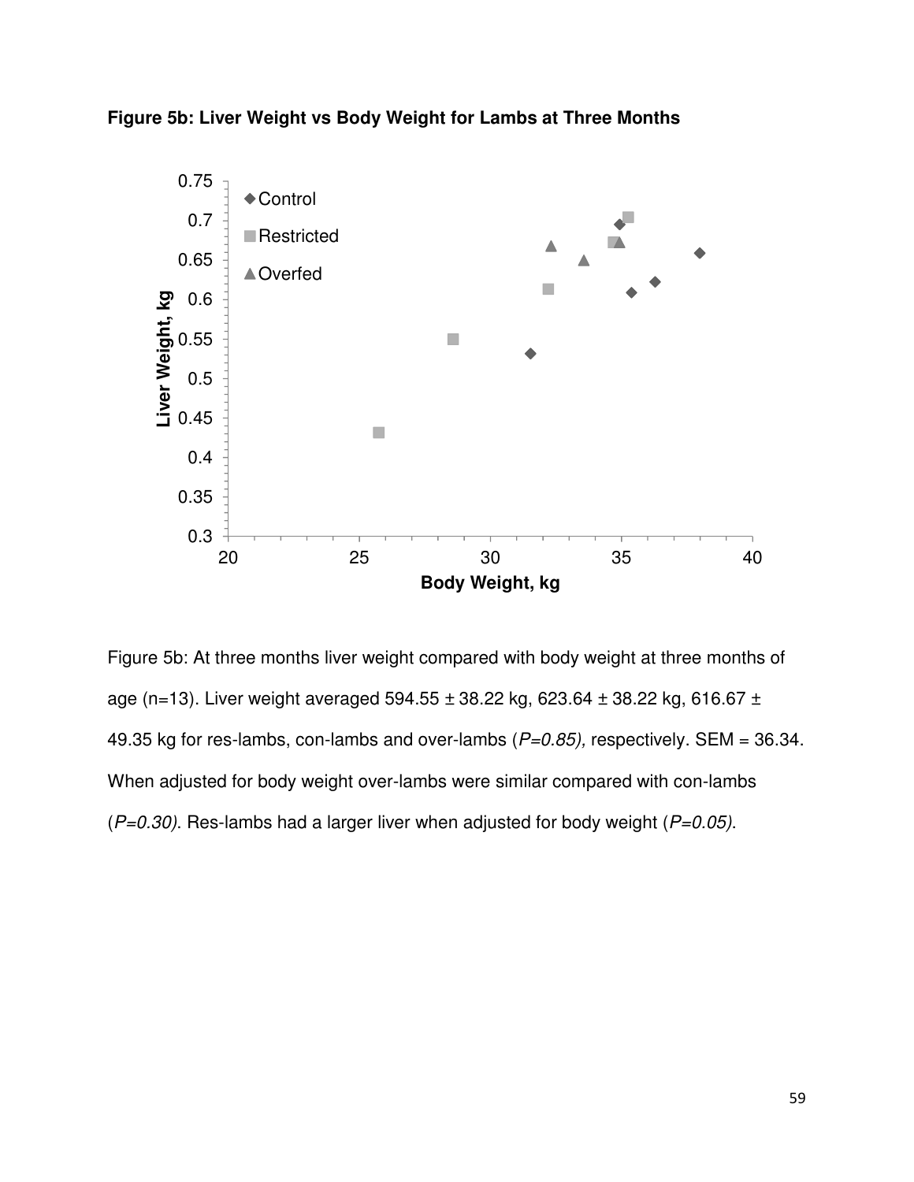**Figure 5b: Liver Weight vs Body Weight for Lambs at Three Months**

Figure 5b: At three months liver weight compared with body weight at three months of age (n=13). Liver weight averaged 594.55 ± 38.22 kg, 623.64 ± 38.22 kg, 616.67 ± 49.35 kg for res-lambs, con-lambs and over-lambs (*P=0.85),* respectively. SEM = 36.34. When adjusted for body weight over-lambs were similar compared with con-lambs (*P=0.30)*. Res-lambs had a larger liver when adjusted for body weight (*P=0.05)*.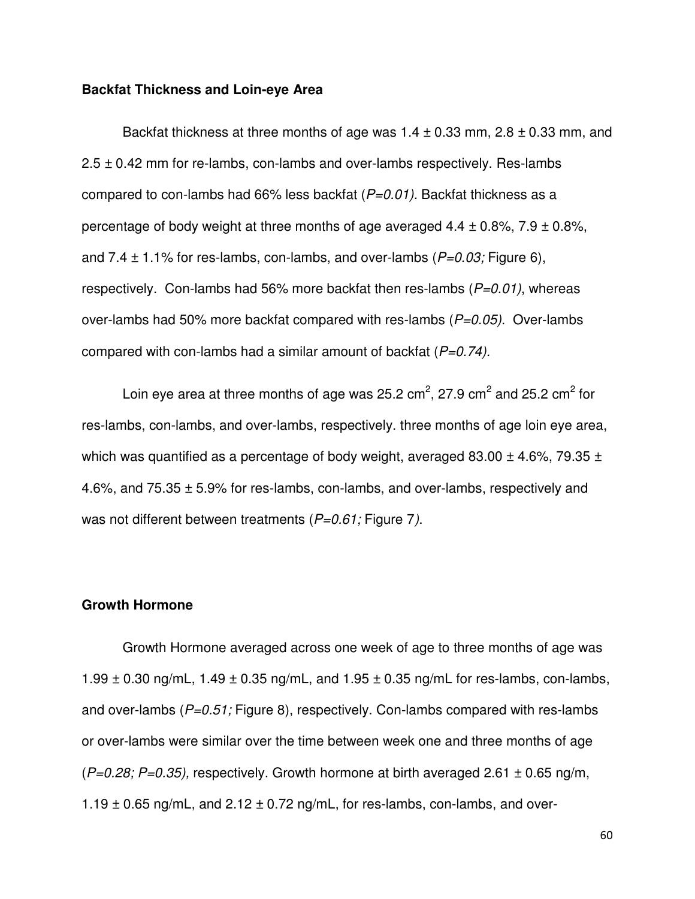**Backfat Thickness and Loin-eye Area**

Backfat thickness at three months of age was 1.4 ± 0.33 mm, 2.8 ± 0.33 mm, and 2.5 ± 0.42 mm for re-lambs, con-lambs and over-lambs respectively. Res-lambs compared to con-lambs had 66% less backfat (*P=0.01).* Backfat thickness as a percentage of body weight at three months of age averaged 4.4 ± 0.8%, 7.9 ± 0.8%, and 7.4 ± 1.1% for res-lambs, con-lambs, and over-lambs (*P=0.03;* Figure 6), respectively. Con-lambs had 56% more backfat then res-lambs (*P=0.01)*, whereas over-lambs had 50% more backfat compared with res-lambs (*P=0.05)*. Over-lambs compared with con-lambs had a similar amount of backfat (*P=0.74).*

Loin eye area at three months of age was 25.2 $cm^2$, 27.9 $cm^2$ and 25.2 $cm^2$ for res-lambs, con-lambs, and over-lambs, respectively. three months of age loin eye area, which was quantified as a percentage of body weight, averaged 83.00 ± 4.6%, 79.35 ± 4.6%, and 75.35 ± 5.9% for res-lambs, con-lambs, and over-lambs, respectively and was not different between treatments (*P=0.61;* Figure 7*)*.

**Growth Hormone**

Growth Hormone averaged across one week of age to three months of age was 1.99 ± 0.30 ng/mL, 1.49 ± 0.35 ng/mL, and 1.95 ± 0.35 ng/mL for res-lambs, con-lambs, and over-lambs (*P=0.51;* Figure 8), respectively. Con-lambs compared with res-lambs or over-lambs were similar over the time between week one and three months of age (*P=0.28; P=0.35),* respectively. Growth hormone at birth averaged 2.61 ± 0.65 ng/m, 1.19 ± 0.65 ng/mL, and 2.12 ± 0.72 ng/mL, for res-lambs, con-lambs, and over-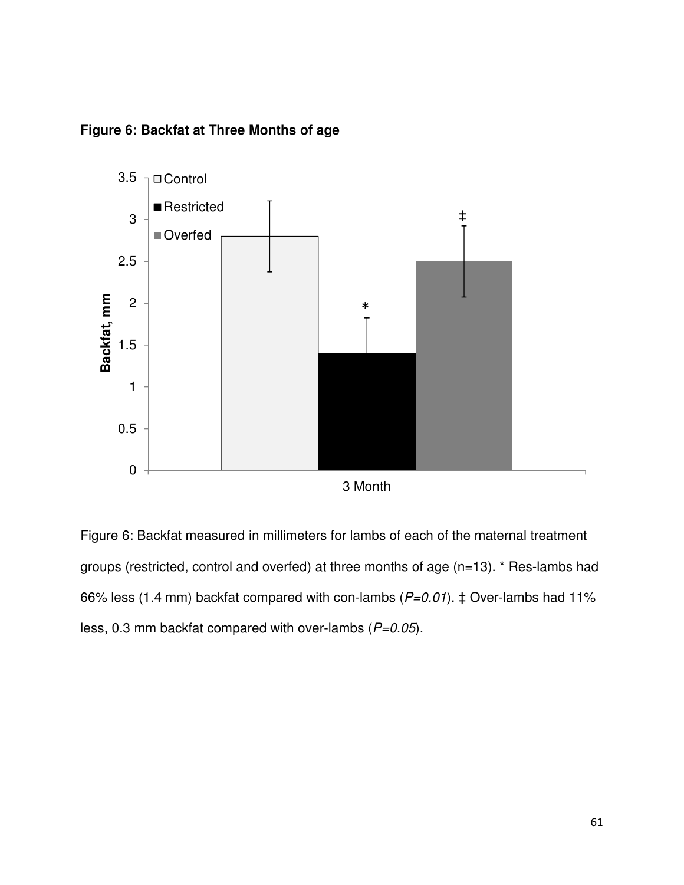**Figure 6: Backfat at Three Months of age**

Figure 6: Backfat measured in millimeters for lambs of each of the maternal treatment groups (restricted, control and overfed) at three months of age (n=13). * Res-lambs had 66% less (1.4 mm) backfat compared with con-lambs (*P=0.01*). ‡ Over-lambs had 11% less, 0.3 mm backfat compared with over-lambs (*P=0.05*).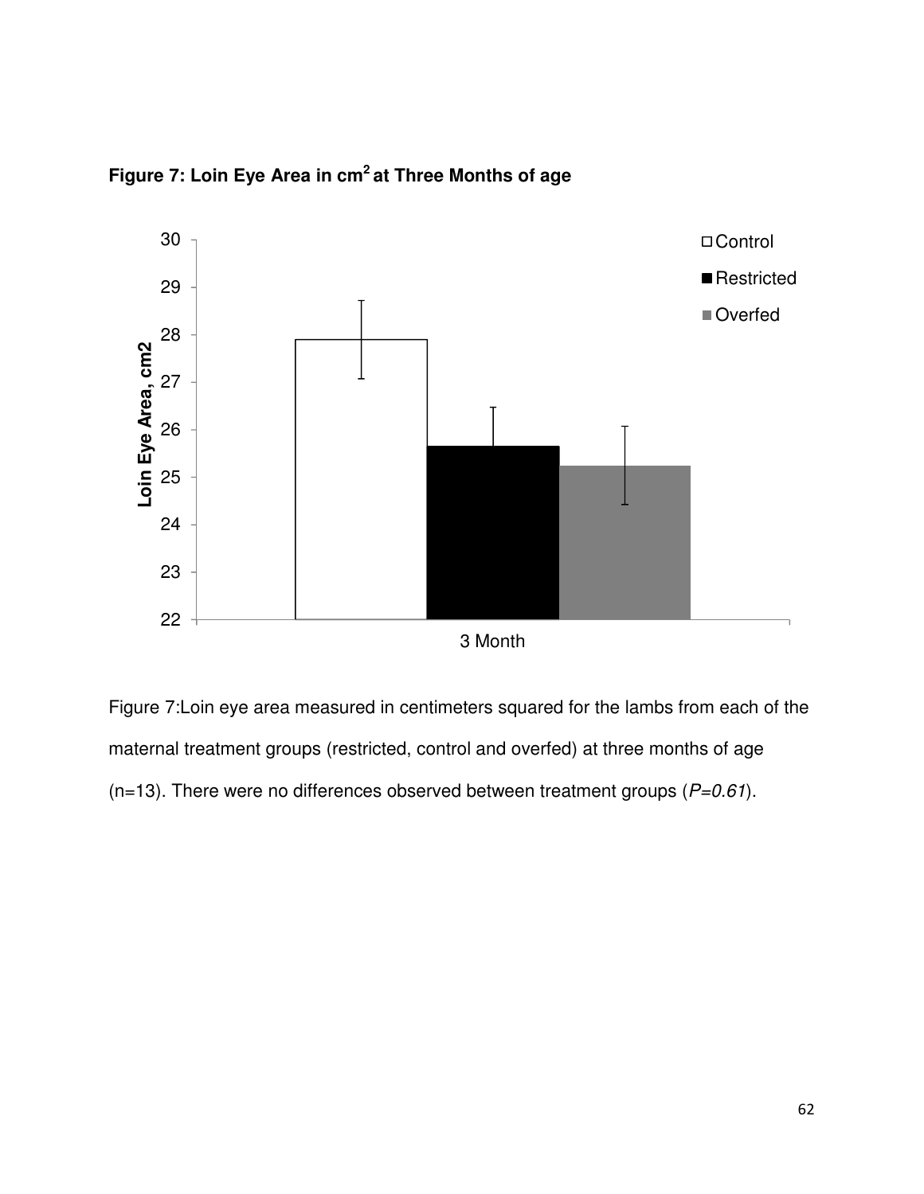**Figure 7: Loin Eye Area in $cm^2$ at Three Months of age**

Figure 7:Loin eye area measured in centimeters squared for the lambs from each of the maternal treatment groups (restricted, control and overfed) at three months of age (n=13). There were no differences observed between treatment groups (*P=0.61*).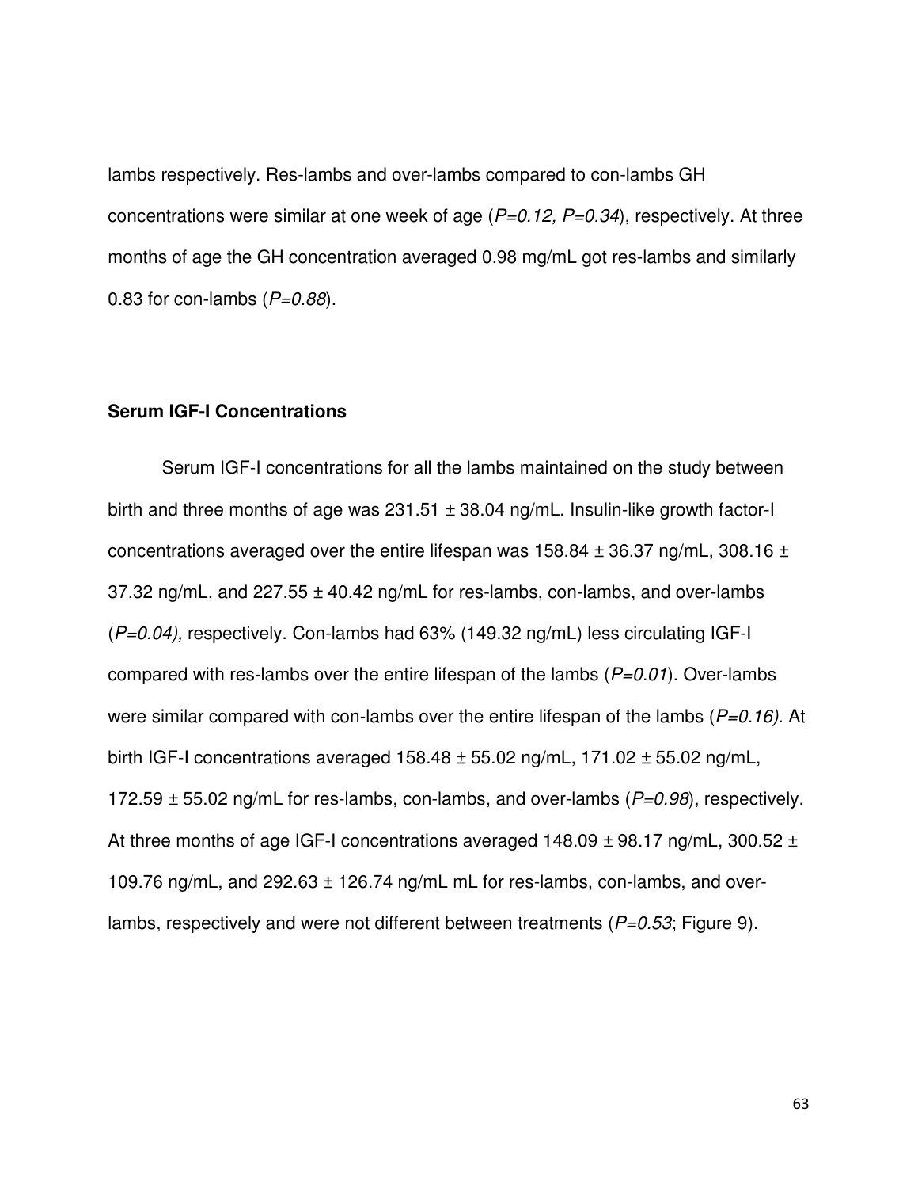lambs respectively. Res-lambs and over-lambs compared to con-lambs GH concentrations were similar at one week of age (*P=0.12, P=0.34*), respectively. At three months of age the GH concentration averaged 0.98 mg/mL got res-lambs and similarly 0.83 for con-lambs (*P=0.88*).

### Serum IGF-I Concentrations

Serum IGF-I concentrations for all the lambs maintained on the study between birth and three months of age was 231.51 ± 38.04 ng/mL. Insulin-like growth factor-I concentrations averaged over the entire lifespan was 158.84 ± 36.37 ng/mL, 308.16 ± 37.32 ng/mL, and 227.55 ± 40.42 ng/mL for res-lambs, con-lambs, and over-lambs (*P=0.04),* respectively. Con-lambs had 63% (149.32 ng/mL) less circulating IGF-I compared with res-lambs over the entire lifespan of the lambs (*P=0.01*). Over-lambs were similar compared with con-lambs over the entire lifespan of the lambs (*P=0.16)*. At birth IGF-I concentrations averaged 158.48 ± 55.02 ng/mL, 171.02 ± 55.02 ng/mL, 172.59 ± 55.02 ng/mL for res-lambs, con-lambs, and over-lambs (*P=0.98*), respectively. At three months of age IGF-I concentrations averaged 148.09 ± 98.17 ng/mL, 300.52 ± 109.76 ng/mL, and 292.63 ± 126.74 ng/mL mL for res-lambs, con-lambs, and over-lambs, respectively and were not different between treatments (*P=0.53*; Figure 9).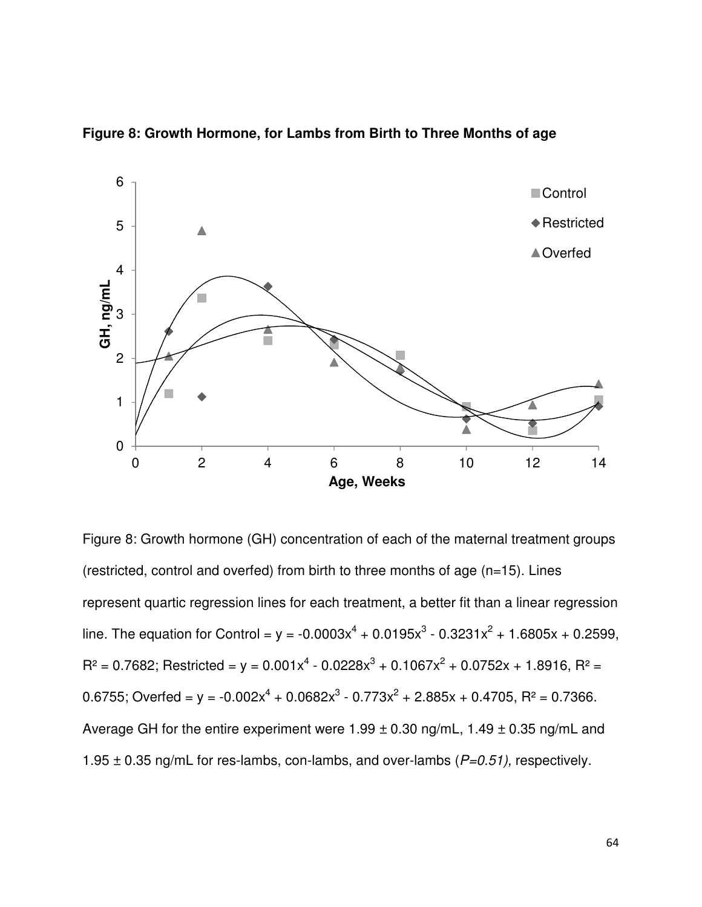**Figure 8: Growth Hormone, for Lambs from Birth to Three Months of age**

Figure 8: Growth hormone (GH) concentration of each of the maternal treatment groups (restricted, control and overfed) from birth to three months of age (n=15). Lines represent quartic regression lines for each treatment, a better fit than a linear regression line. The equation for Control = $y = -0.0003x^4 + 0.0195x^3 - 0.3231x^2 + 1.6805x + 0.2599$, $R^2 = 0.7682$; Restricted = $y = 0.001x^4 - 0.0228x^3 + 0.1067x^2 + 0.0752x + 1.8916$, $R^2 = 0.6755$; Overfed = $y = -0.002x^4 + 0.0682x^3 - 0.773x^2 + 2.885x + 0.4705$, $R^2 = 0.7366$. Average GH for the entire experiment were 1.99 ± 0.30 ng/mL, 1.49 ± 0.35 ng/mL and 1.95 ± 0.35 ng/mL for res-lambs, con-lambs, and over-lambs (*P=0.51),* respectively.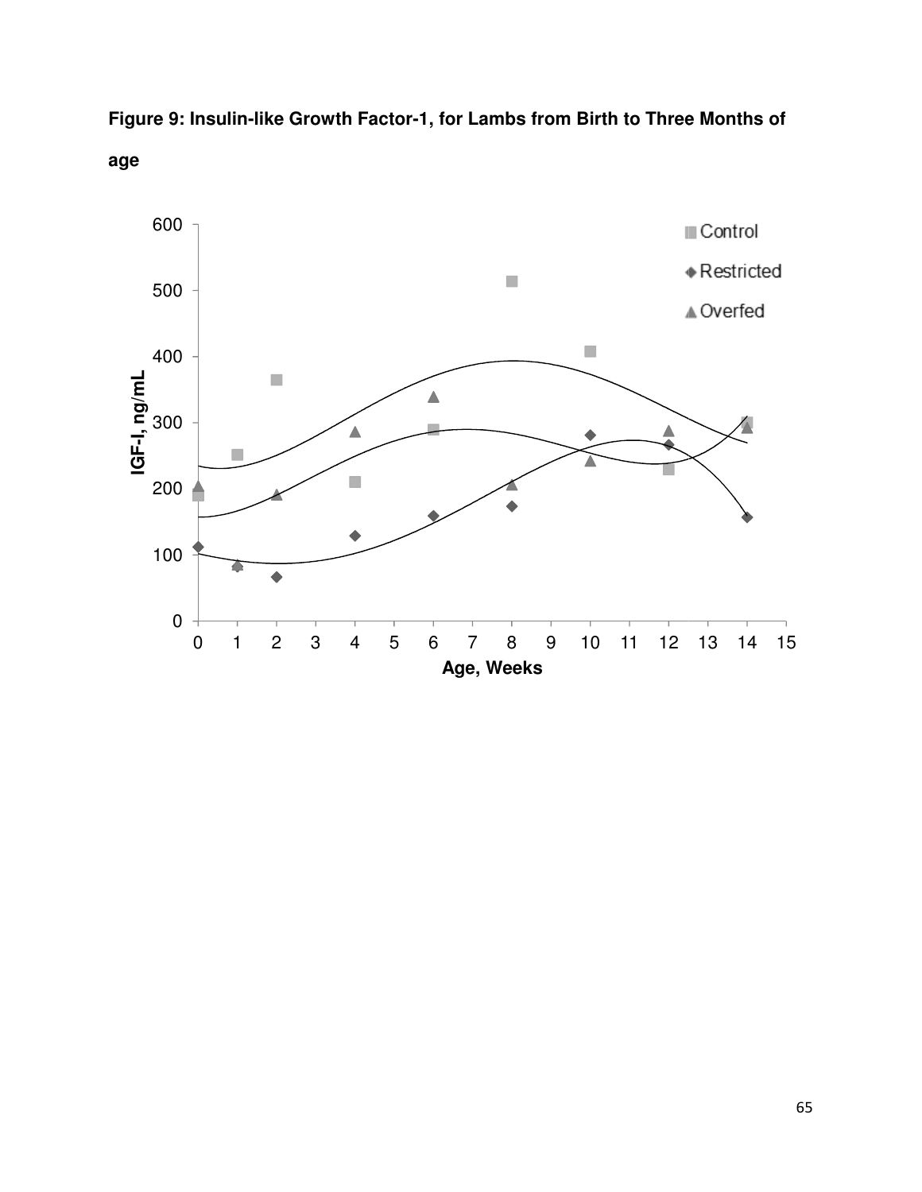**Figure 9: Insulin-like Growth Factor-1, for Lambs from Birth to Three Months of age**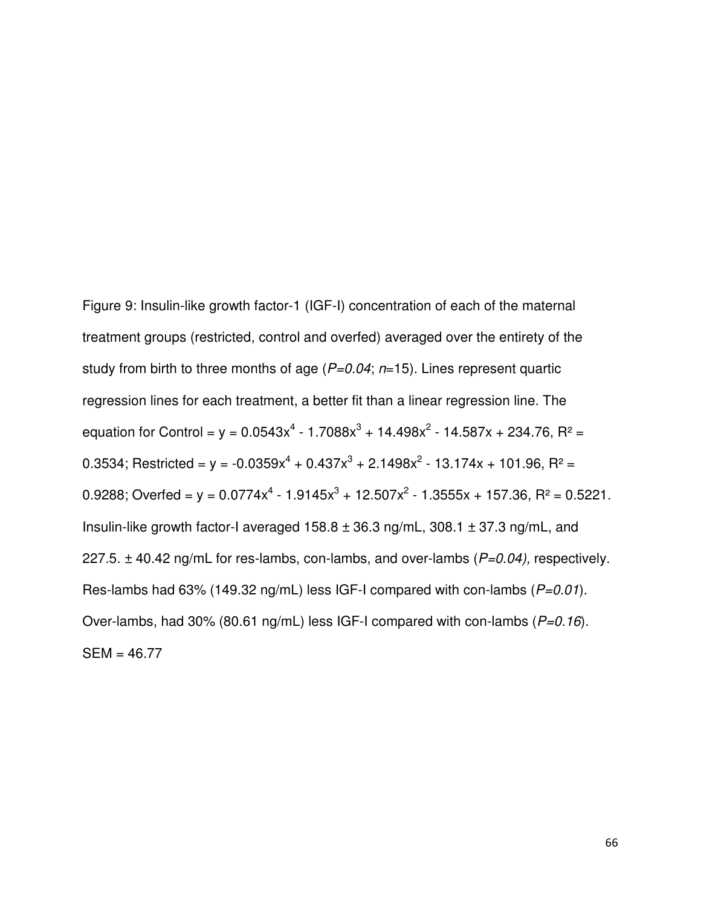Figure 9: Insulin-like growth factor-1 (IGF-I) concentration of each of the maternal treatment groups (restricted, control and overfed) averaged over the entirety of the study from birth to three months of age (*P=0.04*; *n*=15). Lines represent quartic regression lines for each treatment, a better fit than a linear regression line. The equation for Control = $y = 0.0543x^4 - 1.7088x^3 + 14.498x^2 - 14.587x + 234.76$, $R^2 = 0.3534$; Restricted = $y = -0.0359x^4 + 0.437x^3 + 2.1498x^2 - 13.174x + 101.96$, $R^2 = 0.9288$; Overfed = $y = 0.0774x^4 - 1.9145x^3 + 12.507x^2 - 1.3555x + 157.36$, $R^2 = 0.5221$. Insulin-like growth factor-I averaged 158.8 ± 36.3 ng/mL, 308.1 ± 37.3 ng/mL, and 227.5. ± 40.42 ng/mL for res-lambs, con-lambs, and over-lambs (*P=0.04),* respectively. Res-lambs had 63% (149.32 ng/mL) less IGF-I compared with con-lambs (*P=0.01*). Over-lambs, had 30% (80.61 ng/mL) less IGF-I compared with con-lambs (*P=0.16*). SEM = 46.77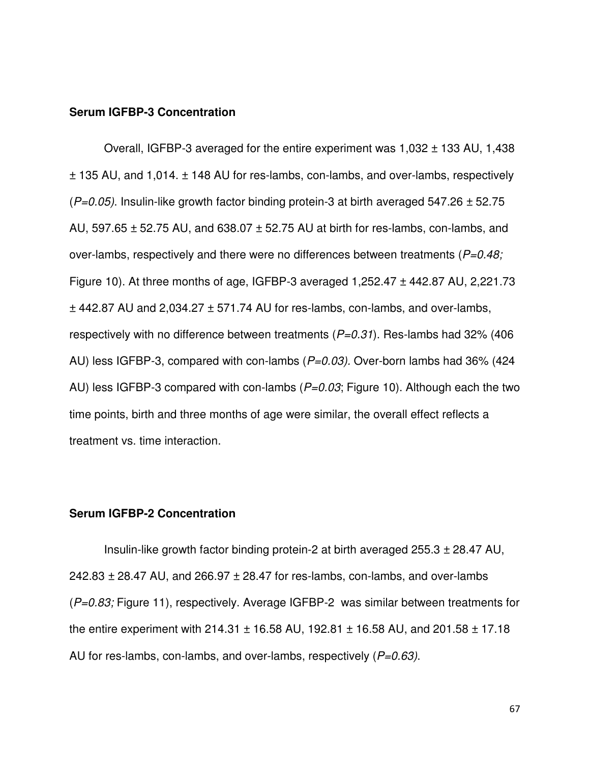**Serum IGFBP-3 Concentration**

Overall, IGFBP-3 averaged for the entire experiment was 1,032 ± 133 AU, 1,438 ± 135 AU, and 1,014. ± 148 AU for res-lambs, con-lambs, and over-lambs, respectively (*P=0.05)*. Insulin-like growth factor binding protein-3 at birth averaged 547.26 ± 52.75 AU, 597.65 ± 52.75 AU, and 638.07 ± 52.75 AU at birth for res-lambs, con-lambs, and over-lambs, respectively and there were no differences between treatments (*P=0.48;* Figure 10). At three months of age, IGFBP-3 averaged 1,252.47 ± 442.87 AU, 2,221.73 ± 442.87 AU and 2,034.27 ± 571.74 AU for res-lambs, con-lambs, and over-lambs, respectively with no difference between treatments (*P=0.31*). Res-lambs had 32% (406 AU) less IGFBP-3, compared with con-lambs (*P=0.03).* Over-born lambs had 36% (424 AU) less IGFBP-3 compared with con-lambs (*P=0.03*; Figure 10). Although each the two time points, birth and three months of age were similar, the overall effect reflects a treatment vs. time interaction.

**Serum IGFBP-2 Concentration**

Insulin-like growth factor binding protein-2 at birth averaged 255.3 ± 28.47 AU, 242.83 ± 28.47 AU, and 266.97 ± 28.47 for res-lambs, con-lambs, and over-lambs (*P=0.83;* Figure 11), respectively. Average IGFBP-2 was similar between treatments for the entire experiment with 214.31 ± 16.58 AU, 192.81 ± 16.58 AU, and 201.58 ± 17.18 AU for res-lambs, con-lambs, and over-lambs, respectively (*P=0.63).*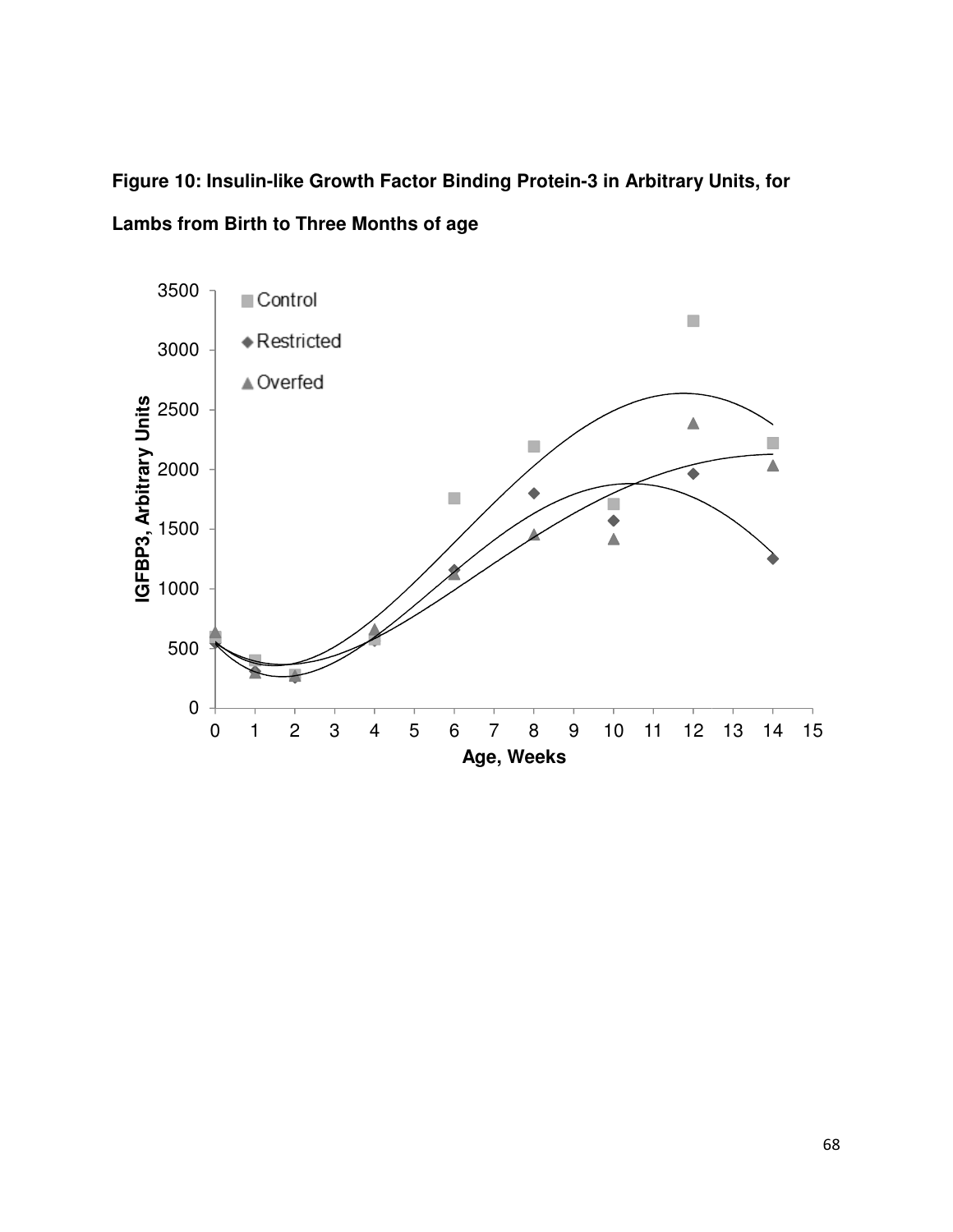**Figure 10: Insulin-like Growth Factor Binding Protein-3 in Arbitrary Units, for Lambs from Birth to Three Months of age**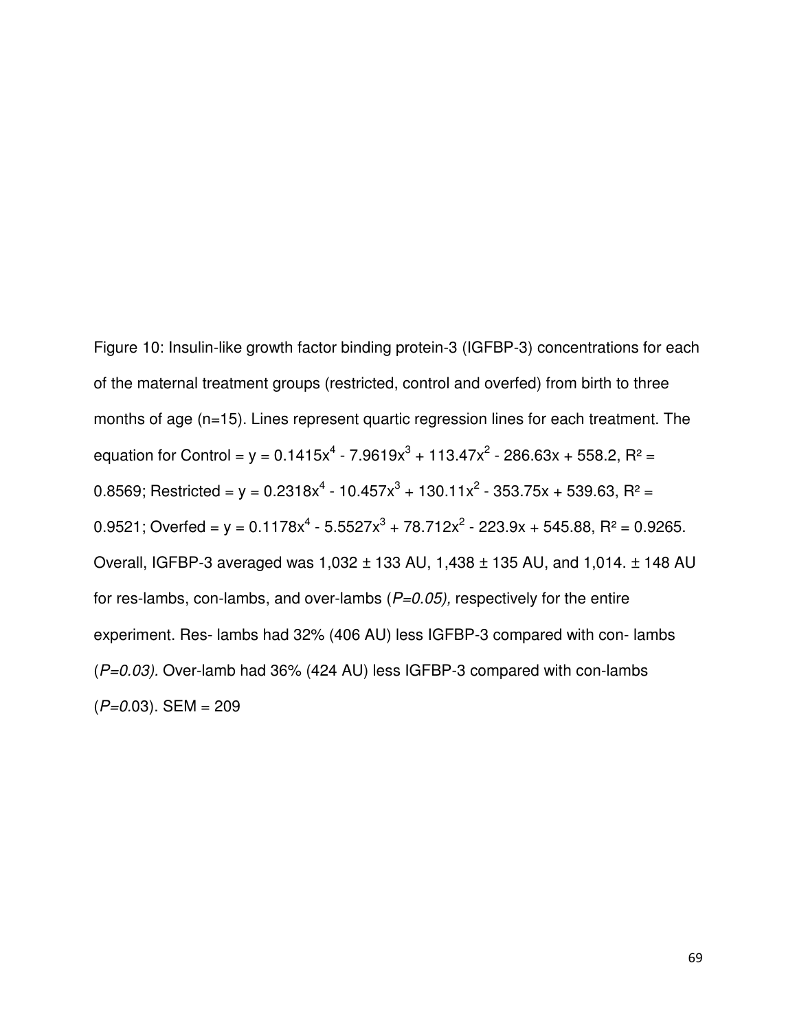Figure 10: Insulin-like growth factor binding protein-3 (IGFBP-3) concentrations for each of the maternal treatment groups (restricted, control and overfed) from birth to three months of age (n=15). Lines represent quartic regression lines for each treatment. The equation for Control = $y = 0.1415x^4 - 7.9619x^3 + 113.47x^2 - 286.63x + 558.2$, $R^2 = 0.8569$; Restricted = $y = 0.2318x^4 - 10.457x^3 + 130.11x^2 - 353.75x + 539.63$, $R^2 = 0.9521$; Overfed = $y = 0.1178x^4 - 5.5527x^3 + 78.712x^2 - 223.9x + 545.88$, $R^2 = 0.9265$. Overall, IGFBP-3 averaged was 1,032 ± 133 AU, 1,438 ± 135 AU, and 1,014. ± 148 AU for res-lambs, con-lambs, and over-lambs (*P=0.05),* respectively for the entire experiment. Res- lambs had 32% (406 AU) less IGFBP-3 compared with con- lambs (*P=0.03).* Over-lamb had 36% (424 AU) less IGFBP-3 compared with con-lambs (*P=0*.03). SEM = 209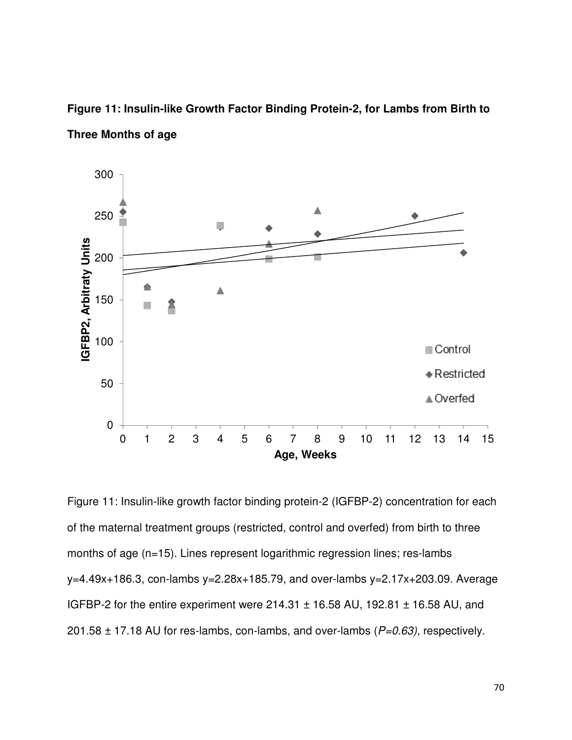**Figure 11: Insulin-like Growth Factor Binding Protein-2, for Lambs from Birth to Three Months of age**

Figure 11: Insulin-like growth factor binding protein-2 (IGFBP-2) concentration for each of the maternal treatment groups (restricted, control and overfed) from birth to three months of age (n=15). Lines represent logarithmic regression lines; res-lambs y=4.49x+186.3, con-lambs y=2.28x+185.79, and over-lambs y=2.17x+203.09. Average IGFBP-2 for the entire experiment were 214.31 ± 16.58 AU, 192.81 ± 16.58 AU, and 201.58 ± 17.18 AU for res-lambs, con-lambs, and over-lambs (*P=0.63),* respectively.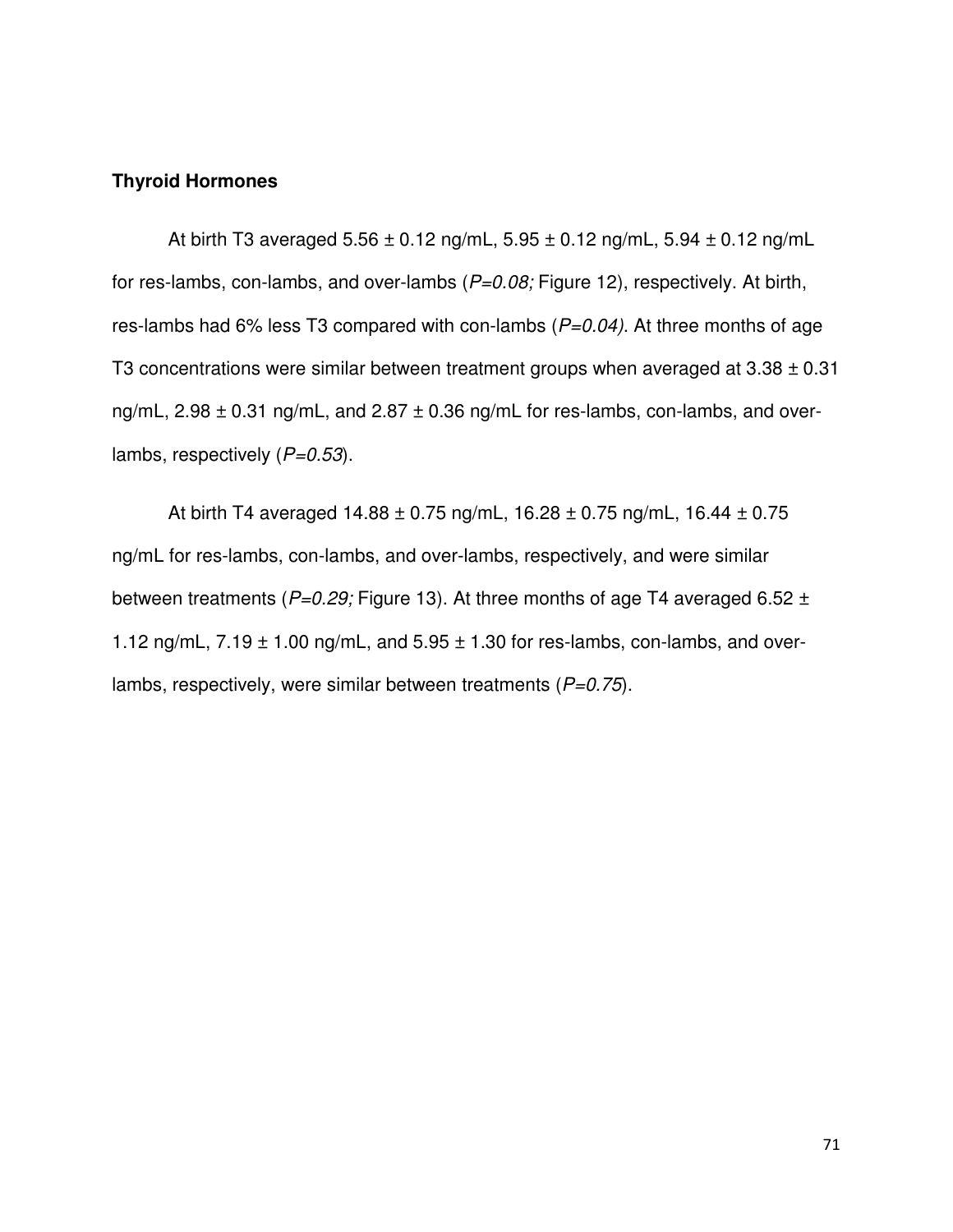**Thyroid Hormones**

At birth T3 averaged 5.56 ± 0.12 ng/mL, 5.95 ± 0.12 ng/mL, 5.94 ± 0.12 ng/mL for res-lambs, con-lambs, and over-lambs (*P=0.08;* Figure 12), respectively. At birth, res-lambs had 6% less T3 compared with con-lambs (*P=0.04)*. At three months of age T3 concentrations were similar between treatment groups when averaged at 3.38 ± 0.31 ng/mL, 2.98 ± 0.31 ng/mL, and 2.87 ± 0.36 ng/mL for res-lambs, con-lambs, and over-lambs, respectively (*P=0.53*).

At birth T4 averaged 14.88 ± 0.75 ng/mL, 16.28 ± 0.75 ng/mL, 16.44 ± 0.75 ng/mL for res-lambs, con-lambs, and over-lambs, respectively, and were similar between treatments (*P=0.29;* Figure 13). At three months of age T4 averaged 6.52 ± 1.12 ng/mL, 7.19 ± 1.00 ng/mL, and 5.95 ± 1.30 for res-lambs, con-lambs, and over-lambs, respectively, were similar between treatments (*P=0.75*).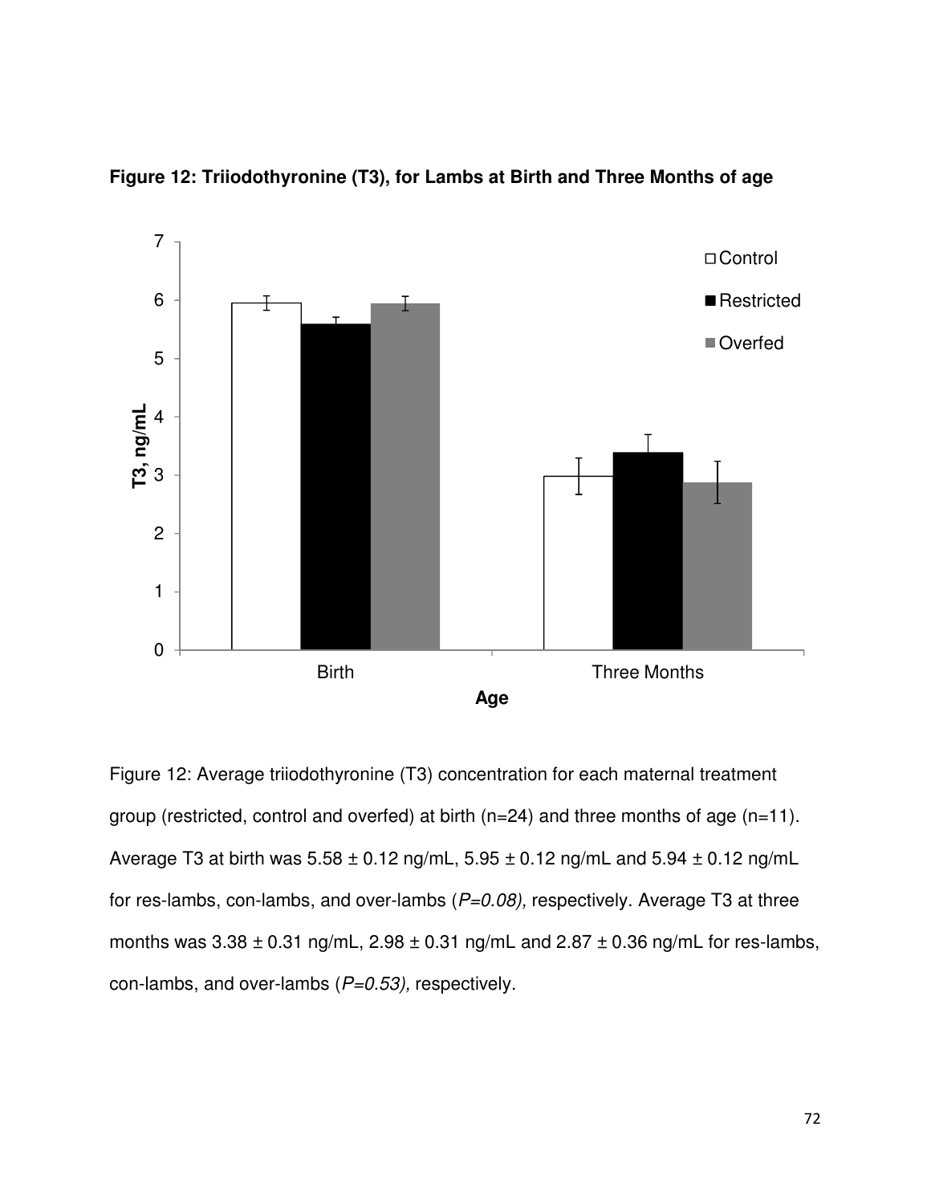**Figure 12: Triiodothyronine (T3), for Lambs at Birth and Three Months of age**

Figure 12: Average triiodothyronine (T3) concentration for each maternal treatment group (restricted, control and overfed) at birth (n=24) and three months of age (n=11). Average T3 at birth was 5.58 ± 0.12 ng/mL, 5.95 ± 0.12 ng/mL and 5.94 ± 0.12 ng/mL for res-lambs, con-lambs, and over-lambs (*P=0.08),* respectively. Average T3 at three months was 3.38 ± 0.31 ng/mL, 2.98 ± 0.31 ng/mL and 2.87 ± 0.36 ng/mL for res-lambs, con-lambs, and over-lambs (*P=0.53),* respectively.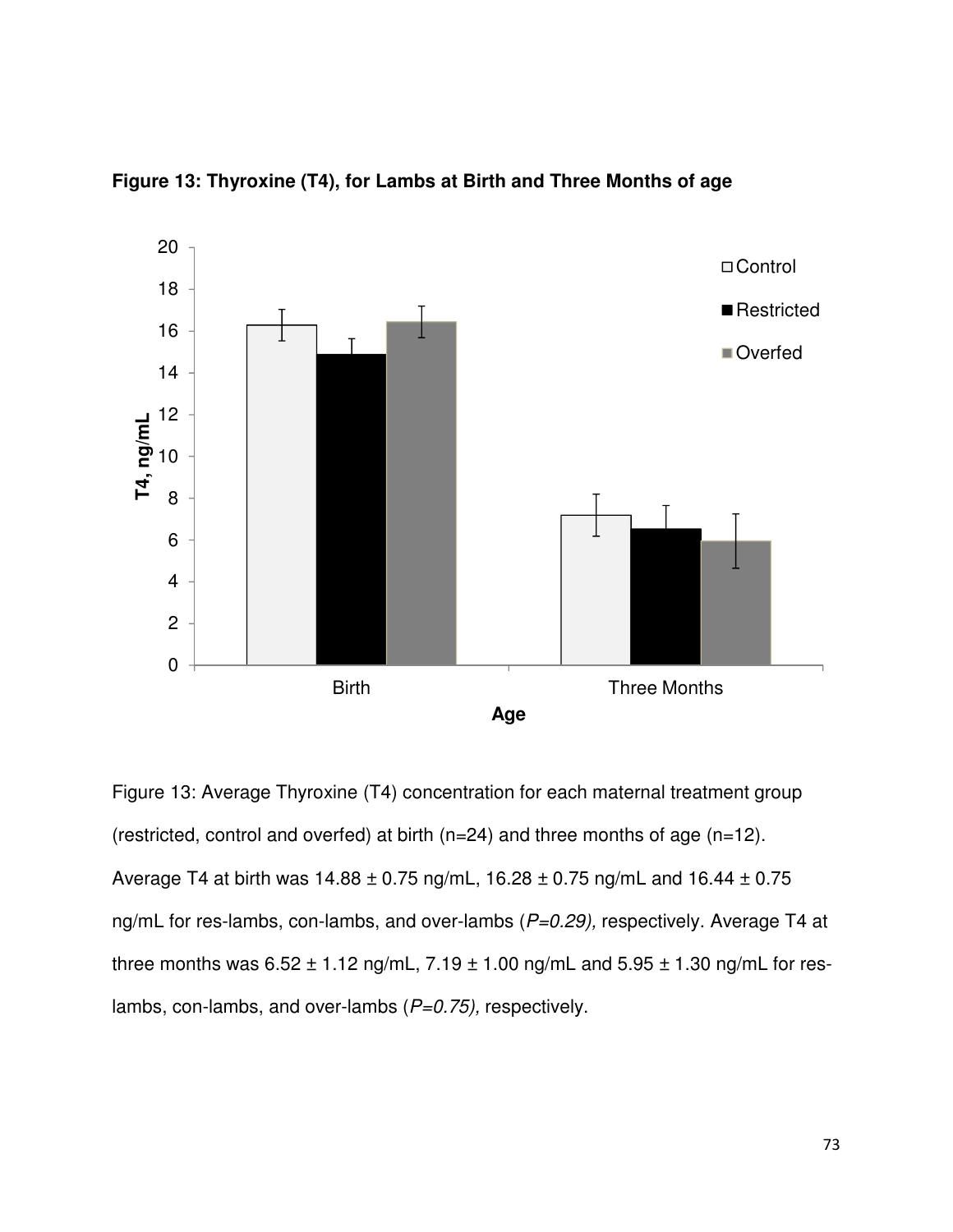**Figure 13: Thyroxine (T4), for Lambs at Birth and Three Months of age**

Figure 13: Average Thyroxine (T4) concentration for each maternal treatment group (restricted, control and overfed) at birth (n=24) and three months of age (n=12). Average T4 at birth was 14.88 ± 0.75 ng/mL, 16.28 ± 0.75 ng/mL and 16.44 ± 0.75 ng/mL for res-lambs, con-lambs, and over-lambs (*P=0.29),* respectively. Average T4 at three months was 6.52 ± 1.12 ng/mL, 7.19 ± 1.00 ng/mL and 5.95 ± 1.30 ng/mL for res-lambs, con-lambs, and over-lambs (*P=0.75),* respectively.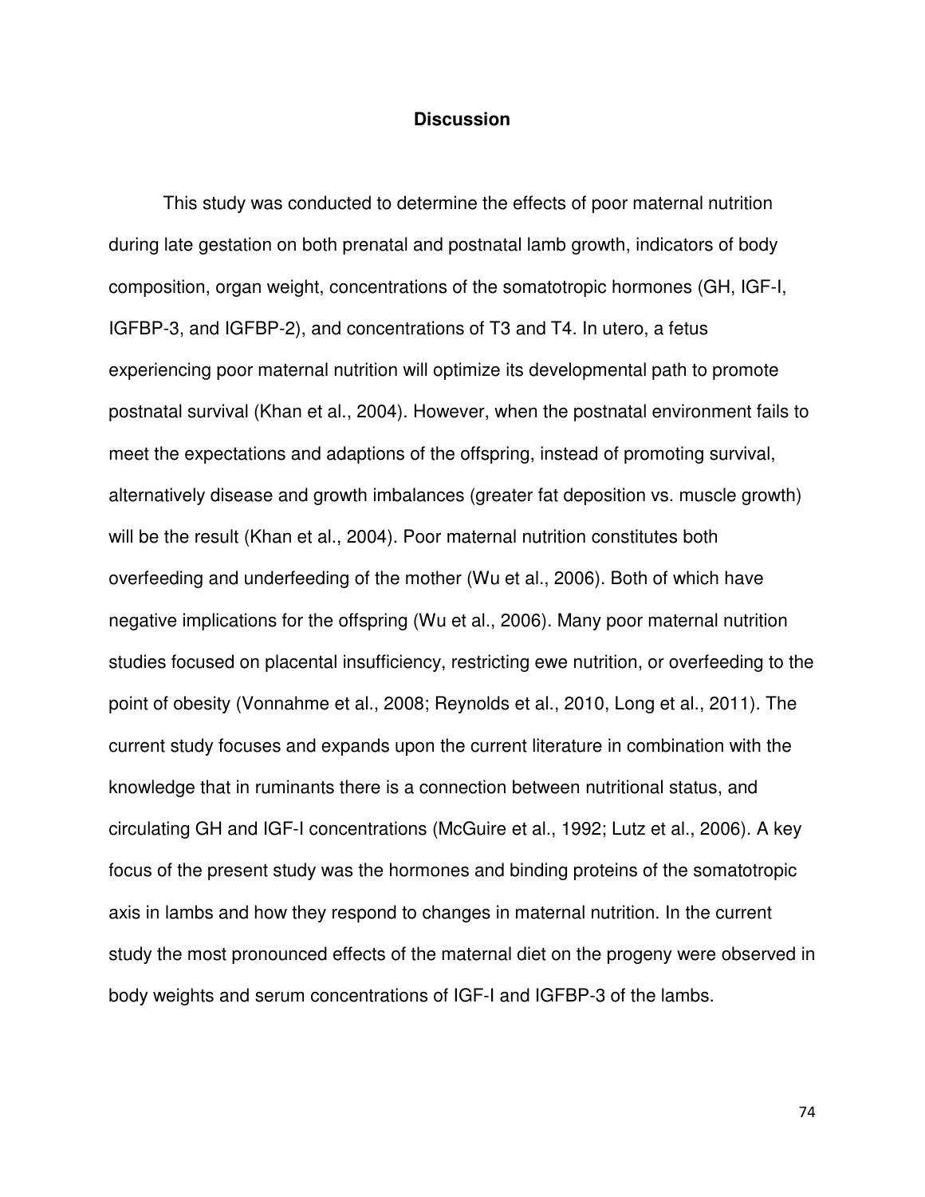# Discussion

This study was conducted to determine the effects of poor maternal nutrition during late gestation on both prenatal and postnatal lamb growth, indicators of body composition, organ weight, concentrations of the somatotropic hormones (GH, IGF-I, IGFBP-3, and IGFBP-2), and concentrations of T3 and T4. In utero, a fetus experiencing poor maternal nutrition will optimize its developmental path to promote postnatal survival (Khan et al., 2004). However, when the postnatal environment fails to meet the expectations and adaptions of the offspring, instead of promoting survival, alternatively disease and growth imbalances (greater fat deposition vs. muscle growth) will be the result (Khan et al., 2004). Poor maternal nutrition constitutes both overfeeding and underfeeding of the mother (Wu et al., 2006). Both of which have negative implications for the offspring (Wu et al., 2006). Many poor maternal nutrition studies focused on placental insufficiency, restricting ewe nutrition, or overfeeding to the point of obesity (Vonnahme et al., 2008; Reynolds et al., 2010, Long et al., 2011). The current study focuses and expands upon the current literature in combination with the knowledge that in ruminants there is a connection between nutritional status, and circulating GH and IGF-I concentrations (McGuire et al., 1992; Lutz et al., 2006). A key focus of the present study was the hormones and binding proteins of the somatotropic axis in lambs and how they respond to changes in maternal nutrition. In the current study the most pronounced effects of the maternal diet on the progeny were observed in body weights and serum concentrations of IGF-I and IGFBP-3 of the lambs.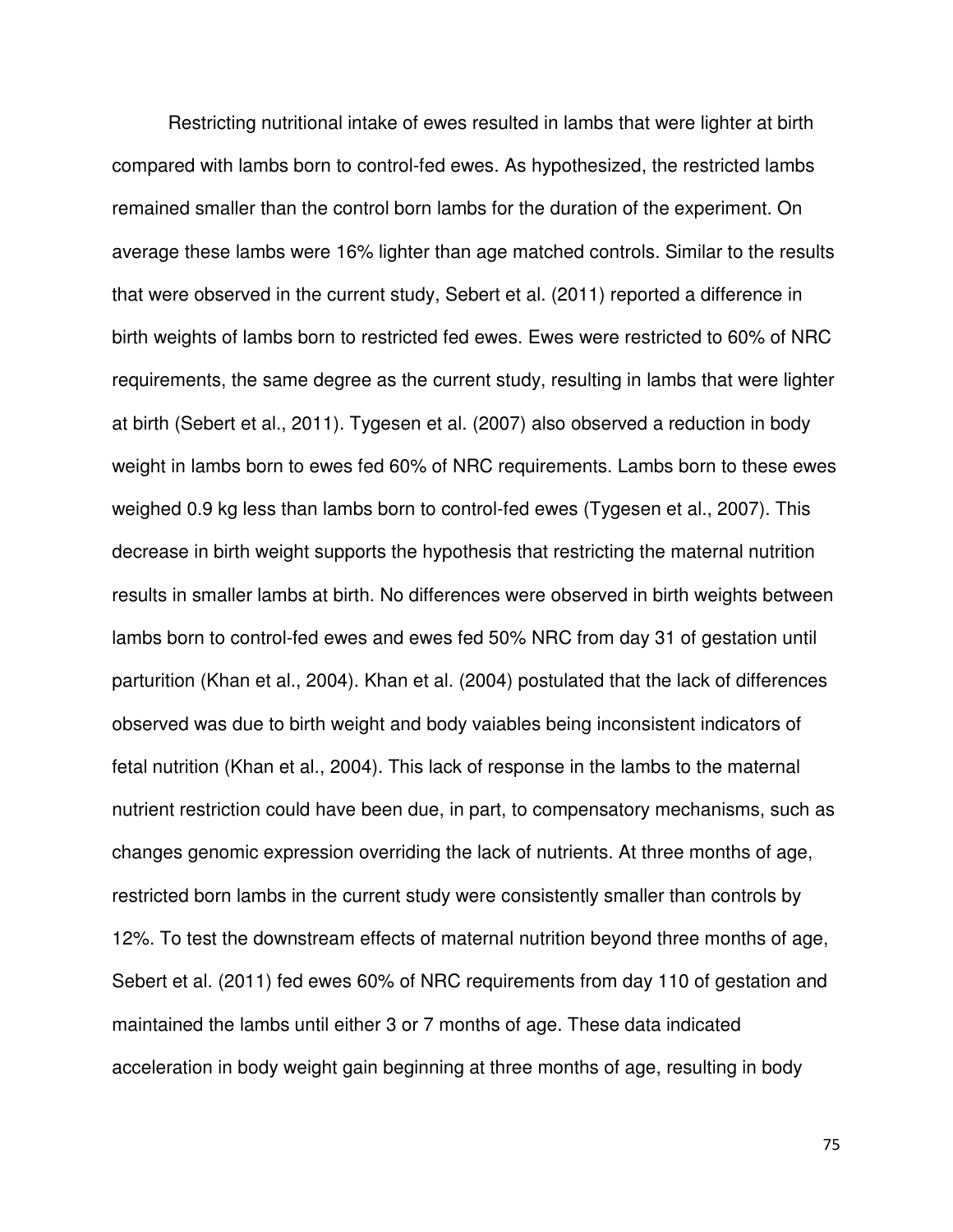Restricting nutritional intake of ewes resulted in lambs that were lighter at birth compared with lambs born to control-fed ewes. As hypothesized, the restricted lambs remained smaller than the control born lambs for the duration of the experiment. On average these lambs were 16% lighter than age matched controls. Similar to the results that were observed in the current study, Sebert et al. (2011) reported a difference in birth weights of lambs born to restricted fed ewes. Ewes were restricted to 60% of NRC requirements, the same degree as the current study, resulting in lambs that were lighter at birth (Sebert et al., 2011). Tygesen et al. (2007) also observed a reduction in body weight in lambs born to ewes fed 60% of NRC requirements. Lambs born to these ewes weighed 0.9 kg less than lambs born to control-fed ewes (Tygesen et al., 2007). This decrease in birth weight supports the hypothesis that restricting the maternal nutrition results in smaller lambs at birth. No differences were observed in birth weights between lambs born to control-fed ewes and ewes fed 50% NRC from day 31 of gestation until parturition (Khan et al., 2004). Khan et al. (2004) postulated that the lack of differences observed was due to birth weight and body vaiables being inconsistent indicators of fetal nutrition (Khan et al., 2004). This lack of response in the lambs to the maternal nutrient restriction could have been due, in part, to compensatory mechanisms, such as changes genomic expression overriding the lack of nutrients. At three months of age, restricted born lambs in the current study were consistently smaller than controls by 12%. To test the downstream effects of maternal nutrition beyond three months of age, Sebert et al. (2011) fed ewes 60% of NRC requirements from day 110 of gestation and maintained the lambs until either 3 or 7 months of age. These data indicated acceleration in body weight gain beginning at three months of age, resulting in body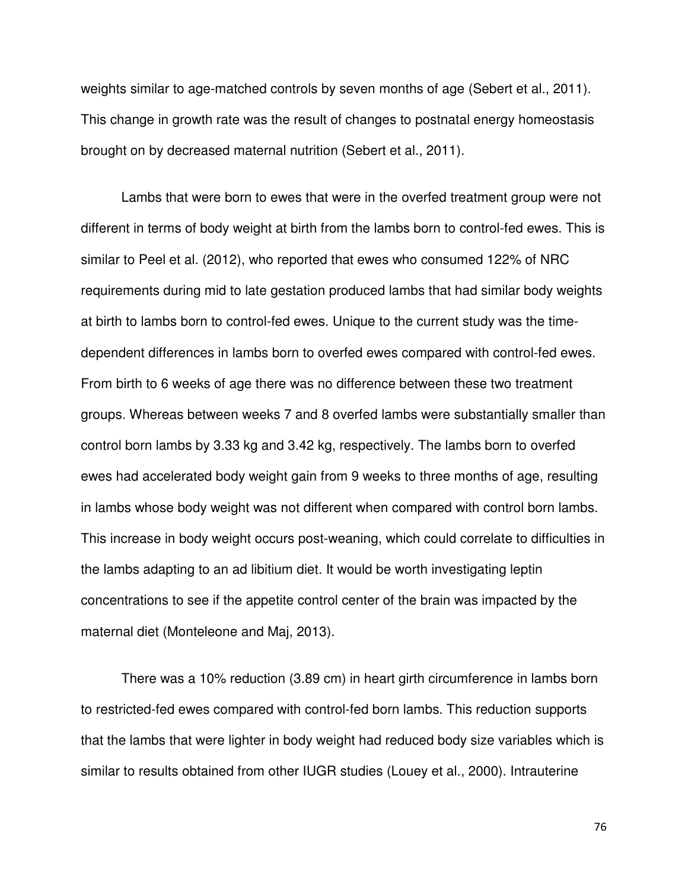weights similar to age-matched controls by seven months of age (Sebert et al., 2011). This change in growth rate was the result of changes to postnatal energy homeostasis brought on by decreased maternal nutrition (Sebert et al., 2011).

Lambs that were born to ewes that were in the overfed treatment group were not different in terms of body weight at birth from the lambs born to control-fed ewes. This is similar to Peel et al. (2012), who reported that ewes who consumed 122% of NRC requirements during mid to late gestation produced lambs that had similar body weights at birth to lambs born to control-fed ewes. Unique to the current study was the time-dependent differences in lambs born to overfed ewes compared with control-fed ewes. From birth to 6 weeks of age there was no difference between these two treatment groups. Whereas between weeks 7 and 8 overfed lambs were substantially smaller than control born lambs by 3.33 kg and 3.42 kg, respectively. The lambs born to overfed ewes had accelerated body weight gain from 9 weeks to three months of age, resulting in lambs whose body weight was not different when compared with control born lambs. This increase in body weight occurs post-weaning, which could correlate to difficulties in the lambs adapting to an ad libitium diet. It would be worth investigating leptin concentrations to see if the appetite control center of the brain was impacted by the maternal diet (Monteleone and Maj, 2013).

There was a 10% reduction (3.89 cm) in heart girth circumference in lambs born to restricted-fed ewes compared with control-fed born lambs. This reduction supports that the lambs that were lighter in body weight had reduced body size variables which is similar to results obtained from other IUGR studies (Louey et al., 2000). Intrauterine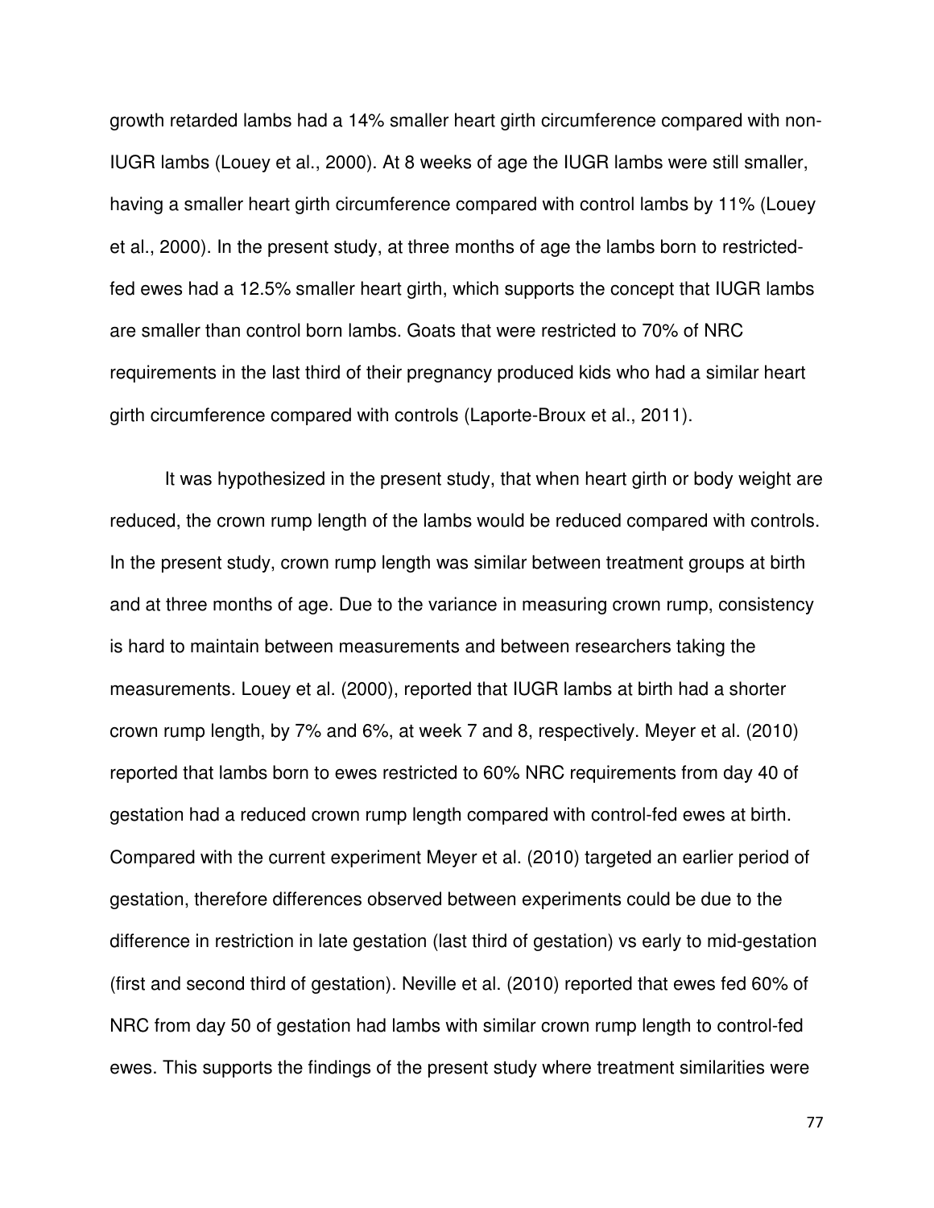growth retarded lambs had a 14% smaller heart girth circumference compared with non-IUGR lambs (Louey et al., 2000). At 8 weeks of age the IUGR lambs were still smaller, having a smaller heart girth circumference compared with control lambs by 11% (Louey et al., 2000). In the present study, at three months of age the lambs born to restricted-fed ewes had a 12.5% smaller heart girth, which supports the concept that IUGR lambs are smaller than control born lambs. Goats that were restricted to 70% of NRC requirements in the last third of their pregnancy produced kids who had a similar heart girth circumference compared with controls (Laporte-Broux et al., 2011).

It was hypothesized in the present study, that when heart girth or body weight are reduced, the crown rump length of the lambs would be reduced compared with controls. In the present study, crown rump length was similar between treatment groups at birth and at three months of age. Due to the variance in measuring crown rump, consistency is hard to maintain between measurements and between researchers taking the measurements. Louey et al. (2000), reported that IUGR lambs at birth had a shorter crown rump length, by 7% and 6%, at week 7 and 8, respectively. Meyer et al. (2010) reported that lambs born to ewes restricted to 60% NRC requirements from day 40 of gestation had a reduced crown rump length compared with control-fed ewes at birth. Compared with the current experiment Meyer et al. (2010) targeted an earlier period of gestation, therefore differences observed between experiments could be due to the difference in restriction in late gestation (last third of gestation) vs early to mid-gestation (first and second third of gestation). Neville et al. (2010) reported that ewes fed 60% of NRC from day 50 of gestation had lambs with similar crown rump length to control-fed ewes. This supports the findings of the present study where treatment similarities were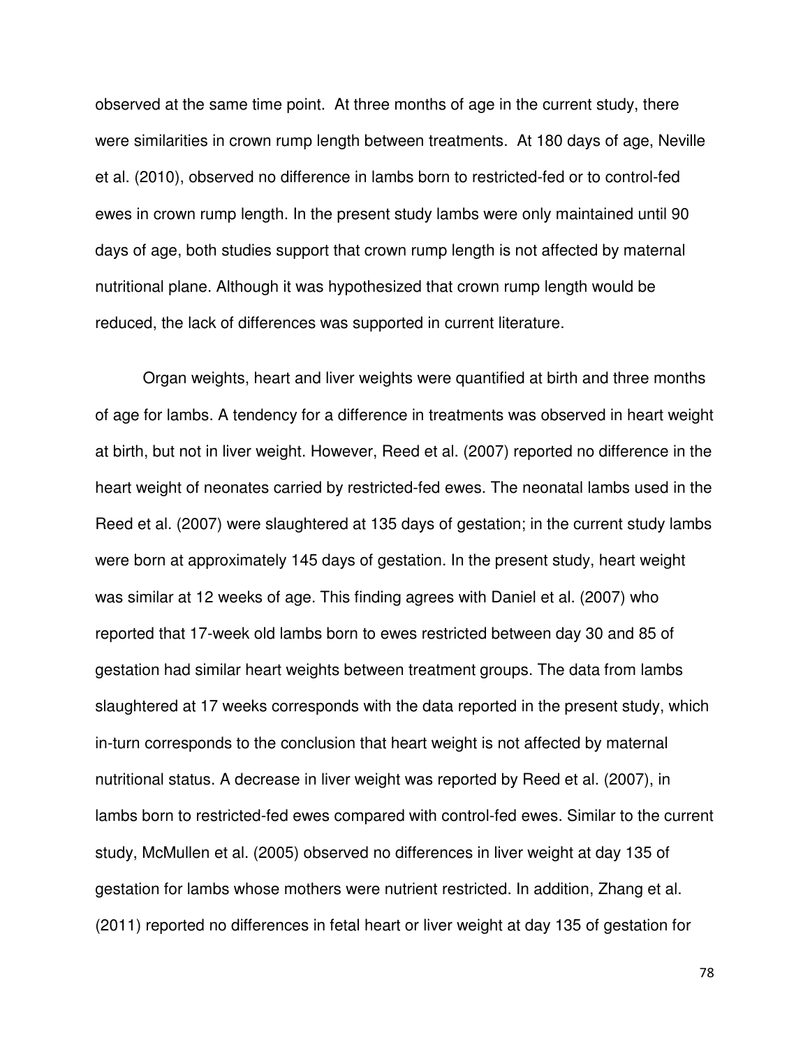observed at the same time point. At three months of age in the current study, there were similarities in crown rump length between treatments. At 180 days of age, Neville et al. (2010), observed no difference in lambs born to restricted-fed or to control-fed ewes in crown rump length. In the present study lambs were only maintained until 90 days of age, both studies support that crown rump length is not affected by maternal nutritional plane. Although it was hypothesized that crown rump length would be reduced, the lack of differences was supported in current literature.

Organ weights, heart and liver weights were quantified at birth and three months of age for lambs. A tendency for a difference in treatments was observed in heart weight at birth, but not in liver weight. However, Reed et al. (2007) reported no difference in the heart weight of neonates carried by restricted-fed ewes. The neonatal lambs used in the Reed et al. (2007) were slaughtered at 135 days of gestation; in the current study lambs were born at approximately 145 days of gestation. In the present study, heart weight was similar at 12 weeks of age. This finding agrees with Daniel et al. (2007) who reported that 17-week old lambs born to ewes restricted between day 30 and 85 of gestation had similar heart weights between treatment groups. The data from lambs slaughtered at 17 weeks corresponds with the data reported in the present study, which in-turn corresponds to the conclusion that heart weight is not affected by maternal nutritional status. A decrease in liver weight was reported by Reed et al. (2007), in lambs born to restricted-fed ewes compared with control-fed ewes. Similar to the current study, McMullen et al. (2005) observed no differences in liver weight at day 135 of gestation for lambs whose mothers were nutrient restricted. In addition, Zhang et al. (2011) reported no differences in fetal heart or liver weight at day 135 of gestation for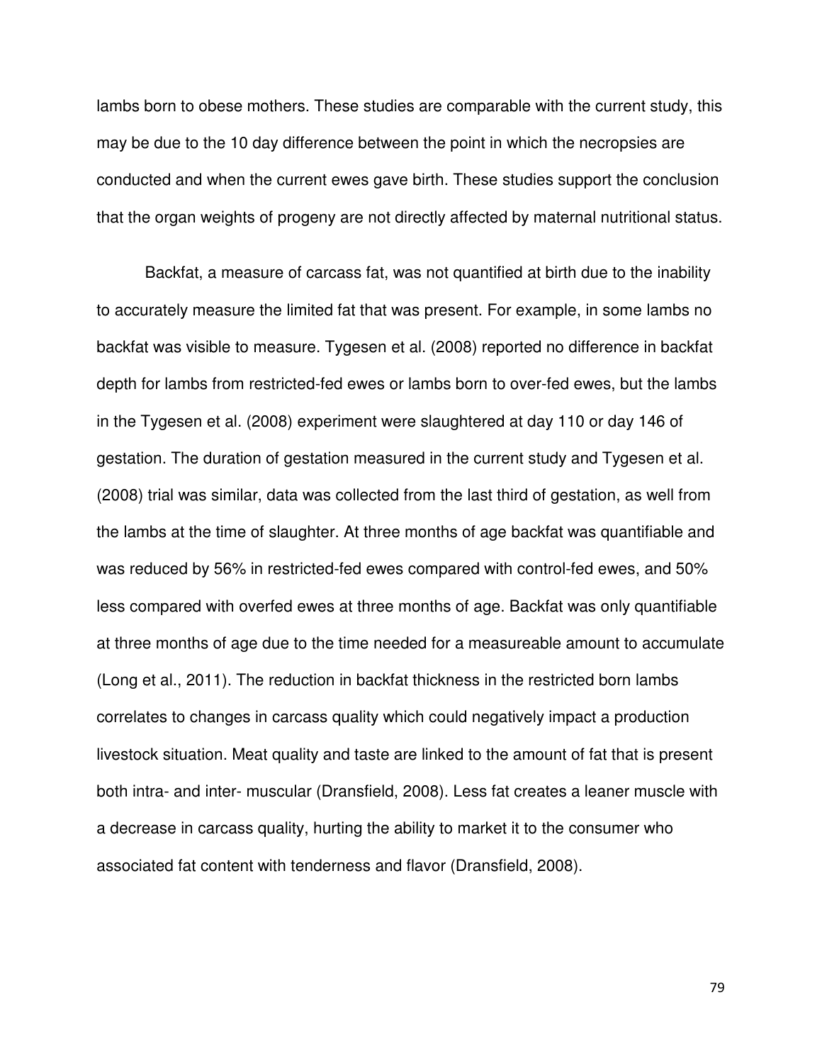lambs born to obese mothers. These studies are comparable with the current study, this may be due to the 10 day difference between the point in which the necropsies are conducted and when the current ewes gave birth. These studies support the conclusion that the organ weights of progeny are not directly affected by maternal nutritional status.

Backfat, a measure of carcass fat, was not quantified at birth due to the inability to accurately measure the limited fat that was present. For example, in some lambs no backfat was visible to measure. Tygesen et al. (2008) reported no difference in backfat depth for lambs from restricted-fed ewes or lambs born to over-fed ewes, but the lambs in the Tygesen et al. (2008) experiment were slaughtered at day 110 or day 146 of gestation. The duration of gestation measured in the current study and Tygesen et al. (2008) trial was similar, data was collected from the last third of gestation, as well from the lambs at the time of slaughter. At three months of age backfat was quantifiable and was reduced by 56% in restricted-fed ewes compared with control-fed ewes, and 50% less compared with overfed ewes at three months of age. Backfat was only quantifiable at three months of age due to the time needed for a measureable amount to accumulate (Long et al., 2011). The reduction in backfat thickness in the restricted born lambs correlates to changes in carcass quality which could negatively impact a production livestock situation. Meat quality and taste are linked to the amount of fat that is present both intra- and inter- muscular (Dransfield, 2008). Less fat creates a leaner muscle with a decrease in carcass quality, hurting the ability to market it to the consumer who associated fat content with tenderness and flavor (Dransfield, 2008).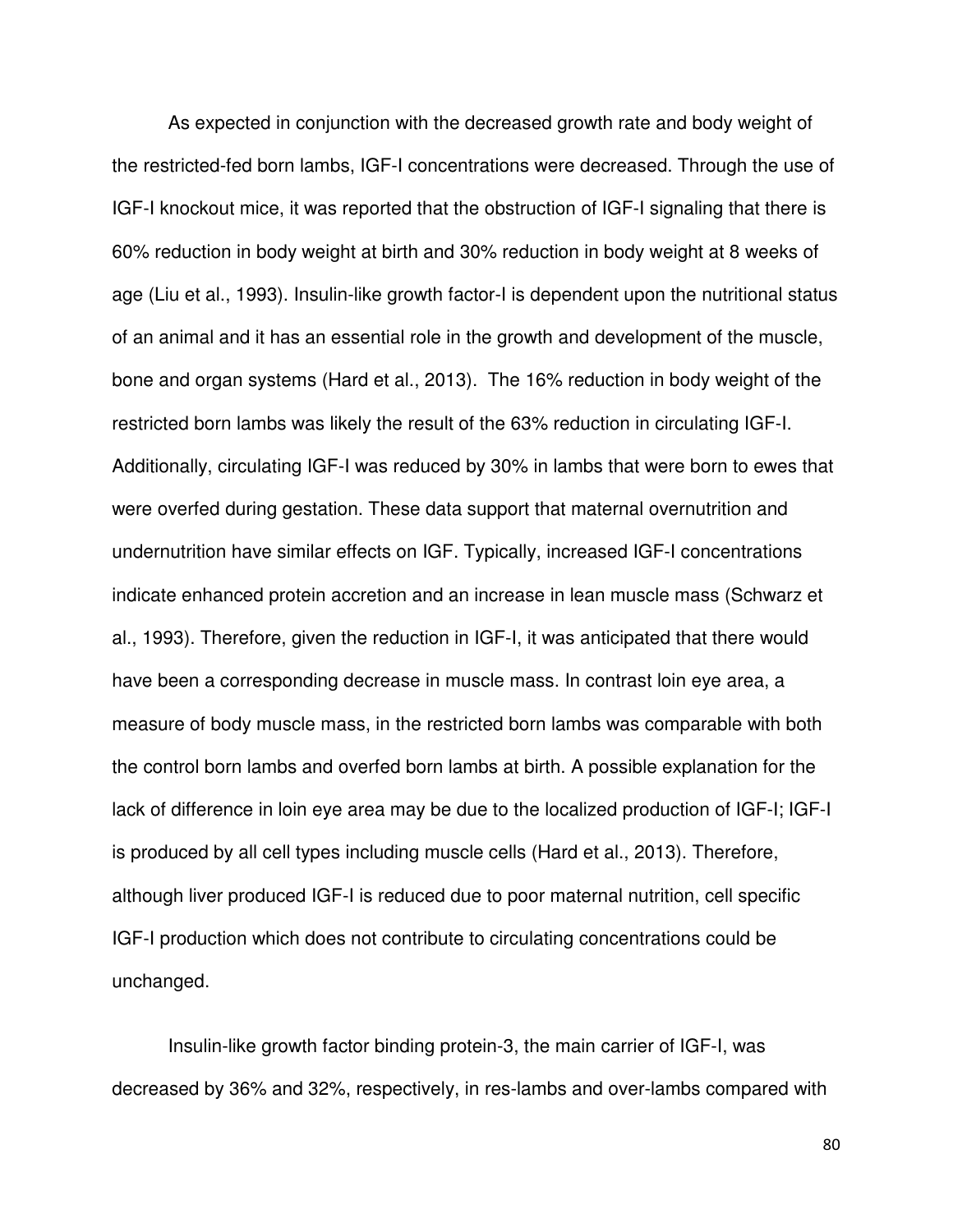As expected in conjunction with the decreased growth rate and body weight of the restricted-fed born lambs, IGF-I concentrations were decreased. Through the use of IGF-I knockout mice, it was reported that the obstruction of IGF-I signaling that there is 60% reduction in body weight at birth and 30% reduction in body weight at 8 weeks of age (Liu et al., 1993). Insulin-like growth factor-I is dependent upon the nutritional status of an animal and it has an essential role in the growth and development of the muscle, bone and organ systems (Hard et al., 2013). The 16% reduction in body weight of the restricted born lambs was likely the result of the 63% reduction in circulating IGF-I. Additionally, circulating IGF-I was reduced by 30% in lambs that were born to ewes that were overfed during gestation. These data support that maternal overnutrition and undernutrition have similar effects on IGF. Typically, increased IGF-I concentrations indicate enhanced protein accretion and an increase in lean muscle mass (Schwarz et al., 1993). Therefore, given the reduction in IGF-I, it was anticipated that there would have been a corresponding decrease in muscle mass. In contrast loin eye area, a measure of body muscle mass, in the restricted born lambs was comparable with both the control born lambs and overfed born lambs at birth. A possible explanation for the lack of difference in loin eye area may be due to the localized production of IGF-I; IGF-I is produced by all cell types including muscle cells (Hard et al., 2013). Therefore, although liver produced IGF-I is reduced due to poor maternal nutrition, cell specific IGF-I production which does not contribute to circulating concentrations could be unchanged.

Insulin-like growth factor binding protein-3, the main carrier of IGF-I, was decreased by 36% and 32%, respectively, in res-lambs and over-lambs compared with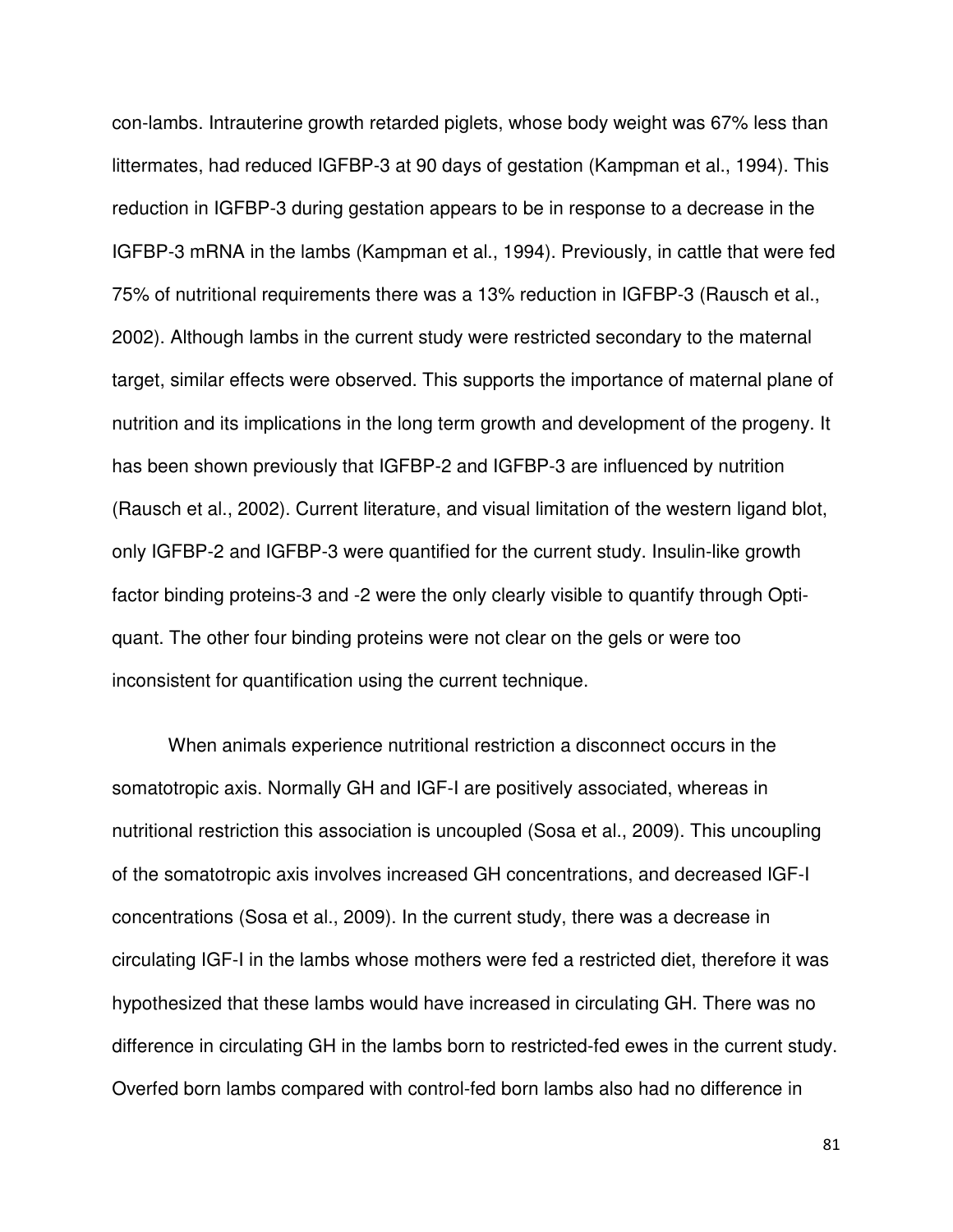con-lambs. Intrauterine growth retarded piglets, whose body weight was 67% less than littermates, had reduced IGFBP-3 at 90 days of gestation (Kampman et al., 1994). This reduction in IGFBP-3 during gestation appears to be in response to a decrease in the IGFBP-3 mRNA in the lambs (Kampman et al., 1994). Previously, in cattle that were fed 75% of nutritional requirements there was a 13% reduction in IGFBP-3 (Rausch et al., 2002). Although lambs in the current study were restricted secondary to the maternal target, similar effects were observed. This supports the importance of maternal plane of nutrition and its implications in the long term growth and development of the progeny. It has been shown previously that IGFBP-2 and IGFBP-3 are influenced by nutrition (Rausch et al., 2002). Current literature, and visual limitation of the western ligand blot, only IGFBP-2 and IGFBP-3 were quantified for the current study. Insulin-like growth factor binding proteins-3 and -2 were the only clearly visible to quantify through Opti-quant. The other four binding proteins were not clear on the gels or were too inconsistent for quantification using the current technique.

When animals experience nutritional restriction a disconnect occurs in the somatotropic axis. Normally GH and IGF-I are positively associated, whereas in nutritional restriction this association is uncoupled (Sosa et al., 2009). This uncoupling of the somatotropic axis involves increased GH concentrations, and decreased IGF-I concentrations (Sosa et al., 2009). In the current study, there was a decrease in circulating IGF-I in the lambs whose mothers were fed a restricted diet, therefore it was hypothesized that these lambs would have increased in circulating GH. There was no difference in circulating GH in the lambs born to restricted-fed ewes in the current study. Overfed born lambs compared with control-fed born lambs also had no difference in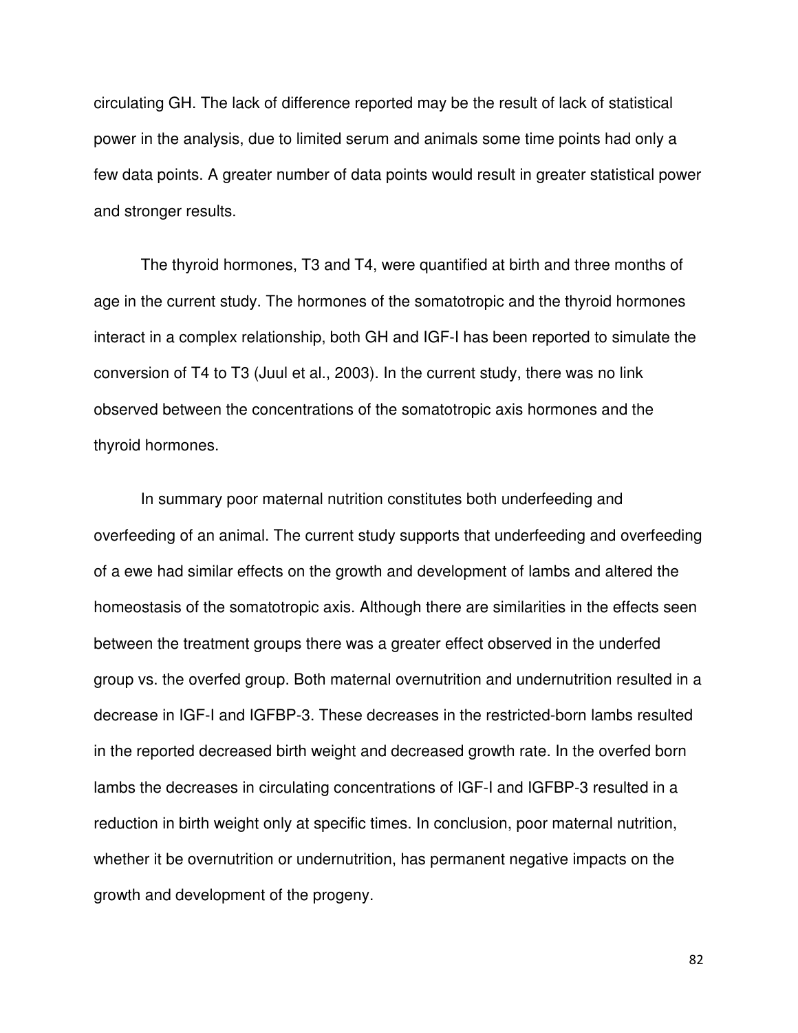circulating GH. The lack of difference reported may be the result of lack of statistical power in the analysis, due to limited serum and animals some time points had only a few data points. A greater number of data points would result in greater statistical power and stronger results.

The thyroid hormones, T3 and T4, were quantified at birth and three months of age in the current study. The hormones of the somatotropic and the thyroid hormones interact in a complex relationship, both GH and IGF-I has been reported to simulate the conversion of T4 to T3 (Juul et al., 2003). In the current study, there was no link observed between the concentrations of the somatotropic axis hormones and the thyroid hormones.

In summary poor maternal nutrition constitutes both underfeeding and overfeeding of an animal. The current study supports that underfeeding and overfeeding of a ewe had similar effects on the growth and development of lambs and altered the homeostasis of the somatotropic axis. Although there are similarities in the effects seen between the treatment groups there was a greater effect observed in the underfed group vs. the overfed group. Both maternal overnutrition and undernutrition resulted in a decrease in IGF-I and IGFBP-3. These decreases in the restricted-born lambs resulted in the reported decreased birth weight and decreased growth rate. In the overfed born lambs the decreases in circulating concentrations of IGF-I and IGFBP-3 resulted in a reduction in birth weight only at specific times. In conclusion, poor maternal nutrition, whether it be overnutrition or undernutrition, has permanent negative impacts on the growth and development of the progeny.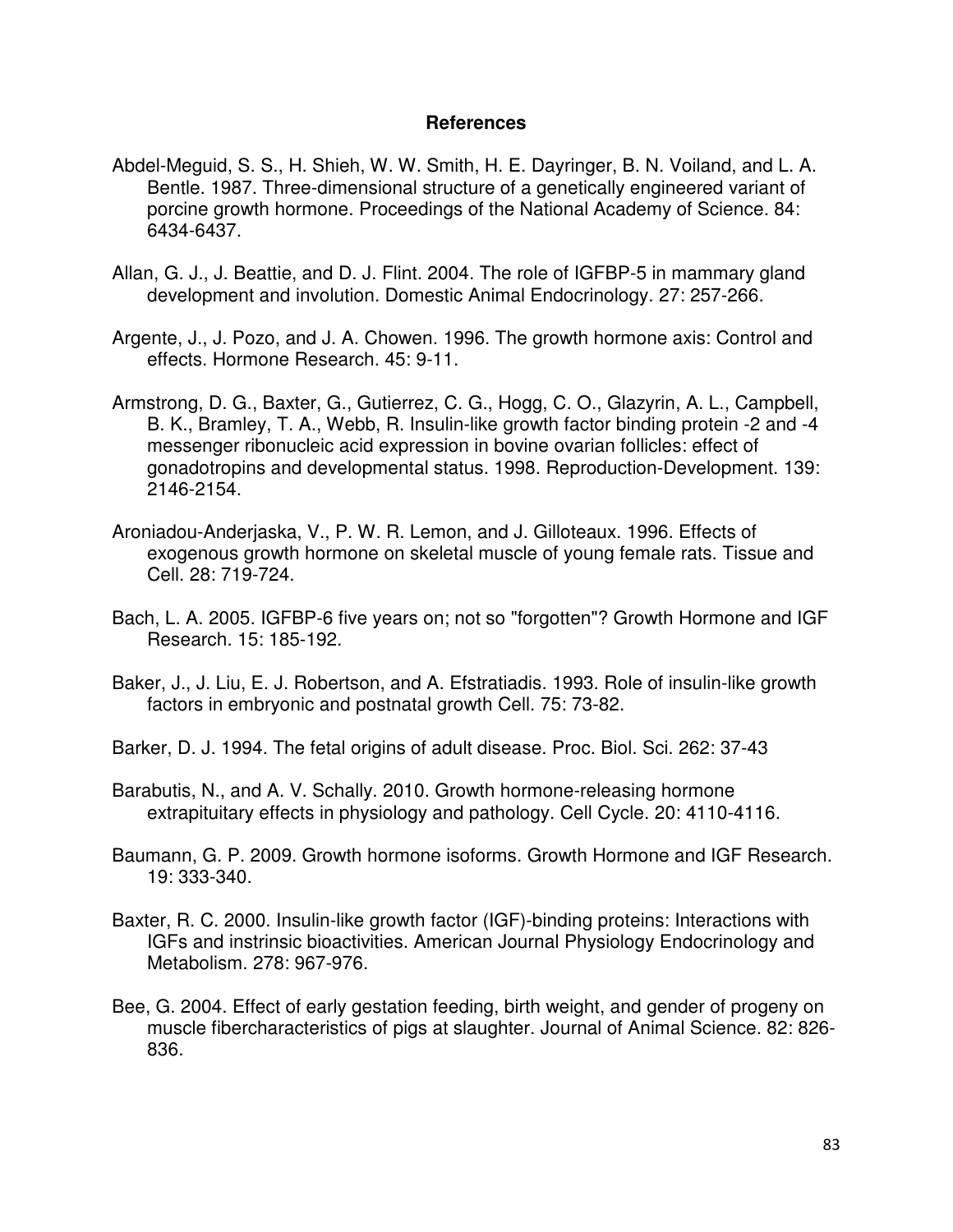## References

Abdel-Meguid, S. S., H. Shieh, W. W. Smith, H. E. Dayringer, B. N. Voiland, and L. A. Bentle. 1987. Three-dimensional structure of a genetically engineered variant of porcine growth hormone. Proceedings of the National Academy of Science. 84: 6434-6437.

Allan, G. J., J. Beattie, and D. J. Flint. 2004. The role of IGFBP-5 in mammary gland development and involution. Domestic Animal Endocrinology. 27: 257-266.

Argente, J., J. Pozo, and J. A. Chowen. 1996. The growth hormone axis: Control and effects. Hormone Research. 45: 9-11.

Armstrong, D. G., Baxter, G., Gutierrez, C. G., Hogg, C. O., Glazyrin, A. L., Campbell, B. K., Bramley, T. A., Webb, R. Insulin-like growth factor binding protein -2 and -4 messenger ribonucleic acid expression in bovine ovarian follicles: effect of gonadotropins and developmental status. 1998. Reproduction-Development. 139: 2146-2154.

Aroniadou-Anderjaska, V., P. W. R. Lemon, and J. Gilloteaux. 1996. Effects of exogenous growth hormone on skeletal muscle of young female rats. Tissue and Cell. 28: 719-724.

Bach, L. A. 2005. IGFBP-6 five years on; not so "forgotten"? Growth Hormone and IGF Research. 15: 185-192.

Baker, J., J. Liu, E. J. Robertson, and A. Efstratiadis. 1993. Role of insulin-like growth factors in embryonic and postnatal growth Cell. 75: 73-82.

Barker, D. J. 1994. The fetal origins of adult disease. Proc. Biol. Sci. 262: 37-43

Barabutis, N., and A. V. Schally. 2010. Growth hormone-releasing hormone extrapituitary effects in physiology and pathology. Cell Cycle. 20: 4110-4116.

Baumann, G. P. 2009. Growth hormone isoforms. Growth Hormone and IGF Research. 19: 333-340.

Baxter, R. C. 2000. Insulin-like growth factor (IGF)-binding proteins: Interactions with IGFs and instrinsic bioactivities. American Journal Physiology Endocrinology and Metabolism. 278: 967-976.

Bee, G. 2004. Effect of early gestation feeding, birth weight, and gender of progeny on muscle fibercharacteristics of pigs at slaughter. Journal of Animal Science. 82: 826-836.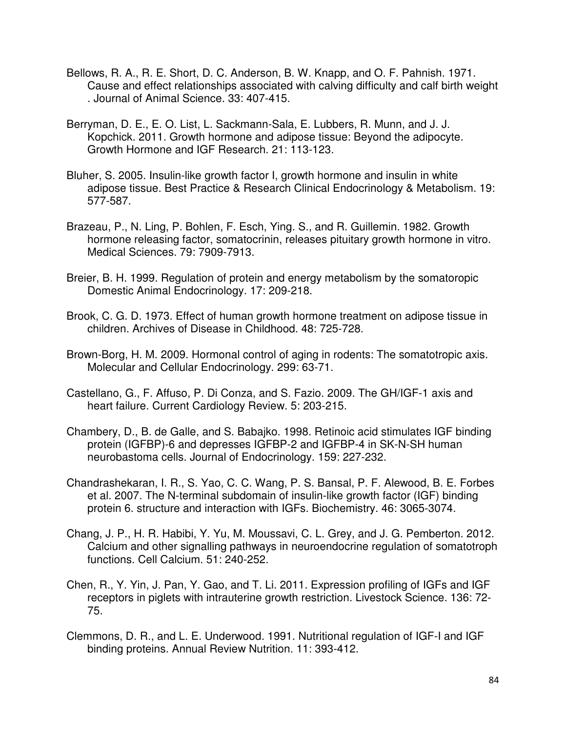Bellows, R. A., R. E. Short, D. C. Anderson, B. W. Knapp, and O. F. Pahnish. 1971. Cause and effect relationships associated with calving difficulty and calf birth weight . Journal of Animal Science. 33: 407-415.

Berryman, D. E., E. O. List, L. Sackmann-Sala, E. Lubbers, R. Munn, and J. J. Kopchick. 2011. Growth hormone and adipose tissue: Beyond the adipocyte. Growth Hormone and IGF Research. 21: 113-123.

Bluher, S. 2005. Insulin-like growth factor I, growth hormone and insulin in white adipose tissue. Best Practice & Research Clinical Endocrinology & Metabolism. 19: 577-587.

Brazeau, P., N. Ling, P. Bohlen, F. Esch, Ying. S., and R. Guillemin. 1982. Growth hormone releasing factor, somatocrinin, releases pituitary growth hormone in vitro. Medical Sciences. 79: 7909-7913.

Breier, B. H. 1999. Regulation of protein and energy metabolism by the somatoropic Domestic Animal Endocrinology. 17: 209-218.

Brook, C. G. D. 1973. Effect of human growth hormone treatment on adipose tissue in children. Archives of Disease in Childhood. 48: 725-728.

Brown-Borg, H. M. 2009. Hormonal control of aging in rodents: The somatotropic axis. Molecular and Cellular Endocrinology. 299: 63-71.

Castellano, G., F. Affuso, P. Di Conza, and S. Fazio. 2009. The GH/IGF-1 axis and heart failure. Current Cardiology Review. 5: 203-215.

Chambery, D., B. de Galle, and S. Babajko. 1998. Retinoic acid stimulates IGF binding protein (IGFBP)-6 and depresses IGFBP-2 and IGFBP-4 in SK-N-SH human neurobastoma cells. Journal of Endocrinology. 159: 227-232.

Chandrashekaran, I. R., S. Yao, C. C. Wang, P. S. Bansal, P. F. Alewood, B. E. Forbes et al. 2007. The N-terminal subdomain of insulin-like growth factor (IGF) binding protein 6. structure and interaction with IGFs. Biochemistry. 46: 3065-3074.

Chang, J. P., H. R. Habibi, Y. Yu, M. Moussavi, C. L. Grey, and J. G. Pemberton. 2012. Calcium and other signalling pathways in neuroendocrine regulation of somatotroph functions. Cell Calcium. 51: 240-252.

Chen, R., Y. Yin, J. Pan, Y. Gao, and T. Li. 2011. Expression profiling of IGFs and IGF receptors in piglets with intrauterine growth restriction. Livestock Science. 136: 72-75.

Clemmons, D. R., and L. E. Underwood. 1991. Nutritional regulation of IGF-I and IGF binding proteins. Annual Review Nutrition. 11: 393-412.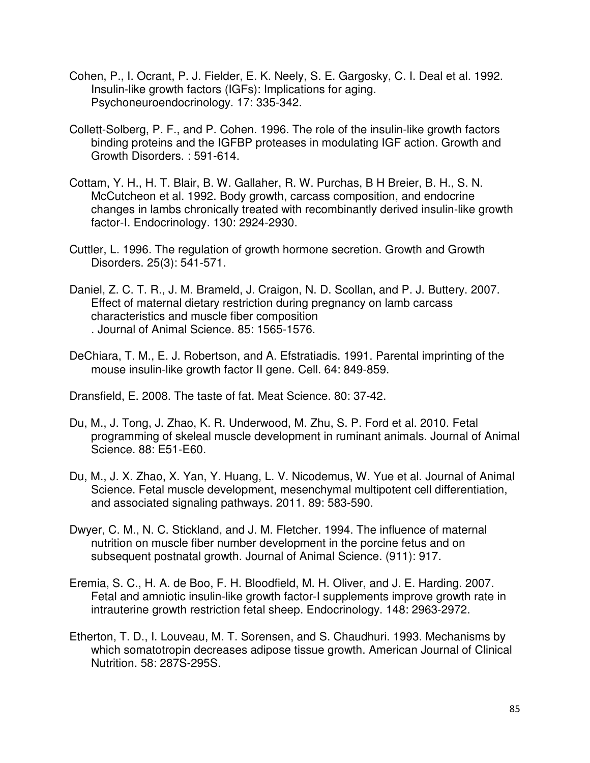Cohen, P., I. Ocrant, P. J. Fielder, E. K. Neely, S. E. Gargosky, C. I. Deal et al. 1992. Insulin-like growth factors (IGFs): Implications for aging. Psychoneuroendocrinology. 17: 335-342.

Collett-Solberg, P. F., and P. Cohen. 1996. The role of the insulin-like growth factors binding proteins and the IGFBP proteases in modulating IGF action. Growth and Growth Disorders. : 591-614.

Cottam, Y. H., H. T. Blair, B. W. Gallaher, R. W. Purchas, B H Breier, B. H., S. N. McCutcheon et al. 1992. Body growth, carcass composition, and endocrine changes in lambs chronically treated with recombinantly derived insulin-like growth factor-I. Endocrinology. 130: 2924-2930.

Cuttler, L. 1996. The regulation of growth hormone secretion. Growth and Growth Disorders. 25(3): 541-571.

Daniel, Z. C. T. R., J. M. Brameld, J. Craigon, N. D. Scollan, and P. J. Buttery. 2007. Effect of maternal dietary restriction during pregnancy on lamb carcass characteristics and muscle fiber composition . Journal of Animal Science. 85: 1565-1576.

DeChiara, T. M., E. J. Robertson, and A. Efstratiadis. 1991. Parental imprinting of the mouse insulin-like growth factor II gene. Cell. 64: 849-859.

Dransfield, E. 2008. The taste of fat. Meat Science. 80: 37-42.

Du, M., J. Tong, J. Zhao, K. R. Underwood, M. Zhu, S. P. Ford et al. 2010. Fetal programming of skeleal muscle development in ruminant animals. Journal of Animal Science. 88: E51-E60.

Du, M., J. X. Zhao, X. Yan, Y. Huang, L. V. Nicodemus, W. Yue et al. Journal of Animal Science. Fetal muscle development, mesenchymal multipotent cell differentiation, and associated signaling pathways. 2011. 89: 583-590.

Dwyer, C. M., N. C. Stickland, and J. M. Fletcher. 1994. The influence of maternal nutrition on muscle fiber number development in the porcine fetus and on subsequent postnatal growth. Journal of Animal Science. (911): 917.

Eremia, S. C., H. A. de Boo, F. H. Bloodfield, M. H. Oliver, and J. E. Harding. 2007. Fetal and amniotic insulin-like growth factor-I supplements improve growth rate in intrauterine growth restriction fetal sheep. Endocrinology. 148: 2963-2972.

Etherton, T. D., I. Louveau, M. T. Sorensen, and S. Chaudhuri. 1993. Mechanisms by which somatotropin decreases adipose tissue growth. American Journal of Clinical Nutrition. 58: 287S-295S.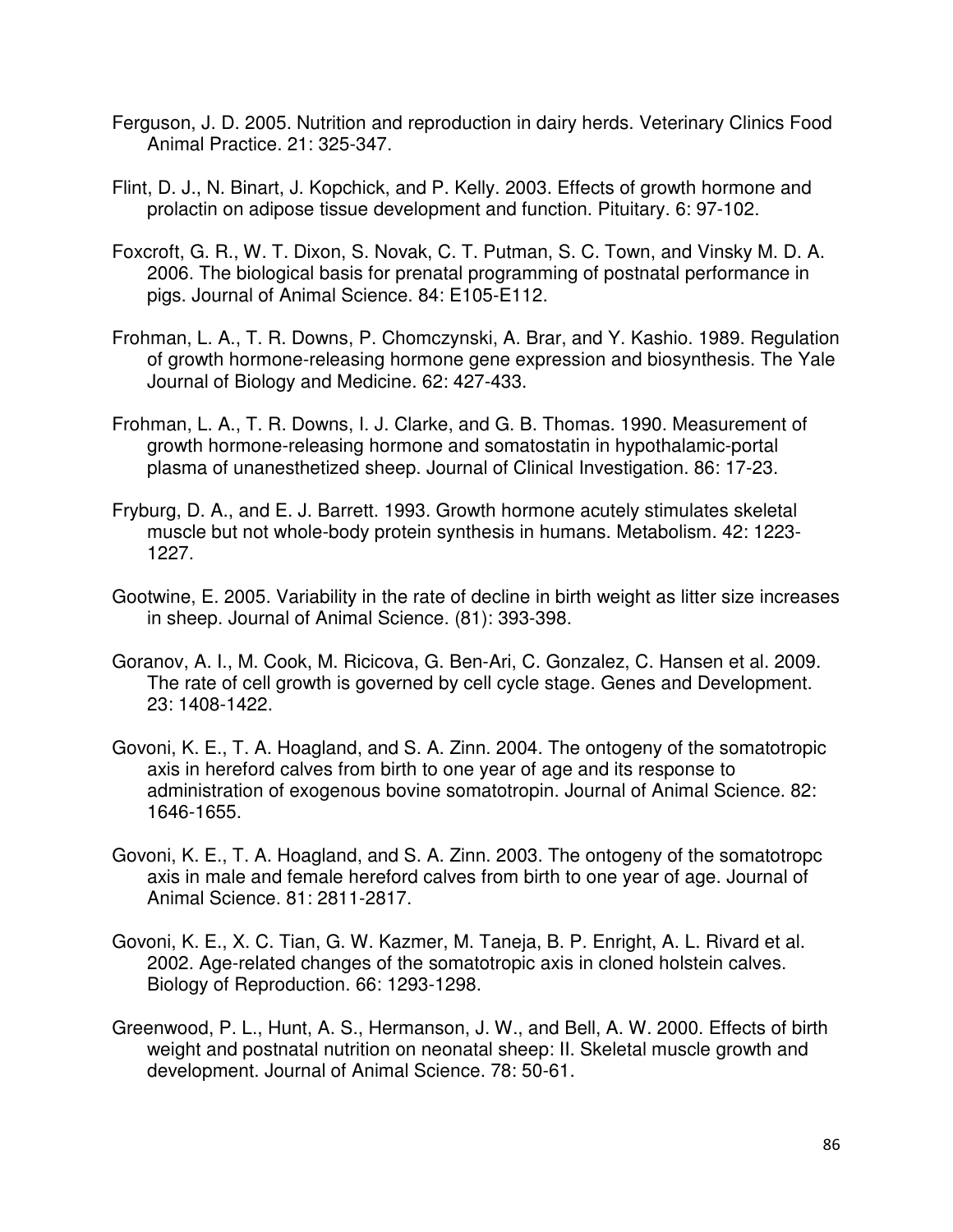Ferguson, J. D. 2005. Nutrition and reproduction in dairy herds. Veterinary Clinics Food Animal Practice. 21: 325-347.

Flint, D. J., N. Binart, J. Kopchick, and P. Kelly. 2003. Effects of growth hormone and prolactin on adipose tissue development and function. Pituitary. 6: 97-102.

Foxcroft, G. R., W. T. Dixon, S. Novak, C. T. Putman, S. C. Town, and Vinsky M. D. A. 2006. The biological basis for prenatal programming of postnatal performance in pigs. Journal of Animal Science. 84: E105-E112.

Frohman, L. A., T. R. Downs, P. Chomczynski, A. Brar, and Y. Kashio. 1989. Regulation of growth hormone-releasing hormone gene expression and biosynthesis. The Yale Journal of Biology and Medicine. 62: 427-433.

Frohman, L. A., T. R. Downs, I. J. Clarke, and G. B. Thomas. 1990. Measurement of growth hormone-releasing hormone and somatostatin in hypothalamic-portal plasma of unanesthetized sheep. Journal of Clinical Investigation. 86: 17-23.

Fryburg, D. A., and E. J. Barrett. 1993. Growth hormone acutely stimulates skeletal muscle but not whole-body protein synthesis in humans. Metabolism. 42: 1223-1227.

Gootwine, E. 2005. Variability in the rate of decline in birth weight as litter size increases in sheep. Journal of Animal Science. (81): 393-398.

Goranov, A. I., M. Cook, M. Ricicova, G. Ben-Ari, C. Gonzalez, C. Hansen et al. 2009. The rate of cell growth is governed by cell cycle stage. Genes and Development. 23: 1408-1422.

Govoni, K. E., T. A. Hoagland, and S. A. Zinn. 2004. The ontogeny of the somatotropic axis in hereford calves from birth to one year of age and its response to administration of exogenous bovine somatotropin. Journal of Animal Science. 82: 1646-1655.

Govoni, K. E., T. A. Hoagland, and S. A. Zinn. 2003. The ontogeny of the somatotropc axis in male and female hereford calves from birth to one year of age. Journal of Animal Science. 81: 2811-2817.

Govoni, K. E., X. C. Tian, G. W. Kazmer, M. Taneja, B. P. Enright, A. L. Rivard et al. 2002. Age-related changes of the somatotropic axis in cloned holstein calves. Biology of Reproduction. 66: 1293-1298.

Greenwood, P. L., Hunt, A. S., Hermanson, J. W., and Bell, A. W. 2000. Effects of birth weight and postnatal nutrition on neonatal sheep: II. Skeletal muscle growth and development. Journal of Animal Science. 78: 50-61.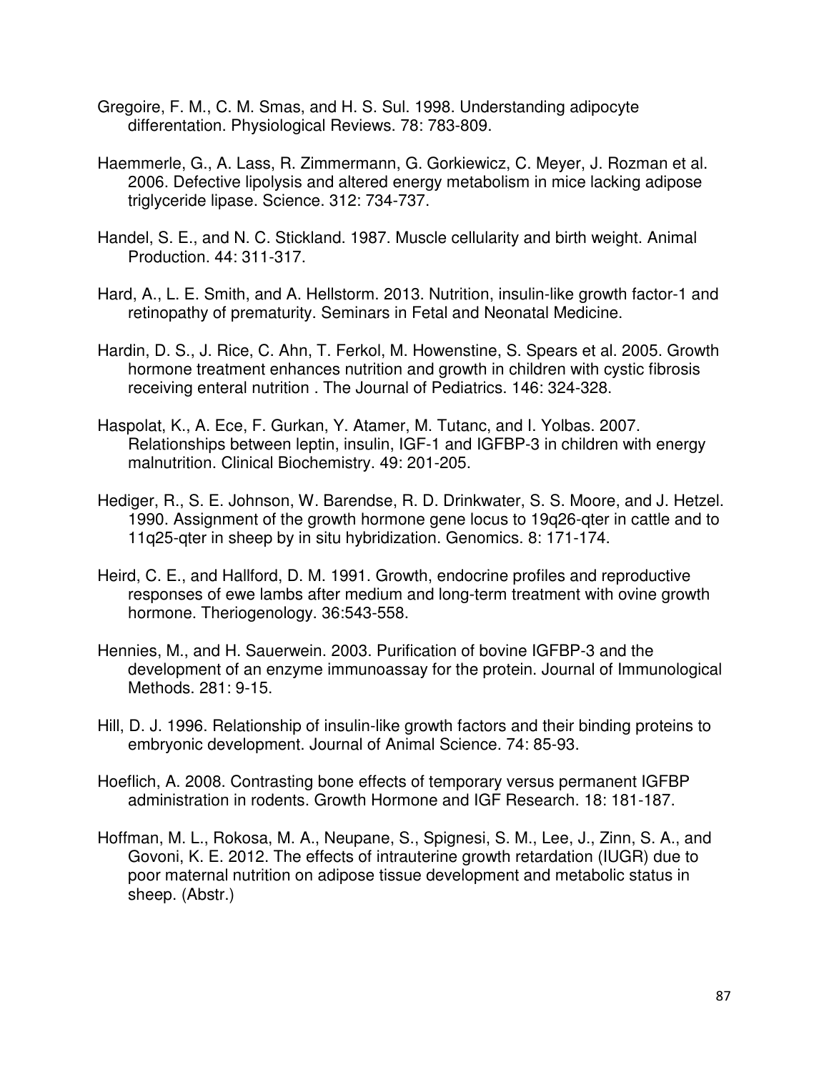Gregoire, F. M., C. M. Smas, and H. S. Sul. 1998. Understanding adipocyte differentation. Physiological Reviews. 78: 783-809.

Haemmerle, G., A. Lass, R. Zimmermann, G. Gorkiewicz, C. Meyer, J. Rozman et al. 2006. Defective lipolysis and altered energy metabolism in mice lacking adipose triglyceride lipase. Science. 312: 734-737.

Handel, S. E., and N. C. Stickland. 1987. Muscle cellularity and birth weight. Animal Production. 44: 311-317.

Hard, A., L. E. Smith, and A. Hellstorm. 2013. Nutrition, insulin-like growth factor-1 and retinopathy of prematurity. Seminars in Fetal and Neonatal Medicine.

Hardin, D. S., J. Rice, C. Ahn, T. Ferkol, M. Howenstine, S. Spears et al. 2005. Growth hormone treatment enhances nutrition and growth in children with cystic fibrosis receiving enteral nutrition . The Journal of Pediatrics. 146: 324-328.

Haspolat, K., A. Ece, F. Gurkan, Y. Atamer, M. Tutanc, and I. Yolbas. 2007. Relationships between leptin, insulin, IGF-1 and IGFBP-3 in children with energy malnutrition. Clinical Biochemistry. 49: 201-205.

Hediger, R., S. E. Johnson, W. Barendse, R. D. Drinkwater, S. S. Moore, and J. Hetzel. 1990. Assignment of the growth hormone gene locus to 19q26-qter in cattle and to 11q25-qter in sheep by in situ hybridization. Genomics. 8: 171-174.

Heird, C. E., and Hallford, D. M. 1991. Growth, endocrine profiles and reproductive responses of ewe lambs after medium and long-term treatment with ovine growth hormone. Theriogenology. 36:543-558.

Hennies, M., and H. Sauerwein. 2003. Purification of bovine IGFBP-3 and the development of an enzyme immunoassay for the protein. Journal of Immunological Methods. 281: 9-15.

Hill, D. J. 1996. Relationship of insulin-like growth factors and their binding proteins to embryonic development. Journal of Animal Science. 74: 85-93.

Hoeflich, A. 2008. Contrasting bone effects of temporary versus permanent IGFBP administration in rodents. Growth Hormone and IGF Research. 18: 181-187.

Hoffman, M. L., Rokosa, M. A., Neupane, S., Spignesi, S. M., Lee, J., Zinn, S. A., and Govoni, K. E. 2012. The effects of intrauterine growth retardation (IUGR) due to poor maternal nutrition on adipose tissue development and metabolic status in sheep. (Abstr.)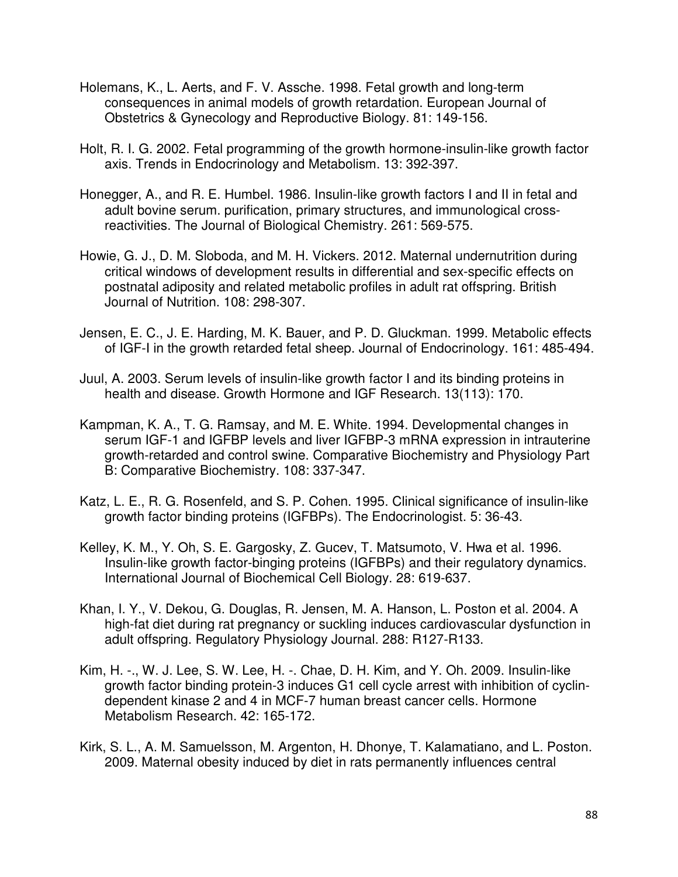Holemans, K., L. Aerts, and F. V. Assche. 1998. Fetal growth and long-term consequences in animal models of growth retardation. European Journal of Obstetrics & Gynecology and Reproductive Biology. 81: 149-156.

Holt, R. I. G. 2002. Fetal programming of the growth hormone-insulin-like growth factor axis. Trends in Endocrinology and Metabolism. 13: 392-397.

Honegger, A., and R. E. Humbel. 1986. Insulin-like growth factors I and II in fetal and adult bovine serum. purification, primary structures, and immunological cross-reactivities. The Journal of Biological Chemistry. 261: 569-575.

Howie, G. J., D. M. Sloboda, and M. H. Vickers. 2012. Maternal undernutrition during critical windows of development results in differential and sex-specific effects on postnatal adiposity and related metabolic profiles in adult rat offspring. British Journal of Nutrition. 108: 298-307.

Jensen, E. C., J. E. Harding, M. K. Bauer, and P. D. Gluckman. 1999. Metabolic effects of IGF-I in the growth retarded fetal sheep. Journal of Endocrinology. 161: 485-494.

Juul, A. 2003. Serum levels of insulin-like growth factor I and its binding proteins in health and disease. Growth Hormone and IGF Research. 13(113): 170.

Kampman, K. A., T. G. Ramsay, and M. E. White. 1994. Developmental changes in serum IGF-1 and IGFBP levels and liver IGFBP-3 mRNA expression in intrauterine growth-retarded and control swine. Comparative Biochemistry and Physiology Part B: Comparative Biochemistry. 108: 337-347.

Katz, L. E., R. G. Rosenfeld, and S. P. Cohen. 1995. Clinical significance of insulin-like growth factor binding proteins (IGFBPs). The Endocrinologist. 5: 36-43.

Kelley, K. M., Y. Oh, S. E. Gargosky, Z. Gucev, T. Matsumoto, V. Hwa et al. 1996. Insulin-like growth factor-binging proteins (IGFBPs) and their regulatory dynamics. International Journal of Biochemical Cell Biology. 28: 619-637.

Khan, I. Y., V. Dekou, G. Douglas, R. Jensen, M. A. Hanson, L. Poston et al. 2004. A high-fat diet during rat pregnancy or suckling induces cardiovascular dysfunction in adult offspring. Regulatory Physiology Journal. 288: R127-R133.

Kim, H. -., W. J. Lee, S. W. Lee, H. -. Chae, D. H. Kim, and Y. Oh. 2009. Insulin-like growth factor binding protein-3 induces G1 cell cycle arrest with inhibition of cyclin-dependent kinase 2 and 4 in MCF-7 human breast cancer cells. Hormone Metabolism Research. 42: 165-172.

Kirk, S. L., A. M. Samuelsson, M. Argenton, H. Dhonye, T. Kalamatiano, and L. Poston. 2009. Maternal obesity induced by diet in rats permanently influences central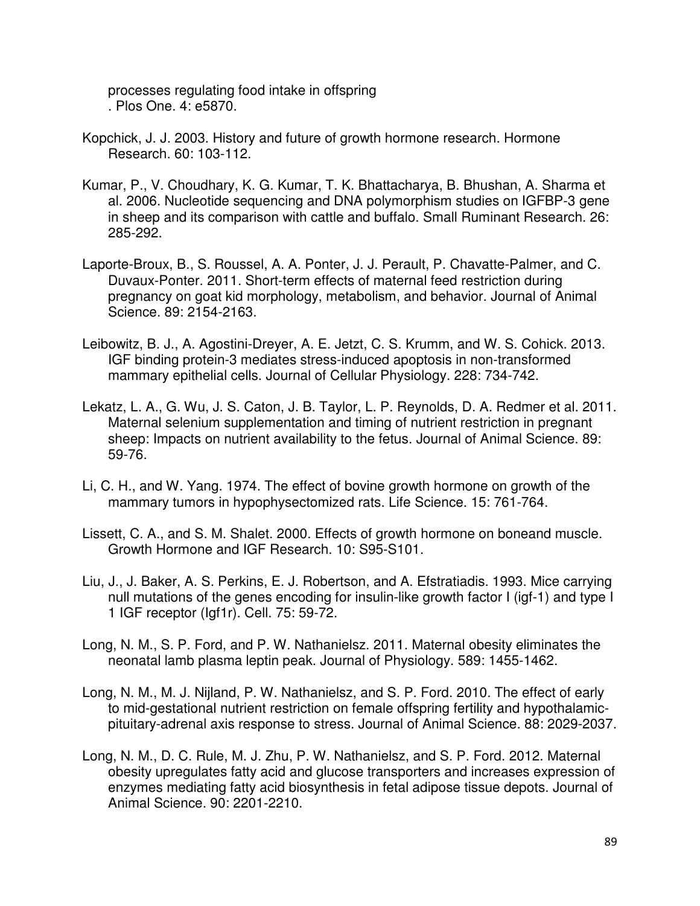processes regulating food intake in offspring
. Plos One. 4: e5870.

Kopchick, J. J. 2003. History and future of growth hormone research. Hormone Research. 60: 103-112.

Kumar, P., V. Choudhary, K. G. Kumar, T. K. Bhattacharya, B. Bhushan, A. Sharma et al. 2006. Nucleotide sequencing and DNA polymorphism studies on IGFBP-3 gene in sheep and its comparison with cattle and buffalo. Small Ruminant Research. 26: 285-292.

Laporte-Broux, B., S. Roussel, A. A. Ponter, J. J. Perault, P. Chavatte-Palmer, and C. Duvaux-Ponter. 2011. Short-term effects of maternal feed restriction during pregnancy on goat kid morphology, metabolism, and behavior. Journal of Animal Science. 89: 2154-2163.

Leibowitz, B. J., A. Agostini-Dreyer, A. E. Jetzt, C. S. Krumm, and W. S. Cohick. 2013. IGF binding protein-3 mediates stress-induced apoptosis in non-transformed mammary epithelial cells. Journal of Cellular Physiology. 228: 734-742.

Lekatz, L. A., G. Wu, J. S. Caton, J. B. Taylor, L. P. Reynolds, D. A. Redmer et al. 2011. Maternal selenium supplementation and timing of nutrient restriction in pregnant sheep: Impacts on nutrient availability to the fetus. Journal of Animal Science. 89: 59-76.

Li, C. H., and W. Yang. 1974. The effect of bovine growth hormone on growth of the mammary tumors in hypophysectomized rats. Life Science. 15: 761-764.

Lissett, C. A., and S. M. Shalet. 2000. Effects of growth hormone on boneand muscle. Growth Hormone and IGF Research. 10: S95-S101.

Liu, J., J. Baker, A. S. Perkins, E. J. Robertson, and A. Efstratiadis. 1993. Mice carrying null mutations of the genes encoding for insulin-like growth factor I (igf-1) and type I 1 IGF receptor (Igf1r). Cell. 75: 59-72.

Long, N. M., S. P. Ford, and P. W. Nathanielsz. 2011. Maternal obesity eliminates the neonatal lamb plasma leptin peak. Journal of Physiology. 589: 1455-1462.

Long, N. M., M. J. Nijland, P. W. Nathanielsz, and S. P. Ford. 2010. The effect of early to mid-gestational nutrient restriction on female offspring fertility and hypothalamic-pituitary-adrenal axis response to stress. Journal of Animal Science. 88: 2029-2037.

Long, N. M., D. C. Rule, M. J. Zhu, P. W. Nathanielsz, and S. P. Ford. 2012. Maternal obesity upregulates fatty acid and glucose transporters and increases expression of enzymes mediating fatty acid biosynthesis in fetal adipose tissue depots. Journal of Animal Science. 90: 2201-2210.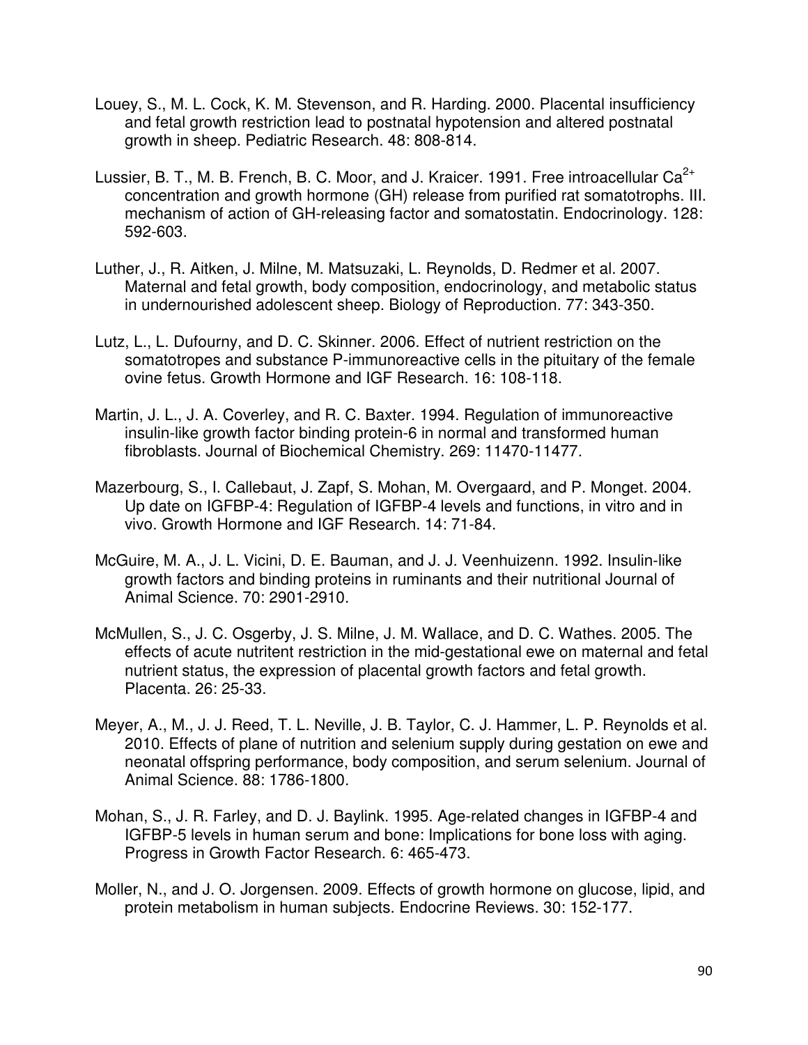Louey, S., M. L. Cock, K. M. Stevenson, and R. Harding. 2000. Placental insufficiency and fetal growth restriction lead to postnatal hypotension and altered postnatal growth in sheep. Pediatric Research. 48: 808-814.

Lussier, B. T., M. B. French, B. C. Moor, and J. Kraicer. 1991. Free introacellular $Ca^{2+}$ concentration and growth hormone (GH) release from purified rat somatotrophs. III. mechanism of action of GH-releasing factor and somatostatin. Endocrinology. 128: 592-603.

Luther, J., R. Aitken, J. Milne, M. Matsuzaki, L. Reynolds, D. Redmer et al. 2007. Maternal and fetal growth, body composition, endocrinology, and metabolic status in undernourished adolescent sheep. Biology of Reproduction. 77: 343-350.

Lutz, L., L. Dufourny, and D. C. Skinner. 2006. Effect of nutrient restriction on the somatotropes and substance P-immunoreactive cells in the pituitary of the female ovine fetus. Growth Hormone and IGF Research. 16: 108-118.

Martin, J. L., J. A. Coverley, and R. C. Baxter. 1994. Regulation of immunoreactive insulin-like growth factor binding protein-6 in normal and transformed human fibroblasts. Journal of Biochemical Chemistry. 269: 11470-11477.

Mazerbourg, S., I. Callebaut, J. Zapf, S. Mohan, M. Overgaard, and P. Monget. 2004. Up date on IGFBP-4: Regulation of IGFBP-4 levels and functions, in vitro and in vivo. Growth Hormone and IGF Research. 14: 71-84.

McGuire, M. A., J. L. Vicini, D. E. Bauman, and J. J. Veenhuizenn. 1992. Insulin-like growth factors and binding proteins in ruminants and their nutritional Journal of Animal Science. 70: 2901-2910.

McMullen, S., J. C. Osgerby, J. S. Milne, J. M. Wallace, and D. C. Wathes. 2005. The effects of acute nutritent restriction in the mid-gestational ewe on maternal and fetal nutrient status, the expression of placental growth factors and fetal growth. Placenta. 26: 25-33.

Meyer, A., M., J. J. Reed, T. L. Neville, J. B. Taylor, C. J. Hammer, L. P. Reynolds et al. 2010. Effects of plane of nutrition and selenium supply during gestation on ewe and neonatal offspring performance, body composition, and serum selenium. Journal of Animal Science. 88: 1786-1800.

Mohan, S., J. R. Farley, and D. J. Baylink. 1995. Age-related changes in IGFBP-4 and IGFBP-5 levels in human serum and bone: Implications for bone loss with aging. Progress in Growth Factor Research. 6: 465-473.

Moller, N., and J. O. Jorgensen. 2009. Effects of growth hormone on glucose, lipid, and protein metabolism in human subjects. Endocrine Reviews. 30: 152-177.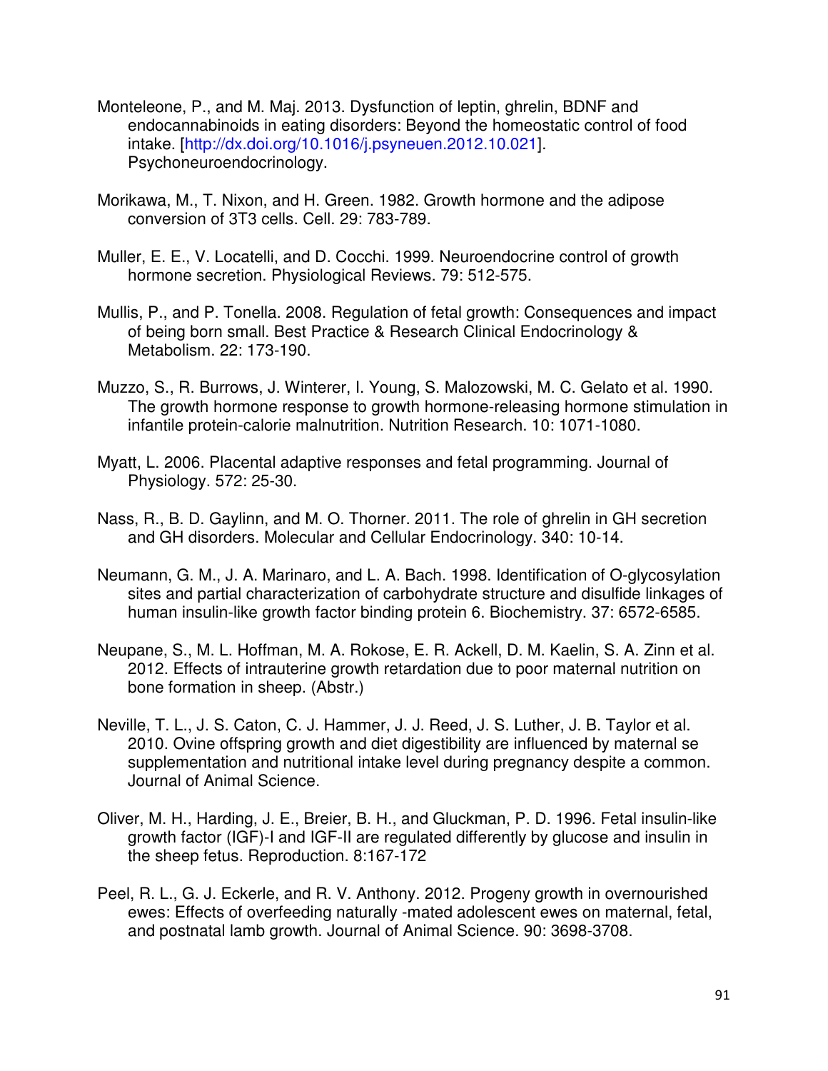Monteleone, P., and M. Maj. 2013. Dysfunction of leptin, ghrelin, BDNF and endocannabinoids in eating disorders: Beyond the homeostatic control of food intake. [http://dx.doi.org/10.1016/j.psyneuen.2012.10.021]. Psychoneuroendocrinology.

Morikawa, M., T. Nixon, and H. Green. 1982. Growth hormone and the adipose conversion of 3T3 cells. Cell. 29: 783-789.

Muller, E. E., V. Locatelli, and D. Cocchi. 1999. Neuroendocrine control of growth hormone secretion. Physiological Reviews. 79: 512-575.

Mullis, P., and P. Tonella. 2008. Regulation of fetal growth: Consequences and impact of being born small. Best Practice & Research Clinical Endocrinology & Metabolism. 22: 173-190.

Muzzo, S., R. Burrows, J. Winterer, I. Young, S. Malozowski, M. C. Gelato et al. 1990. The growth hormone response to growth hormone-releasing hormone stimulation in infantile protein-calorie malnutrition. Nutrition Research. 10: 1071-1080.

Myatt, L. 2006. Placental adaptive responses and fetal programming. Journal of Physiology. 572: 25-30.

Nass, R., B. D. Gaylinn, and M. O. Thorner. 2011. The role of ghrelin in GH secretion and GH disorders. Molecular and Cellular Endocrinology. 340: 10-14.

Neumann, G. M., J. A. Marinaro, and L. A. Bach. 1998. Identification of O-glycosylation sites and partial characterization of carbohydrate structure and disulfide linkages of human insulin-like growth factor binding protein 6. Biochemistry. 37: 6572-6585.

Neupane, S., M. L. Hoffman, M. A. Rokose, E. R. Ackell, D. M. Kaelin, S. A. Zinn et al. 2012. Effects of intrauterine growth retardation due to poor maternal nutrition on bone formation in sheep. (Abstr.)

Neville, T. L., J. S. Caton, C. J. Hammer, J. J. Reed, J. S. Luther, J. B. Taylor et al. 2010. Ovine offspring growth and diet digestibility are influenced by maternal se supplementation and nutritional intake level during pregnancy despite a common. Journal of Animal Science.

Oliver, M. H., Harding, J. E., Breier, B. H., and Gluckman, P. D. 1996. Fetal insulin-like growth factor (IGF)-I and IGF-II are regulated differently by glucose and insulin in the sheep fetus. Reproduction. 8:167-172

Peel, R. L., G. J. Eckerle, and R. V. Anthony. 2012. Progeny growth in overnourished ewes: Effects of overfeeding naturally -mated adolescent ewes on maternal, fetal, and postnatal lamb growth. Journal of Animal Science. 90: 3698-3708.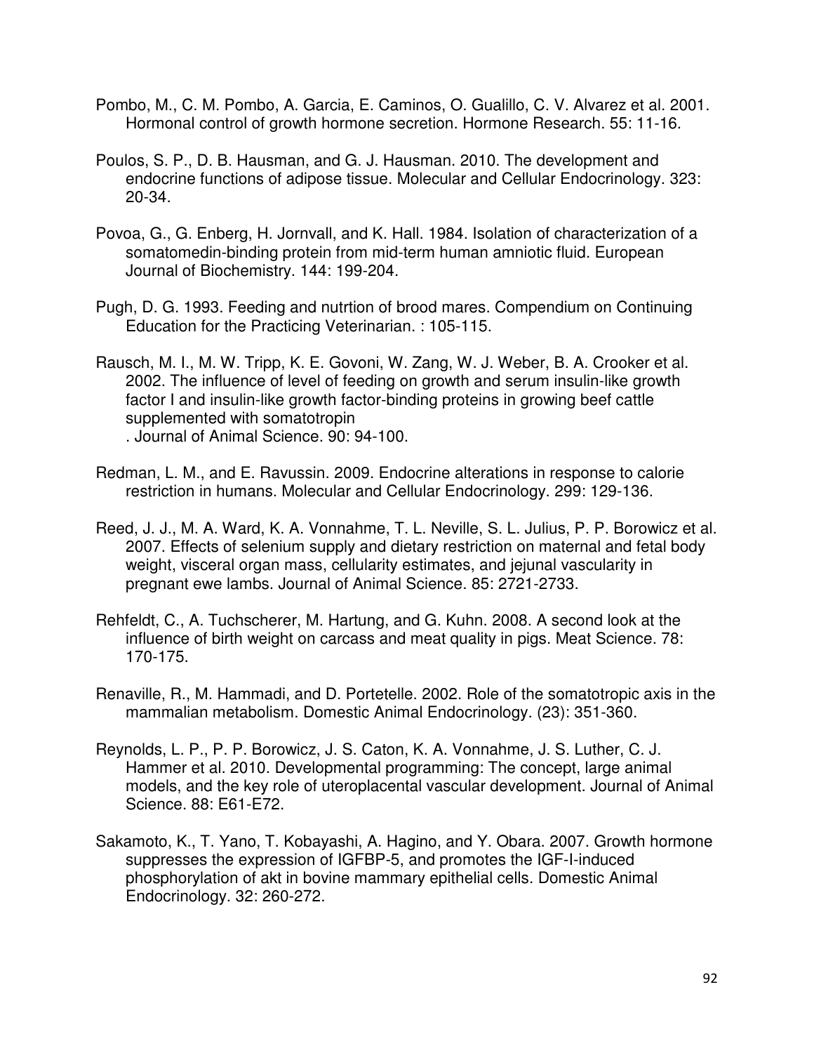Pombo, M., C. M. Pombo, A. Garcia, E. Caminos, O. Gualillo, C. V. Alvarez et al. 2001. Hormonal control of growth hormone secretion. Hormone Research. 55: 11-16.

Poulos, S. P., D. B. Hausman, and G. J. Hausman. 2010. The development and endocrine functions of adipose tissue. Molecular and Cellular Endocrinology. 323: 20-34.

Povoa, G., G. Enberg, H. Jornvall, and K. Hall. 1984. Isolation of characterization of a somatomedin-binding protein from mid-term human amniotic fluid. European Journal of Biochemistry. 144: 199-204.

Pugh, D. G. 1993. Feeding and nutrtion of brood mares. Compendium on Continuing Education for the Practicing Veterinarian. : 105-115.

Rausch, M. I., M. W. Tripp, K. E. Govoni, W. Zang, W. J. Weber, B. A. Crooker et al. 2002. The influence of level of feeding on growth and serum insulin-like growth factor I and insulin-like growth factor-binding proteins in growing beef cattle supplemented with somatotropin
. Journal of Animal Science. 90: 94-100.

Redman, L. M., and E. Ravussin. 2009. Endocrine alterations in response to calorie restriction in humans. Molecular and Cellular Endocrinology. 299: 129-136.

Reed, J. J., M. A. Ward, K. A. Vonnahme, T. L. Neville, S. L. Julius, P. P. Borowicz et al. 2007. Effects of selenium supply and dietary restriction on maternal and fetal body weight, visceral organ mass, cellularity estimates, and jejunal vascularity in pregnant ewe lambs. Journal of Animal Science. 85: 2721-2733.

Rehfeldt, C., A. Tuchscherer, M. Hartung, and G. Kuhn. 2008. A second look at the influence of birth weight on carcass and meat quality in pigs. Meat Science. 78: 170-175.

Renaville, R., M. Hammadi, and D. Portetelle. 2002. Role of the somatotropic axis in the mammalian metabolism. Domestic Animal Endocrinology. (23): 351-360.

Reynolds, L. P., P. P. Borowicz, J. S. Caton, K. A. Vonnahme, J. S. Luther, C. J. Hammer et al. 2010. Developmental programming: The concept, large animal models, and the key role of uteroplacental vascular development. Journal of Animal Science. 88: E61-E72.

Sakamoto, K., T. Yano, T. Kobayashi, A. Hagino, and Y. Obara. 2007. Growth hormone suppresses the expression of IGFBP-5, and promotes the IGF-I-induced phosphorylation of akt in bovine mammary epithelial cells. Domestic Animal Endocrinology. 32: 260-272.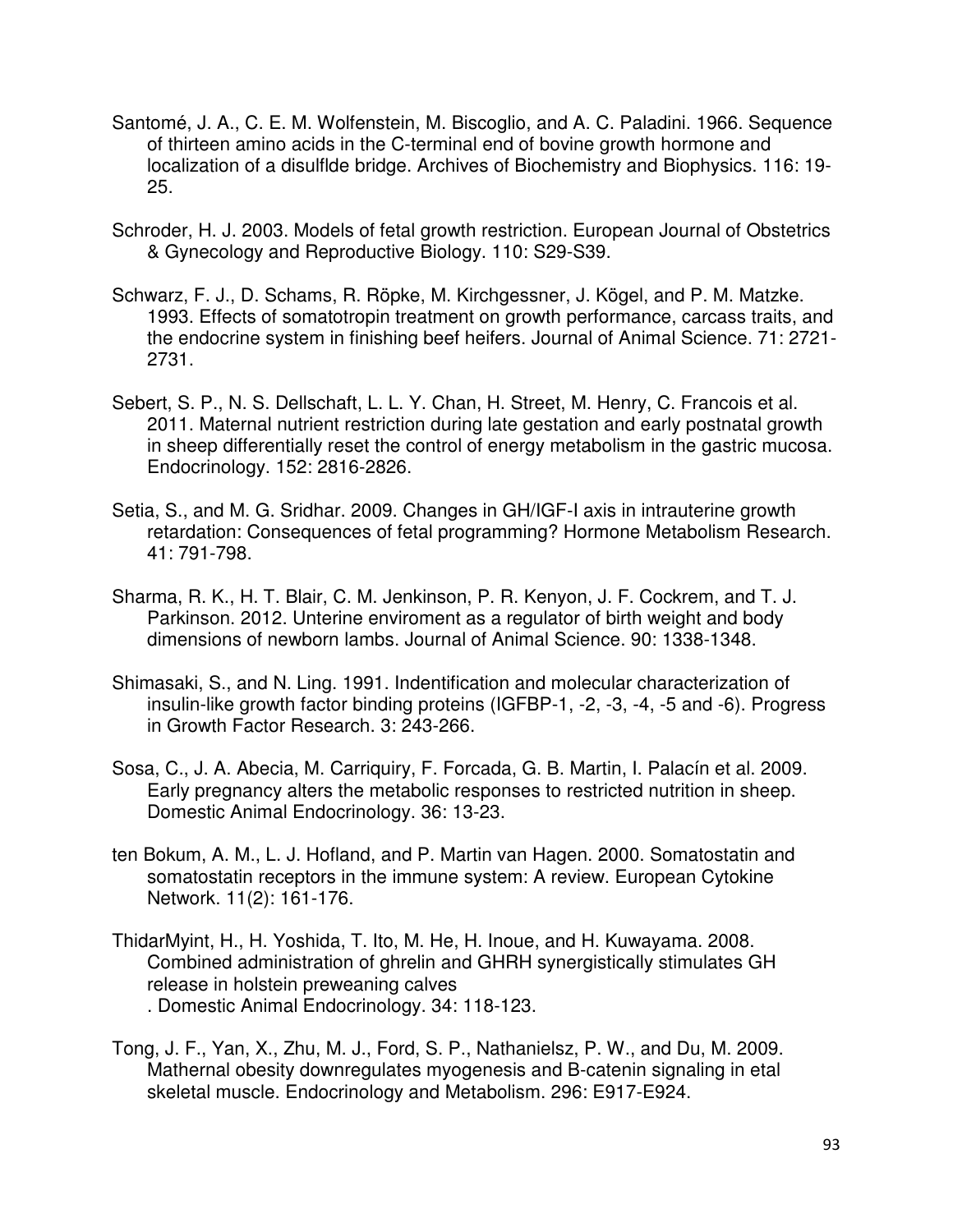Santomé, J. A., C. E. M. Wolfenstein, M. Biscoglio, and A. C. Paladini. 1966. Sequence of thirteen amino acids in the C-terminal end of bovine growth hormone and localization of a disulflde bridge. Archives of Biochemistry and Biophysics. 116: 19-25.

Schroder, H. J. 2003. Models of fetal growth restriction. European Journal of Obstetrics & Gynecology and Reproductive Biology. 110: S29-S39.

Schwarz, F. J., D. Schams, R. Röpke, M. Kirchgessner, J. Kögel, and P. M. Matzke. 1993. Effects of somatotropin treatment on growth performance, carcass traits, and the endocrine system in finishing beef heifers. Journal of Animal Science. 71: 2721-2731.

Sebert, S. P., N. S. Dellschaft, L. L. Y. Chan, H. Street, M. Henry, C. Francois et al. 2011. Maternal nutrient restriction during late gestation and early postnatal growth in sheep differentially reset the control of energy metabolism in the gastric mucosa. Endocrinology. 152: 2816-2826.

Setia, S., and M. G. Sridhar. 2009. Changes in GH/IGF-I axis in intrauterine growth retardation: Consequences of fetal programming? Hormone Metabolism Research. 41: 791-798.

Sharma, R. K., H. T. Blair, C. M. Jenkinson, P. R. Kenyon, J. F. Cockrem, and T. J. Parkinson. 2012. Unterine enviroment as a regulator of birth weight and body dimensions of newborn lambs. Journal of Animal Science. 90: 1338-1348.

Shimasaki, S., and N. Ling. 1991. Indentification and molecular characterization of insulin-like growth factor binding proteins (IGFBP-1, -2, -3, -4, -5 and -6). Progress in Growth Factor Research. 3: 243-266.

Sosa, C., J. A. Abecia, M. Carriquiry, F. Forcada, G. B. Martin, I. Palacín et al. 2009. Early pregnancy alters the metabolic responses to restricted nutrition in sheep. Domestic Animal Endocrinology. 36: 13-23.

ten Bokum, A. M., L. J. Hofland, and P. Martin van Hagen. 2000. Somatostatin and somatostatin receptors in the immune system: A review. European Cytokine Network. 11(2): 161-176.

ThidarMyint, H., H. Yoshida, T. Ito, M. He, H. Inoue, and H. Kuwayama. 2008. Combined administration of ghrelin and GHRH synergistically stimulates GH release in holstein preweaning calves
. Domestic Animal Endocrinology. 34: 118-123.

Tong, J. F., Yan, X., Zhu, M. J., Ford, S. P., Nathanielsz, P. W., and Du, M. 2009. Mathernal obesity downregulates myogenesis and B-catenin signaling in etal skeletal muscle. Endocrinology and Metabolism. 296: E917-E924.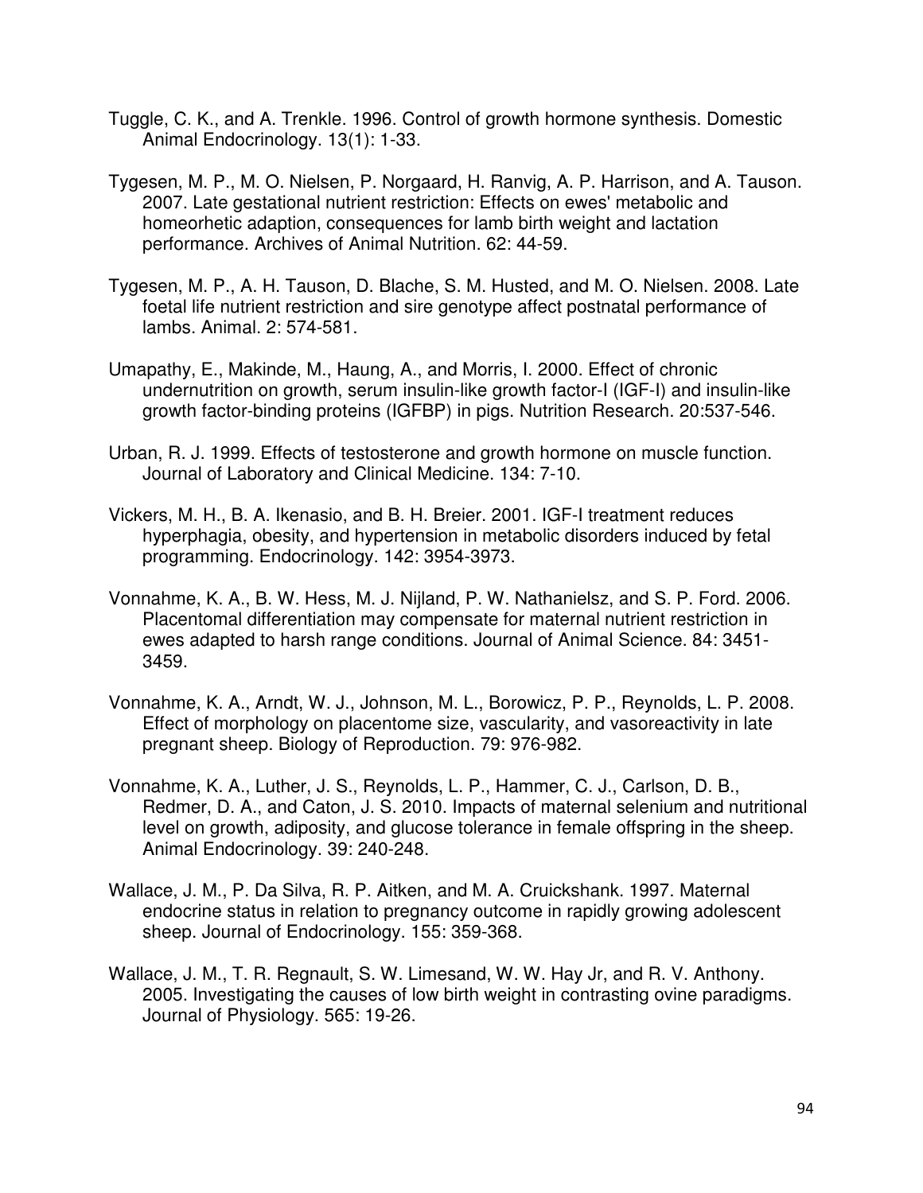Tuggle, C. K., and A. Trenkle. 1996. Control of growth hormone synthesis. Domestic Animal Endocrinology. 13(1): 1-33.

Tygesen, M. P., M. O. Nielsen, P. Norgaard, H. Ranvig, A. P. Harrison, and A. Tauson. 2007. Late gestational nutrient restriction: Effects on ewes' metabolic and homeorhetic adaption, consequences for lamb birth weight and lactation performance. Archives of Animal Nutrition. 62: 44-59.

Tygesen, M. P., A. H. Tauson, D. Blache, S. M. Husted, and M. O. Nielsen. 2008. Late foetal life nutrient restriction and sire genotype affect postnatal performance of lambs. Animal. 2: 574-581.

Umapathy, E., Makinde, M., Haung, A., and Morris, I. 2000. Effect of chronic undernutrition on growth, serum insulin-like growth factor-I (IGF-I) and insulin-like growth factor-binding proteins (IGFBP) in pigs. Nutrition Research. 20:537-546.

Urban, R. J. 1999. Effects of testosterone and growth hormone on muscle function. Journal of Laboratory and Clinical Medicine. 134: 7-10.

Vickers, M. H., B. A. Ikenasio, and B. H. Breier. 2001. IGF-I treatment reduces hyperphagia, obesity, and hypertension in metabolic disorders induced by fetal programming. Endocrinology. 142: 3954-3973.

Vonnahme, K. A., B. W. Hess, M. J. Nijland, P. W. Nathanielsz, and S. P. Ford. 2006. Placentomal differentiation may compensate for maternal nutrient restriction in ewes adapted to harsh range conditions. Journal of Animal Science. 84: 3451-3459.

Vonnahme, K. A., Arndt, W. J., Johnson, M. L., Borowicz, P. P., Reynolds, L. P. 2008. Effect of morphology on placentome size, vascularity, and vasoreactivity in late pregnant sheep. Biology of Reproduction. 79: 976-982.

Vonnahme, K. A., Luther, J. S., Reynolds, L. P., Hammer, C. J., Carlson, D. B., Redmer, D. A., and Caton, J. S. 2010. Impacts of maternal selenium and nutritional level on growth, adiposity, and glucose tolerance in female offspring in the sheep. Animal Endocrinology. 39: 240-248.

Wallace, J. M., P. Da Silva, R. P. Aitken, and M. A. Cruickshank. 1997. Maternal endocrine status in relation to pregnancy outcome in rapidly growing adolescent sheep. Journal of Endocrinology. 155: 359-368.

Wallace, J. M., T. R. Regnault, S. W. Limesand, W. W. Hay Jr, and R. V. Anthony. 2005. Investigating the causes of low birth weight in contrasting ovine paradigms. Journal of Physiology. 565: 19-26.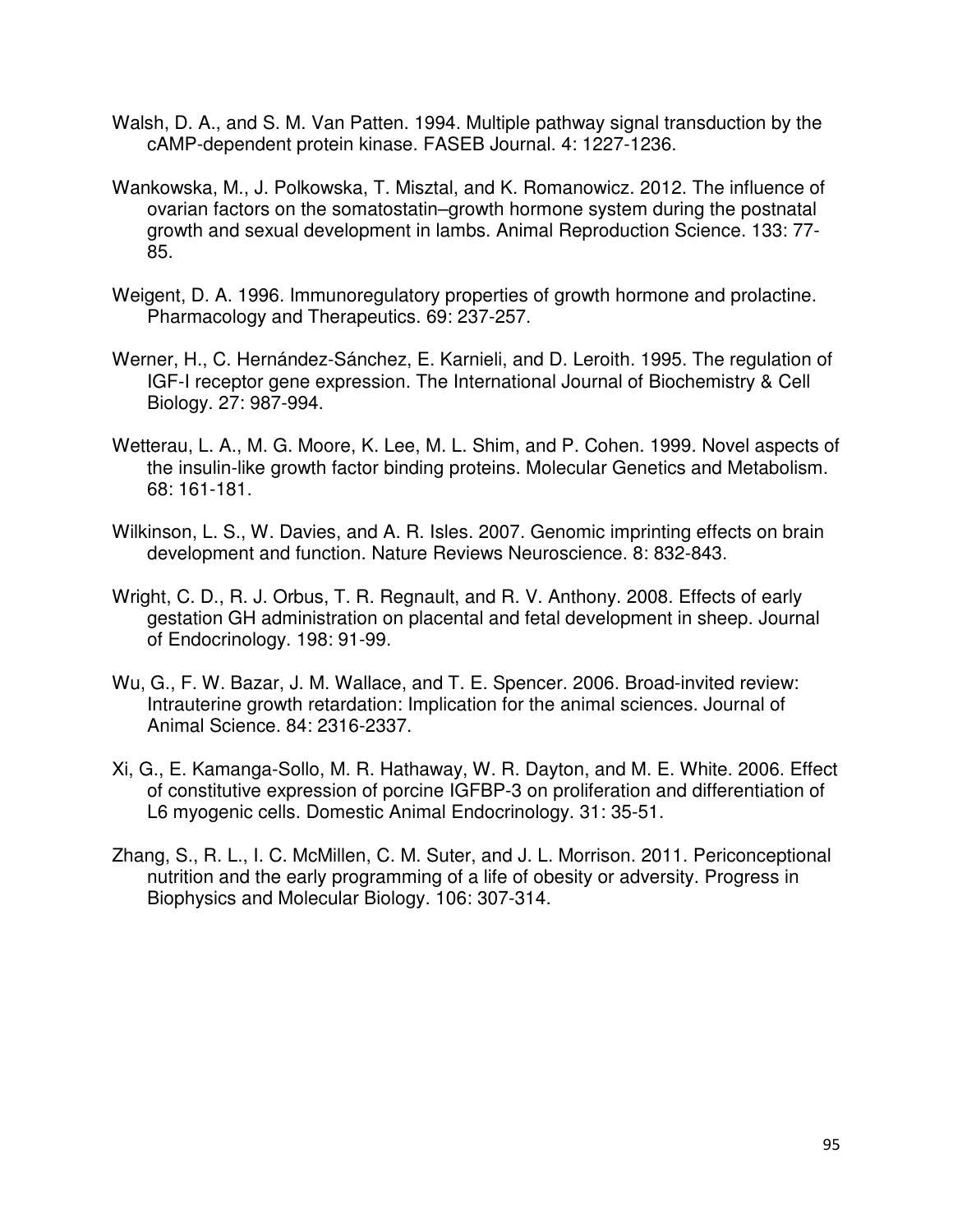Walsh, D. A., and S. M. Van Patten. 1994. Multiple pathway signal transduction by the cAMP-dependent protein kinase. FASEB Journal. 4: 1227-1236.

Wankowska, M., J. Polkowska, T. Misztal, and K. Romanowicz. 2012. The influence of ovarian factors on the somatostatin–growth hormone system during the postnatal growth and sexual development in lambs. Animal Reproduction Science. 133: 77-85.

Weigent, D. A. 1996. Immunoregulatory properties of growth hormone and prolactine. Pharmacology and Therapeutics. 69: 237-257.

Werner, H., C. Hernández-Sánchez, E. Karnieli, and D. Leroith. 1995. The regulation of IGF-I receptor gene expression. The International Journal of Biochemistry & Cell Biology. 27: 987-994.

Wetterau, L. A., M. G. Moore, K. Lee, M. L. Shim, and P. Cohen. 1999. Novel aspects of the insulin-like growth factor binding proteins. Molecular Genetics and Metabolism. 68: 161-181.

Wilkinson, L. S., W. Davies, and A. R. Isles. 2007. Genomic imprinting effects on brain development and function. Nature Reviews Neuroscience. 8: 832-843.

Wright, C. D., R. J. Orbus, T. R. Regnault, and R. V. Anthony. 2008. Effects of early gestation GH administration on placental and fetal development in sheep. Journal of Endocrinology. 198: 91-99.

Wu, G., F. W. Bazar, J. M. Wallace, and T. E. Spencer. 2006. Broad-invited review: Intrauterine growth retardation: Implication for the animal sciences. Journal of Animal Science. 84: 2316-2337.

Xi, G., E. Kamanga-Sollo, M. R. Hathaway, W. R. Dayton, and M. E. White. 2006. Effect of constitutive expression of porcine IGFBP-3 on proliferation and differentiation of L6 myogenic cells. Domestic Animal Endocrinology. 31: 35-51.

Zhang, S., R. L., I. C. McMillen, C. M. Suter, and J. L. Morrison. 2011. Periconceptional nutrition and the early programming of a life of obesity or adversity. Progress in Biophysics and Molecular Biology. 106: 307-314.